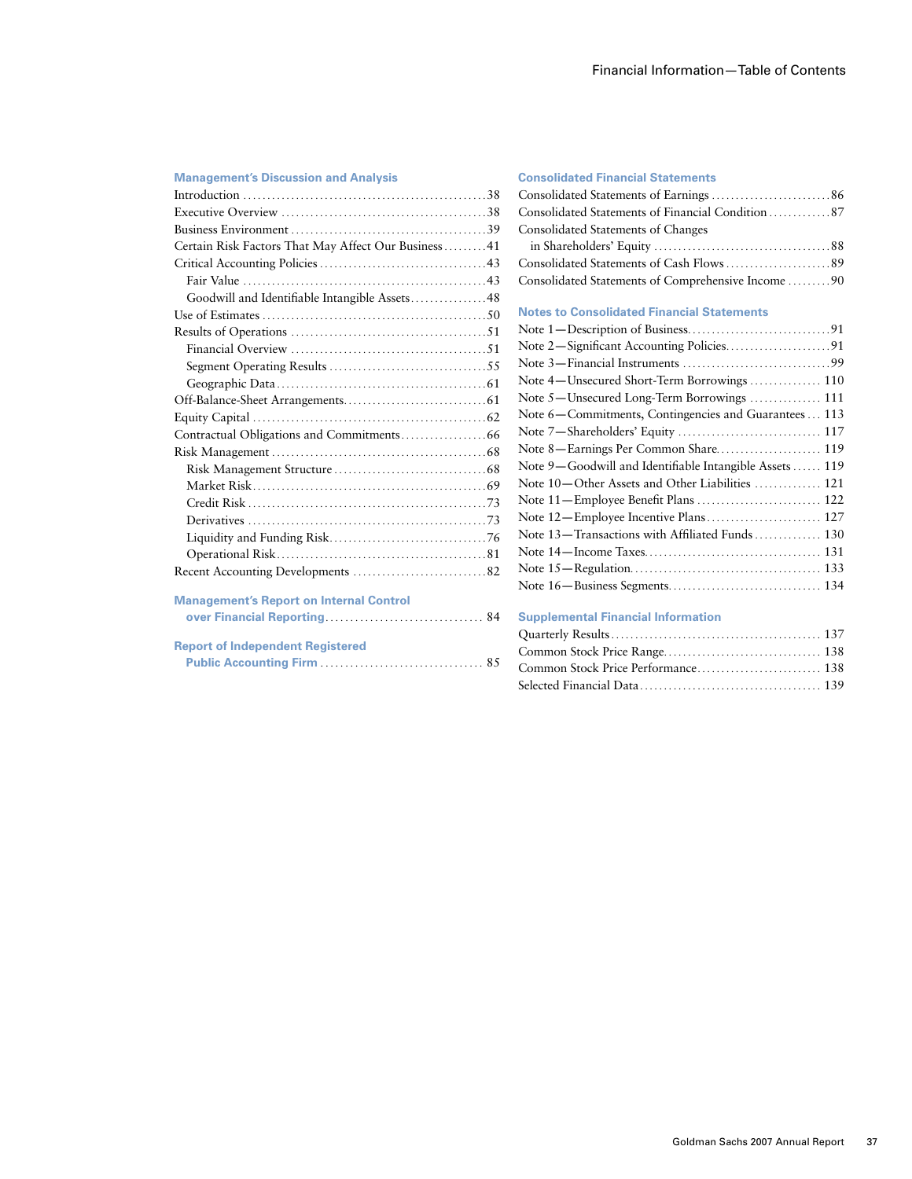# Financial Information—Table of Contents

## Management's Discussion and Analysis

| | |
|---|---|
| Introduction | 38 |
| Executive Overview | 38 |
| Business Environment | 39 |
| Certain Risk Factors That May Affect Our Business | 41 |
| Critical Accounting Policies | 43 |
| Fair Value | 43 |
| Goodwill and Identifiable Intangible Assets | 48 |
| Use of Estimates | 50 |
| Results of Operations | 51 |
| Financial Overview | 51 |
| Segment Operating Results | 55 |
| Geographic Data | 61 |
| Off-Balance-Sheet Arrangements | 61 |
| Equity Capital | 62 |
| Contractual Obligations and Commitments | 66 |
| Risk Management | 68 |
| Risk Management Structure | 68 |
| Market Risk | 69 |
| Credit Risk | 73 |
| Derivatives | 73 |
| Liquidity and Funding Risk | 76 |
| Operational Risk | 81 |
| Recent Accounting Developments | 82 |

## Management's Report on Internal Control over Financial Reporting ... 84

## Report of Independent Registered Public Accounting Firm ... 85

## Consolidated Financial Statements

| | |
|---|---|
| Consolidated Statements of Earnings | 86 |
| Consolidated Statements of Financial Condition | 87 |
| Consolidated Statements of Changes in Shareholders' Equity | 88 |
| Consolidated Statements of Cash Flows | 89 |
| Consolidated Statements of Comprehensive Income | 90 |

## Notes to Consolidated Financial Statements

| | |
|---|---|
| Note 1—Description of Business | 91 |
| Note 2—Significant Accounting Policies | 91 |
| Note 3—Financial Instruments | 99 |
| Note 4—Unsecured Short-Term Borrowings | 110 |
| Note 5—Unsecured Long-Term Borrowings | 111 |
| Note 6—Commitments, Contingencies and Guarantees | 113 |
| Note 7—Shareholders' Equity | 117 |
| Note 8—Earnings Per Common Share | 119 |
| Note 9—Goodwill and Identifiable Intangible Assets | 119 |
| Note 10—Other Assets and Other Liabilities | 121 |
| Note 11—Employee Benefit Plans | 122 |
| Note 12—Employee Incentive Plans | 127 |
| Note 13—Transactions with Affiliated Funds | 130 |
| Note 14—Income Taxes | 131 |
| Note 15—Regulation | 133 |
| Note 16—Business Segments | 134 |

## Supplemental Financial Information

| | |
|---|---|
| Quarterly Results | 137 |
| Common Stock Price Range | 138 |
| Common Stock Price Performance | 138 |
| Selected Financial Data | 139 |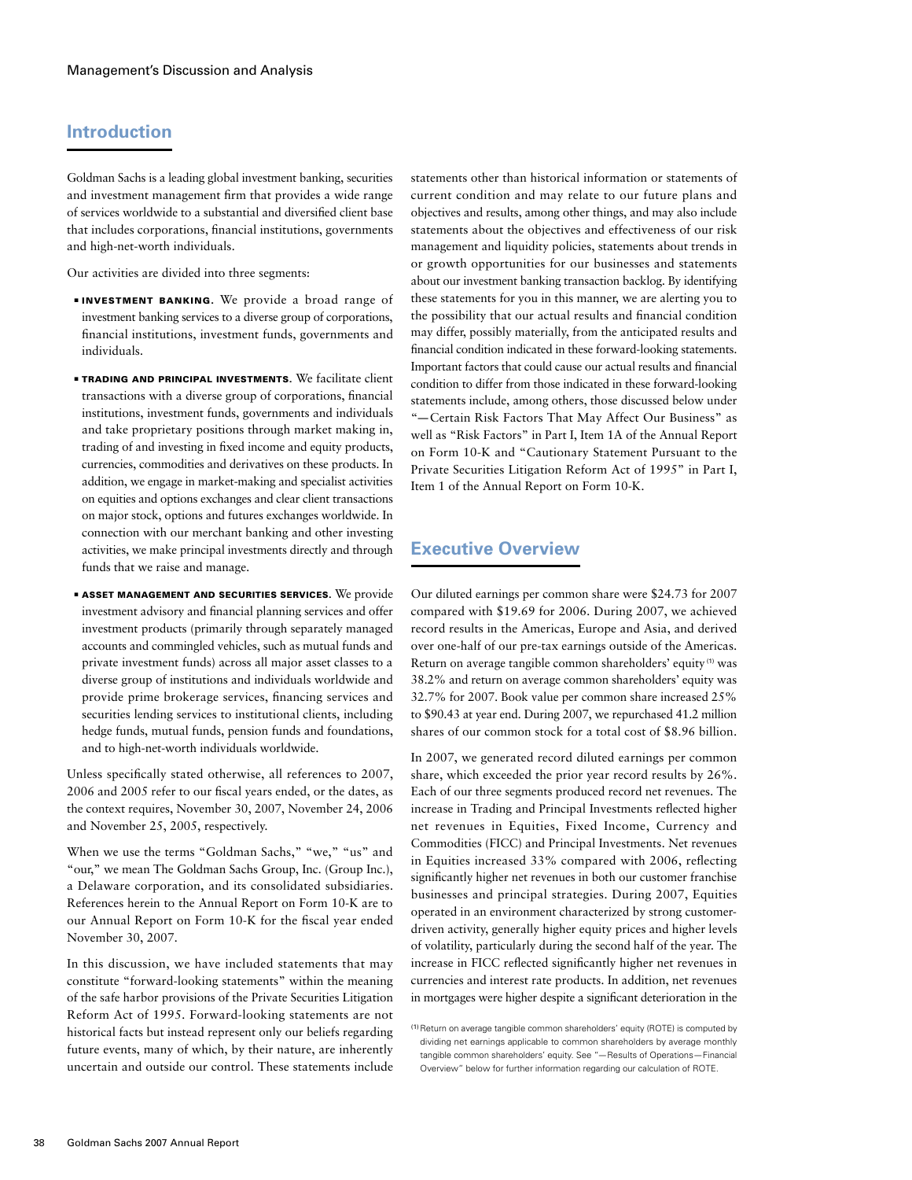## Introduction

Goldman Sachs is a leading global investment banking, securities and investment management firm that provides a wide range of services worldwide to a substantial and diversified client base that includes corporations, financial institutions, governments and high-net-worth individuals.

Our activities are divided into three segments:

- **INVESTMENT BANKING.** We provide a broad range of investment banking services to a diverse group of corporations, financial institutions, investment funds, governments and individuals.
- **TRADING AND PRINCIPAL INVESTMENTS.** We facilitate client transactions with a diverse group of corporations, financial institutions, investment funds, governments and individuals and take proprietary positions through market making in, trading of and investing in fixed income and equity products, currencies, commodities and derivatives on these products. In addition, we engage in market-making and specialist activities on equities and options exchanges and clear client transactions on major stock, options and futures exchanges worldwide. In connection with our merchant banking and other investing activities, we make principal investments directly and through funds that we raise and manage.
- **ASSET MANAGEMENT AND SECURITIES SERVICES.** We provide investment advisory and financial planning services and offer investment products (primarily through separately managed accounts and commingled vehicles, such as mutual funds and private investment funds) across all major asset classes to a diverse group of institutions and individuals worldwide and provide prime brokerage services, financing services and securities lending services to institutional clients, including hedge funds, mutual funds, pension funds and foundations, and to high-net-worth individuals worldwide.

Unless specifically stated otherwise, all references to 2007, 2006 and 2005 refer to our fiscal years ended, or the dates, as the context requires, November 30, 2007, November 24, 2006 and November 25, 2005, respectively.

When we use the terms "Goldman Sachs," "we," "us" and "our," we mean The Goldman Sachs Group, Inc. (Group Inc.), a Delaware corporation, and its consolidated subsidiaries. References herein to the Annual Report on Form 10-K are to our Annual Report on Form 10-K for the fiscal year ended November 30, 2007.

In this discussion, we have included statements that may constitute "forward-looking statements" within the meaning of the safe harbor provisions of the Private Securities Litigation Reform Act of 1995. Forward-looking statements are not historical facts but instead represent only our beliefs regarding future events, many of which, by their nature, are inherently uncertain and outside our control. These statements include statements other than historical information or statements of current condition and may relate to our future plans and objectives and results, among other things, and may also include statements about the objectives and effectiveness of our risk management and liquidity policies, statements about trends in or growth opportunities for our businesses and statements about our investment banking transaction backlog. By identifying these statements for you in this manner, we are alerting you to the possibility that our actual results and financial condition may differ, possibly materially, from the anticipated results and financial condition indicated in these forward-looking statements. Important factors that could cause our actual results and financial condition to differ from those indicated in these forward-looking statements include, among others, those discussed below under "—Certain Risk Factors That May Affect Our Business" as well as "Risk Factors" in Part I, Item 1A of the Annual Report on Form 10-K and "Cautionary Statement Pursuant to the Private Securities Litigation Reform Act of 1995" in Part I, Item 1 of the Annual Report on Form 10-K.

## Executive Overview

Our diluted earnings per common share were $24.73 for 2007 compared with $19.69 for 2006. During 2007, we achieved record results in the Americas, Europe and Asia, and derived over one-half of our pre-tax earnings outside of the Americas. Return on average tangible common shareholders' equity [1] was 38.2% and return on average common shareholders' equity was 32.7% for 2007. Book value per common share increased 25% to $90.43 at year end. During 2007, we repurchased 41.2 million shares of our common stock for a total cost of $8.96 billion.

In 2007, we generated record diluted earnings per common share, which exceeded the prior year record results by 26%. Each of our three segments produced record net revenues. The increase in Trading and Principal Investments reflected higher net revenues in Equities, Fixed Income, Currency and Commodities (FICC) and Principal Investments. Net revenues in Equities increased 33% compared with 2006, reflecting significantly higher net revenues in both our customer franchise businesses and principal strategies. During 2007, Equities operated in an environment characterized by strong customer-driven activity, generally higher equity prices and higher levels of volatility, particularly during the second half of the year. The increase in FICC reflected significantly higher net revenues in currencies and interest rate products. In addition, net revenues in mortgages were higher despite a significant deterioration in the

[1] Return on average tangible common shareholders' equity (ROTE) is computed by dividing net earnings applicable to common shareholders by average monthly tangible common shareholders' equity. See "—Results of Operations—Financial Overview" below for further information regarding our calculation of ROTE.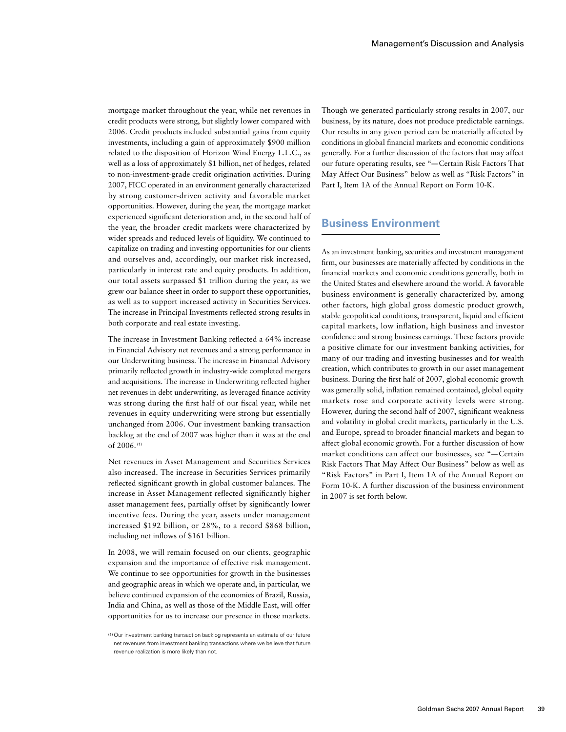mortgage market throughout the year, while net revenues in credit products were strong, but slightly lower compared with 2006. Credit products included substantial gains from equity investments, including a gain of approximately $900 million related to the disposition of Horizon Wind Energy L.L.C., as well as a loss of approximately $1 billion, net of hedges, related to non-investment-grade credit origination activities. During 2007, FICC operated in an environment generally characterized by strong customer-driven activity and favorable market opportunities. However, during the year, the mortgage market experienced significant deterioration and, in the second half of the year, the broader credit markets were characterized by wider spreads and reduced levels of liquidity. We continued to capitalize on trading and investing opportunities for our clients and ourselves and, accordingly, our market risk increased, particularly in interest rate and equity products. In addition, our total assets surpassed $1 trillion during the year, as we grew our balance sheet in order to support these opportunities, as well as to support increased activity in Securities Services. The increase in Principal Investments reflected strong results in both corporate and real estate investing.

The increase in Investment Banking reflected a 64% increase in Financial Advisory net revenues and a strong performance in our Underwriting business. The increase in Financial Advisory primarily reflected growth in industry-wide completed mergers and acquisitions. The increase in Underwriting reflected higher net revenues in debt underwriting, as leveraged finance activity was strong during the first half of our fiscal year, while net revenues in equity underwriting were strong but essentially unchanged from 2006. Our investment banking transaction backlog at the end of 2007 was higher than it was at the end of 2006. [1]

Net revenues in Asset Management and Securities Services also increased. The increase in Securities Services primarily reflected significant growth in global customer balances. The increase in Asset Management reflected significantly higher asset management fees, partially offset by significantly lower incentive fees. During the year, assets under management increased $192 billion, or 28%, to a record $868 billion, including net inflows of $161 billion.

In 2008, we will remain focused on our clients, geographic expansion and the importance of effective risk management. We continue to see opportunities for growth in the businesses and geographic areas in which we operate and, in particular, we believe continued expansion of the economies of Brazil, Russia, India and China, as well as those of the Middle East, will offer opportunities for us to increase our presence in those markets.

[1] Our investment banking transaction backlog represents an estimate of our future net revenues from investment banking transactions where we believe that future revenue realization is more likely than not.

Though we generated particularly strong results in 2007, our business, by its nature, does not produce predictable earnings. Our results in any given period can be materially affected by conditions in global financial markets and economic conditions generally. For a further discussion of the factors that may affect our future operating results, see "—Certain Risk Factors That May Affect Our Business" below as well as "Risk Factors" in Part I, Item 1A of the Annual Report on Form 10-K.

## Business Environment

As an investment banking, securities and investment management firm, our businesses are materially affected by conditions in the financial markets and economic conditions generally, both in the United States and elsewhere around the world. A favorable business environment is generally characterized by, among other factors, high global gross domestic product growth, stable geopolitical conditions, transparent, liquid and efficient capital markets, low inflation, high business and investor confidence and strong business earnings. These factors provide a positive climate for our investment banking activities, for many of our trading and investing businesses and for wealth creation, which contributes to growth in our asset management business. During the first half of 2007, global economic growth was generally solid, inflation remained contained, global equity markets rose and corporate activity levels were strong. However, during the second half of 2007, significant weakness and volatility in global credit markets, particularly in the U.S. and Europe, spread to broader financial markets and began to affect global economic growth. For a further discussion of how market conditions can affect our businesses, see "—Certain Risk Factors That May Affect Our Business" below as well as "Risk Factors" in Part I, Item 1A of the Annual Report on Form 10-K. A further discussion of the business environment in 2007 is set forth below.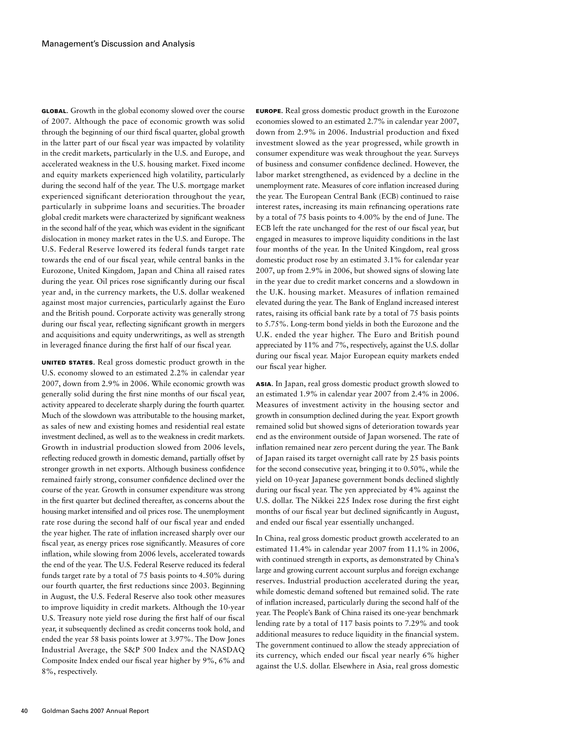**GLOBAL.** Growth in the global economy slowed over the course of 2007. Although the pace of economic growth was solid through the beginning of our third fiscal quarter, global growth in the latter part of our fiscal year was impacted by volatility in the credit markets, particularly in the U.S. and Europe, and accelerated weakness in the U.S. housing market. Fixed income and equity markets experienced high volatility, particularly during the second half of the year. The U.S. mortgage market experienced significant deterioration throughout the year, particularly in subprime loans and securities. The broader global credit markets were characterized by significant weakness in the second half of the year, which was evident in the significant dislocation in money market rates in the U.S. and Europe. The U.S. Federal Reserve lowered its federal funds target rate towards the end of our fiscal year, while central banks in the Eurozone, United Kingdom, Japan and China all raised rates during the year. Oil prices rose significantly during our fiscal year and, in the currency markets, the U.S. dollar weakened against most major currencies, particularly against the Euro and the British pound. Corporate activity was generally strong during our fiscal year, reflecting significant growth in mergers and acquisitions and equity underwritings, as well as strength in leveraged finance during the first half of our fiscal year.

**UNITED STATES.** Real gross domestic product growth in the U.S. economy slowed to an estimated 2.2% in calendar year 2007, down from 2.9% in 2006. While economic growth was generally solid during the first nine months of our fiscal year, activity appeared to decelerate sharply during the fourth quarter. Much of the slowdown was attributable to the housing market, as sales of new and existing homes and residential real estate investment declined, as well as to the weakness in credit markets. Growth in industrial production slowed from 2006 levels, reflecting reduced growth in domestic demand, partially offset by stronger growth in net exports. Although business confidence remained fairly strong, consumer confidence declined over the course of the year. Growth in consumer expenditure was strong in the first quarter but declined thereafter, as concerns about the housing market intensified and oil prices rose. The unemployment rate rose during the second half of our fiscal year and ended the year higher. The rate of inflation increased sharply over our fiscal year, as energy prices rose significantly. Measures of core inflation, while slowing from 2006 levels, accelerated towards the end of the year. The U.S. Federal Reserve reduced its federal funds target rate by a total of 75 basis points to 4.50% during our fourth quarter, the first reductions since 2003. Beginning in August, the U.S. Federal Reserve also took other measures to improve liquidity in credit markets. Although the 10-year U.S. Treasury note yield rose during the first half of our fiscal year, it subsequently declined as credit concerns took hold, and ended the year 58 basis points lower at 3.97%. The Dow Jones Industrial Average, the S&P 500 Index and the NASDAQ Composite Index ended our fiscal year higher by 9%, 6% and 8%, respectively.

**EUROPE.** Real gross domestic product growth in the Eurozone economies slowed to an estimated 2.7% in calendar year 2007, down from 2.9% in 2006. Industrial production and fixed investment slowed as the year progressed, while growth in consumer expenditure was weak throughout the year. Surveys of business and consumer confidence declined. However, the labor market strengthened, as evidenced by a decline in the unemployment rate. Measures of core inflation increased during the year. The European Central Bank (ECB) continued to raise interest rates, increasing its main refinancing operations rate by a total of 75 basis points to 4.00% by the end of June. The ECB left the rate unchanged for the rest of our fiscal year, but engaged in measures to improve liquidity conditions in the last four months of the year. In the United Kingdom, real gross domestic product rose by an estimated 3.1% for calendar year 2007, up from 2.9% in 2006, but showed signs of slowing late in the year due to credit market concerns and a slowdown in the U.K. housing market. Measures of inflation remained elevated during the year. The Bank of England increased interest rates, raising its official bank rate by a total of 75 basis points to 5.75%. Long-term bond yields in both the Eurozone and the U.K. ended the year higher. The Euro and British pound appreciated by 11% and 7%, respectively, against the U.S. dollar during our fiscal year. Major European equity markets ended our fiscal year higher.

**ASIA.** In Japan, real gross domestic product growth slowed to an estimated 1.9% in calendar year 2007 from 2.4% in 2006. Measures of investment activity in the housing sector and growth in consumption declined during the year. Export growth remained solid but showed signs of deterioration towards year end as the environment outside of Japan worsened. The rate of inflation remained near zero percent during the year. The Bank of Japan raised its target overnight call rate by 25 basis points for the second consecutive year, bringing it to 0.50%, while the yield on 10-year Japanese government bonds declined slightly during our fiscal year. The yen appreciated by 4% against the U.S. dollar. The Nikkei 225 Index rose during the first eight months of our fiscal year but declined significantly in August, and ended our fiscal year essentially unchanged.

In China, real gross domestic product growth accelerated to an estimated 11.4% in calendar year 2007 from 11.1% in 2006, with continued strength in exports, as demonstrated by China's large and growing current account surplus and foreign exchange reserves. Industrial production accelerated during the year, while domestic demand softened but remained solid. The rate of inflation increased, particularly during the second half of the year. The People's Bank of China raised its one-year benchmark lending rate by a total of 117 basis points to 7.29% and took additional measures to reduce liquidity in the financial system. The government continued to allow the steady appreciation of its currency, which ended our fiscal year nearly 6% higher against the U.S. dollar. Elsewhere in Asia, real gross domestic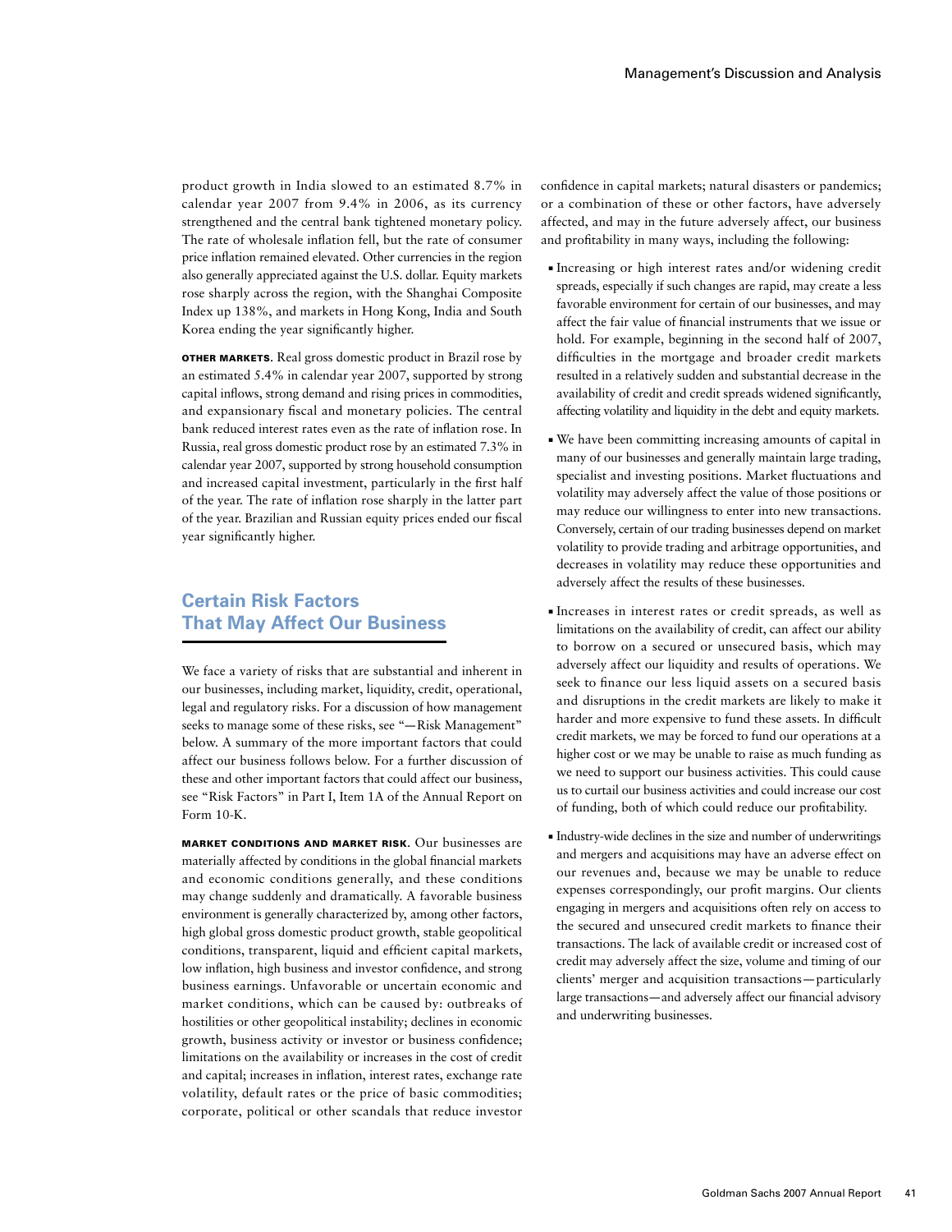product growth in India slowed to an estimated 8.7% in calendar year 2007 from 9.4% in 2006, as its currency strengthened and the central bank tightened monetary policy. The rate of wholesale inflation fell, but the rate of consumer price inflation remained elevated. Other currencies in the region also generally appreciated against the U.S. dollar. Equity markets rose sharply across the region, with the Shanghai Composite Index up 138%, and markets in Hong Kong, India and South Korea ending the year significantly higher.

**OTHER MARKETS.** Real gross domestic product in Brazil rose by an estimated 5.4% in calendar year 2007, supported by strong capital inflows, strong demand and rising prices in commodities, and expansionary fiscal and monetary policies. The central bank reduced interest rates even as the rate of inflation rose. In Russia, real gross domestic product rose by an estimated 7.3% in calendar year 2007, supported by strong household consumption and increased capital investment, particularly in the first half of the year. The rate of inflation rose sharply in the latter part of the year. Brazilian and Russian equity prices ended our fiscal year significantly higher.

## Certain Risk Factors That May Affect Our Business

We face a variety of risks that are substantial and inherent in our businesses, including market, liquidity, credit, operational, legal and regulatory risks. For a discussion of how management seeks to manage some of these risks, see "— Risk Management" below. A summary of the more important factors that could affect our business follows below. For a further discussion of these and other important factors that could affect our business, see "Risk Factors" in Part I, Item 1A of the Annual Report on Form 10-K.

**MARKET CONDITIONS AND MARKET RISK.** Our businesses are materially affected by conditions in the global financial markets and economic conditions generally, and these conditions may change suddenly and dramatically. A favorable business environment is generally characterized by, among other factors, high global gross domestic product growth, stable geopolitical conditions, transparent, liquid and efficient capital markets, low inflation, high business and investor confidence, and strong business earnings. Unfavorable or uncertain economic and market conditions, which can be caused by: outbreaks of hostilities or other geopolitical instability; declines in economic growth, business activity or investor or business confidence; limitations on the availability or increases in the cost of credit and capital; increases in inflation, interest rates, exchange rate volatility, default rates or the price of basic commodities; corporate, political or other scandals that reduce investor confidence in capital markets; natural disasters or pandemics; or a combination of these or other factors, have adversely affected, and may in the future adversely affect, our business and profitability in many ways, including the following:

- Increasing or high interest rates and/or widening credit spreads, especially if such changes are rapid, may create a less favorable environment for certain of our businesses, and may affect the fair value of financial instruments that we issue or hold. For example, beginning in the second half of 2007, difficulties in the mortgage and broader credit markets resulted in a relatively sudden and substantial decrease in the availability of credit and credit spreads widened significantly, affecting volatility and liquidity in the debt and equity markets.
- We have been committing increasing amounts of capital in many of our businesses and generally maintain large trading, specialist and investing positions. Market fluctuations and volatility may adversely affect the value of those positions or may reduce our willingness to enter into new transactions. Conversely, certain of our trading businesses depend on market volatility to provide trading and arbitrage opportunities, and decreases in volatility may reduce these opportunities and adversely affect the results of these businesses.
- Increases in interest rates or credit spreads, as well as limitations on the availability of credit, can affect our ability to borrow on a secured or unsecured basis, which may adversely affect our liquidity and results of operations. We seek to finance our less liquid assets on a secured basis and disruptions in the credit markets are likely to make it harder and more expensive to fund these assets. In difficult credit markets, we may be forced to fund our operations at a higher cost or we may be unable to raise as much funding as we need to support our business activities. This could cause us to curtail our business activities and could increase our cost of funding, both of which could reduce our profitability.
- Industry-wide declines in the size and number of underwritings and mergers and acquisitions may have an adverse effect on our revenues and, because we may be unable to reduce expenses correspondingly, our profit margins. Our clients engaging in mergers and acquisitions often rely on access to the secured and unsecured credit markets to finance their transactions. The lack of available credit or increased cost of credit may adversely affect the size, volume and timing of our clients' merger and acquisition transactions — particularly large transactions — and adversely affect our financial advisory and underwriting businesses.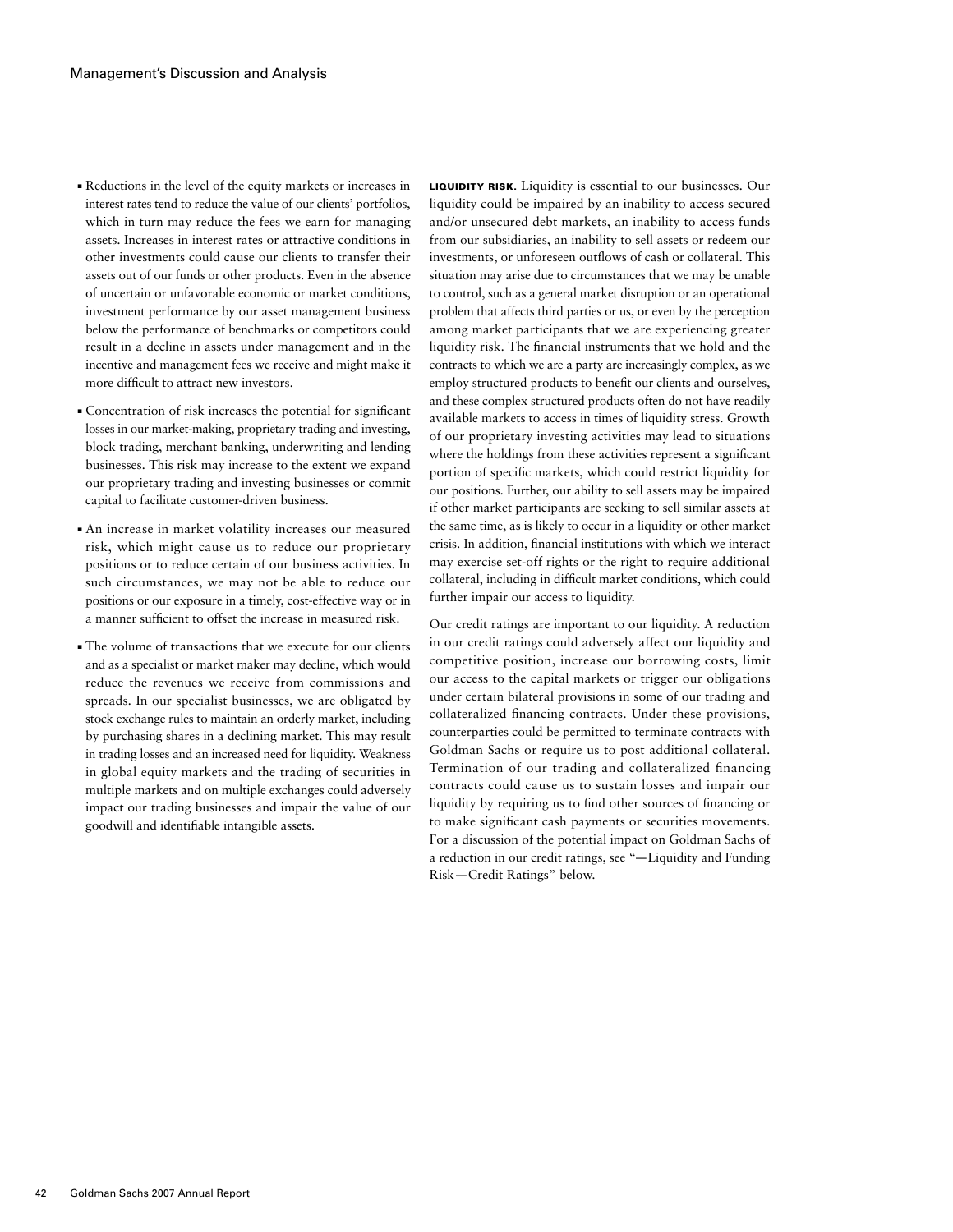- Reductions in the level of the equity markets or increases in interest rates tend to reduce the value of our clients' portfolios, which in turn may reduce the fees we earn for managing assets. Increases in interest rates or attractive conditions in other investments could cause our clients to transfer their assets out of our funds or other products. Even in the absence of uncertain or unfavorable economic or market conditions, investment performance by our asset management business below the performance of benchmarks or competitors could result in a decline in assets under management and in the incentive and management fees we receive and might make it more difficult to attract new investors.
- Concentration of risk increases the potential for significant losses in our market-making, proprietary trading and investing, block trading, merchant banking, underwriting and lending businesses. This risk may increase to the extent we expand our proprietary trading and investing businesses or commit capital to facilitate customer-driven business.
- An increase in market volatility increases our measured risk, which might cause us to reduce our proprietary positions or to reduce certain of our business activities. In such circumstances, we may not be able to reduce our positions or our exposure in a timely, cost-effective way or in a manner sufficient to offset the increase in measured risk.
- The volume of transactions that we execute for our clients and as a specialist or market maker may decline, which would reduce the revenues we receive from commissions and spreads. In our specialist businesses, we are obligated by stock exchange rules to maintain an orderly market, including by purchasing shares in a declining market. This may result in trading losses and an increased need for liquidity. Weakness in global equity markets and the trading of securities in multiple markets and on multiple exchanges could adversely impact our trading businesses and impair the value of our goodwill and identifiable intangible assets.

**LIQUIDITY RISK.** Liquidity is essential to our businesses. Our liquidity could be impaired by an inability to access secured and/or unsecured debt markets, an inability to access funds from our subsidiaries, an inability to sell assets or redeem our investments, or unforeseen outflows of cash or collateral. This situation may arise due to circumstances that we may be unable to control, such as a general market disruption or an operational problem that affects third parties or us, or even by the perception among market participants that we are experiencing greater liquidity risk. The financial instruments that we hold and the contracts to which we are a party are increasingly complex, as we employ structured products to benefit our clients and ourselves, and these complex structured products often do not have readily available markets to access in times of liquidity stress. Growth of our proprietary investing activities may lead to situations where the holdings from these activities represent a significant portion of specific markets, which could restrict liquidity for our positions. Further, our ability to sell assets may be impaired if other market participants are seeking to sell similar assets at the same time, as is likely to occur in a liquidity or other market crisis. In addition, financial institutions with which we interact may exercise set-off rights or the right to require additional collateral, including in difficult market conditions, which could further impair our access to liquidity.

Our credit ratings are important to our liquidity. A reduction in our credit ratings could adversely affect our liquidity and competitive position, increase our borrowing costs, limit our access to the capital markets or trigger our obligations under certain bilateral provisions in some of our trading and collateralized financing contracts. Under these provisions, counterparties could be permitted to terminate contracts with Goldman Sachs or require us to post additional collateral. Termination of our trading and collateralized financing contracts could cause us to sustain losses and impair our liquidity by requiring us to find other sources of financing or to make significant cash payments or securities movements. For a discussion of the potential impact on Goldman Sachs of a reduction in our credit ratings, see "—Liquidity and Funding Risk—Credit Ratings" below.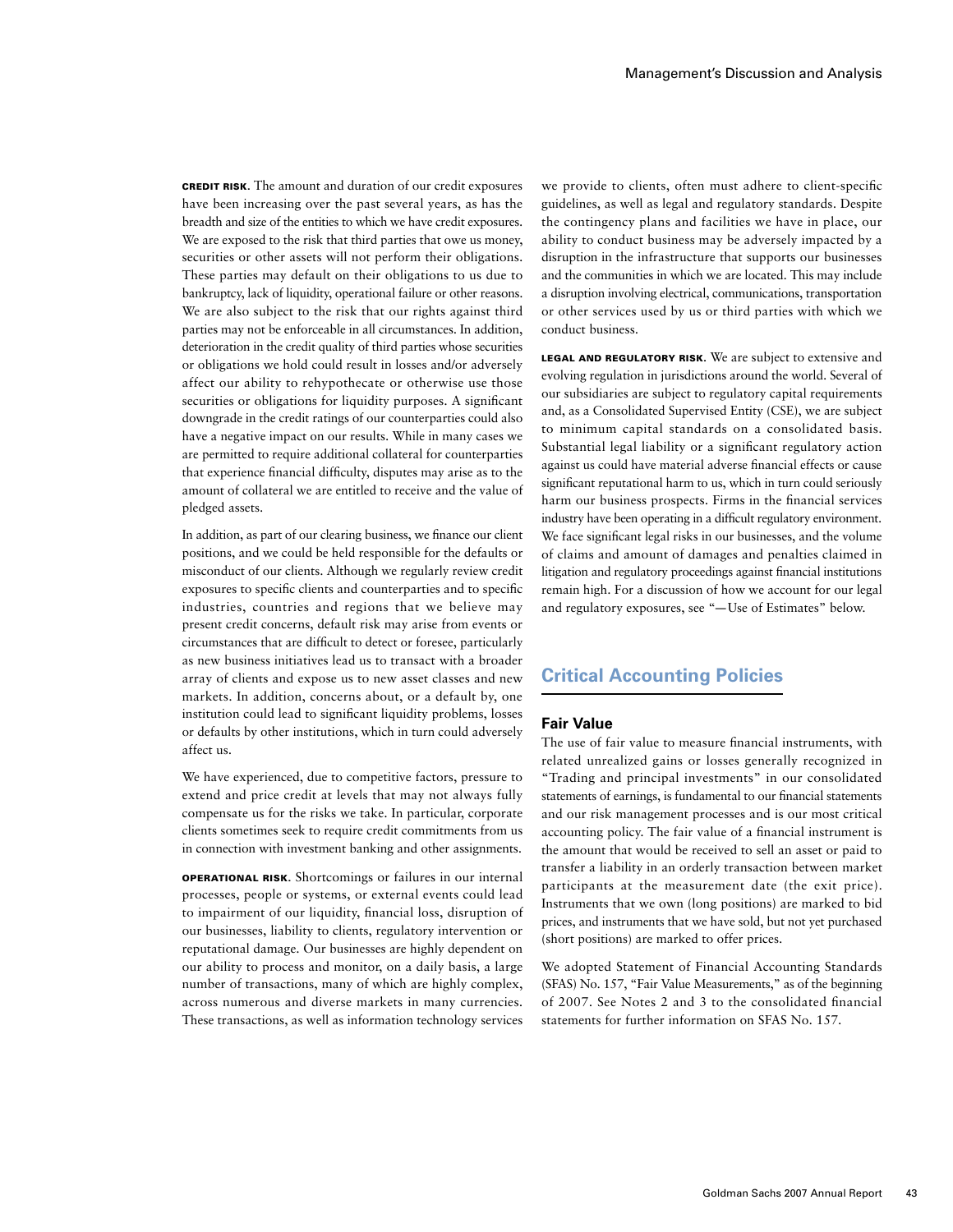**Credit Risk.** The amount and duration of our credit exposures have been increasing over the past several years, as has the breadth and size of the entities to which we have credit exposures. We are exposed to the risk that third parties that owe us money, securities or other assets will not perform their obligations. These parties may default on their obligations to us due to bankruptcy, lack of liquidity, operational failure or other reasons. We are also subject to the risk that our rights against third parties may not be enforceable in all circumstances. In addition, deterioration in the credit quality of third parties whose securities or obligations we hold could result in losses and/or adversely affect our ability to rehypothecate or otherwise use those securities or obligations for liquidity purposes. A significant downgrade in the credit ratings of our counterparties could also have a negative impact on our results. While in many cases we are permitted to require additional collateral for counterparties that experience financial difficulty, disputes may arise as to the amount of collateral we are entitled to receive and the value of pledged assets.

In addition, as part of our clearing business, we finance our client positions, and we could be held responsible for the defaults or misconduct of our clients. Although we regularly review credit exposures to specific clients and counterparties and to specific industries, countries and regions that we believe may present credit concerns, default risk may arise from events or circumstances that are difficult to detect or foresee, particularly as new business initiatives lead us to transact with a broader array of clients and expose us to new asset classes and new markets. In addition, concerns about, or a default by, one institution could lead to significant liquidity problems, losses or defaults by other institutions, which in turn could adversely affect us.

We have experienced, due to competitive factors, pressure to extend and price credit at levels that may not always fully compensate us for the risks we take. In particular, corporate clients sometimes seek to require credit commitments from us in connection with investment banking and other assignments.

**Operational Risk.** Shortcomings or failures in our internal processes, people or systems, or external events could lead to impairment of our liquidity, financial loss, disruption of our businesses, liability to clients, regulatory intervention or reputational damage. Our businesses are highly dependent on our ability to process and monitor, on a daily basis, a large number of transactions, many of which are highly complex, across numerous and diverse markets in many currencies. These transactions, as well as information technology services we provide to clients, often must adhere to client-specific guidelines, as well as legal and regulatory standards. Despite the contingency plans and facilities we have in place, our ability to conduct business may be adversely impacted by a disruption in the infrastructure that supports our businesses and the communities in which we are located. This may include a disruption involving electrical, communications, transportation or other services used by us or third parties with which we conduct business.

**Legal and Regulatory Risk.** We are subject to extensive and evolving regulation in jurisdictions around the world. Several of our subsidiaries are subject to regulatory capital requirements and, as a Consolidated Supervised Entity (CSE), we are subject to minimum capital standards on a consolidated basis. Substantial legal liability or a significant regulatory action against us could have material adverse financial effects or cause significant reputational harm to us, which in turn could seriously harm our business prospects. Firms in the financial services industry have been operating in a difficult regulatory environment. We face significant legal risks in our businesses, and the volume of claims and amount of damages and penalties claimed in litigation and regulatory proceedings against financial institutions remain high. For a discussion of how we account for our legal and regulatory exposures, see "—Use of Estimates" below.

## Critical Accounting Policies

### Fair Value

The use of fair value to measure financial instruments, with related unrealized gains or losses generally recognized in "Trading and principal investments" in our consolidated statements of earnings, is fundamental to our financial statements and our risk management processes and is our most critical accounting policy. The fair value of a financial instrument is the amount that would be received to sell an asset or paid to transfer a liability in an orderly transaction between market participants at the measurement date (the exit price). Instruments that we own (long positions) are marked to bid prices, and instruments that we have sold, but not yet purchased (short positions) are marked to offer prices.

We adopted Statement of Financial Accounting Standards (SFAS) No. 157, "Fair Value Measurements," as of the beginning of 2007. See Notes 2 and 3 to the consolidated financial statements for further information on SFAS No. 157.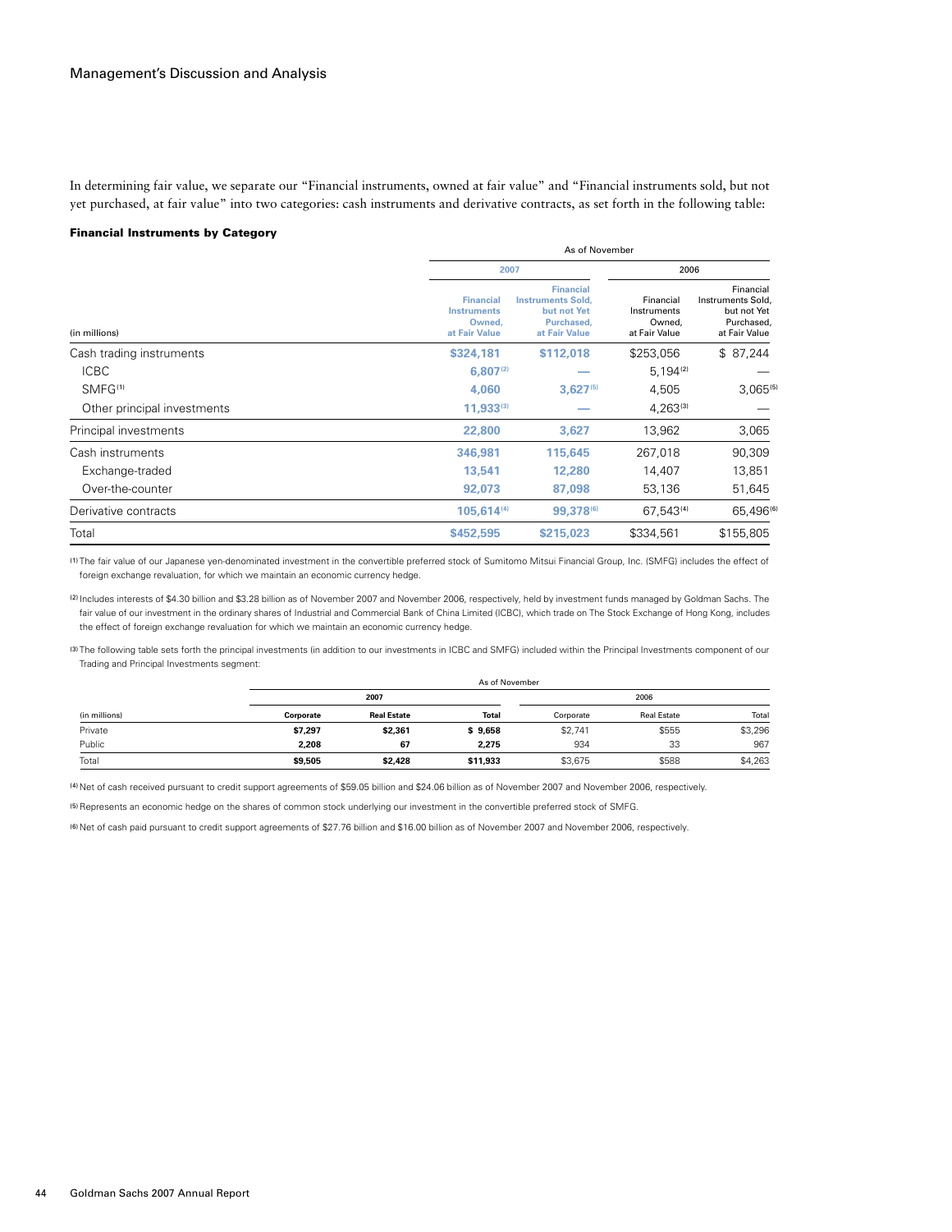In determining fair value, we separate our "Financial instruments, owned at fair value" and "Financial instruments sold, but not yet purchased, at fair value" into two categories: cash instruments and derivative contracts, as set forth in the following table:

**Financial Instruments by Category**

| (in millions) | As of November 2007 Financial Instruments Owned, at Fair Value | 2007 Financial Instruments Sold, but not Yet Purchased, at Fair Value | 2006 Financial Instruments Owned, at Fair Value | 2006 Financial Instruments Sold, but not Yet Purchased, at Fair Value |
|---|---|---|---|---|
| Cash trading instruments | **$324,181** | **$112,018** | $253,056 | $ 87,244 |
| ICBC | **6,807** [2] | **—** | 5,194 [2] | — |
| SMFG [1] | **4,060** | **3,627** [5] | 4,505 | 3,065 [5] |
| Other principal investments | **11,933** [3] | **—** | 4,263 [3] | — |
| Principal investments | **22,800** | **3,627** | 13,962 | 3,065 |
| Cash instruments | **346,981** | **115,645** | 267,018 | 90,309 |
| Exchange-traded | **13,541** | **12,280** | 14,407 | 13,851 |
| Over-the-counter | **92,073** | **87,098** | 53,136 | 51,645 |
| Derivative contracts | **105,614** [4] | **99,378** [6] | 67,543 [4] | 65,496 [6] |
| Total | **$452,595** | **$215,023** | $334,561 | $155,805 |

[1] The fair value of our Japanese yen-denominated investment in the convertible preferred stock of Sumitomo Mitsui Financial Group, Inc. (SMFG) includes the effect of foreign exchange revaluation, for which we maintain an economic currency hedge.

[2] Includes interests of $4.30 billion and $3.28 billion as of November 2007 and November 2006, respectively, held by investment funds managed by Goldman Sachs. The fair value of our investment in the ordinary shares of Industrial and Commercial Bank of China Limited (ICBC), which trade on The Stock Exchange of Hong Kong, includes the effect of foreign exchange revaluation for which we maintain an economic currency hedge.

[3] The following table sets forth the principal investments (in addition to our investments in ICBC and SMFG) included within the Principal Investments component of our Trading and Principal Investments segment:

| (in millions) | As of November 2007 Corporate | 2007 Real Estate | 2007 Total | 2006 Corporate | 2006 Real Estate | 2006 Total |
|---|---|---|---|---|---|---|
| Private | **$7,297** | **$2,361** | **$ 9,658** | $2,741 | $555 | $3,296 |
| Public | **2,208** | **67** | **2,275** | 934 | 33 | 967 |
| Total | **$9,505** | **$2,428** | **$11,933** | $3,675 | $588 | $4,263 |

[4] Net of cash received pursuant to credit support agreements of $59.05 billion and $24.06 billion as of November 2007 and November 2006, respectively.

[5] Represents an economic hedge on the shares of common stock underlying our investment in the convertible preferred stock of SMFG.

[6] Net of cash paid pursuant to credit support agreements of $27.76 billion and $16.00 billion as of November 2007 and November 2006, respectively.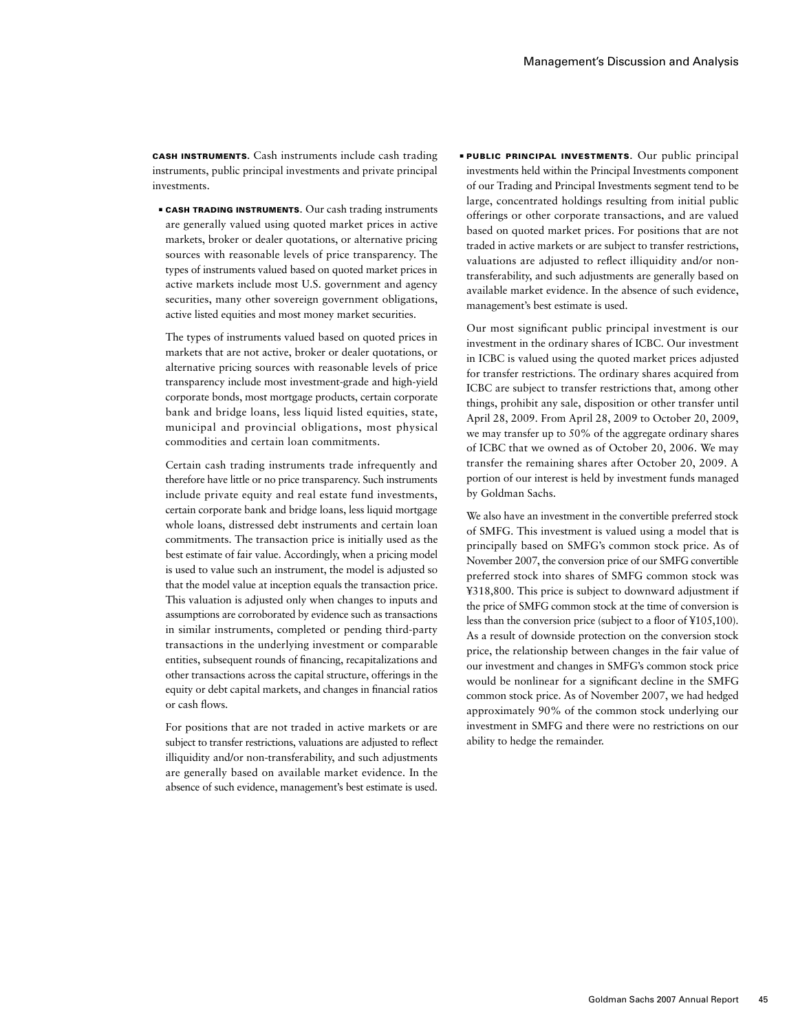**CASH INSTRUMENTS.** Cash instruments include cash trading instruments, public principal investments and private principal investments.

- **CASH TRADING INSTRUMENTS.** Our cash trading instruments are generally valued using quoted market prices in active markets, broker or dealer quotations, or alternative pricing sources with reasonable levels of price transparency. The types of instruments valued based on quoted market prices in active markets include most U.S. government and agency securities, many other sovereign government obligations, active listed equities and most money market securities.

  The types of instruments valued based on quoted prices in markets that are not active, broker or dealer quotations, or alternative pricing sources with reasonable levels of price transparency include most investment-grade and high-yield corporate bonds, most mortgage products, certain corporate bank and bridge loans, less liquid listed equities, state, municipal and provincial obligations, most physical commodities and certain loan commitments.

  Certain cash trading instruments trade infrequently and therefore have little or no price transparency. Such instruments include private equity and real estate fund investments, certain corporate bank and bridge loans, less liquid mortgage whole loans, distressed debt instruments and certain loan commitments. The transaction price is initially used as the best estimate of fair value. Accordingly, when a pricing model is used to value such an instrument, the model is adjusted so that the model value at inception equals the transaction price. This valuation is adjusted only when changes to inputs and assumptions are corroborated by evidence such as transactions in similar instruments, completed or pending third-party transactions in the underlying investment or comparable entities, subsequent rounds of financing, recapitalizations and other transactions across the capital structure, offerings in the equity or debt capital markets, and changes in financial ratios or cash flows.

  For positions that are not traded in active markets or are subject to transfer restrictions, valuations are adjusted to reflect illiquidity and/or non-transferability, and such adjustments are generally based on available market evidence. In the absence of such evidence, management's best estimate is used.

- **PUBLIC PRINCIPAL INVESTMENTS.** Our public principal investments held within the Principal Investments component of our Trading and Principal Investments segment tend to be large, concentrated holdings resulting from initial public offerings or other corporate transactions, and are valued based on quoted market prices. For positions that are not traded in active markets or are subject to transfer restrictions, valuations are adjusted to reflect illiquidity and/or non-transferability, and such adjustments are generally based on available market evidence. In the absence of such evidence, management's best estimate is used.

  Our most significant public principal investment is our investment in the ordinary shares of ICBC. Our investment in ICBC is valued using the quoted market prices adjusted for transfer restrictions. The ordinary shares acquired from ICBC are subject to transfer restrictions that, among other things, prohibit any sale, disposition or other transfer until April 28, 2009. From April 28, 2009 to October 20, 2009, we may transfer up to 50% of the aggregate ordinary shares of ICBC that we owned as of October 20, 2006. We may transfer the remaining shares after October 20, 2009. A portion of our interest is held by investment funds managed by Goldman Sachs.

  We also have an investment in the convertible preferred stock of SMFG. This investment is valued using a model that is principally based on SMFG's common stock price. As of November 2007, the conversion price of our SMFG convertible preferred stock into shares of SMFG common stock was ¥318,800. This price is subject to downward adjustment if the price of SMFG common stock at the time of conversion is less than the conversion price (subject to a floor of ¥105,100). As a result of downside protection on the conversion stock price, the relationship between changes in the fair value of our investment and changes in SMFG's common stock price would be nonlinear for a significant decline in the SMFG common stock price. As of November 2007, we had hedged approximately 90% of the common stock underlying our investment in SMFG and there were no restrictions on our ability to hedge the remainder.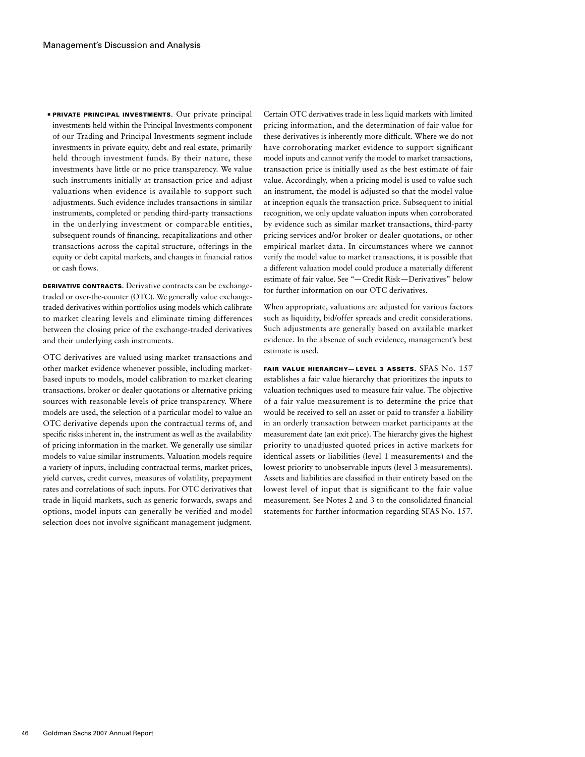- **PRIVATE PRINCIPAL INVESTMENTS.** Our private principal investments held within the Principal Investments component of our Trading and Principal Investments segment include investments in private equity, debt and real estate, primarily held through investment funds. By their nature, these investments have little or no price transparency. We value such instruments initially at transaction price and adjust valuations when evidence is available to support such adjustments. Such evidence includes transactions in similar instruments, completed or pending third-party transactions in the underlying investment or comparable entities, subsequent rounds of financing, recapitalizations and other transactions across the capital structure, offerings in the equity or debt capital markets, and changes in financial ratios or cash flows.

**DERIVATIVE CONTRACTS.** Derivative contracts can be exchange-traded or over-the-counter (OTC). We generally value exchange-traded derivatives within portfolios using models which calibrate to market clearing levels and eliminate timing differences between the closing price of the exchange-traded derivatives and their underlying cash instruments.

OTC derivatives are valued using market transactions and other market evidence whenever possible, including market-based inputs to models, model calibration to market clearing transactions, broker or dealer quotations or alternative pricing sources with reasonable levels of price transparency. Where models are used, the selection of a particular model to value an OTC derivative depends upon the contractual terms of, and specific risks inherent in, the instrument as well as the availability of pricing information in the market. We generally use similar models to value similar instruments. Valuation models require a variety of inputs, including contractual terms, market prices, yield curves, credit curves, measures of volatility, prepayment rates and correlations of such inputs. For OTC derivatives that trade in liquid markets, such as generic forwards, swaps and options, model inputs can generally be verified and model selection does not involve significant management judgment.

Certain OTC derivatives trade in less liquid markets with limited pricing information, and the determination of fair value for these derivatives is inherently more difficult. Where we do not have corroborating market evidence to support significant model inputs and cannot verify the model to market transactions, transaction price is initially used as the best estimate of fair value. Accordingly, when a pricing model is used to value such an instrument, the model is adjusted so that the model value at inception equals the transaction price. Subsequent to initial recognition, we only update valuation inputs when corroborated by evidence such as similar market transactions, third-party pricing services and/or broker or dealer quotations, or other empirical market data. In circumstances where we cannot verify the model value to market transactions, it is possible that a different valuation model could produce a materially different estimate of fair value. See "— Credit Risk — Derivatives" below for further information on our OTC derivatives.

When appropriate, valuations are adjusted for various factors such as liquidity, bid/offer spreads and credit considerations. Such adjustments are generally based on available market evidence. In the absence of such evidence, management's best estimate is used.

**FAIR VALUE HIERARCHY — LEVEL 3 ASSETS.** SFAS No. 157 establishes a fair value hierarchy that prioritizes the inputs to valuation techniques used to measure fair value. The objective of a fair value measurement is to determine the price that would be received to sell an asset or paid to transfer a liability in an orderly transaction between market participants at the measurement date (an exit price). The hierarchy gives the highest priority to unadjusted quoted prices in active markets for identical assets or liabilities (level 1 measurements) and the lowest priority to unobservable inputs (level 3 measurements). Assets and liabilities are classified in their entirety based on the lowest level of input that is significant to the fair value measurement. See Notes 2 and 3 to the consolidated financial statements for further information regarding SFAS No. 157.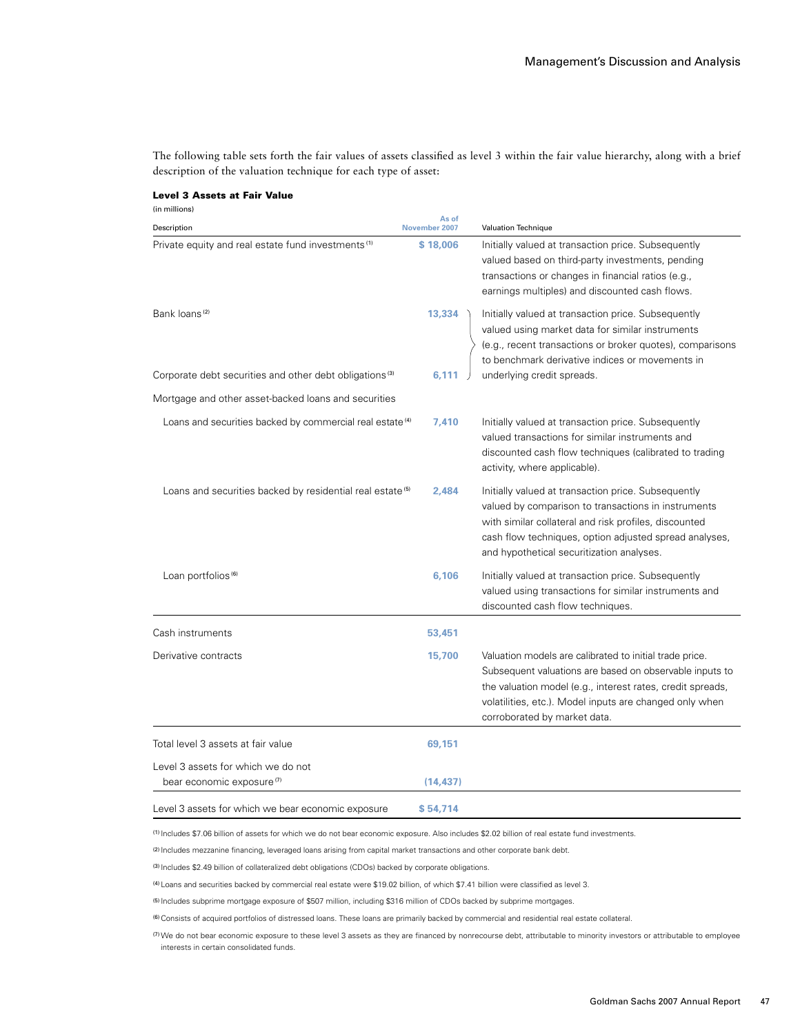The following table sets forth the fair values of assets classified as level 3 within the fair value hierarchy, along with a brief description of the valuation technique for each type of asset:

**Level 3 Assets at Fair Value**

(in millions)

| Description | As of November 2007 | Valuation Technique |
|---|---|---|
| Private equity and real estate fund investments [1] | $ 18,006 | Initially valued at transaction price. Subsequently valued based on third-party investments, pending transactions or changes in financial ratios (e.g., earnings multiples) and discounted cash flows. |
| Bank loans [2] | 13,334 | Initially valued at transaction price. Subsequently valued using market data for similar instruments (e.g., recent transactions or broker quotes), comparisons to benchmark derivative indices or movements in underlying credit spreads. |
| Corporate debt securities and other debt obligations [3] | 6,111 | |
| Mortgage and other asset-backed loans and securities | | |
| Loans and securities backed by commercial real estate [4] | 7,410 | Initially valued at transaction price. Subsequently valued transactions for similar instruments and discounted cash flow techniques (calibrated to trading activity, where applicable). |
| Loans and securities backed by residential real estate [5] | 2,484 | Initially valued at transaction price. Subsequently valued by comparison to transactions in instruments with similar collateral and risk profiles, discounted cash flow techniques, option adjusted spread analyses, and hypothetical securitization analyses. |
| Loan portfolios [6] | 6,106 | Initially valued at transaction price. Subsequently valued using transactions for similar instruments and discounted cash flow techniques. |
| Cash instruments | 53,451 | |
| Derivative contracts | 15,700 | Valuation models are calibrated to initial trade price. Subsequent valuations are based on observable inputs to the valuation model (e.g., interest rates, credit spreads, volatilities, etc.). Model inputs are changed only when corroborated by market data. |
| Total level 3 assets at fair value | 69,151 | |
| Level 3 assets for which we do not bear economic exposure [7] | (14,437) | |
| Level 3 assets for which we bear economic exposure | $ 54,714 | |

(1) Includes $7.06 billion of assets for which we do not bear economic exposure. Also includes $2.02 billion of real estate fund investments.

(2) Includes mezzanine financing, leveraged loans arising from capital market transactions and other corporate bank debt.

(3) Includes $2.49 billion of collateralized debt obligations (CDOs) backed by corporate obligations.

(4) Loans and securities backed by commercial real estate were $19.02 billion, of which $7.41 billion were classified as level 3.

(5) Includes subprime mortgage exposure of $507 million, including $316 million of CDOs backed by subprime mortgages.

(6) Consists of acquired portfolios of distressed loans. These loans are primarily backed by commercial and residential real estate collateral.

(7) We do not bear economic exposure to these level 3 assets as they are financed by nonrecourse debt, attributable to minority investors or attributable to employee interests in certain consolidated funds.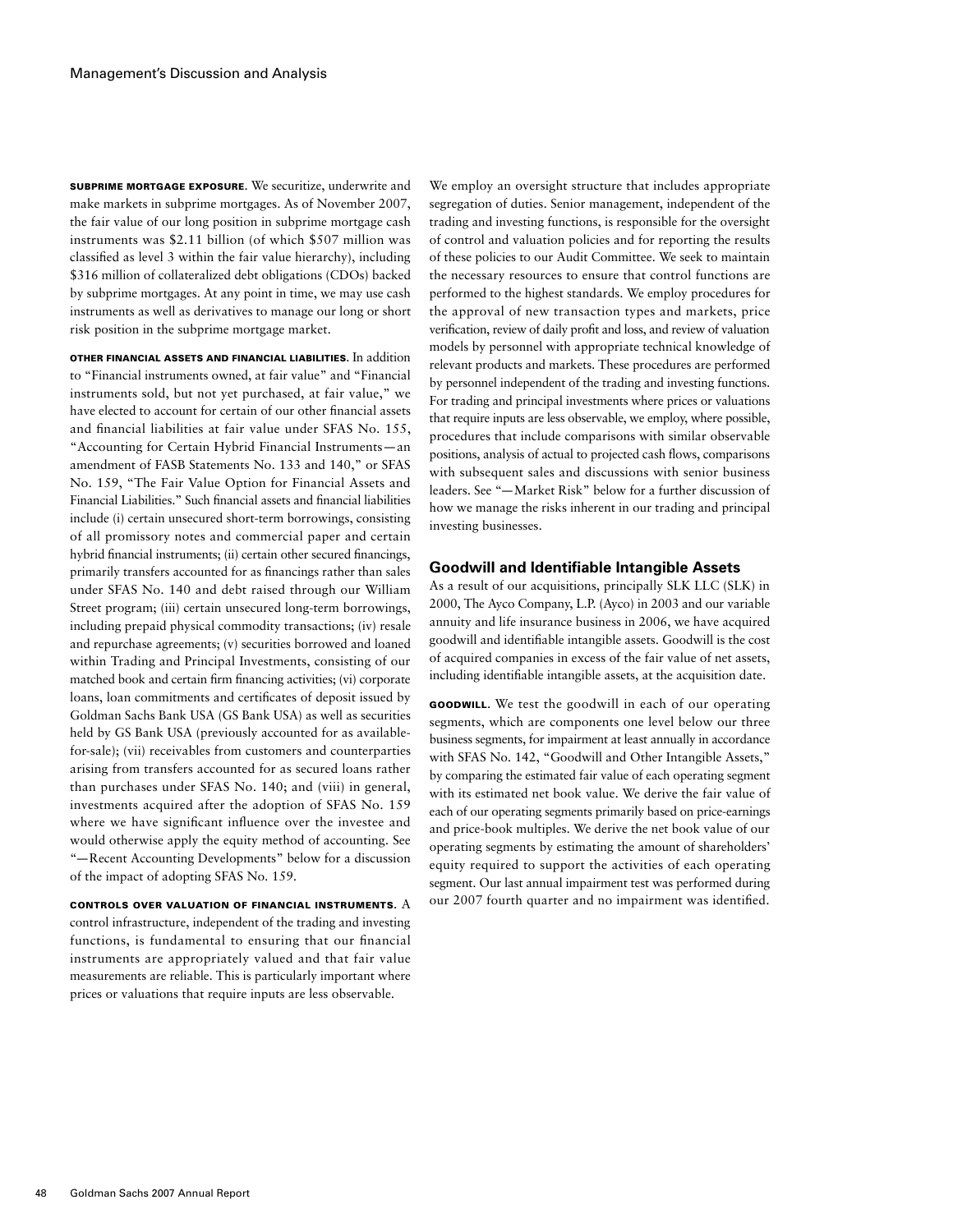**SUBPRIME MORTGAGE EXPOSURE.** We securitize, underwrite and make markets in subprime mortgages. As of November 2007, the fair value of our long position in subprime mortgage cash instruments was $2.11 billion (of which $507 million was classified as level 3 within the fair value hierarchy), including $316 million of collateralized debt obligations (CDOs) backed by subprime mortgages. At any point in time, we may use cash instruments as well as derivatives to manage our long or short risk position in the subprime mortgage market.

**OTHER FINANCIAL ASSETS AND FINANCIAL LIABILITIES.** In addition to "Financial instruments owned, at fair value" and "Financial instruments sold, but not yet purchased, at fair value," we have elected to account for certain of our other financial assets and financial liabilities at fair value under SFAS No. 155, "Accounting for Certain Hybrid Financial Instruments—an amendment of FASB Statements No. 133 and 140," or SFAS No. 159, "The Fair Value Option for Financial Assets and Financial Liabilities." Such financial assets and financial liabilities include (i) certain unsecured short-term borrowings, consisting of all promissory notes and commercial paper and certain hybrid financial instruments; (ii) certain other secured financings, primarily transfers accounted for as financings rather than sales under SFAS No. 140 and debt raised through our William Street program; (iii) certain unsecured long-term borrowings, including prepaid physical commodity transactions; (iv) resale and repurchase agreements; (v) securities borrowed and loaned within Trading and Principal Investments, consisting of our matched book and certain firm financing activities; (vi) corporate loans, loan commitments and certificates of deposit issued by Goldman Sachs Bank USA (GS Bank USA) as well as securities held by GS Bank USA (previously accounted for as available-for-sale); (vii) receivables from customers and counterparties arising from transfers accounted for as secured loans rather than purchases under SFAS No. 140; and (viii) in general, investments acquired after the adoption of SFAS No. 159 where we have significant influence over the investee and would otherwise apply the equity method of accounting. See "—Recent Accounting Developments" below for a discussion of the impact of adopting SFAS No. 159.

**CONTROLS OVER VALUATION OF FINANCIAL INSTRUMENTS.** A control infrastructure, independent of the trading and investing functions, is fundamental to ensuring that our financial instruments are appropriately valued and that fair value measurements are reliable. This is particularly important where prices or valuations that require inputs are less observable.

We employ an oversight structure that includes appropriate segregation of duties. Senior management, independent of the trading and investing functions, is responsible for the oversight of control and valuation policies and for reporting the results of these policies to our Audit Committee. We seek to maintain the necessary resources to ensure that control functions are performed to the highest standards. We employ procedures for the approval of new transaction types and markets, price verification, review of daily profit and loss, and review of valuation models by personnel with appropriate technical knowledge of relevant products and markets. These procedures are performed by personnel independent of the trading and investing functions. For trading and principal investments where prices or valuations that require inputs are less observable, we employ, where possible, procedures that include comparisons with similar observable positions, analysis of actual to projected cash flows, comparisons with subsequent sales and discussions with senior business leaders. See "—Market Risk" below for a further discussion of how we manage the risks inherent in our trading and principal investing businesses.

## Goodwill and Identifiable Intangible Assets

As a result of our acquisitions, principally SLK LLC (SLK) in 2000, The Ayco Company, L.P. (Ayco) in 2003 and our variable annuity and life insurance business in 2006, we have acquired goodwill and identifiable intangible assets. Goodwill is the cost of acquired companies in excess of the fair value of net assets, including identifiable intangible assets, at the acquisition date.

**GOODWILL.** We test the goodwill in each of our operating segments, which are components one level below our three business segments, for impairment at least annually in accordance with SFAS No. 142, "Goodwill and Other Intangible Assets," by comparing the estimated fair value of each operating segment with its estimated net book value. We derive the fair value of each of our operating segments primarily based on price-earnings and price-book multiples. We derive the net book value of our operating segments by estimating the amount of shareholders' equity required to support the activities of each operating segment. Our last annual impairment test was performed during our 2007 fourth quarter and no impairment was identified.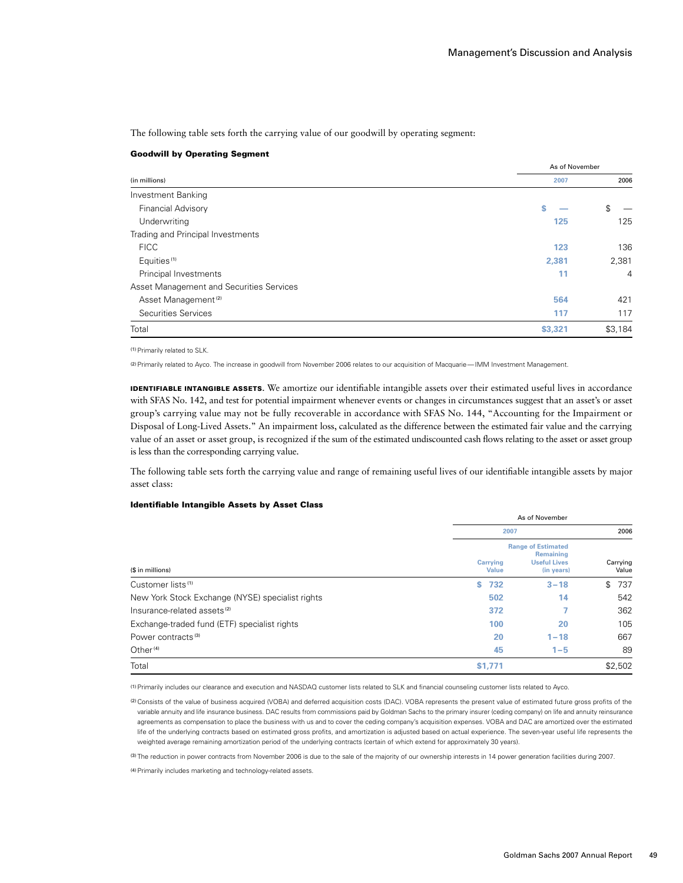The following table sets forth the carrying value of our goodwill by operating segment:

**Goodwill by Operating Segment**

| (in millions) | As of November 2007 | 2006 |
|---|---|---|
| Investment Banking | | |
| Financial Advisory | $ — | $ — |
| Underwriting | 125 | 125 |
| Trading and Principal Investments | | |
| FICC | 123 | 136 |
| Equities [1] | 2,381 | 2,381 |
| Principal Investments | 11 | 4 |
| Asset Management and Securities Services | | |
| Asset Management [2] | 564 | 421 |
| Securities Services | 117 | 117 |
| Total | $3,321 | $3,184 |

(1) Primarily related to SLK.

(2) Primarily related to Ayco. The increase in goodwill from November 2006 relates to our acquisition of Macquarie — IMM Investment Management.

**IDENTIFIABLE INTANGIBLE ASSETS.** We amortize our identifiable intangible assets over their estimated useful lives in accordance with SFAS No. 142, and test for potential impairment whenever events or changes in circumstances suggest that an asset's or asset group's carrying value may not be fully recoverable in accordance with SFAS No. 144, "Accounting for the Impairment or Disposal of Long-Lived Assets." An impairment loss, calculated as the difference between the estimated fair value and the carrying value of an asset or asset group, is recognized if the sum of the estimated undiscounted cash flows relating to the asset or asset group is less than the corresponding carrying value.

The following table sets forth the carrying value and range of remaining useful lives of our identifiable intangible assets by major asset class:

**Identifiable Intangible Assets by Asset Class**

| | As of November | | |
|---|---|---|---|
| | 2007 | | 2006 |
| ($ in millions) | Carrying Value | Range of Estimated Remaining Useful Lives (in years) | Carrying Value |
| Customer lists [1] | $ 732 | 3–18 | $ 737 |
| New York Stock Exchange (NYSE) specialist rights | 502 | 14 | 542 |
| Insurance-related assets [2] | 372 | 7 | 362 |
| Exchange-traded fund (ETF) specialist rights | 100 | 20 | 105 |
| Power contracts [3] | 20 | 1–18 | 667 |
| Other [4] | 45 | 1–5 | 89 |
| Total | $1,771 | | $2,502 |

(1) Primarily includes our clearance and execution and NASDAQ customer lists related to SLK and financial counseling customer lists related to Ayco.

(2) Consists of the value of business acquired (VOBA) and deferred acquisition costs (DAC). VOBA represents the present value of estimated future gross profits of the variable annuity and life insurance business. DAC results from commissions paid by Goldman Sachs to the primary insurer (ceding company) on life and annuity reinsurance agreements as compensation to place the business with us and to cover the ceding company's acquisition expenses. VOBA and DAC are amortized over the estimated life of the underlying contracts based on estimated gross profits, and amortization is adjusted based on actual experience. The seven-year useful life represents the weighted average remaining amortization period of the underlying contracts (certain of which extend for approximately 30 years).

(3) The reduction in power contracts from November 2006 is due to the sale of the majority of our ownership interests in 14 power generation facilities during 2007.

(4) Primarily includes marketing and technology-related assets.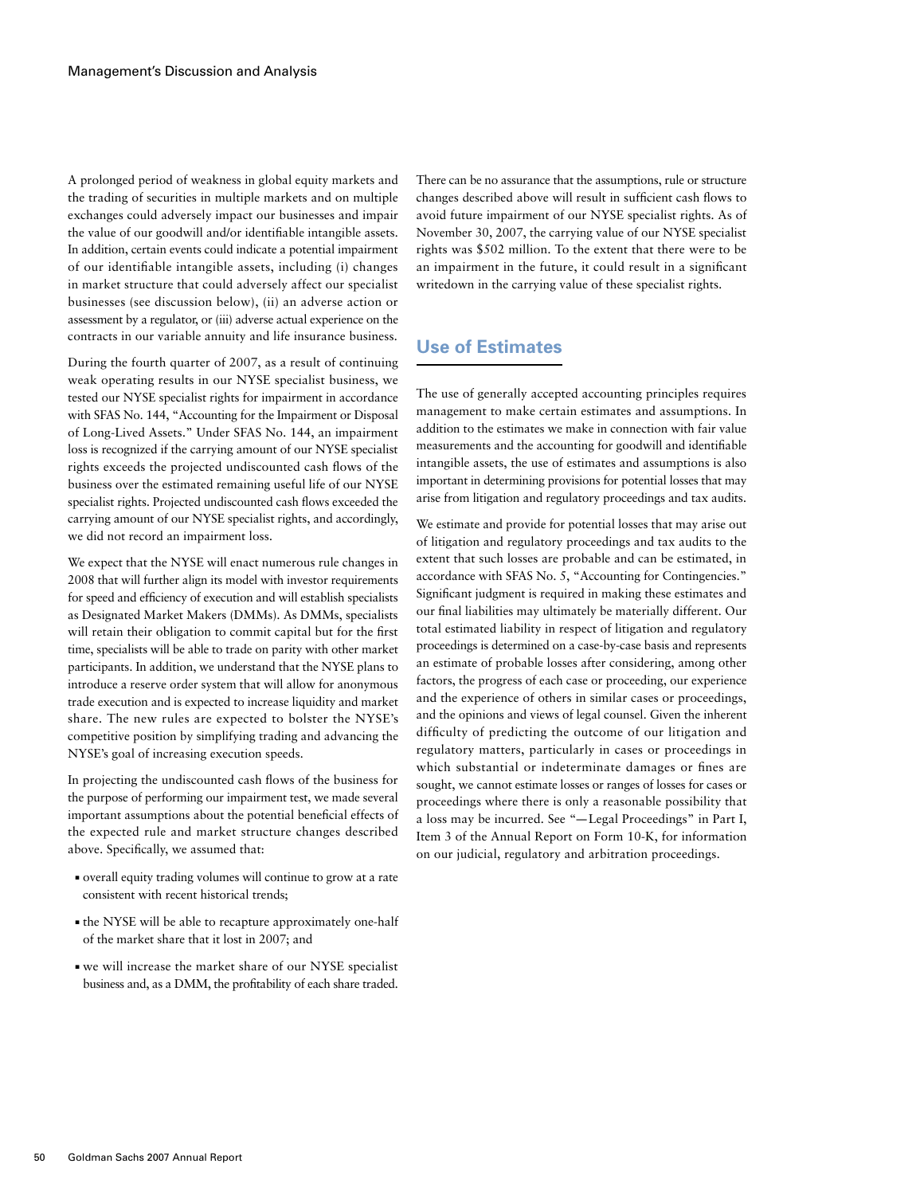A prolonged period of weakness in global equity markets and the trading of securities in multiple markets and on multiple exchanges could adversely impact our businesses and impair the value of our goodwill and/or identifiable intangible assets. In addition, certain events could indicate a potential impairment of our identifiable intangible assets, including (i) changes in market structure that could adversely affect our specialist businesses (see discussion below), (ii) an adverse action or assessment by a regulator, or (iii) adverse actual experience on the contracts in our variable annuity and life insurance business.

During the fourth quarter of 2007, as a result of continuing weak operating results in our NYSE specialist business, we tested our NYSE specialist rights for impairment in accordance with SFAS No. 144, "Accounting for the Impairment or Disposal of Long-Lived Assets." Under SFAS No. 144, an impairment loss is recognized if the carrying amount of our NYSE specialist rights exceeds the projected undiscounted cash flows of the business over the estimated remaining useful life of our NYSE specialist rights. Projected undiscounted cash flows exceeded the carrying amount of our NYSE specialist rights, and accordingly, we did not record an impairment loss.

We expect that the NYSE will enact numerous rule changes in 2008 that will further align its model with investor requirements for speed and efficiency of execution and will establish specialists as Designated Market Makers (DMMs). As DMMs, specialists will retain their obligation to commit capital but for the first time, specialists will be able to trade on parity with other market participants. In addition, we understand that the NYSE plans to introduce a reserve order system that will allow for anonymous trade execution and is expected to increase liquidity and market share. The new rules are expected to bolster the NYSE's competitive position by simplifying trading and advancing the NYSE's goal of increasing execution speeds.

In projecting the undiscounted cash flows of the business for the purpose of performing our impairment test, we made several important assumptions about the potential beneficial effects of the expected rule and market structure changes described above. Specifically, we assumed that:

- overall equity trading volumes will continue to grow at a rate consistent with recent historical trends;
- the NYSE will be able to recapture approximately one-half of the market share that it lost in 2007; and
- we will increase the market share of our NYSE specialist business and, as a DMM, the profitability of each share traded.

There can be no assurance that the assumptions, rule or structure changes described above will result in sufficient cash flows to avoid future impairment of our NYSE specialist rights. As of November 30, 2007, the carrying value of our NYSE specialist rights was $502 million. To the extent that there were to be an impairment in the future, it could result in a significant writedown in the carrying value of these specialist rights.

## Use of Estimates

The use of generally accepted accounting principles requires management to make certain estimates and assumptions. In addition to the estimates we make in connection with fair value measurements and the accounting for goodwill and identifiable intangible assets, the use of estimates and assumptions is also important in determining provisions for potential losses that may arise from litigation and regulatory proceedings and tax audits.

We estimate and provide for potential losses that may arise out of litigation and regulatory proceedings and tax audits to the extent that such losses are probable and can be estimated, in accordance with SFAS No. 5, "Accounting for Contingencies." Significant judgment is required in making these estimates and our final liabilities may ultimately be materially different. Our total estimated liability in respect of litigation and regulatory proceedings is determined on a case-by-case basis and represents an estimate of probable losses after considering, among other factors, the progress of each case or proceeding, our experience and the experience of others in similar cases or proceedings, and the opinions and views of legal counsel. Given the inherent difficulty of predicting the outcome of our litigation and regulatory matters, particularly in cases or proceedings in which substantial or indeterminate damages or fines are sought, we cannot estimate losses or ranges of losses for cases or proceedings where there is only a reasonable possibility that a loss may be incurred. See "—Legal Proceedings" in Part I, Item 3 of the Annual Report on Form 10-K, for information on our judicial, regulatory and arbitration proceedings.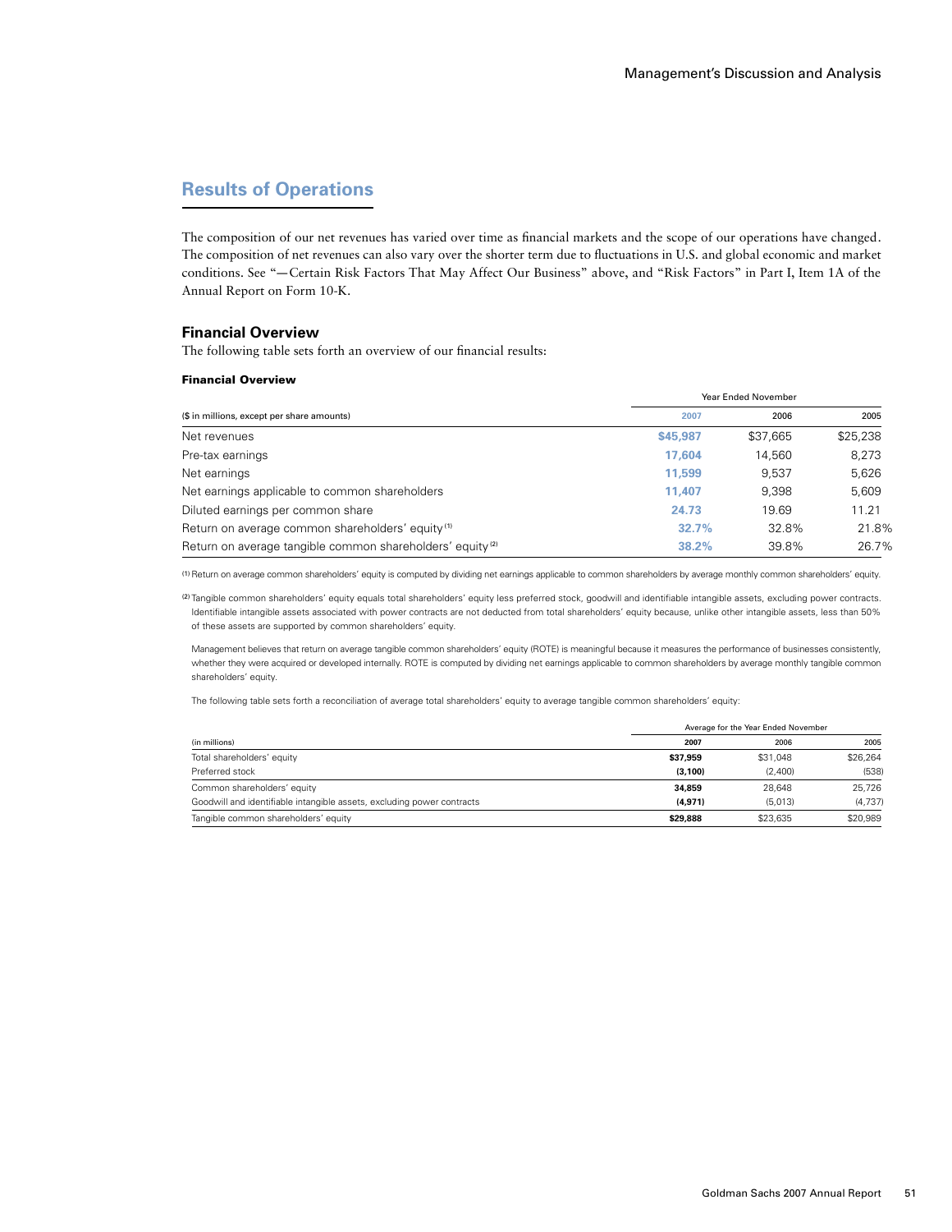## Results of Operations

The composition of our net revenues has varied over time as financial markets and the scope of our operations have changed. The composition of net revenues can also vary over the shorter term due to fluctuations in U.S. and global economic and market conditions. See "— Certain Risk Factors That May Affect Our Business" above, and "Risk Factors" in Part I, Item 1A of the Annual Report on Form 10-K.

### Financial Overview

The following table sets forth an overview of our financial results:

**Financial Overview**

| | Year Ended November | | |
|---|---|---|---|
| ($ in millions, except per share amounts) | 2007 | 2006 | 2005 |
| Net revenues | **$45,987** | $37,665 | $25,238 |
| Pre-tax earnings | **17,604** | 14,560 | 8,273 |
| Net earnings | **11,599** | 9,537 | 5,626 |
| Net earnings applicable to common shareholders | **11,407** | 9,398 | 5,609 |
| Diluted earnings per common share | **24.73** | 19.69 | 11.21 |
| Return on average common shareholders' equity [1] | **32.7%** | 32.8% | 21.8% |
| Return on average tangible common shareholders' equity [2] | **38.2%** | 39.8% | 26.7% |

(1) Return on average common shareholders' equity is computed by dividing net earnings applicable to common shareholders by average monthly common shareholders' equity.

(2) Tangible common shareholders' equity equals total shareholders' equity less preferred stock, goodwill and identifiable intangible assets, excluding power contracts. Identifiable intangible assets associated with power contracts are not deducted from total shareholders' equity because, unlike other intangible assets, less than 50% of these assets are supported by common shareholders' equity.

Management believes that return on average tangible common shareholders' equity (ROTE) is meaningful because it measures the performance of businesses consistently, whether they were acquired or developed internally. ROTE is computed by dividing net earnings applicable to common shareholders by average monthly tangible common shareholders' equity.

The following table sets forth a reconciliation of average total shareholders' equity to average tangible common shareholders' equity:

| | Average for the Year Ended November | | |
|---|---|---|---|
| (in millions) | 2007 | 2006 | 2005 |
| Total shareholders' equity | **$37,959** | $31,048 | $26,264 |
| Preferred stock | **(3,100)** | (2,400) | (538) |
| Common shareholders' equity | **34,859** | 28,648 | 25,726 |
| Goodwill and identifiable intangible assets, excluding power contracts | **(4,971)** | (5,013) | (4,737) |
| Tangible common shareholders' equity | **$29,888** | $23,635 | $20,989 |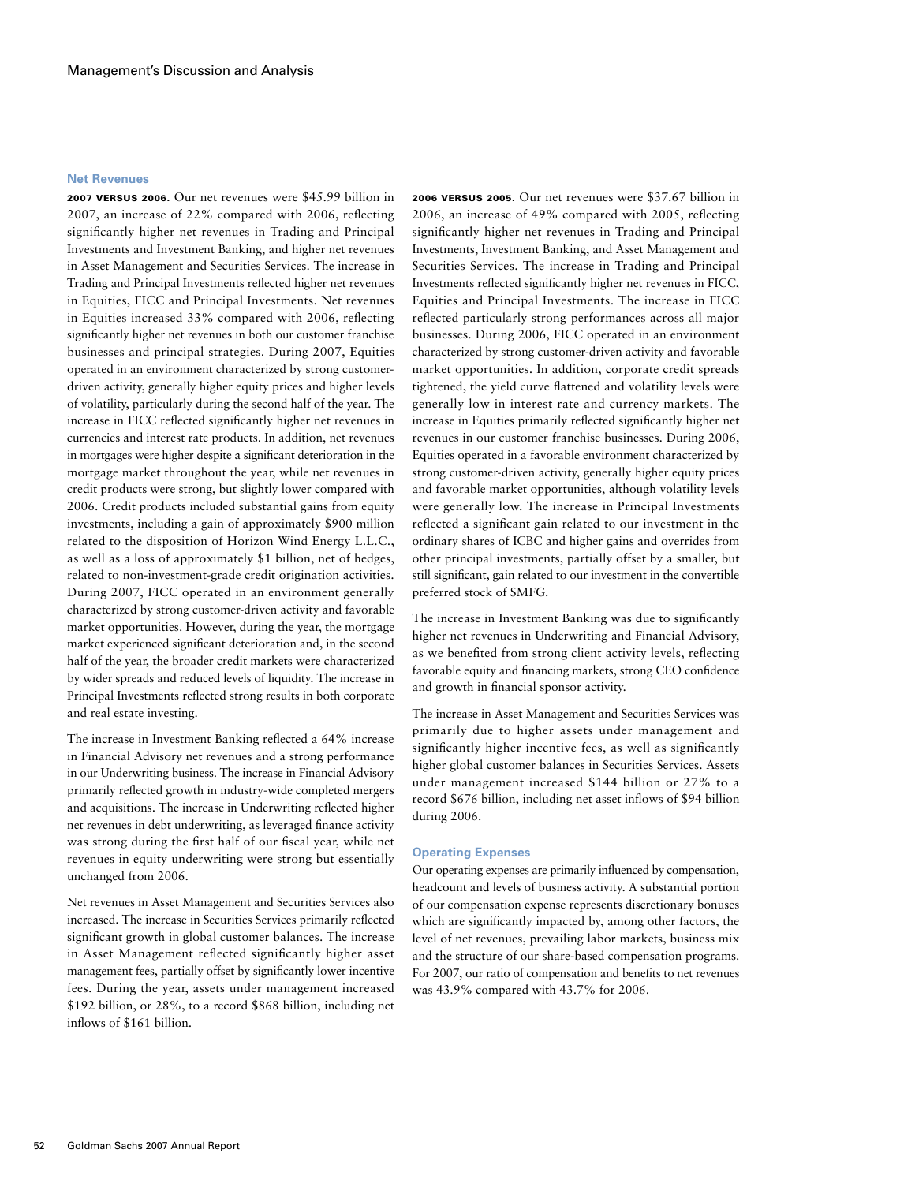### Net Revenues

**2007 versus 2006.** Our net revenues were $45.99 billion in 2007, an increase of 22% compared with 2006, reflecting significantly higher net revenues in Trading and Principal Investments and Investment Banking, and higher net revenues in Asset Management and Securities Services. The increase in Trading and Principal Investments reflected higher net revenues in Equities, FICC and Principal Investments. Net revenues in Equities increased 33% compared with 2006, reflecting significantly higher net revenues in both our customer franchise businesses and principal strategies. During 2007, Equities operated in an environment characterized by strong customer-driven activity, generally higher equity prices and higher levels of volatility, particularly during the second half of the year. The increase in FICC reflected significantly higher net revenues in currencies and interest rate products. In addition, net revenues in mortgages were higher despite a significant deterioration in the mortgage market throughout the year, while net revenues in credit products were strong, but slightly lower compared with 2006. Credit products included substantial gains from equity investments, including a gain of approximately $900 million related to the disposition of Horizon Wind Energy L.L.C., as well as a loss of approximately $1 billion, net of hedges, related to non-investment-grade credit origination activities. During 2007, FICC operated in an environment generally characterized by strong customer-driven activity and favorable market opportunities. However, during the year, the mortgage market experienced significant deterioration and, in the second half of the year, the broader credit markets were characterized by wider spreads and reduced levels of liquidity. The increase in Principal Investments reflected strong results in both corporate and real estate investing.

The increase in Investment Banking reflected a 64% increase in Financial Advisory net revenues and a strong performance in our Underwriting business. The increase in Financial Advisory primarily reflected growth in industry-wide completed mergers and acquisitions. The increase in Underwriting reflected higher net revenues in debt underwriting, as leveraged finance activity was strong during the first half of our fiscal year, while net revenues in equity underwriting were strong but essentially unchanged from 2006.

Net revenues in Asset Management and Securities Services also increased. The increase in Securities Services primarily reflected significant growth in global customer balances. The increase in Asset Management reflected significantly higher asset management fees, partially offset by significantly lower incentive fees. During the year, assets under management increased $192 billion, or 28%, to a record $868 billion, including net inflows of $161 billion.

**2006 versus 2005.** Our net revenues were $37.67 billion in 2006, an increase of 49% compared with 2005, reflecting significantly higher net revenues in Trading and Principal Investments, Investment Banking, and Asset Management and Securities Services. The increase in Trading and Principal Investments reflected significantly higher net revenues in FICC, Equities and Principal Investments. The increase in FICC reflected particularly strong performances across all major businesses. During 2006, FICC operated in an environment characterized by strong customer-driven activity and favorable market opportunities. In addition, corporate credit spreads tightened, the yield curve flattened and volatility levels were generally low in interest rate and currency markets. The increase in Equities primarily reflected significantly higher net revenues in our customer franchise businesses. During 2006, Equities operated in a favorable environment characterized by strong customer-driven activity, generally higher equity prices and favorable market opportunities, although volatility levels were generally low. The increase in Principal Investments reflected a significant gain related to our investment in the ordinary shares of ICBC and higher gains and overrides from other principal investments, partially offset by a smaller, but still significant, gain related to our investment in the convertible preferred stock of SMFG.

The increase in Investment Banking was due to significantly higher net revenues in Underwriting and Financial Advisory, as we benefited from strong client activity levels, reflecting favorable equity and financing markets, strong CEO confidence and growth in financial sponsor activity.

The increase in Asset Management and Securities Services was primarily due to higher assets under management and significantly higher incentive fees, as well as significantly higher global customer balances in Securities Services. Assets under management increased $144 billion or 27% to a record $676 billion, including net asset inflows of $94 billion during 2006.

### Operating Expenses

Our operating expenses are primarily influenced by compensation, headcount and levels of business activity. A substantial portion of our compensation expense represents discretionary bonuses which are significantly impacted by, among other factors, the level of net revenues, prevailing labor markets, business mix and the structure of our share-based compensation programs. For 2007, our ratio of compensation and benefits to net revenues was 43.9% compared with 43.7% for 2006.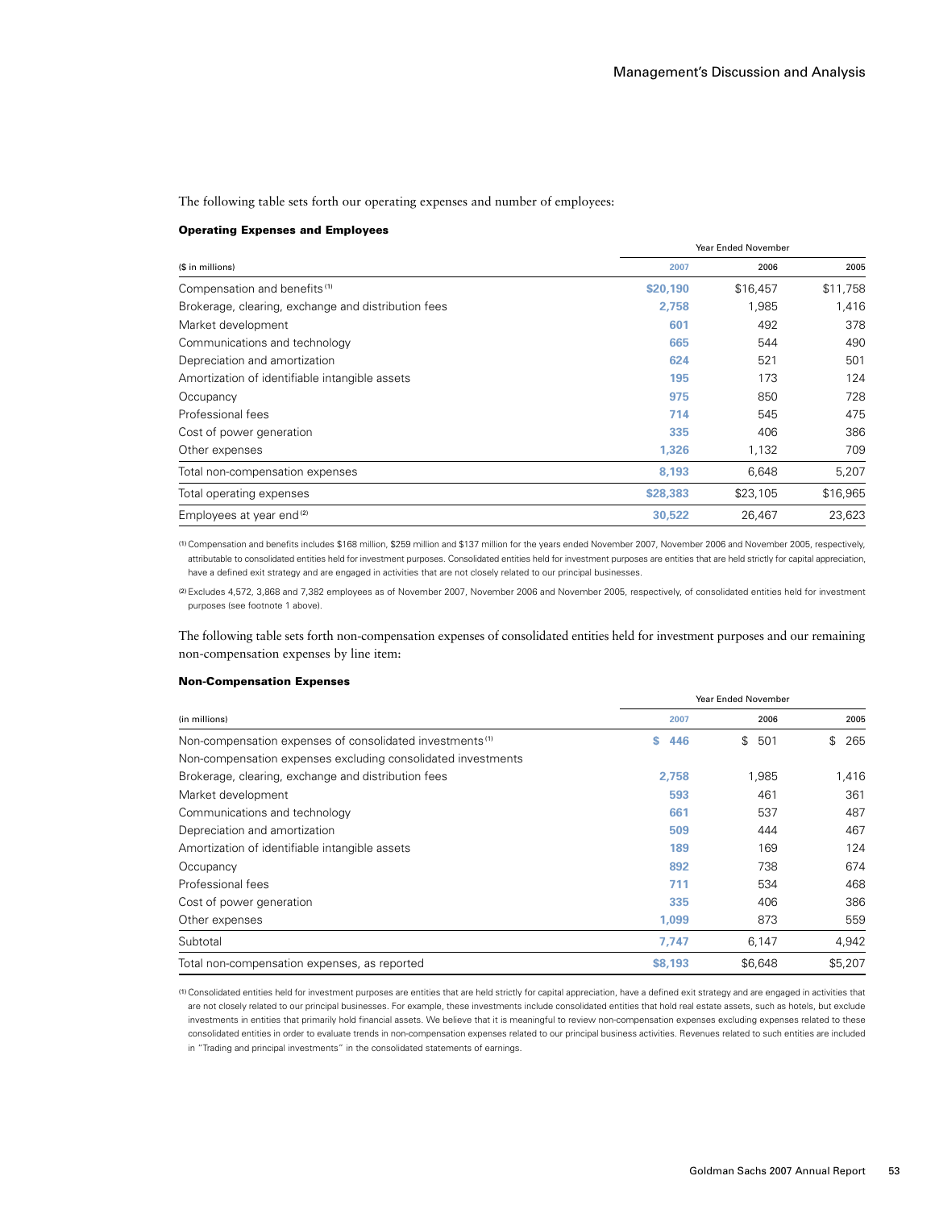The following table sets forth our operating expenses and number of employees:

**Operating Expenses and Employees**

| ($ in millions) | Year Ended November 2007 | 2006 | 2005 |
|---|---|---|---|
| Compensation and benefits [1] | $20,190 | $16,457 | $11,758 |
| Brokerage, clearing, exchange and distribution fees | 2,758 | 1,985 | 1,416 |
| Market development | 601 | 492 | 378 |
| Communications and technology | 665 | 544 | 490 |
| Depreciation and amortization | 624 | 521 | 501 |
| Amortization of identifiable intangible assets | 195 | 173 | 124 |
| Occupancy | 975 | 850 | 728 |
| Professional fees | 714 | 545 | 475 |
| Cost of power generation | 335 | 406 | 386 |
| Other expenses | 1,326 | 1,132 | 709 |
| Total non-compensation expenses | 8,193 | 6,648 | 5,207 |
| Total operating expenses | $28,383 | $23,105 | $16,965 |
| Employees at year end [2] | 30,522 | 26,467 | 23,623 |

(1) Compensation and benefits includes $168 million, $259 million and $137 million for the years ended November 2007, November 2006 and November 2005, respectively, attributable to consolidated entities held for investment purposes. Consolidated entities held for investment purposes are entities that are held strictly for capital appreciation, have a defined exit strategy and are engaged in activities that are not closely related to our principal businesses.

(2) Excludes 4,572, 3,868 and 7,382 employees as of November 2007, November 2006 and November 2005, respectively, of consolidated entities held for investment purposes (see footnote 1 above).

The following table sets forth non-compensation expenses of consolidated entities held for investment purposes and our remaining non-compensation expenses by line item:

**Non-Compensation Expenses**

| (in millions) | Year Ended November 2007 | 2006 | 2005 |
|---|---|---|---|
| Non-compensation expenses of consolidated investments [1] | $ 446 | $ 501 | $ 265 |
| Non-compensation expenses excluding consolidated investments | | | |
| Brokerage, clearing, exchange and distribution fees | 2,758 | 1,985 | 1,416 |
| Market development | 593 | 461 | 361 |
| Communications and technology | 661 | 537 | 487 |
| Depreciation and amortization | 509 | 444 | 467 |
| Amortization of identifiable intangible assets | 189 | 169 | 124 |
| Occupancy | 892 | 738 | 674 |
| Professional fees | 711 | 534 | 468 |
| Cost of power generation | 335 | 406 | 386 |
| Other expenses | 1,099 | 873 | 559 |
| Subtotal | 7,747 | 6,147 | 4,942 |
| Total non-compensation expenses, as reported | $8,193 | $6,648 | $5,207 |

(1) Consolidated entities held for investment purposes are entities that are held strictly for capital appreciation, have a defined exit strategy and are engaged in activities that are not closely related to our principal businesses. For example, these investments include consolidated entities that hold real estate assets, such as hotels, but exclude investments in entities that primarily hold financial assets. We believe that it is meaningful to review non-compensation expenses excluding expenses related to these consolidated entities in order to evaluate trends in non-compensation expenses related to our principal business activities. Revenues related to such entities are included in "Trading and principal investments" in the consolidated statements of earnings.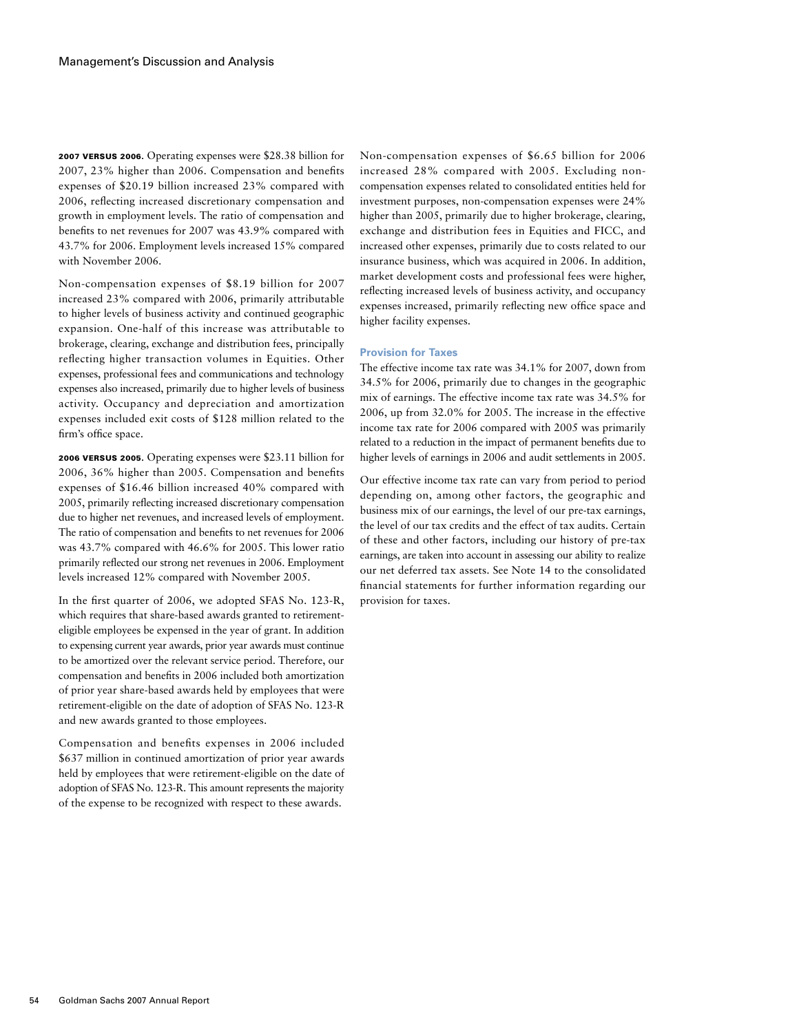**2007 VERSUS 2006.** Operating expenses were $28.38 billion for 2007, 23% higher than 2006. Compensation and benefits expenses of $20.19 billion increased 23% compared with 2006, reflecting increased discretionary compensation and growth in employment levels. The ratio of compensation and benefits to net revenues for 2007 was 43.9% compared with 43.7% for 2006. Employment levels increased 15% compared with November 2006.

Non-compensation expenses of $8.19 billion for 2007 increased 23% compared with 2006, primarily attributable to higher levels of business activity and continued geographic expansion. One-half of this increase was attributable to brokerage, clearing, exchange and distribution fees, principally reflecting higher transaction volumes in Equities. Other expenses, professional fees and communications and technology expenses also increased, primarily due to higher levels of business activity. Occupancy and depreciation and amortization expenses included exit costs of $128 million related to the firm's office space.

**2006 VERSUS 2005.** Operating expenses were $23.11 billion for 2006, 36% higher than 2005. Compensation and benefits expenses of $16.46 billion increased 40% compared with 2005, primarily reflecting increased discretionary compensation due to higher net revenues, and increased levels of employment. The ratio of compensation and benefits to net revenues for 2006 was 43.7% compared with 46.6% for 2005. This lower ratio primarily reflected our strong net revenues in 2006. Employment levels increased 12% compared with November 2005.

In the first quarter of 2006, we adopted SFAS No. 123-R, which requires that share-based awards granted to retirement-eligible employees be expensed in the year of grant. In addition to expensing current year awards, prior year awards must continue to be amortized over the relevant service period. Therefore, our compensation and benefits in 2006 included both amortization of prior year share-based awards held by employees that were retirement-eligible on the date of adoption of SFAS No. 123-R and new awards granted to those employees.

Compensation and benefits expenses in 2006 included $637 million in continued amortization of prior year awards held by employees that were retirement-eligible on the date of adoption of SFAS No. 123-R. This amount represents the majority of the expense to be recognized with respect to these awards.

Non-compensation expenses of $6.65 billion for 2006 increased 28% compared with 2005. Excluding non-compensation expenses related to consolidated entities held for investment purposes, non-compensation expenses were 24% higher than 2005, primarily due to higher brokerage, clearing, exchange and distribution fees in Equities and FICC, and increased other expenses, primarily due to costs related to our insurance business, which was acquired in 2006. In addition, market development costs and professional fees were higher, reflecting increased levels of business activity, and occupancy expenses increased, primarily reflecting new office space and higher facility expenses.

### Provision for Taxes

The effective income tax rate was 34.1% for 2007, down from 34.5% for 2006, primarily due to changes in the geographic mix of earnings. The effective income tax rate was 34.5% for 2006, up from 32.0% for 2005. The increase in the effective income tax rate for 2006 compared with 2005 was primarily related to a reduction in the impact of permanent benefits due to higher levels of earnings in 2006 and audit settlements in 2005.

Our effective income tax rate can vary from period to period depending on, among other factors, the geographic and business mix of our earnings, the level of our pre-tax earnings, the level of our tax credits and the effect of tax audits. Certain of these and other factors, including our history of pre-tax earnings, are taken into account in assessing our ability to realize our net deferred tax assets. See Note 14 to the consolidated financial statements for further information regarding our provision for taxes.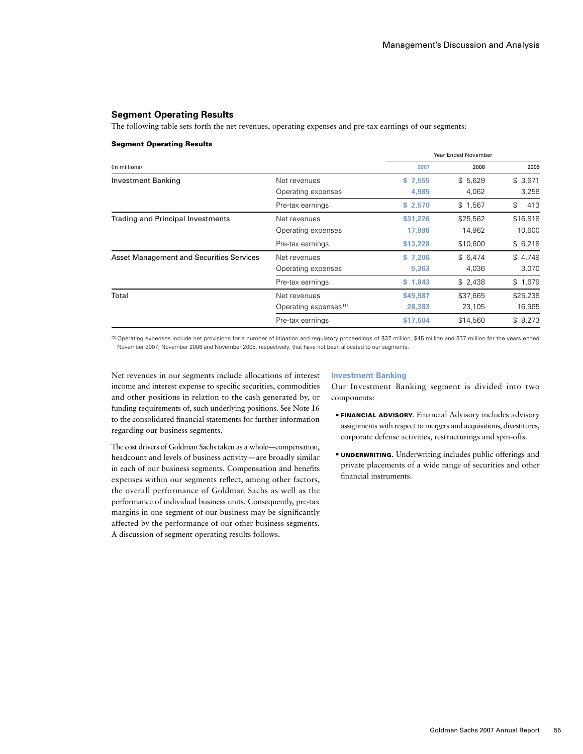## Segment Operating Results

The following table sets forth the net revenues, operating expenses and pre-tax earnings of our segments:

**Segment Operating Results**

| (in millions) | | Year Ended November 2007 | 2006 | 2005 |
|---|---|---|---|---|
| Investment Banking | Net revenues | $ 7,555 | $ 5,629 | $ 3,671 |
| | Operating expenses | 4,985 | 4,062 | 3,258 |
| | Pre-tax earnings | $ 2,570 | $ 1,567 | $ 413 |
| Trading and Principal Investments | Net revenues | $31,226 | $25,562 | $16,818 |
| | Operating expenses | 17,998 | 14,962 | 10,600 |
| | Pre-tax earnings | $13,228 | $10,600 | $ 6,218 |
| Asset Management and Securities Services | Net revenues | $ 7,206 | $ 6,474 | $ 4,749 |
| | Operating expenses | 5,363 | 4,036 | 3,070 |
| | Pre-tax earnings | $ 1,843 | $ 2,438 | $ 1,679 |
| Total | Net revenues | $45,987 | $37,665 | $25,238 |
| | Operating expenses [(1)] | 28,383 | 23,105 | 16,965 |
| | Pre-tax earnings | $17,604 | $14,560 | $ 8,273 |

(1) Operating expenses include net provisions for a number of litigation and regulatory proceedings of $37 million, $45 million and $37 million for the years ended November 2007, November 2006 and November 2005, respectively, that have not been allocated to our segments.

Net revenues in our segments include allocations of interest income and interest expense to specific securities, commodities and other positions in relation to the cash generated by, or funding requirements of, such underlying positions. See Note 16 to the consolidated financial statements for further information regarding our business segments.

The cost drivers of Goldman Sachs taken as a whole—compensation, headcount and levels of business activity—are broadly similar in each of our business segments. Compensation and benefits expenses within our segments reflect, among other factors, the overall performance of Goldman Sachs as well as the performance of individual business units. Consequently, pre-tax margins in one segment of our business may be significantly affected by the performance of our other business segments. A discussion of segment operating results follows.

### Investment Banking

Our Investment Banking segment is divided into two components:

- **FINANCIAL ADVISORY.** Financial Advisory includes advisory assignments with respect to mergers and acquisitions, divestitures, corporate defense activities, restructurings and spin-offs.
- **UNDERWRITING.** Underwriting includes public offerings and private placements of a wide range of securities and other financial instruments.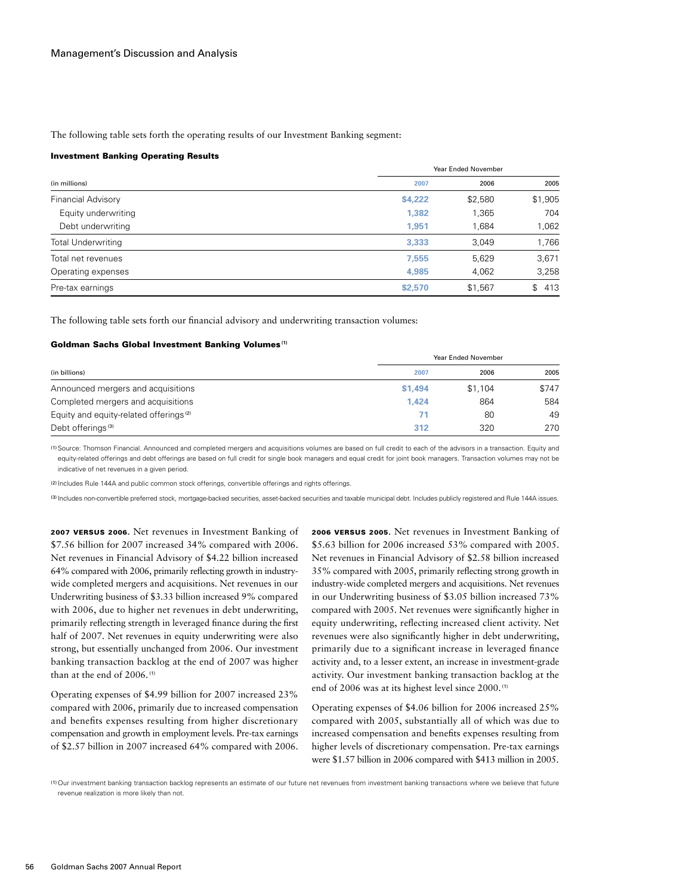The following table sets forth the operating results of our Investment Banking segment:

#### Investment Banking Operating Results

| (in millions) | Year Ended November 2007 | 2006 | 2005 |
|---|---|---|---|
| Financial Advisory | $4,222 | $2,580 | $1,905 |
| Equity underwriting | 1,382 | 1,365 | 704 |
| Debt underwriting | 1,951 | 1,684 | 1,062 |
| Total Underwriting | 3,333 | 3,049 | 1,766 |
| Total net revenues | 7,555 | 5,629 | 3,671 |
| Operating expenses | 4,985 | 4,062 | 3,258 |
| Pre-tax earnings | $2,570 | $1,567 | $ 413 |

The following table sets forth our financial advisory and underwriting transaction volumes:

#### Goldman Sachs Global Investment Banking Volumes [1]

| (in billions) | Year Ended November 2007 | 2006 | 2005 |
|---|---|---|---|
| Announced mergers and acquisitions | $1,494 | $1,104 | $747 |
| Completed mergers and acquisitions | 1,424 | 864 | 584 |
| Equity and equity-related offerings [2] | 71 | 80 | 49 |
| Debt offerings [3] | 312 | 320 | 270 |

[1] Source: Thomson Financial. Announced and completed mergers and acquisitions volumes are based on full credit to each of the advisors in a transaction. Equity and equity-related offerings and debt offerings are based on full credit for single book managers and equal credit for joint book managers. Transaction volumes may not be indicative of net revenues in a given period.

[2] Includes Rule 144A and public common stock offerings, convertible offerings and rights offerings.

[3] Includes non-convertible preferred stock, mortgage-backed securities, asset-backed securities and taxable municipal debt. Includes publicly registered and Rule 144A issues.

**2007 versus 2006.** Net revenues in Investment Banking of $7.56 billion for 2007 increased 34% compared with 2006. Net revenues in Financial Advisory of $4.22 billion increased 64% compared with 2006, primarily reflecting growth in industry-wide completed mergers and acquisitions. Net revenues in our Underwriting business of $3.33 billion increased 9% compared with 2006, due to higher net revenues in debt underwriting, primarily reflecting strength in leveraged finance during the first half of 2007. Net revenues in equity underwriting were also strong, but essentially unchanged from 2006. Our investment banking transaction backlog at the end of 2007 was higher than at the end of 2006. [1]

Operating expenses of $4.99 billion for 2007 increased 23% compared with 2006, primarily due to increased compensation and benefits expenses resulting from higher discretionary compensation and growth in employment levels. Pre-tax earnings of $2.57 billion in 2007 increased 64% compared with 2006.

**2006 versus 2005.** Net revenues in Investment Banking of $5.63 billion for 2006 increased 53% compared with 2005. Net revenues in Financial Advisory of $2.58 billion increased 35% compared with 2005, primarily reflecting strong growth in industry-wide completed mergers and acquisitions. Net revenues in our Underwriting business of $3.05 billion increased 73% compared with 2005. Net revenues were significantly higher in equity underwriting, reflecting increased client activity. Net revenues were also significantly higher in debt underwriting, primarily due to a significant increase in leveraged finance activity and, to a lesser extent, an increase in investment-grade activity. Our investment banking transaction backlog at the end of 2006 was at its highest level since 2000. [1]

Operating expenses of $4.06 billion for 2006 increased 25% compared with 2005, substantially all of which was due to increased compensation and benefits expenses resulting from higher levels of discretionary compensation. Pre-tax earnings were $1.57 billion in 2006 compared with $413 million in 2005.

[1] Our investment banking transaction backlog represents an estimate of our future net revenues from investment banking transactions where we believe that future revenue realization is more likely than not.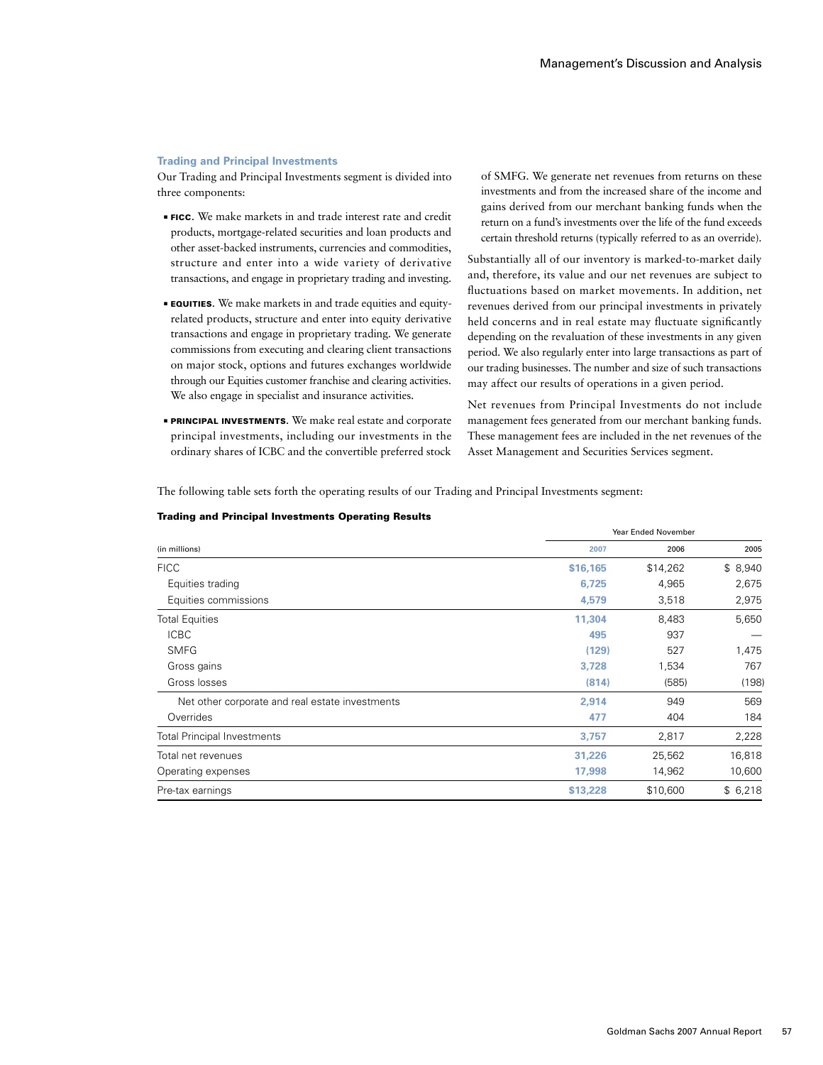### Trading and Principal Investments

Our Trading and Principal Investments segment is divided into three components:

- **FICC.** We make markets in and trade interest rate and credit products, mortgage-related securities and loan products and other asset-backed instruments, currencies and commodities, structure and enter into a wide variety of derivative transactions, and engage in proprietary trading and investing.
- **EQUITIES.** We make markets in and trade equities and equity-related products, structure and enter into equity derivative transactions and engage in proprietary trading. We generate commissions from executing and clearing client transactions on major stock, options and futures exchanges worldwide through our Equities customer franchise and clearing activities. We also engage in specialist and insurance activities.
- **PRINCIPAL INVESTMENTS.** We make real estate and corporate principal investments, including our investments in the ordinary shares of ICBC and the convertible preferred stock of SMFG. We generate net revenues from returns on these investments and from the increased share of the income and gains derived from our merchant banking funds when the return on a fund's investments over the life of the fund exceeds certain threshold returns (typically referred to as an override).

Substantially all of our inventory is marked-to-market daily and, therefore, its value and our net revenues are subject to fluctuations based on market movements. In addition, net revenues derived from our principal investments in privately held concerns and in real estate may fluctuate significantly depending on the revaluation of these investments in any given period. We also regularly enter into large transactions as part of our trading businesses. The number and size of such transactions may affect our results of operations in a given period.

Net revenues from Principal Investments do not include management fees generated from our merchant banking funds. These management fees are included in the net revenues of the Asset Management and Securities Services segment.

The following table sets forth the operating results of our Trading and Principal Investments segment:

**Trading and Principal Investments Operating Results**

| | Year Ended November | | |
|---|---|---|---|
| (in millions) | 2007 | 2006 | 2005 |
| FICC | $16,165 | $14,262 | $ 8,940 |
| Equities trading | 6,725 | 4,965 | 2,675 |
| Equities commissions | 4,579 | 3,518 | 2,975 |
| Total Equities | 11,304 | 8,483 | 5,650 |
| ICBC | 495 | 937 | — |
| SMFG | (129) | 527 | 1,475 |
| Gross gains | 3,728 | 1,534 | 767 |
| Gross losses | (814) | (585) | (198) |
| Net other corporate and real estate investments | 2,914 | 949 | 569 |
| Overrides | 477 | 404 | 184 |
| Total Principal Investments | 3,757 | 2,817 | 2,228 |
| Total net revenues | 31,226 | 25,562 | 16,818 |
| Operating expenses | 17,998 | 14,962 | 10,600 |
| Pre-tax earnings | $13,228 | $10,600 | $ 6,218 |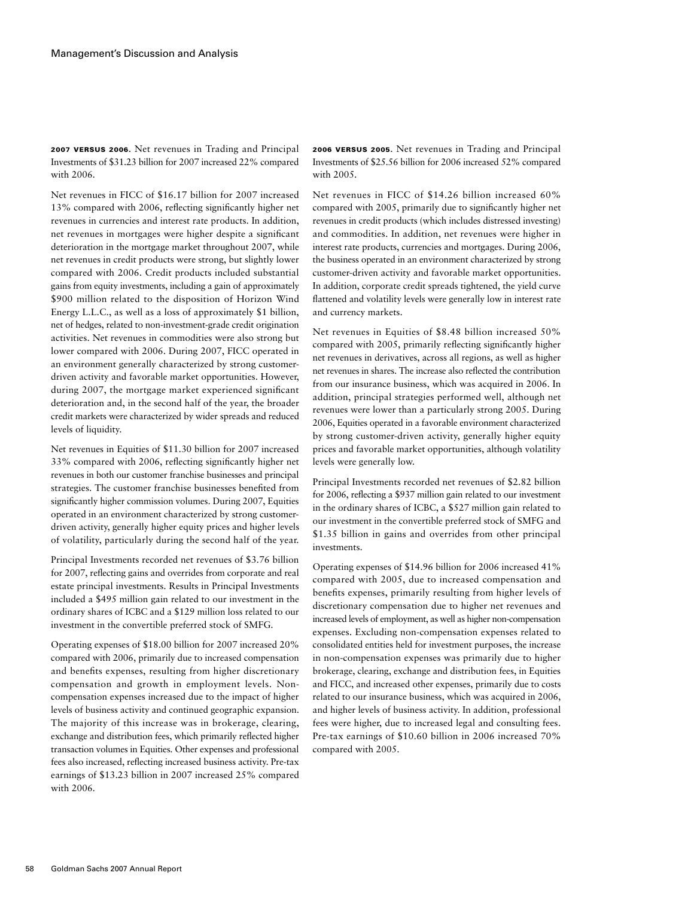**2007 VERSUS 2006.** Net revenues in Trading and Principal Investments of $31.23 billion for 2007 increased 22% compared with 2006.

Net revenues in FICC of $16.17 billion for 2007 increased 13% compared with 2006, reflecting significantly higher net revenues in currencies and interest rate products. In addition, net revenues in mortgages were higher despite a significant deterioration in the mortgage market throughout 2007, while net revenues in credit products were strong, but slightly lower compared with 2006. Credit products included substantial gains from equity investments, including a gain of approximately $900 million related to the disposition of Horizon Wind Energy L.L.C., as well as a loss of approximately $1 billion, net of hedges, related to non-investment-grade credit origination activities. Net revenues in commodities were also strong but lower compared with 2006. During 2007, FICC operated in an environment generally characterized by strong customer-driven activity and favorable market opportunities. However, during 2007, the mortgage market experienced significant deterioration and, in the second half of the year, the broader credit markets were characterized by wider spreads and reduced levels of liquidity.

Net revenues in Equities of $11.30 billion for 2007 increased 33% compared with 2006, reflecting significantly higher net revenues in both our customer franchise businesses and principal strategies. The customer franchise businesses benefited from significantly higher commission volumes. During 2007, Equities operated in an environment characterized by strong customer-driven activity, generally higher equity prices and higher levels of volatility, particularly during the second half of the year.

Principal Investments recorded net revenues of $3.76 billion for 2007, reflecting gains and overrides from corporate and real estate principal investments. Results in Principal Investments included a $495 million gain related to our investment in the ordinary shares of ICBC and a $129 million loss related to our investment in the convertible preferred stock of SMFG.

Operating expenses of $18.00 billion for 2007 increased 20% compared with 2006, primarily due to increased compensation and benefits expenses, resulting from higher discretionary compensation and growth in employment levels. Non-compensation expenses increased due to the impact of higher levels of business activity and continued geographic expansion. The majority of this increase was in brokerage, clearing, exchange and distribution fees, which primarily reflected higher transaction volumes in Equities. Other expenses and professional fees also increased, reflecting increased business activity. Pre-tax earnings of $13.23 billion in 2007 increased 25% compared with 2006.

**2006 VERSUS 2005.** Net revenues in Trading and Principal Investments of $25.56 billion for 2006 increased 52% compared with 2005.

Net revenues in FICC of $14.26 billion increased 60% compared with 2005, primarily due to significantly higher net revenues in credit products (which includes distressed investing) and commodities. In addition, net revenues were higher in interest rate products, currencies and mortgages. During 2006, the business operated in an environment characterized by strong customer-driven activity and favorable market opportunities. In addition, corporate credit spreads tightened, the yield curve flattened and volatility levels were generally low in interest rate and currency markets.

Net revenues in Equities of $8.48 billion increased 50% compared with 2005, primarily reflecting significantly higher net revenues in derivatives, across all regions, as well as higher net revenues in shares. The increase also reflected the contribution from our insurance business, which was acquired in 2006. In addition, principal strategies performed well, although net revenues were lower than a particularly strong 2005. During 2006, Equities operated in a favorable environment characterized by strong customer-driven activity, generally higher equity prices and favorable market opportunities, although volatility levels were generally low.

Principal Investments recorded net revenues of $2.82 billion for 2006, reflecting a $937 million gain related to our investment in the ordinary shares of ICBC, a $527 million gain related to our investment in the convertible preferred stock of SMFG and $1.35 billion in gains and overrides from other principal investments.

Operating expenses of $14.96 billion for 2006 increased 41% compared with 2005, due to increased compensation and benefits expenses, primarily resulting from higher levels of discretionary compensation due to higher net revenues and increased levels of employment, as well as higher non-compensation expenses. Excluding non-compensation expenses related to consolidated entities held for investment purposes, the increase in non-compensation expenses was primarily due to higher brokerage, clearing, exchange and distribution fees, in Equities and FICC, and increased other expenses, primarily due to costs related to our insurance business, which was acquired in 2006, and higher levels of business activity. In addition, professional fees were higher, due to increased legal and consulting fees. Pre-tax earnings of $10.60 billion in 2006 increased 70% compared with 2005.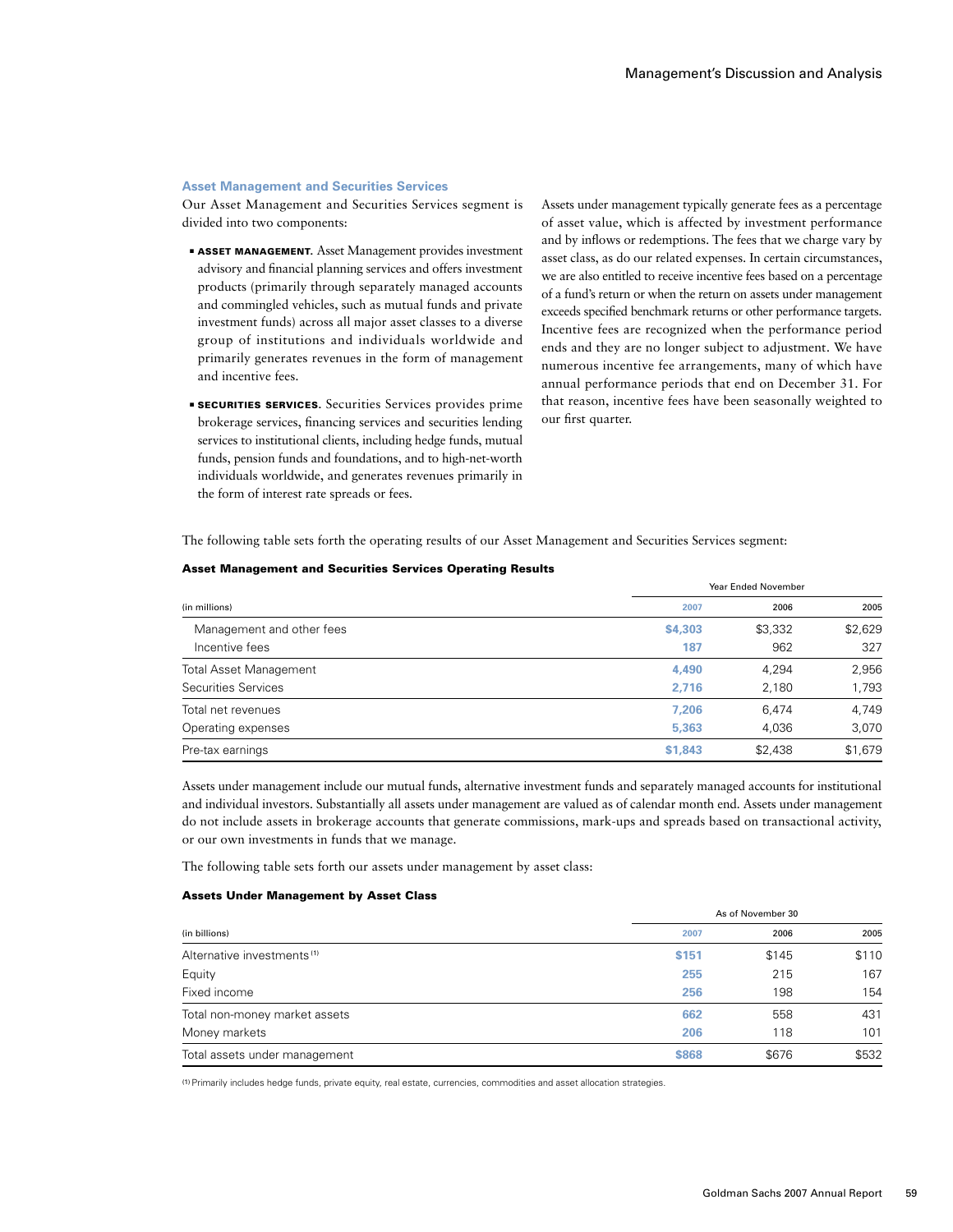### Asset Management and Securities Services

Our Asset Management and Securities Services segment is divided into two components:

- **ASSET MANAGEMENT.** Asset Management provides investment advisory and financial planning services and offers investment products (primarily through separately managed accounts and commingled vehicles, such as mutual funds and private investment funds) across all major asset classes to a diverse group of institutions and individuals worldwide and primarily generates revenues in the form of management and incentive fees.

- **SECURITIES SERVICES.** Securities Services provides prime brokerage services, financing services and securities lending services to institutional clients, including hedge funds, mutual funds, pension funds and foundations, and to high-net-worth individuals worldwide, and generates revenues primarily in the form of interest rate spreads or fees.

Assets under management typically generate fees as a percentage of asset value, which is affected by investment performance and by inflows or redemptions. The fees that we charge vary by asset class, as do our related expenses. In certain circumstances, we are also entitled to receive incentive fees based on a percentage of a fund's return or when the return on assets under management exceeds specified benchmark returns or other performance targets. Incentive fees are recognized when the performance period ends and they are no longer subject to adjustment. We have numerous incentive fee arrangements, many of which have annual performance periods that end on December 31. For that reason, incentive fees have been seasonally weighted to our first quarter.

The following table sets forth the operating results of our Asset Management and Securities Services segment:

**Asset Management and Securities Services Operating Results**

| | Year Ended November | | |
|---|---|---|---|
| (in millions) | 2007 | 2006 | 2005 |
| Management and other fees | $4,303 | $3,332 | $2,629 |
| Incentive fees | 187 | 962 | 327 |
| Total Asset Management | 4,490 | 4,294 | 2,956 |
| Securities Services | 2,716 | 2,180 | 1,793 |
| Total net revenues | 7,206 | 6,474 | 4,749 |
| Operating expenses | 5,363 | 4,036 | 3,070 |
| Pre-tax earnings | $1,843 | $2,438 | $1,679 |

Assets under management include our mutual funds, alternative investment funds and separately managed accounts for institutional and individual investors. Substantially all assets under management are valued as of calendar month end. Assets under management do not include assets in brokerage accounts that generate commissions, mark-ups and spreads based on transactional activity, or our own investments in funds that we manage.

The following table sets forth our assets under management by asset class:

**Assets Under Management by Asset Class**

| | As of November 30 | | |
|---|---|---|---|
| (in billions) | 2007 | 2006 | 2005 |
| Alternative investments [1] | $151 | $145 | $110 |
| Equity | 255 | 215 | 167 |
| Fixed income | 256 | 198 | 154 |
| Total non-money market assets | 662 | 558 | 431 |
| Money markets | 206 | 118 | 101 |
| Total assets under management | $868 | $676 | $532 |

[1] Primarily includes hedge funds, private equity, real estate, currencies, commodities and asset allocation strategies.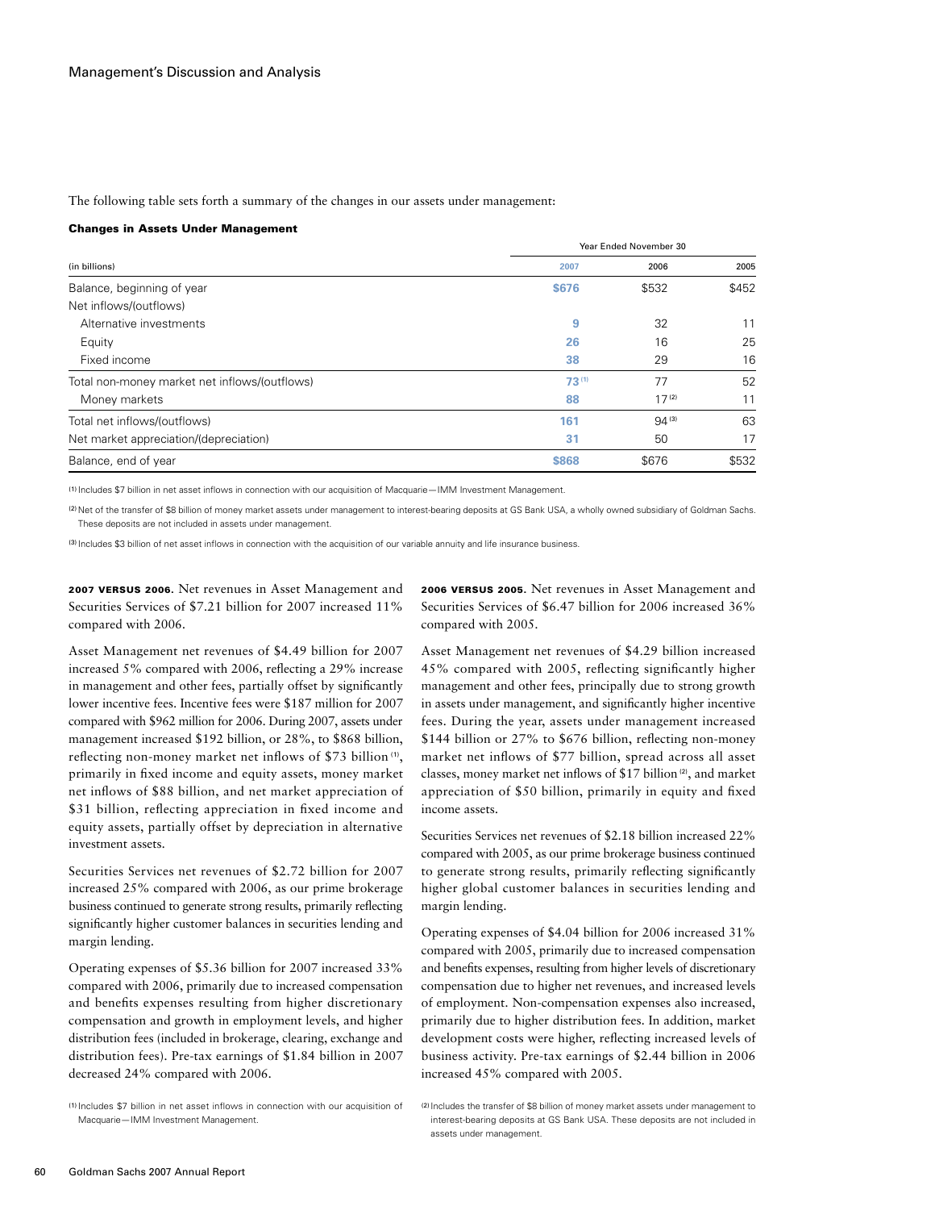The following table sets forth a summary of the changes in our assets under management:

### Changes in Assets Under Management

| (in billions) | Year Ended November 30 | | |
|---|---|---|---|
| | 2007 | 2006 | 2005 |
| Balance, beginning of year | **$676** | $532 | $452 |
| Net inflows/(outflows) | | | |
| Alternative investments | **9** | 32 | 11 |
| Equity | **26** | 16 | 25 |
| Fixed income | **38** | 29 | 16 |
| Total non-money market net inflows/(outflows) | **73** [(1)] | 77 | 52 |
| Money markets | **88** | 17 [(2)] | 11 |
| Total net inflows/(outflows) | **161** | 94 [(3)] | 63 |
| Net market appreciation/(depreciation) | **31** | 50 | 17 |
| Balance, end of year | **$868** | $676 | $532 |

(1) Includes $7 billion in net asset inflows in connection with our acquisition of Macquarie—IMM Investment Management.

(2) Net of the transfer of $8 billion of money market assets under management to interest-bearing deposits at GS Bank USA, a wholly owned subsidiary of Goldman Sachs. These deposits are not included in assets under management.

(3) Includes $3 billion of net asset inflows in connection with the acquisition of our variable annuity and life insurance business.

**2007 versus 2006.** Net revenues in Asset Management and Securities Services of $7.21 billion for 2007 increased 11% compared with 2006.

Asset Management net revenues of $4.49 billion for 2007 increased 5% compared with 2006, reflecting a 29% increase in management and other fees, partially offset by significantly lower incentive fees. Incentive fees were $187 million for 2007 compared with $962 million for 2006. During 2007, assets under management increased $192 billion, or 28%, to $868 billion, reflecting non-money market net inflows of $73 billion [(1)], primarily in fixed income and equity assets, money market net inflows of $88 billion, and net market appreciation of $31 billion, reflecting appreciation in fixed income and equity assets, partially offset by depreciation in alternative investment assets.

Securities Services net revenues of $2.72 billion for 2007 increased 25% compared with 2006, as our prime brokerage business continued to generate strong results, primarily reflecting significantly higher customer balances in securities lending and margin lending.

Operating expenses of $5.36 billion for 2007 increased 33% compared with 2006, primarily due to increased compensation and benefits expenses resulting from higher discretionary compensation and growth in employment levels, and higher distribution fees (included in brokerage, clearing, exchange and distribution fees). Pre-tax earnings of $1.84 billion in 2007 decreased 24% compared with 2006.

(1) Includes $7 billion in net asset inflows in connection with our acquisition of Macquarie—IMM Investment Management.

**2006 versus 2005.** Net revenues in Asset Management and Securities Services of $6.47 billion for 2006 increased 36% compared with 2005.

Asset Management net revenues of $4.29 billion increased 45% compared with 2005, reflecting significantly higher management and other fees, principally due to strong growth in assets under management, and significantly higher incentive fees. During the year, assets under management increased $144 billion or 27% to $676 billion, reflecting non-money market net inflows of $77 billion, spread across all asset classes, money market net inflows of $17 billion [(2)], and market appreciation of $50 billion, primarily in equity and fixed income assets.

Securities Services net revenues of $2.18 billion increased 22% compared with 2005, as our prime brokerage business continued to generate strong results, primarily reflecting significantly higher global customer balances in securities lending and margin lending.

Operating expenses of $4.04 billion for 2006 increased 31% compared with 2005, primarily due to increased compensation and benefits expenses, resulting from higher levels of discretionary compensation due to higher net revenues, and increased levels of employment. Non-compensation expenses also increased, primarily due to higher distribution fees. In addition, market development costs were higher, reflecting increased levels of business activity. Pre-tax earnings of $2.44 billion in 2006 increased 45% compared with 2005.

(2) Includes the transfer of $8 billion of money market assets under management to interest-bearing deposits at GS Bank USA. These deposits are not included in assets under management.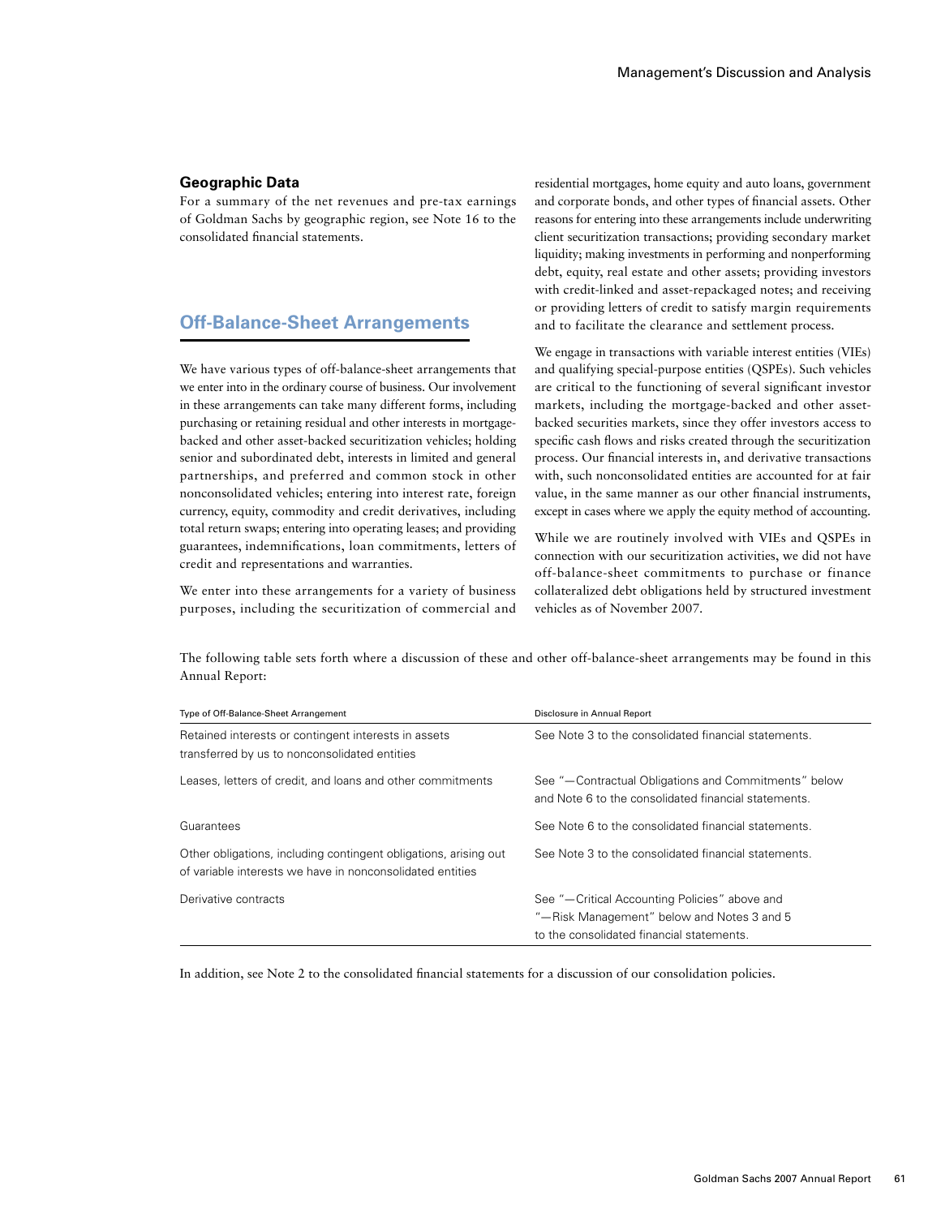## Geographic Data

For a summary of the net revenues and pre-tax earnings of Goldman Sachs by geographic region, see Note 16 to the consolidated financial statements.

## Off-Balance-Sheet Arrangements

We have various types of off-balance-sheet arrangements that we enter into in the ordinary course of business. Our involvement in these arrangements can take many different forms, including purchasing or retaining residual and other interests in mortgage-backed and other asset-backed securitization vehicles; holding senior and subordinated debt, interests in limited and general partnerships, and preferred and common stock in other nonconsolidated vehicles; entering into interest rate, foreign currency, equity, commodity and credit derivatives, including total return swaps; entering into operating leases; and providing guarantees, indemnifications, loan commitments, letters of credit and representations and warranties.

We enter into these arrangements for a variety of business purposes, including the securitization of commercial and residential mortgages, home equity and auto loans, government and corporate bonds, and other types of financial assets. Other reasons for entering into these arrangements include underwriting client securitization transactions; providing secondary market liquidity; making investments in performing and nonperforming debt, equity, real estate and other assets; providing investors with credit-linked and asset-repackaged notes; and receiving or providing letters of credit to satisfy margin requirements and to facilitate the clearance and settlement process.

We engage in transactions with variable interest entities (VIEs) and qualifying special-purpose entities (QSPEs). Such vehicles are critical to the functioning of several significant investor markets, including the mortgage-backed and other asset-backed securities markets, since they offer investors access to specific cash flows and risks created through the securitization process. Our financial interests in, and derivative transactions with, such nonconsolidated entities are accounted for at fair value, in the same manner as our other financial instruments, except in cases where we apply the equity method of accounting.

While we are routinely involved with VIEs and QSPEs in connection with our securitization activities, we did not have off-balance-sheet commitments to purchase or finance collateralized debt obligations held by structured investment vehicles as of November 2007.

The following table sets forth where a discussion of these and other off-balance-sheet arrangements may be found in this Annual Report:

| Type of Off-Balance-Sheet Arrangement | Disclosure in Annual Report |
|---|---|
| Retained interests or contingent interests in assets transferred by us to nonconsolidated entities | See Note 3 to the consolidated financial statements. |
| Leases, letters of credit, and loans and other commitments | See "—Contractual Obligations and Commitments" below and Note 6 to the consolidated financial statements. |
| Guarantees | See Note 6 to the consolidated financial statements. |
| Other obligations, including contingent obligations, arising out of variable interests we have in nonconsolidated entities | See Note 3 to the consolidated financial statements. |
| Derivative contracts | See "—Critical Accounting Policies" above and "—Risk Management" below and Notes 3 and 5 to the consolidated financial statements. |

In addition, see Note 2 to the consolidated financial statements for a discussion of our consolidation policies.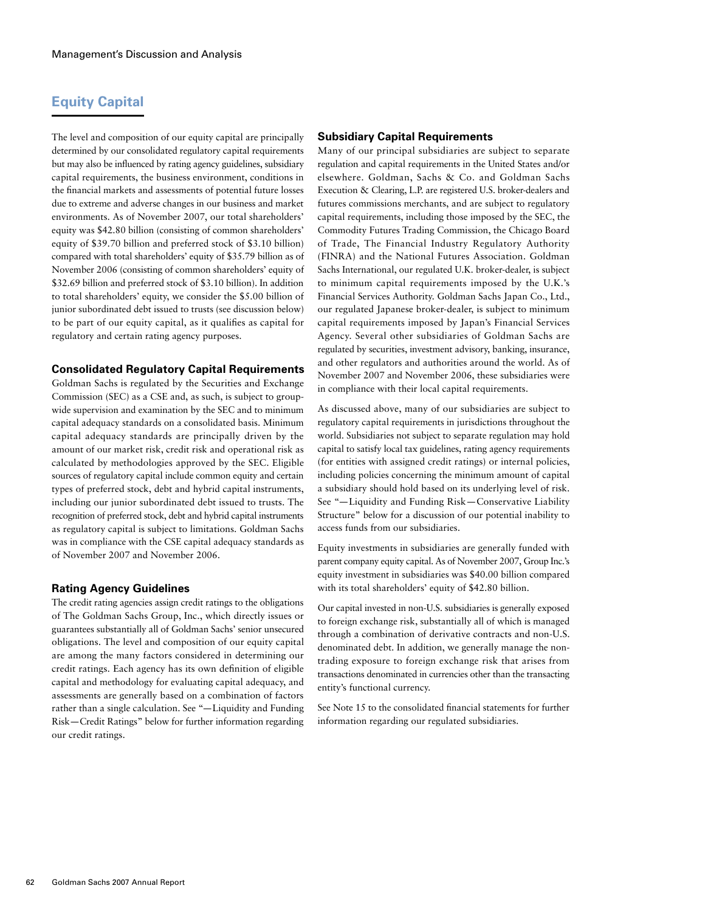## Equity Capital

The level and composition of our equity capital are principally determined by our consolidated regulatory capital requirements but may also be influenced by rating agency guidelines, subsidiary capital requirements, the business environment, conditions in the financial markets and assessments of potential future losses due to extreme and adverse changes in our business and market environments. As of November 2007, our total shareholders' equity was $42.80 billion (consisting of common shareholders' equity of $39.70 billion and preferred stock of $3.10 billion) compared with total shareholders' equity of $35.79 billion as of November 2006 (consisting of common shareholders' equity of $32.69 billion and preferred stock of $3.10 billion). In addition to total shareholders' equity, we consider the $5.00 billion of junior subordinated debt issued to trusts (see discussion below) to be part of our equity capital, as it qualifies as capital for regulatory and certain rating agency purposes.

### Consolidated Regulatory Capital Requirements

Goldman Sachs is regulated by the Securities and Exchange Commission (SEC) as a CSE and, as such, is subject to group-wide supervision and examination by the SEC and to minimum capital adequacy standards on a consolidated basis. Minimum capital adequacy standards are principally driven by the amount of our market risk, credit risk and operational risk as calculated by methodologies approved by the SEC. Eligible sources of regulatory capital include common equity and certain types of preferred stock, debt and hybrid capital instruments, including our junior subordinated debt issued to trusts. The recognition of preferred stock, debt and hybrid capital instruments as regulatory capital is subject to limitations. Goldman Sachs was in compliance with the CSE capital adequacy standards as of November 2007 and November 2006.

### Rating Agency Guidelines

The credit rating agencies assign credit ratings to the obligations of The Goldman Sachs Group, Inc., which directly issues or guarantees substantially all of Goldman Sachs' senior unsecured obligations. The level and composition of our equity capital are among the many factors considered in determining our credit ratings. Each agency has its own definition of eligible capital and methodology for evaluating capital adequacy, and assessments are generally based on a combination of factors rather than a single calculation. See "—Liquidity and Funding Risk—Credit Ratings" below for further information regarding our credit ratings.

### Subsidiary Capital Requirements

Many of our principal subsidiaries are subject to separate regulation and capital requirements in the United States and/or elsewhere. Goldman, Sachs & Co. and Goldman Sachs Execution & Clearing, L.P. are registered U.S. broker-dealers and futures commissions merchants, and are subject to regulatory capital requirements, including those imposed by the SEC, the Commodity Futures Trading Commission, the Chicago Board of Trade, The Financial Industry Regulatory Authority (FINRA) and the National Futures Association. Goldman Sachs International, our regulated U.K. broker-dealer, is subject to minimum capital requirements imposed by the U.K.'s Financial Services Authority. Goldman Sachs Japan Co., Ltd., our regulated Japanese broker-dealer, is subject to minimum capital requirements imposed by Japan's Financial Services Agency. Several other subsidiaries of Goldman Sachs are regulated by securities, investment advisory, banking, insurance, and other regulators and authorities around the world. As of November 2007 and November 2006, these subsidiaries were in compliance with their local capital requirements.

As discussed above, many of our subsidiaries are subject to regulatory capital requirements in jurisdictions throughout the world. Subsidiaries not subject to separate regulation may hold capital to satisfy local tax guidelines, rating agency requirements (for entities with assigned credit ratings) or internal policies, including policies concerning the minimum amount of capital a subsidiary should hold based on its underlying level of risk. See "—Liquidity and Funding Risk—Conservative Liability Structure" below for a discussion of our potential inability to access funds from our subsidiaries.

Equity investments in subsidiaries are generally funded with parent company equity capital. As of November 2007, Group Inc.'s equity investment in subsidiaries was $40.00 billion compared with its total shareholders' equity of $42.80 billion.

Our capital invested in non-U.S. subsidiaries is generally exposed to foreign exchange risk, substantially all of which is managed through a combination of derivative contracts and non-U.S. denominated debt. In addition, we generally manage the non-trading exposure to foreign exchange risk that arises from transactions denominated in currencies other than the transacting entity's functional currency.

See Note 15 to the consolidated financial statements for further information regarding our regulated subsidiaries.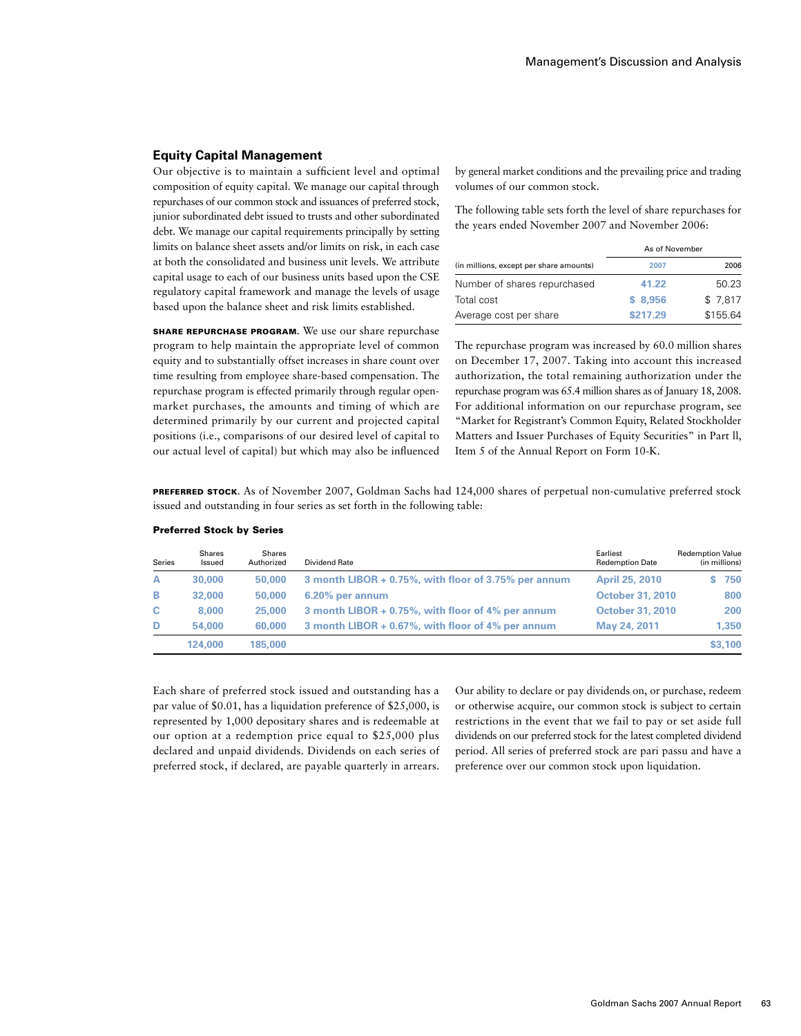## Equity Capital Management

Our objective is to maintain a sufficient level and optimal composition of equity capital. We manage our capital through repurchases of our common stock and issuances of preferred stock, junior subordinated debt issued to trusts and other subordinated debt. We manage our capital requirements principally by setting limits on balance sheet assets and/or limits on risk, in each case at both the consolidated and business unit levels. We attribute capital usage to each of our business units based upon the CSE regulatory capital framework and manage the levels of usage based upon the balance sheet and risk limits established.

**SHARE REPURCHASE PROGRAM.** We use our share repurchase program to help maintain the appropriate level of common equity and to substantially offset increases in share count over time resulting from employee share-based compensation. The repurchase program is effected primarily through regular open-market purchases, the amounts and timing of which are determined primarily by our current and projected capital positions (i.e., comparisons of our desired level of capital to our actual level of capital) but which may also be influenced by general market conditions and the prevailing price and trading volumes of our common stock.

The following table sets forth the level of share repurchases for the years ended November 2007 and November 2006:

| | As of November | |
|---|---|---|
| (in millions, except per share amounts) | 2007 | 2006 |
| Number of shares repurchased | 41.22 | 50.23 |
| Total cost | $ 8,956 | $ 7,817 |
| Average cost per share | $217.29 | $155.64 |

The repurchase program was increased by 60.0 million shares on December 17, 2007. Taking into account this increased authorization, the total remaining authorization under the repurchase program was 65.4 million shares as of January 18, 2008. For additional information on our repurchase program, see "Market for Registrant's Common Equity, Related Stockholder Matters and Issuer Purchases of Equity Securities" in Part II, Item 5 of the Annual Report on Form 10-K.

**PREFERRED STOCK.** As of November 2007, Goldman Sachs had 124,000 shares of perpetual non-cumulative preferred stock issued and outstanding in four series as set forth in the following table:

**Preferred Stock by Series**

| Series | Shares Issued | Shares Authorized | Dividend Rate | Earliest Redemption Date | Redemption Value (in millions) |
|---|---|---|---|---|---|
| A | 30,000 | 50,000 | 3 month LIBOR + 0.75%, with floor of 3.75% per annum | April 25, 2010 | $ 750 |
| B | 32,000 | 50,000 | 6.20% per annum | October 31, 2010 | 800 |
| C | 8,000 | 25,000 | 3 month LIBOR + 0.75%, with floor of 4% per annum | October 31, 2010 | 200 |
| D | 54,000 | 60,000 | 3 month LIBOR + 0.67%, with floor of 4% per annum | May 24, 2011 | 1,350 |
| | 124,000 | 185,000 | | | $3,100 |

Each share of preferred stock issued and outstanding has a par value of $0.01, has a liquidation preference of $25,000, is represented by 1,000 depositary shares and is redeemable at our option at a redemption price equal to $25,000 plus declared and unpaid dividends. Dividends on each series of preferred stock, if declared, are payable quarterly in arrears.

Our ability to declare or pay dividends on, or purchase, redeem or otherwise acquire, our common stock is subject to certain restrictions in the event that we fail to pay or set aside full dividends on our preferred stock for the latest completed dividend period. All series of preferred stock are pari passu and have a preference over our common stock upon liquidation.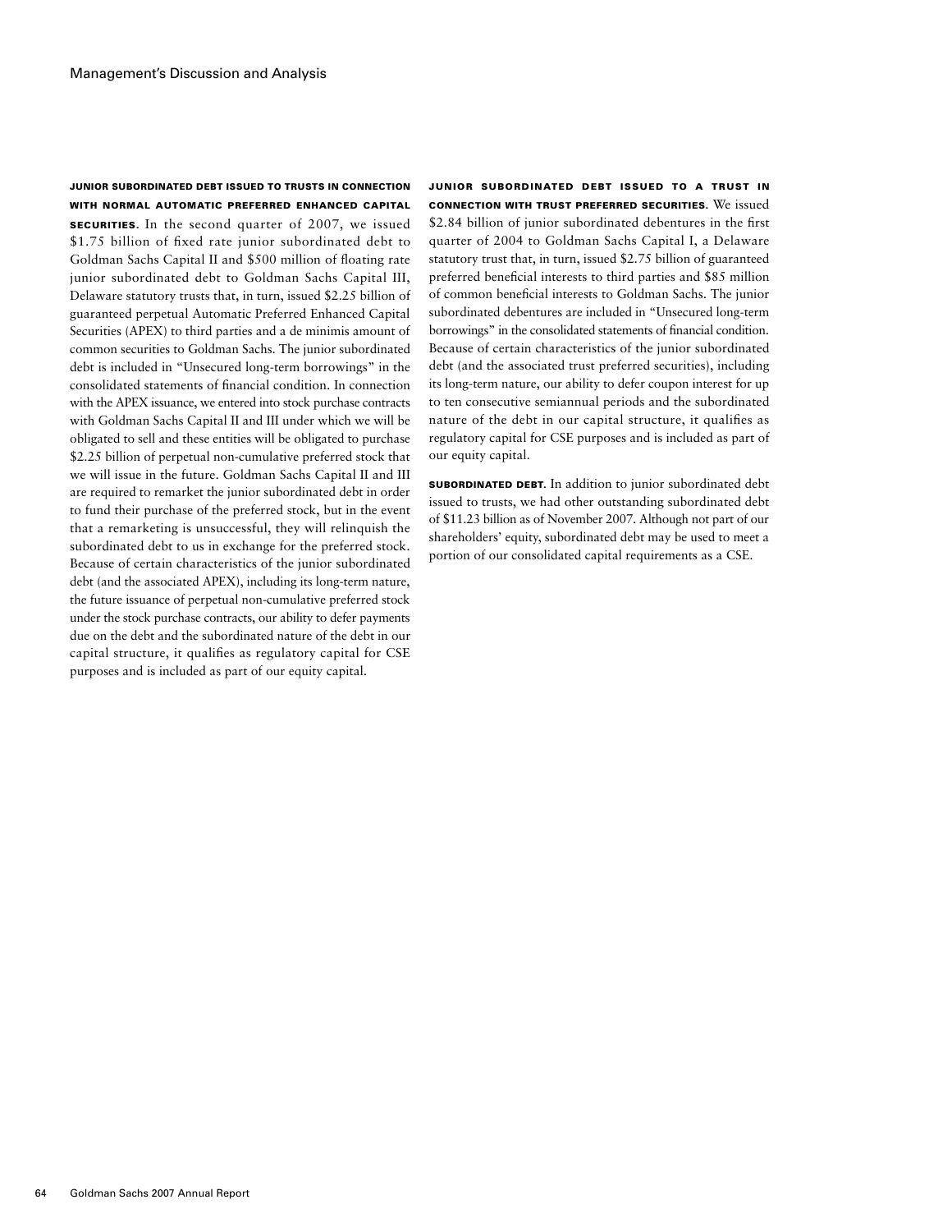**Junior Subordinated Debt Issued to Trusts in Connection with Normal Automatic Preferred Enhanced Capital Securities.** In the second quarter of 2007, we issued $1.75 billion of fixed rate junior subordinated debt to Goldman Sachs Capital II and $500 million of floating rate junior subordinated debt to Goldman Sachs Capital III, Delaware statutory trusts that, in turn, issued $2.25 billion of guaranteed perpetual Automatic Preferred Enhanced Capital Securities (APEX) to third parties and a de minimis amount of common securities to Goldman Sachs. The junior subordinated debt is included in "Unsecured long-term borrowings" in the consolidated statements of financial condition. In connection with the APEX issuance, we entered into stock purchase contracts with Goldman Sachs Capital II and III under which we will be obligated to sell and these entities will be obligated to purchase $2.25 billion of perpetual non-cumulative preferred stock that we will issue in the future. Goldman Sachs Capital II and III are required to remarket the junior subordinated debt in order to fund their purchase of the preferred stock, but in the event that a remarketing is unsuccessful, they will relinquish the subordinated debt to us in exchange for the preferred stock. Because of certain characteristics of the junior subordinated debt (and the associated APEX), including its long-term nature, the future issuance of perpetual non-cumulative preferred stock under the stock purchase contracts, our ability to defer payments due on the debt and the subordinated nature of the debt in our capital structure, it qualifies as regulatory capital for CSE purposes and is included as part of our equity capital.

**Junior Subordinated Debt Issued to a Trust in Connection with Trust Preferred Securities.** We issued $2.84 billion of junior subordinated debentures in the first quarter of 2004 to Goldman Sachs Capital I, a Delaware statutory trust that, in turn, issued $2.75 billion of guaranteed preferred beneficial interests to third parties and $85 million of common beneficial interests to Goldman Sachs. The junior subordinated debentures are included in "Unsecured long-term borrowings" in the consolidated statements of financial condition. Because of certain characteristics of the junior subordinated debt (and the associated trust preferred securities), including its long-term nature, our ability to defer coupon interest for up to ten consecutive semiannual periods and the subordinated nature of the debt in our capital structure, it qualifies as regulatory capital for CSE purposes and is included as part of our equity capital.

**Subordinated Debt.** In addition to junior subordinated debt issued to trusts, we had other outstanding subordinated debt of $11.23 billion as of November 2007. Although not part of our shareholders' equity, subordinated debt may be used to meet a portion of our consolidated capital requirements as a CSE.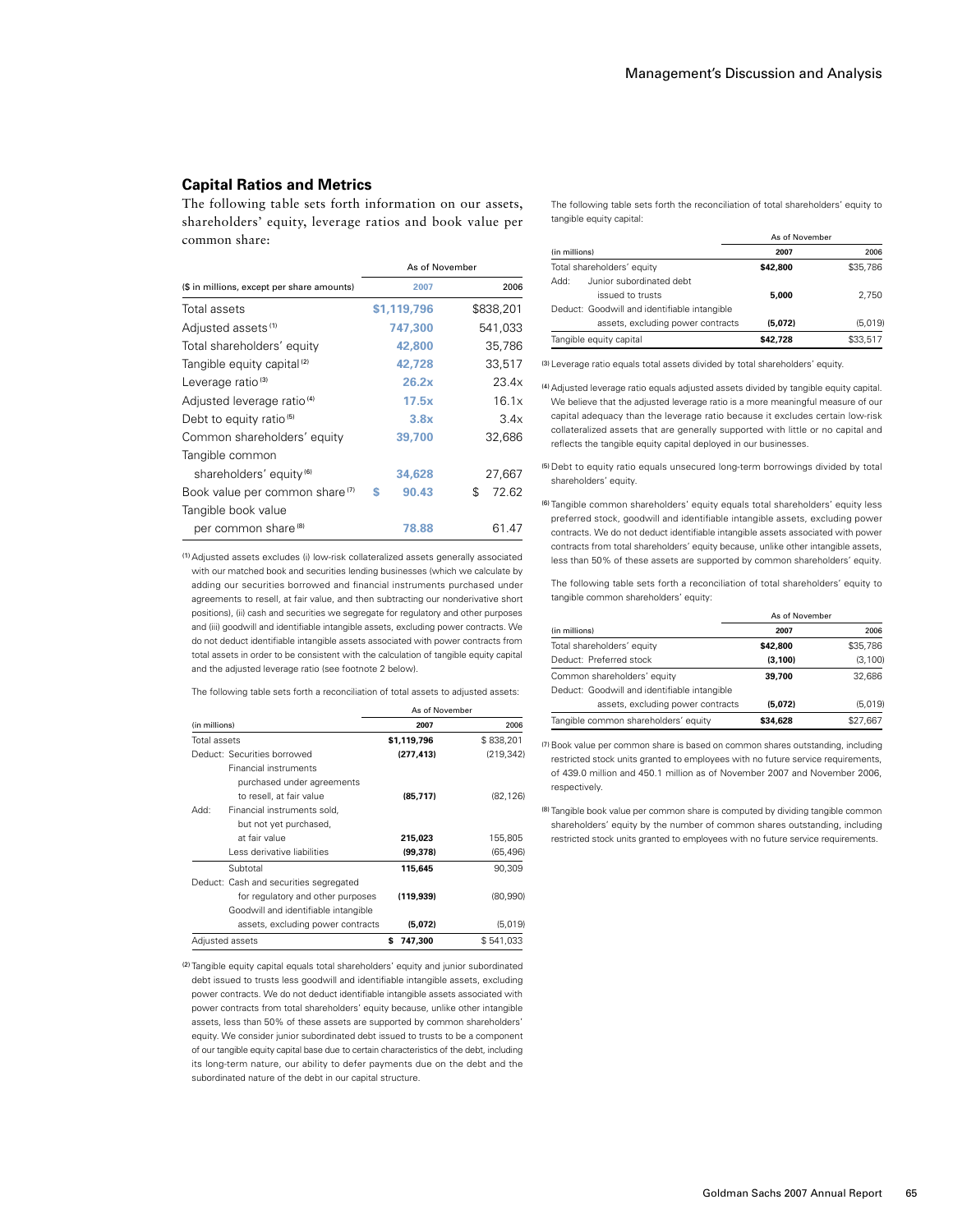## Capital Ratios and Metrics

The following table sets forth information on our assets, shareholders' equity, leverage ratios and book value per common share:

| ($ in millions, except per share amounts) | As of November 2007 | 2006 |
|---|---|---|
| Total assets | $1,119,796 | $838,201 |
| Adjusted assets [1] | 747,300 | 541,033 |
| Total shareholders' equity | 42,800 | 35,786 |
| Tangible equity capital [2] | 42,728 | 33,517 |
| Leverage ratio [3] | 26.2x | 23.4x |
| Adjusted leverage ratio [4] | 17.5x | 16.1x |
| Debt to equity ratio [5] | 3.8x | 3.4x |
| Common shareholders' equity | 39,700 | 32,686 |
| Tangible common shareholders' equity [6] | 34,628 | 27,667 |
| Book value per common share [7] | $ 90.43 | $ 72.62 |
| Tangible book value per common share [8] | 78.88 | 61.47 |

[1] Adjusted assets excludes (i) low-risk collateralized assets generally associated with our matched book and securities lending businesses (which we calculate by adding our securities borrowed and financial instruments purchased under agreements to resell, at fair value, and then subtracting our nonderivative short positions), (ii) cash and securities we segregate for regulatory and other purposes and (iii) goodwill and identifiable intangible assets, excluding power contracts. We do not deduct identifiable intangible assets associated with power contracts from total assets in order to be consistent with the calculation of tangible equity capital and the adjusted leverage ratio (see footnote 2 below).

The following table sets forth a reconciliation of total assets to adjusted assets:

| (in millions) | As of November 2007 | 2006 |
|---|---|---|
| Total assets | $1,119,796 | $ 838,201 |
| Deduct: Securities borrowed | (277,413) | (219,342) |
| Financial instruments purchased under agreements to resell, at fair value | (85,717) | (82,126) |
| Add: Financial instruments sold, but not yet purchased, at fair value | 215,023 | 155,805 |
| Less derivative liabilities | (99,378) | (65,496) |
| Subtotal | 115,645 | 90,309 |
| Deduct: Cash and securities segregated for regulatory and other purposes | (119,939) | (80,990) |
| Goodwill and identifiable intangible assets, excluding power contracts | (5,072) | (5,019) |
| Adjusted assets | $ 747,300 | $ 541,033 |

[2] Tangible equity capital equals total shareholders' equity and junior subordinated debt issued to trusts less goodwill and identifiable intangible assets, excluding power contracts. We do not deduct identifiable intangible assets associated with power contracts from total shareholders' equity because, unlike other intangible assets, less than 50% of these assets are supported by common shareholders' equity. We consider junior subordinated debt issued to trusts to be a component of our tangible equity capital base due to certain characteristics of the debt, including its long-term nature, our ability to defer payments due on the debt and the subordinated nature of the debt in our capital structure.

The following table sets forth the reconciliation of total shareholders' equity to tangible equity capital:

| (in millions) | As of November 2007 | 2006 |
|---|---|---|
| Total shareholders' equity | $42,800 | $35,786 |
| Add: Junior subordinated debt issued to trusts | 5,000 | 2,750 |
| Deduct: Goodwill and identifiable intangible assets, excluding power contracts | (5,072) | (5,019) |
| Tangible equity capital | $42,728 | $33,517 |

[3] Leverage ratio equals total assets divided by total shareholders' equity.

[4] Adjusted leverage ratio equals adjusted assets divided by tangible equity capital. We believe that the adjusted leverage ratio is a more meaningful measure of our capital adequacy than the leverage ratio because it excludes certain low-risk collateralized assets that are generally supported with little or no capital and reflects the tangible equity capital deployed in our businesses.

[5] Debt to equity ratio equals unsecured long-term borrowings divided by total shareholders' equity.

[6] Tangible common shareholders' equity equals total shareholders' equity less preferred stock, goodwill and identifiable intangible assets, excluding power contracts. We do not deduct identifiable intangible assets associated with power contracts from total shareholders' equity because, unlike other intangible assets, less than 50% of these assets are supported by common shareholders' equity.

The following table sets forth a reconciliation of total shareholders' equity to tangible common shareholders' equity:

| (in millions) | As of November 2007 | 2006 |
|---|---|---|
| Total shareholders' equity | $42,800 | $35,786 |
| Deduct: Preferred stock | (3,100) | (3,100) |
| Common shareholders' equity | 39,700 | 32,686 |
| Deduct: Goodwill and identifiable intangible assets, excluding power contracts | (5,072) | (5,019) |
| Tangible common shareholders' equity | $34,628 | $27,667 |

[7] Book value per common share is based on common shares outstanding, including restricted stock units granted to employees with no future service requirements, of 439.0 million and 450.1 million as of November 2007 and November 2006, respectively.

[8] Tangible book value per common share is computed by dividing tangible common shareholders' equity by the number of common shares outstanding, including restricted stock units granted to employees with no future service requirements.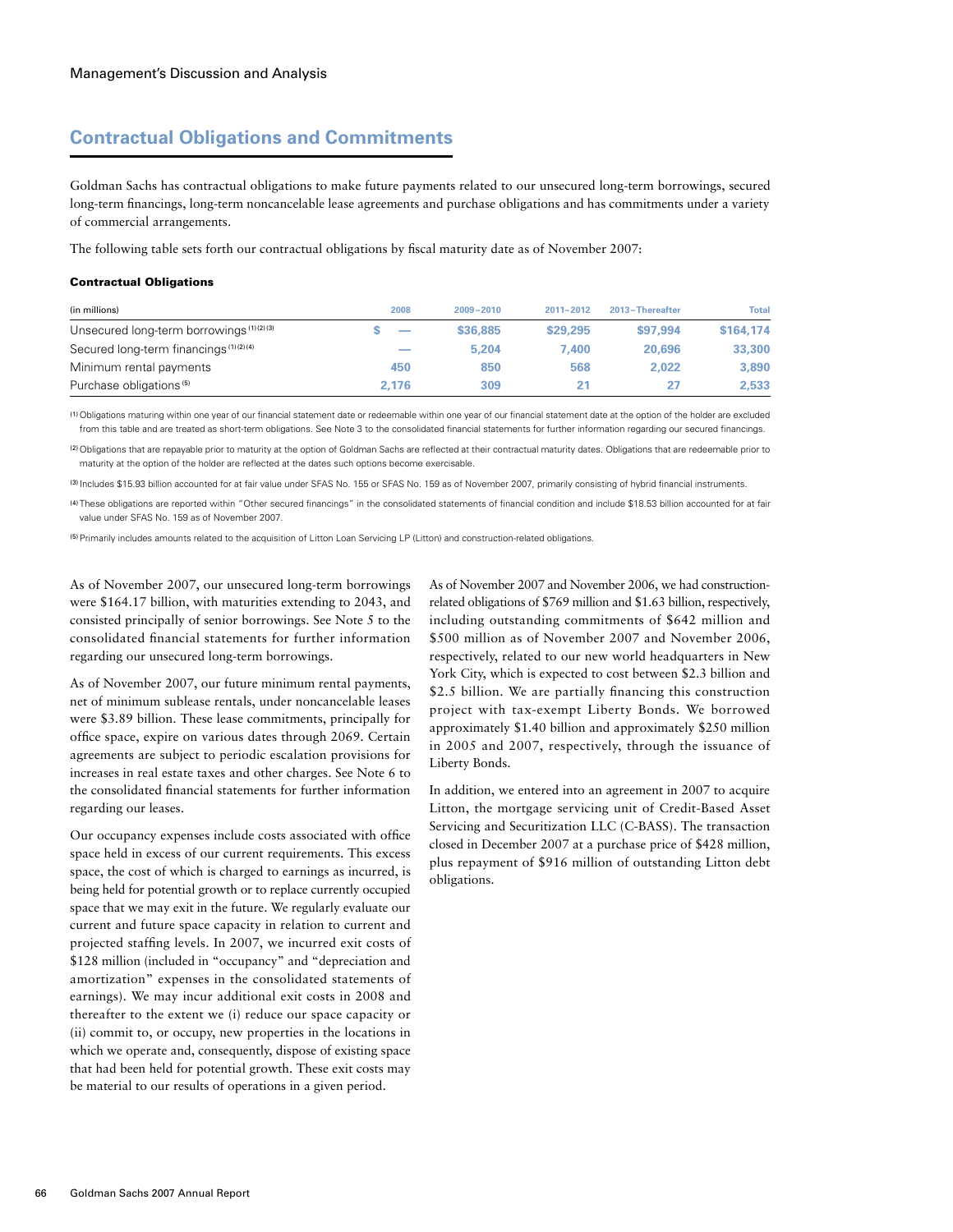## Contractual Obligations and Commitments

Goldman Sachs has contractual obligations to make future payments related to our unsecured long-term borrowings, secured long-term financings, long-term noncancelable lease agreements and purchase obligations and has commitments under a variety of commercial arrangements.

The following table sets forth our contractual obligations by fiscal maturity date as of November 2007:

**Contractual Obligations**

| (in millions) | 2008 | 2009–2010 | 2011–2012 | 2013–Thereafter | Total |
|---|---|---|---|---|---|
| Unsecured long-term borrowings [1][2][3] | $ — | $36,885 | $29,295 | $97,994 | $164,174 |
| Secured long-term financings [1][2][4] | — | 5,204 | 7,400 | 20,696 | 33,300 |
| Minimum rental payments | 450 | 850 | 568 | 2,022 | 3,890 |
| Purchase obligations [5] | 2,176 | 309 | 21 | 27 | 2,533 |

(1) Obligations maturing within one year of our financial statement date or redeemable within one year of our financial statement date at the option of the holder are excluded from this table and are treated as short-term obligations. See Note 3 to the consolidated financial statements for further information regarding our secured financings.

(2) Obligations that are repayable prior to maturity at the option of Goldman Sachs are reflected at their contractual maturity dates. Obligations that are redeemable prior to maturity at the option of the holder are reflected at the dates such options become exercisable.

(3) Includes $15.93 billion accounted for at fair value under SFAS No. 155 or SFAS No. 159 as of November 2007, primarily consisting of hybrid financial instruments.

(4) These obligations are reported within "Other secured financings" in the consolidated statements of financial condition and include $18.53 billion accounted for at fair value under SFAS No. 159 as of November 2007.

(5) Primarily includes amounts related to the acquisition of Litton Loan Servicing LP (Litton) and construction-related obligations.

As of November 2007, our unsecured long-term borrowings were $164.17 billion, with maturities extending to 2043, and consisted principally of senior borrowings. See Note 5 to the consolidated financial statements for further information regarding our unsecured long-term borrowings.

As of November 2007, our future minimum rental payments, net of minimum sublease rentals, under noncancelable leases were $3.89 billion. These lease commitments, principally for office space, expire on various dates through 2069. Certain agreements are subject to periodic escalation provisions for increases in real estate taxes and other charges. See Note 6 to the consolidated financial statements for further information regarding our leases.

Our occupancy expenses include costs associated with office space held in excess of our current requirements. This excess space, the cost of which is charged to earnings as incurred, is being held for potential growth or to replace currently occupied space that we may exit in the future. We regularly evaluate our current and future space capacity in relation to current and projected staffing levels. In 2007, we incurred exit costs of $128 million (included in "occupancy" and "depreciation and amortization" expenses in the consolidated statements of earnings). We may incur additional exit costs in 2008 and thereafter to the extent we (i) reduce our space capacity or (ii) commit to, or occupy, new properties in the locations in which we operate and, consequently, dispose of existing space that had been held for potential growth. These exit costs may be material to our results of operations in a given period.

As of November 2007 and November 2006, we had construction-related obligations of $769 million and $1.63 billion, respectively, including outstanding commitments of $642 million and $500 million as of November 2007 and November 2006, respectively, related to our new world headquarters in New York City, which is expected to cost between $2.3 billion and $2.5 billion. We are partially financing this construction project with tax-exempt Liberty Bonds. We borrowed approximately $1.40 billion and approximately $250 million in 2005 and 2007, respectively, through the issuance of Liberty Bonds.

In addition, we entered into an agreement in 2007 to acquire Litton, the mortgage servicing unit of Credit-Based Asset Servicing and Securitization LLC (C-BASS). The transaction closed in December 2007 at a purchase price of $428 million, plus repayment of $916 million of outstanding Litton debt obligations.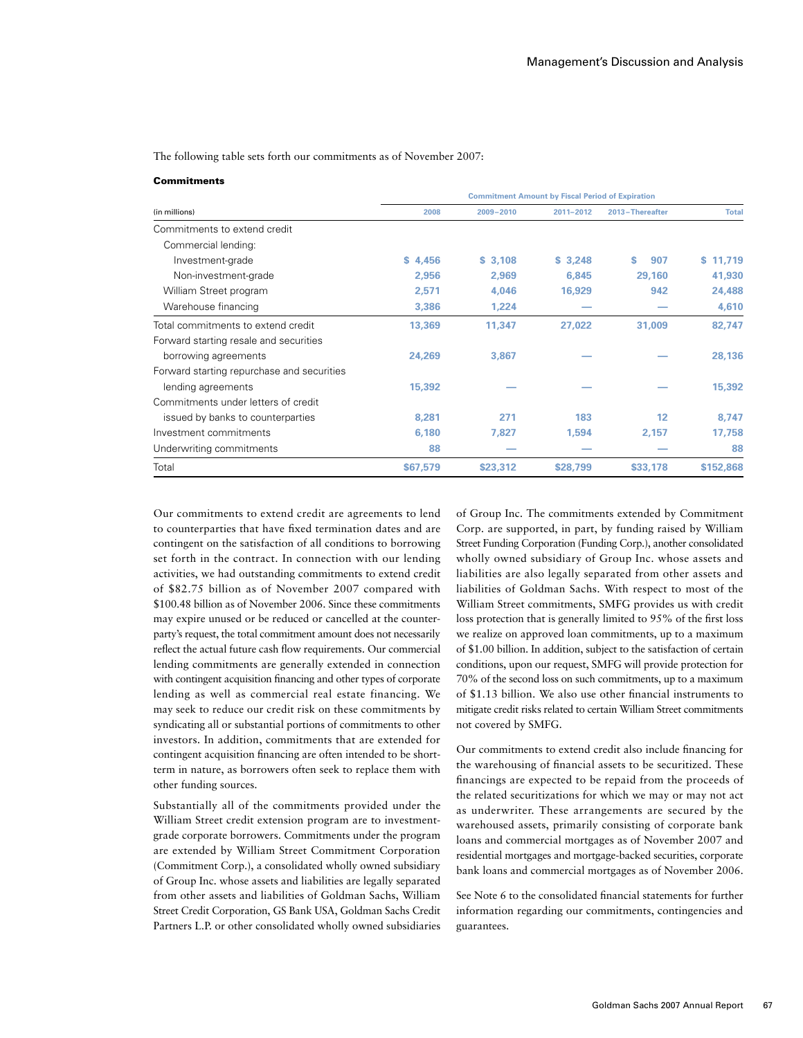The following table sets forth our commitments as of November 2007:

**Commitments**

| (in millions) | Commitment Amount by Fiscal Period of Expiration | | | | |
|---|---|---|---|---|---|
| | 2008 | 2009–2010 | 2011–2012 | 2013–Thereafter | Total |
| Commitments to extend credit | | | | | |
| Commercial lending: | | | | | |
| Investment-grade | $ 4,456 | $ 3,108 | $ 3,248 | $ 907 | $ 11,719 |
| Non-investment-grade | 2,956 | 2,969 | 6,845 | 29,160 | 41,930 |
| William Street program | 2,571 | 4,046 | 16,929 | 942 | 24,488 |
| Warehouse financing | 3,386 | 1,224 | — | — | 4,610 |
| Total commitments to extend credit | 13,369 | 11,347 | 27,022 | 31,009 | 82,747 |
| Forward starting resale and securities borrowing agreements | 24,269 | 3,867 | — | — | 28,136 |
| Forward starting repurchase and securities lending agreements | 15,392 | — | — | — | 15,392 |
| Commitments under letters of credit issued by banks to counterparties | 8,281 | 271 | 183 | 12 | 8,747 |
| Investment commitments | 6,180 | 7,827 | 1,594 | 2,157 | 17,758 |
| Underwriting commitments | 88 | — | — | — | 88 |
| Total | $67,579 | $23,312 | $28,799 | $33,178 | $152,868 |

Our commitments to extend credit are agreements to lend to counterparties that have fixed termination dates and are contingent on the satisfaction of all conditions to borrowing set forth in the contract. In connection with our lending activities, we had outstanding commitments to extend credit of $82.75 billion as of November 2007 compared with $100.48 billion as of November 2006. Since these commitments may expire unused or be reduced or cancelled at the counterparty's request, the total commitment amount does not necessarily reflect the actual future cash flow requirements. Our commercial lending commitments are generally extended in connection with contingent acquisition financing and other types of corporate lending as well as commercial real estate financing. We may seek to reduce our credit risk on these commitments by syndicating all or substantial portions of commitments to other investors. In addition, commitments that are extended for contingent acquisition financing are often intended to be short-term in nature, as borrowers often seek to replace them with other funding sources.

Substantially all of the commitments provided under the William Street credit extension program are to investment-grade corporate borrowers. Commitments under the program are extended by William Street Commitment Corporation (Commitment Corp.), a consolidated wholly owned subsidiary of Group Inc. whose assets and liabilities are legally separated from other assets and liabilities of Goldman Sachs, William Street Credit Corporation, GS Bank USA, Goldman Sachs Credit Partners L.P. or other consolidated wholly owned subsidiaries of Group Inc. The commitments extended by Commitment Corp. are supported, in part, by funding raised by William Street Funding Corporation (Funding Corp.), another consolidated wholly owned subsidiary of Group Inc. whose assets and liabilities are also legally separated from other assets and liabilities of Goldman Sachs. With respect to most of the William Street commitments, SMFG provides us with credit loss protection that is generally limited to 95% of the first loss we realize on approved loan commitments, up to a maximum of $1.00 billion. In addition, subject to the satisfaction of certain conditions, upon our request, SMFG will provide protection for 70% of the second loss on such commitments, up to a maximum of $1.13 billion. We also use other financial instruments to mitigate credit risks related to certain William Street commitments not covered by SMFG.

Our commitments to extend credit also include financing for the warehousing of financial assets to be securitized. These financings are expected to be repaid from the proceeds of the related securitizations for which we may or may not act as underwriter. These arrangements are secured by the warehoused assets, primarily consisting of corporate bank loans and commercial mortgages as of November 2007 and residential mortgages and mortgage-backed securities, corporate bank loans and commercial mortgages as of November 2006.

See Note 6 to the consolidated financial statements for further information regarding our commitments, contingencies and guarantees.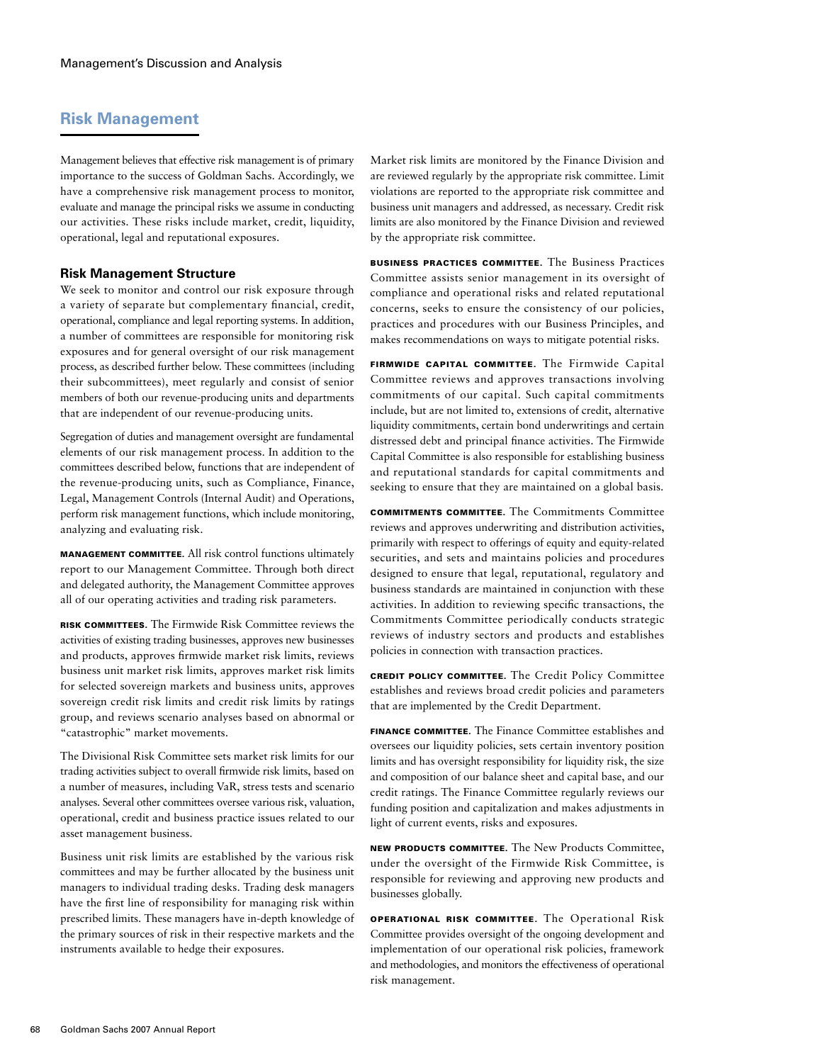## Risk Management

Management believes that effective risk management is of primary importance to the success of Goldman Sachs. Accordingly, we have a comprehensive risk management process to monitor, evaluate and manage the principal risks we assume in conducting our activities. These risks include market, credit, liquidity, operational, legal and reputational exposures.

### Risk Management Structure

We seek to monitor and control our risk exposure through a variety of separate but complementary financial, credit, operational, compliance and legal reporting systems. In addition, a number of committees are responsible for monitoring risk exposures and for general oversight of our risk management process, as described further below. These committees (including their subcommittees), meet regularly and consist of senior members of both our revenue-producing units and departments that are independent of our revenue-producing units.

Segregation of duties and management oversight are fundamental elements of our risk management process. In addition to the committees described below, functions that are independent of the revenue-producing units, such as Compliance, Finance, Legal, Management Controls (Internal Audit) and Operations, perform risk management functions, which include monitoring, analyzing and evaluating risk.

**MANAGEMENT COMMITTEE.** All risk control functions ultimately report to our Management Committee. Through both direct and delegated authority, the Management Committee approves all of our operating activities and trading risk parameters.

**RISK COMMITTEES.** The Firmwide Risk Committee reviews the activities of existing trading businesses, approves new businesses and products, approves firmwide market risk limits, reviews business unit market risk limits, approves market risk limits for selected sovereign markets and business units, approves sovereign credit risk limits and credit risk limits by ratings group, and reviews scenario analyses based on abnormal or "catastrophic" market movements.

The Divisional Risk Committee sets market risk limits for our trading activities subject to overall firmwide risk limits, based on a number of measures, including VaR, stress tests and scenario analyses. Several other committees oversee various risk, valuation, operational, credit and business practice issues related to our asset management business.

Business unit risk limits are established by the various risk committees and may be further allocated by the business unit managers to individual trading desks. Trading desk managers have the first line of responsibility for managing risk within prescribed limits. These managers have in-depth knowledge of the primary sources of risk in their respective markets and the instruments available to hedge their exposures.

Market risk limits are monitored by the Finance Division and are reviewed regularly by the appropriate risk committee. Limit violations are reported to the appropriate risk committee and business unit managers and addressed, as necessary. Credit risk limits are also monitored by the Finance Division and reviewed by the appropriate risk committee.

**BUSINESS PRACTICES COMMITTEE.** The Business Practices Committee assists senior management in its oversight of compliance and operational risks and related reputational concerns, seeks to ensure the consistency of our policies, practices and procedures with our Business Principles, and makes recommendations on ways to mitigate potential risks.

**FIRMWIDE CAPITAL COMMITTEE.** The Firmwide Capital Committee reviews and approves transactions involving commitments of our capital. Such capital commitments include, but are not limited to, extensions of credit, alternative liquidity commitments, certain bond underwritings and certain distressed debt and principal finance activities. The Firmwide Capital Committee is also responsible for establishing business and reputational standards for capital commitments and seeking to ensure that they are maintained on a global basis.

**COMMITMENTS COMMITTEE.** The Commitments Committee reviews and approves underwriting and distribution activities, primarily with respect to offerings of equity and equity-related securities, and sets and maintains policies and procedures designed to ensure that legal, reputational, regulatory and business standards are maintained in conjunction with these activities. In addition to reviewing specific transactions, the Commitments Committee periodically conducts strategic reviews of industry sectors and products and establishes policies in connection with transaction practices.

**CREDIT POLICY COMMITTEE.** The Credit Policy Committee establishes and reviews broad credit policies and parameters that are implemented by the Credit Department.

**FINANCE COMMITTEE.** The Finance Committee establishes and oversees our liquidity policies, sets certain inventory position limits and has oversight responsibility for liquidity risk, the size and composition of our balance sheet and capital base, and our credit ratings. The Finance Committee regularly reviews our funding position and capitalization and makes adjustments in light of current events, risks and exposures.

**NEW PRODUCTS COMMITTEE.** The New Products Committee, under the oversight of the Firmwide Risk Committee, is responsible for reviewing and approving new products and businesses globally.

**OPERATIONAL RISK COMMITTEE.** The Operational Risk Committee provides oversight of the ongoing development and implementation of our operational risk policies, framework and methodologies, and monitors the effectiveness of operational risk management.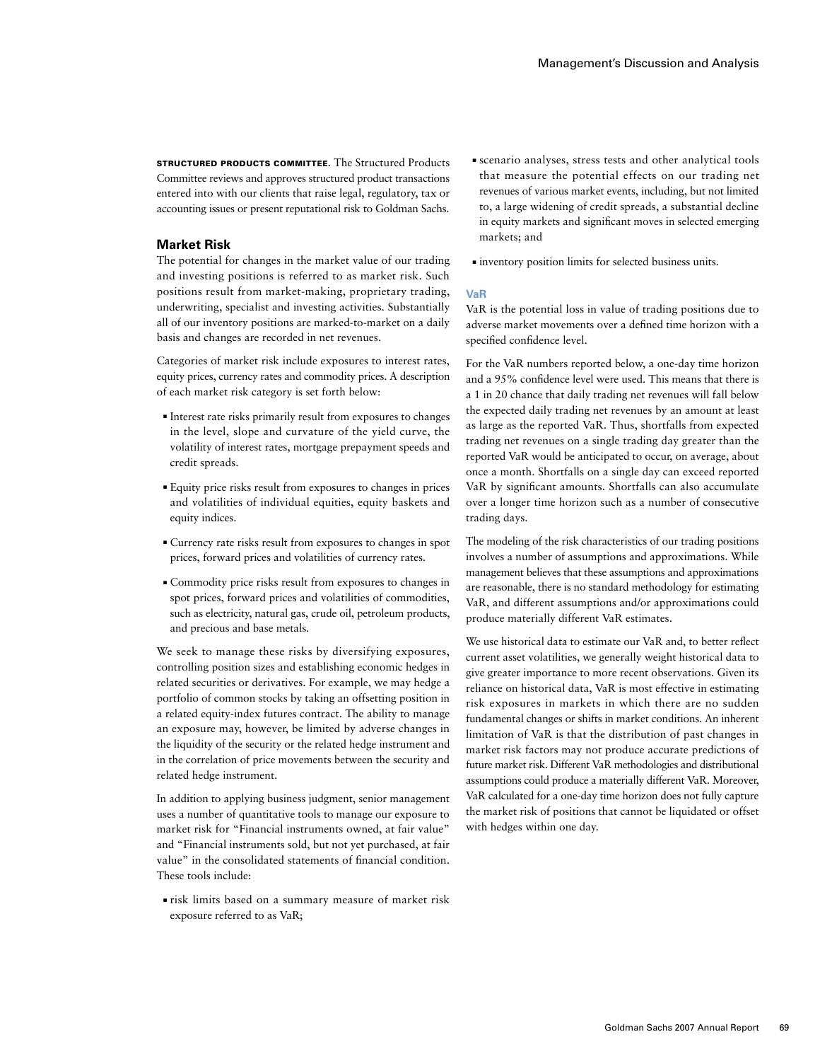**STRUCTURED PRODUCTS COMMITTEE.** The Structured Products Committee reviews and approves structured product transactions entered into with our clients that raise legal, regulatory, tax or accounting issues or present reputational risk to Goldman Sachs.

## Market Risk

The potential for changes in the market value of our trading and investing positions is referred to as market risk. Such positions result from market-making, proprietary trading, underwriting, specialist and investing activities. Substantially all of our inventory positions are marked-to-market on a daily basis and changes are recorded in net revenues.

Categories of market risk include exposures to interest rates, equity prices, currency rates and commodity prices. A description of each market risk category is set forth below:

- Interest rate risks primarily result from exposures to changes in the level, slope and curvature of the yield curve, the volatility of interest rates, mortgage prepayment speeds and credit spreads.
- Equity price risks result from exposures to changes in prices and volatilities of individual equities, equity baskets and equity indices.
- Currency rate risks result from exposures to changes in spot prices, forward prices and volatilities of currency rates.
- Commodity price risks result from exposures to changes in spot prices, forward prices and volatilities of commodities, such as electricity, natural gas, crude oil, petroleum products, and precious and base metals.

We seek to manage these risks by diversifying exposures, controlling position sizes and establishing economic hedges in related securities or derivatives. For example, we may hedge a portfolio of common stocks by taking an offsetting position in a related equity-index futures contract. The ability to manage an exposure may, however, be limited by adverse changes in the liquidity of the security or the related hedge instrument and in the correlation of price movements between the security and related hedge instrument.

In addition to applying business judgment, senior management uses a number of quantitative tools to manage our exposure to market risk for "Financial instruments owned, at fair value" and "Financial instruments sold, but not yet purchased, at fair value" in the consolidated statements of financial condition. These tools include:

- risk limits based on a summary measure of market risk exposure referred to as VaR;
- scenario analyses, stress tests and other analytical tools that measure the potential effects on our trading net revenues of various market events, including, but not limited to, a large widening of credit spreads, a substantial decline in equity markets and significant moves in selected emerging markets; and
- inventory position limits for selected business units.

### VaR

VaR is the potential loss in value of trading positions due to adverse market movements over a defined time horizon with a specified confidence level.

For the VaR numbers reported below, a one-day time horizon and a 95% confidence level were used. This means that there is a 1 in 20 chance that daily trading net revenues will fall below the expected daily trading net revenues by an amount at least as large as the reported VaR. Thus, shortfalls from expected trading net revenues on a single trading day greater than the reported VaR would be anticipated to occur, on average, about once a month. Shortfalls on a single day can exceed reported VaR by significant amounts. Shortfalls can also accumulate over a longer time horizon such as a number of consecutive trading days.

The modeling of the risk characteristics of our trading positions involves a number of assumptions and approximations. While management believes that these assumptions and approximations are reasonable, there is no standard methodology for estimating VaR, and different assumptions and/or approximations could produce materially different VaR estimates.

We use historical data to estimate our VaR and, to better reflect current asset volatilities, we generally weight historical data to give greater importance to more recent observations. Given its reliance on historical data, VaR is most effective in estimating risk exposures in markets in which there are no sudden fundamental changes or shifts in market conditions. An inherent limitation of VaR is that the distribution of past changes in market risk factors may not produce accurate predictions of future market risk. Different VaR methodologies and distributional assumptions could produce a materially different VaR. Moreover, VaR calculated for a one-day time horizon does not fully capture the market risk of positions that cannot be liquidated or offset with hedges within one day.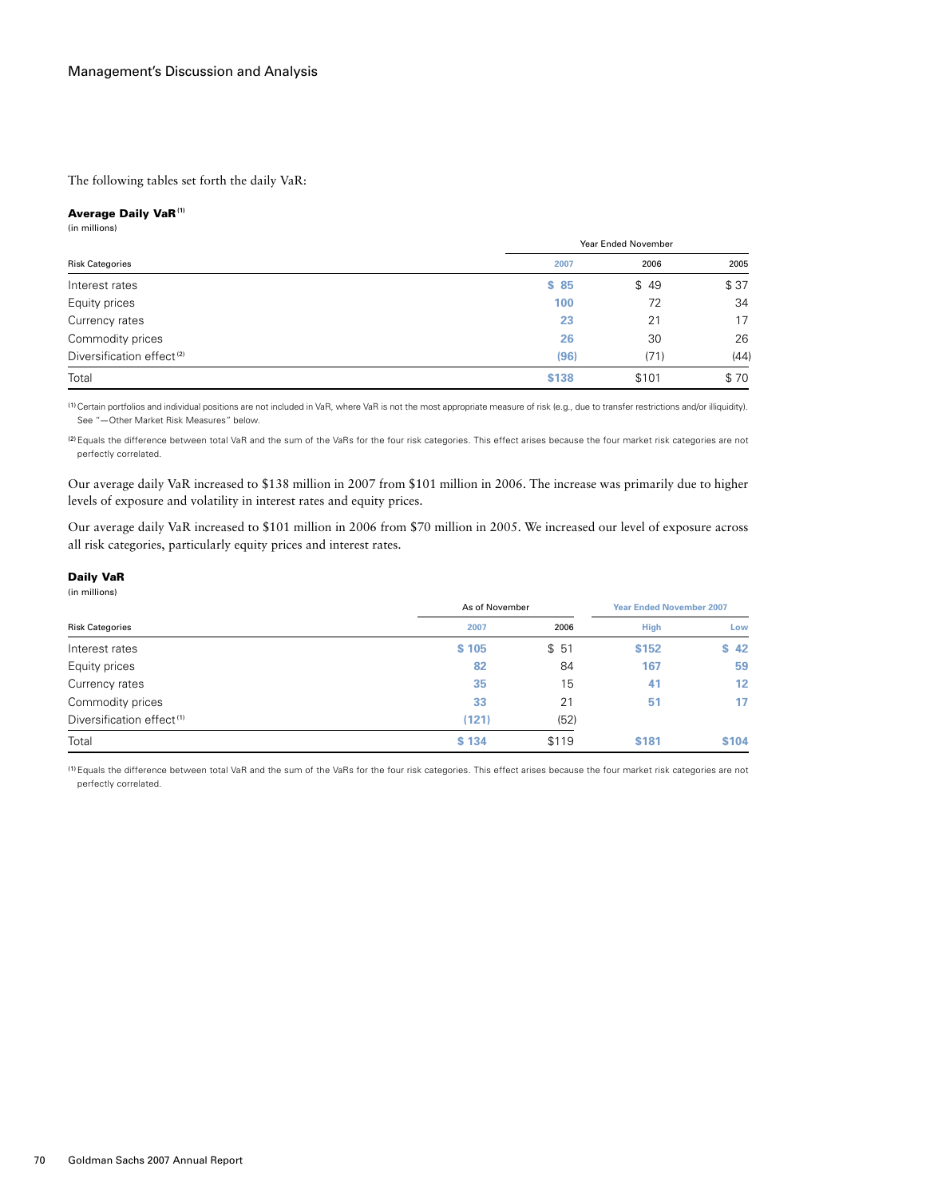The following tables set forth the daily VaR:

**Average Daily VaR**[1]
(in millions)

| Risk Categories | Year Ended November 2007 | 2006 | 2005 |
|---|---|---|---|
| Interest rates | $ 85 | $ 49 | $ 37 |
| Equity prices | 100 | 72 | 34 |
| Currency rates | 23 | 21 | 17 |
| Commodity prices | 26 | 30 | 26 |
| Diversification effect[2] | (96) | (71) | (44) |
| Total | $138 | $101 | $ 70 |

[1] Certain portfolios and individual positions are not included in VaR, where VaR is not the most appropriate measure of risk (e.g., due to transfer restrictions and/or illiquidity). See "— Other Market Risk Measures" below.

[2] Equals the difference between total VaR and the sum of the VaRs for the four risk categories. This effect arises because the four market risk categories are not perfectly correlated.

Our average daily VaR increased to $138 million in 2007 from $101 million in 2006. The increase was primarily due to higher levels of exposure and volatility in interest rates and equity prices.

Our average daily VaR increased to $101 million in 2006 from $70 million in 2005. We increased our level of exposure across all risk categories, particularly equity prices and interest rates.

**Daily VaR**
(in millions)

| | As of November | | Year Ended November 2007 | |
|---|---|---|---|---|
| Risk Categories | 2007 | 2006 | High | Low |
| Interest rates | $ 105 | $ 51 | $152 | $ 42 |
| Equity prices | 82 | 84 | 167 | 59 |
| Currency rates | 35 | 15 | 41 | 12 |
| Commodity prices | 33 | 21 | 51 | 17 |
| Diversification effect[1] | (121) | (52) | | |
| Total | $ 134 | $119 | $181 | $104 |

[1] Equals the difference between total VaR and the sum of the VaRs for the four risk categories. This effect arises because the four market risk categories are not perfectly correlated.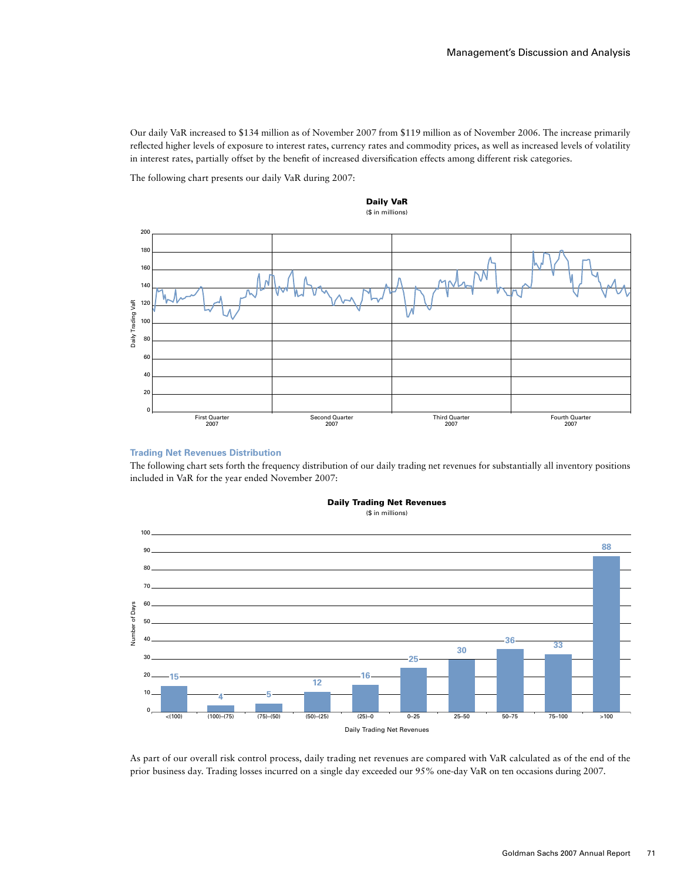Our daily VaR increased to $134 million as of November 2007 from $119 million as of November 2006. The increase primarily reflected higher levels of exposure to interest rates, currency rates and commodity prices, as well as increased levels of volatility in interest rates, partially offset by the benefit of increased diversification effects among different risk categories.

The following chart presents our daily VaR during 2007:

**Daily VaR**
($ in millions)

### Trading Net Revenues Distribution

The following chart sets forth the frequency distribution of our daily trading net revenues for substantially all inventory positions included in VaR for the year ended November 2007:

**Daily Trading Net Revenues**
($ in millions)

| Daily Trading Net Revenues | Number of Days |
| --- | --- |
| <(100) | 15 |
| (100)–(75) | 4 |
| (75)–(50) | 5 |
| (50)–(25) | 12 |
| (25)–0 | 16 |
| 0–25 | 25 |
| 25–50 | 30 |
| 50–75 | 36 |
| 75–100 | 33 |
| >100 | 88 |

As part of our overall risk control process, daily trading net revenues are compared with VaR calculated as of the end of the prior business day. Trading losses incurred on a single day exceeded our 95% one-day VaR on ten occasions during 2007.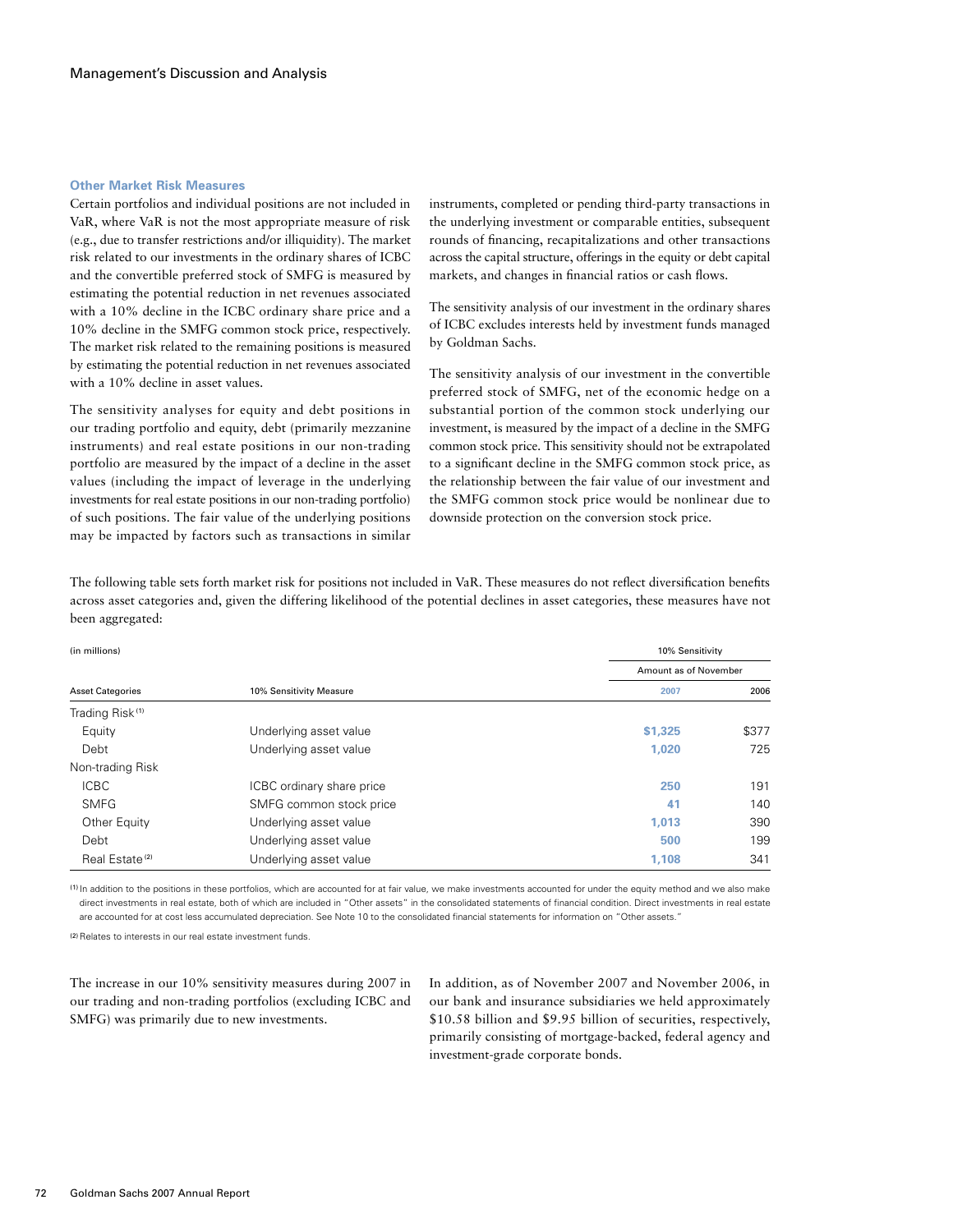### Other Market Risk Measures

Certain portfolios and individual positions are not included in VaR, where VaR is not the most appropriate measure of risk (e.g., due to transfer restrictions and/or illiquidity). The market risk related to our investments in the ordinary shares of ICBC and the convertible preferred stock of SMFG is measured by estimating the potential reduction in net revenues associated with a 10% decline in the ICBC ordinary share price and a 10% decline in the SMFG common stock price, respectively. The market risk related to the remaining positions is measured by estimating the potential reduction in net revenues associated with a 10% decline in asset values.

The sensitivity analyses for equity and debt positions in our trading portfolio and equity, debt (primarily mezzanine instruments) and real estate positions in our non-trading portfolio are measured by the impact of a decline in the asset values (including the impact of leverage in the underlying investments for real estate positions in our non-trading portfolio) of such positions. The fair value of the underlying positions may be impacted by factors such as transactions in similar instruments, completed or pending third-party transactions in the underlying investment or comparable entities, subsequent rounds of financing, recapitalizations and other transactions across the capital structure, offerings in the equity or debt capital markets, and changes in financial ratios or cash flows.

The sensitivity analysis of our investment in the ordinary shares of ICBC excludes interests held by investment funds managed by Goldman Sachs.

The sensitivity analysis of our investment in the convertible preferred stock of SMFG, net of the economic hedge on a substantial portion of the common stock underlying our investment, is measured by the impact of a decline in the SMFG common stock price. This sensitivity should not be extrapolated to a significant decline in the SMFG common stock price, as the relationship between the fair value of our investment and the SMFG common stock price would be nonlinear due to downside protection on the conversion stock price.

The following table sets forth market risk for positions not included in VaR. These measures do not reflect diversification benefits across asset categories and, given the differing likelihood of the potential declines in asset categories, these measures have not been aggregated:

| (in millions) | | 10% Sensitivity | |
|---|---|---|---|
| | | Amount as of November | |
| Asset Categories | 10% Sensitivity Measure | 2007 | 2006 |
| Trading Risk [1] | | | |
| Equity | Underlying asset value | $1,325 | $377 |
| Debt | Underlying asset value | 1,020 | 725 |
| Non-trading Risk | | | |
| ICBC | ICBC ordinary share price | 250 | 191 |
| SMFG | SMFG common stock price | 41 | 140 |
| Other Equity | Underlying asset value | 1,013 | 390 |
| Debt | Underlying asset value | 500 | 199 |
| Real Estate [2] | Underlying asset value | 1,108 | 341 |

[1] In addition to the positions in these portfolios, which are accounted for at fair value, we make investments accounted for under the equity method and we also make direct investments in real estate, both of which are included in "Other assets" in the consolidated statements of financial condition. Direct investments in real estate are accounted for at cost less accumulated depreciation. See Note 10 to the consolidated financial statements for information on "Other assets."

[2] Relates to interests in our real estate investment funds.

The increase in our 10% sensitivity measures during 2007 in our trading and non-trading portfolios (excluding ICBC and SMFG) was primarily due to new investments.

In addition, as of November 2007 and November 2006, in our bank and insurance subsidiaries we held approximately $10.58 billion and $9.95 billion of securities, respectively, primarily consisting of mortgage-backed, federal agency and investment-grade corporate bonds.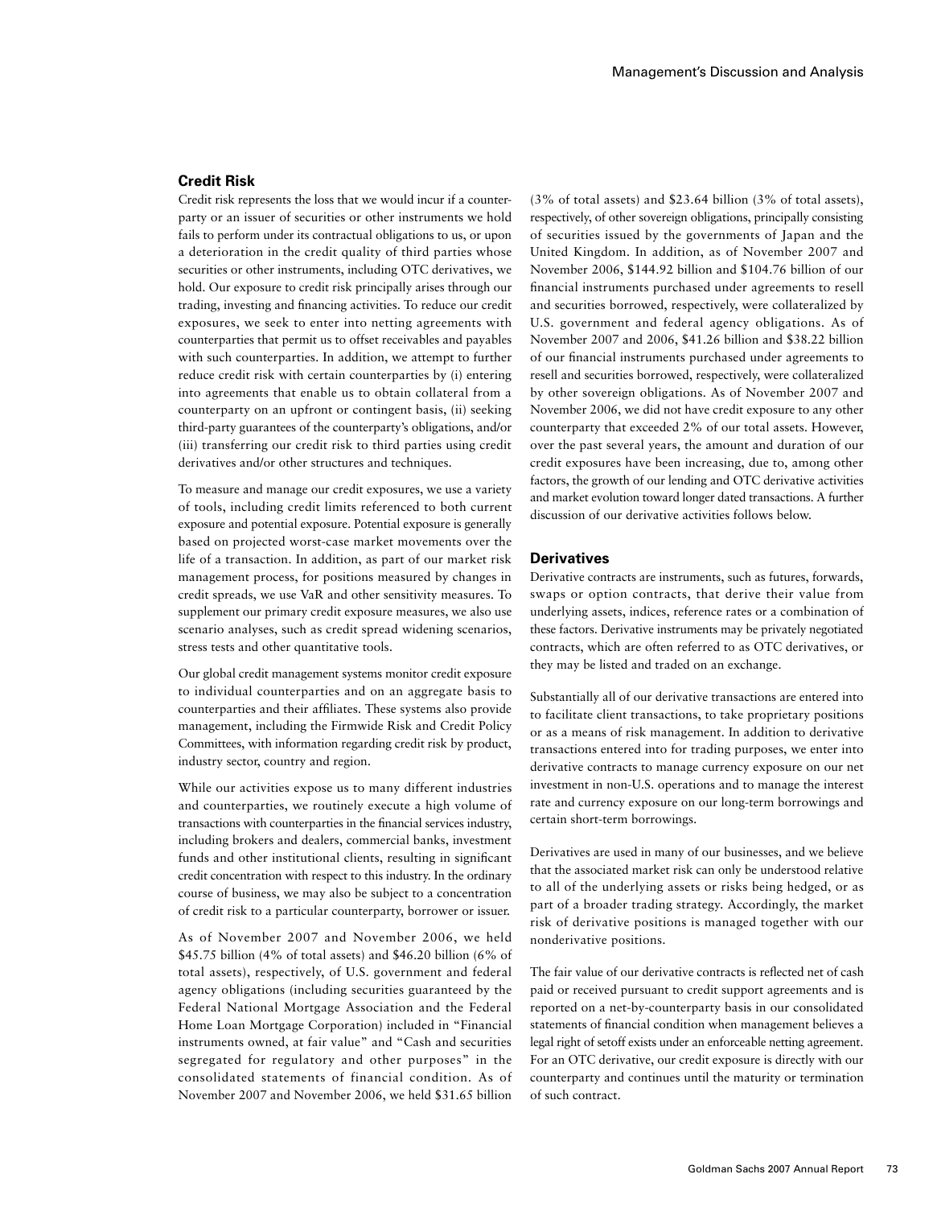## Credit Risk

Credit risk represents the loss that we would incur if a counterparty or an issuer of securities or other instruments we hold fails to perform under its contractual obligations to us, or upon a deterioration in the credit quality of third parties whose securities or other instruments, including OTC derivatives, we hold. Our exposure to credit risk principally arises through our trading, investing and financing activities. To reduce our credit exposures, we seek to enter into netting agreements with counterparties that permit us to offset receivables and payables with such counterparties. In addition, we attempt to further reduce credit risk with certain counterparties by (i) entering into agreements that enable us to obtain collateral from a counterparty on an upfront or contingent basis, (ii) seeking third-party guarantees of the counterparty's obligations, and/or (iii) transferring our credit risk to third parties using credit derivatives and/or other structures and techniques.

To measure and manage our credit exposures, we use a variety of tools, including credit limits referenced to both current exposure and potential exposure. Potential exposure is generally based on projected worst-case market movements over the life of a transaction. In addition, as part of our market risk management process, for positions measured by changes in credit spreads, we use VaR and other sensitivity measures. To supplement our primary credit exposure measures, we also use scenario analyses, such as credit spread widening scenarios, stress tests and other quantitative tools.

Our global credit management systems monitor credit exposure to individual counterparties and on an aggregate basis to counterparties and their affiliates. These systems also provide management, including the Firmwide Risk and Credit Policy Committees, with information regarding credit risk by product, industry sector, country and region.

While our activities expose us to many different industries and counterparties, we routinely execute a high volume of transactions with counterparties in the financial services industry, including brokers and dealers, commercial banks, investment funds and other institutional clients, resulting in significant credit concentration with respect to this industry. In the ordinary course of business, we may also be subject to a concentration of credit risk to a particular counterparty, borrower or issuer.

As of November 2007 and November 2006, we held $45.75 billion (4% of total assets) and $46.20 billion (6% of total assets), respectively, of U.S. government and federal agency obligations (including securities guaranteed by the Federal National Mortgage Association and the Federal Home Loan Mortgage Corporation) included in "Financial instruments owned, at fair value" and "Cash and securities segregated for regulatory and other purposes" in the consolidated statements of financial condition. As of November 2007 and November 2006, we held $31.65 billion (3% of total assets) and $23.64 billion (3% of total assets), respectively, of other sovereign obligations, principally consisting of securities issued by the governments of Japan and the United Kingdom. In addition, as of November 2007 and November 2006, $144.92 billion and $104.76 billion of our financial instruments purchased under agreements to resell and securities borrowed, respectively, were collateralized by U.S. government and federal agency obligations. As of November 2007 and 2006, $41.26 billion and $38.22 billion of our financial instruments purchased under agreements to resell and securities borrowed, respectively, were collateralized by other sovereign obligations. As of November 2007 and November 2006, we did not have credit exposure to any other counterparty that exceeded 2% of our total assets. However, over the past several years, the amount and duration of our credit exposures have been increasing, due to, among other factors, the growth of our lending and OTC derivative activities and market evolution toward longer dated transactions. A further discussion of our derivative activities follows below.

## Derivatives

Derivative contracts are instruments, such as futures, forwards, swaps or option contracts, that derive their value from underlying assets, indices, reference rates or a combination of these factors. Derivative instruments may be privately negotiated contracts, which are often referred to as OTC derivatives, or they may be listed and traded on an exchange.

Substantially all of our derivative transactions are entered into to facilitate client transactions, to take proprietary positions or as a means of risk management. In addition to derivative transactions entered into for trading purposes, we enter into derivative contracts to manage currency exposure on our net investment in non-U.S. operations and to manage the interest rate and currency exposure on our long-term borrowings and certain short-term borrowings.

Derivatives are used in many of our businesses, and we believe that the associated market risk can only be understood relative to all of the underlying assets or risks being hedged, or as part of a broader trading strategy. Accordingly, the market risk of derivative positions is managed together with our nonderivative positions.

The fair value of our derivative contracts is reflected net of cash paid or received pursuant to credit support agreements and is reported on a net-by-counterparty basis in our consolidated statements of financial condition when management believes a legal right of setoff exists under an enforceable netting agreement. For an OTC derivative, our credit exposure is directly with our counterparty and continues until the maturity or termination of such contract.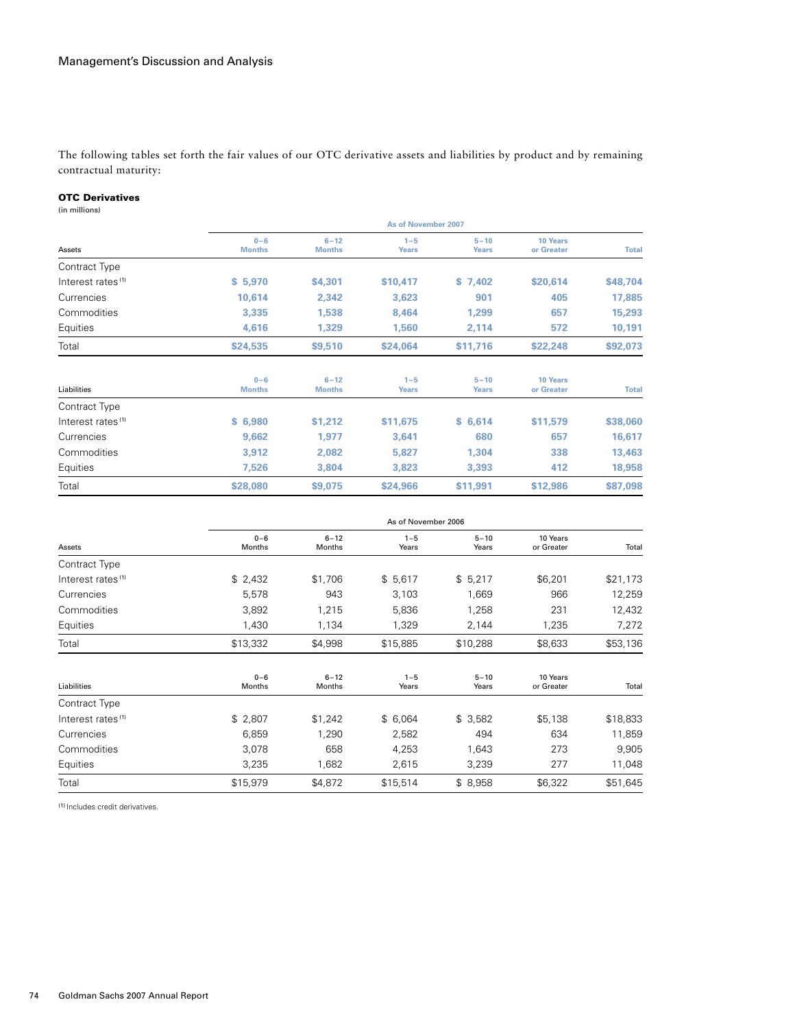The following tables set forth the fair values of our OTC derivative assets and liabilities by product and by remaining contractual maturity:

**OTC Derivatives**
(in millions)

| | As of November 2007 | | | | | |
|---|---|---|---|---|---|---|
| **Assets** | **0–6 Months** | **6–12 Months** | **1–5 Years** | **5–10 Years** | **10 Years or Greater** | **Total** |
| Contract Type | | | | | | |
| Interest rates [1] | $ 5,970 | $4,301 | $10,417 | $ 7,402 | $20,614 | $48,704 |
| Currencies | 10,614 | 2,342 | 3,623 | 901 | 405 | 17,885 |
| Commodities | 3,335 | 1,538 | 8,464 | 1,299 | 657 | 15,293 |
| Equities | 4,616 | 1,329 | 1,560 | 2,114 | 572 | 10,191 |
| Total | $24,535 | $9,510 | $24,064 | $11,716 | $22,248 | $92,073 |

| **Liabilities** | **0–6 Months** | **6–12 Months** | **1–5 Years** | **5–10 Years** | **10 Years or Greater** | **Total** |
|---|---|---|---|---|---|---|
| Contract Type | | | | | | |
| Interest rates [1] | $ 6,980 | $1,212 | $11,675 | $ 6,614 | $11,579 | $38,060 |
| Currencies | 9,662 | 1,977 | 3,641 | 680 | 657 | 16,617 |
| Commodities | 3,912 | 2,082 | 5,827 | 1,304 | 338 | 13,463 |
| Equities | 7,526 | 3,804 | 3,823 | 3,393 | 412 | 18,958 |
| Total | $28,080 | $9,075 | $24,966 | $11,991 | $12,986 | $87,098 |

| | As of November 2006 | | | | | |
|---|---|---|---|---|---|---|
| Assets | 0–6 Months | 6–12 Months | 1–5 Years | 5–10 Years | 10 Years or Greater | Total |
| Contract Type | | | | | | |
| Interest rates [1] | $ 2,432 | $1,706 | $ 5,617 | $ 5,217 | $6,201 | $21,173 |
| Currencies | 5,578 | 943 | 3,103 | 1,669 | 966 | 12,259 |
| Commodities | 3,892 | 1,215 | 5,836 | 1,258 | 231 | 12,432 |
| Equities | 1,430 | 1,134 | 1,329 | 2,144 | 1,235 | 7,272 |
| Total | $13,332 | $4,998 | $15,885 | $10,288 | $8,633 | $53,136 |

| Liabilities | 0–6 Months | 6–12 Months | 1–5 Years | 5–10 Years | 10 Years or Greater | Total |
|---|---|---|---|---|---|---|
| Contract Type | | | | | | |
| Interest rates [1] | $ 2,807 | $1,242 | $ 6,064 | $ 3,582 | $5,138 | $18,833 |
| Currencies | 6,859 | 1,290 | 2,582 | 494 | 634 | 11,859 |
| Commodities | 3,078 | 658 | 4,253 | 1,643 | 273 | 9,905 |
| Equities | 3,235 | 1,682 | 2,615 | 3,239 | 277 | 11,048 |
| Total | $15,979 | $4,872 | $15,514 | $ 8,958 | $6,322 | $51,645 |

[1] Includes credit derivatives.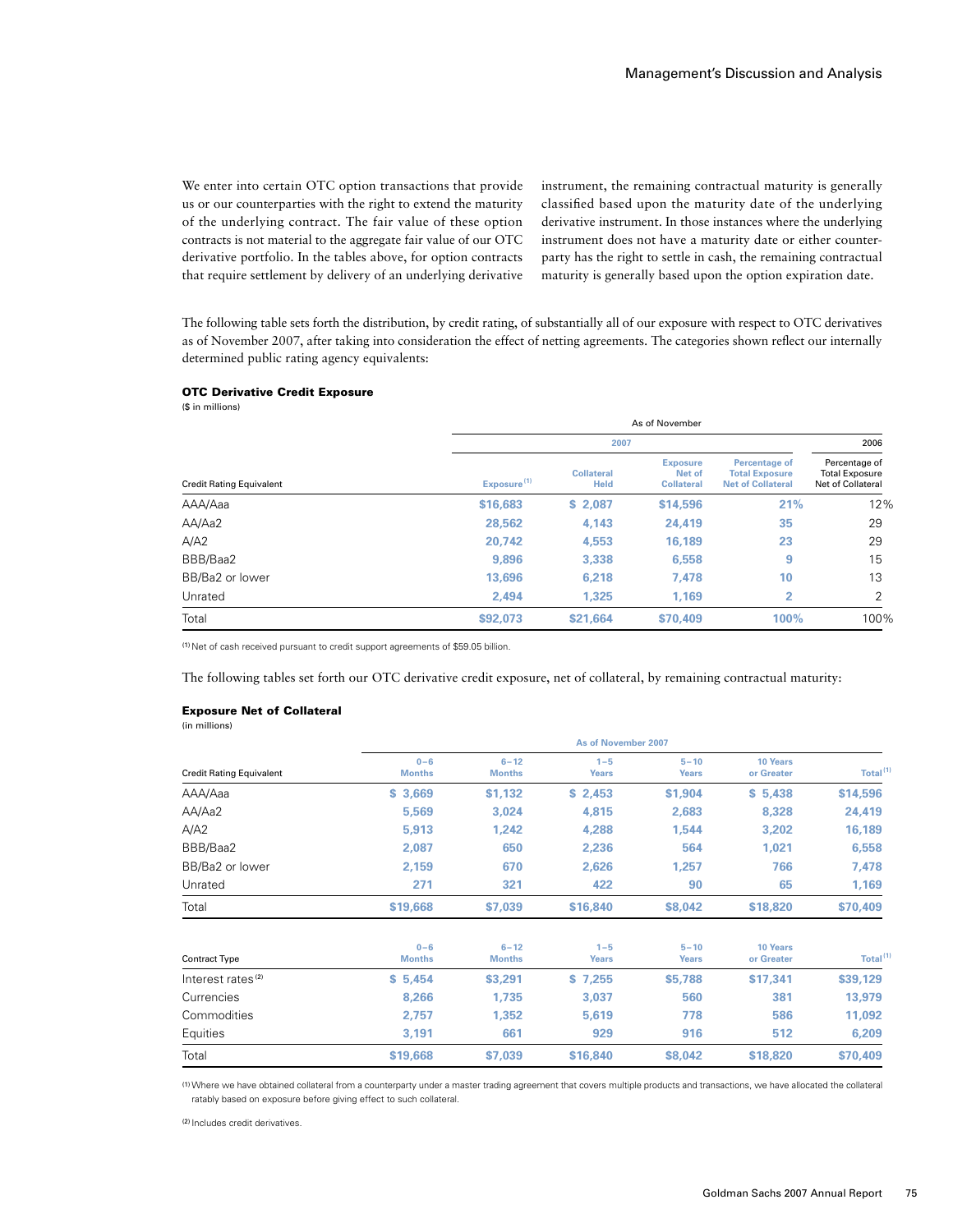We enter into certain OTC option transactions that provide us or our counterparties with the right to extend the maturity of the underlying contract. The fair value of these option contracts is not material to the aggregate fair value of our OTC derivative portfolio. In the tables above, for option contracts that require settlement by delivery of an underlying derivative instrument, the remaining contractual maturity is generally classified based upon the maturity date of the underlying derivative instrument. In those instances where the underlying instrument does not have a maturity date or either counterparty has the right to settle in cash, the remaining contractual maturity is generally based upon the option expiration date.

The following table sets forth the distribution, by credit rating, of substantially all of our exposure with respect to OTC derivatives as of November 2007, after taking into consideration the effect of netting agreements. The categories shown reflect our internally determined public rating agency equivalents:

**OTC Derivative Credit Exposure**

($ in millions)

| | As of November | | | | |
|---|---|---|---|---|---|
| | 2007 | | | | 2006 |
| Credit Rating Equivalent | Exposure [1] | Collateral Held | Exposure Net of Collateral | Percentage of Total Exposure Net of Collateral | Percentage of Total Exposure Net of Collateral |
| AAA/Aaa | $16,683 | $ 2,087 | $14,596 | 21% | 12% |
| AA/Aa2 | 28,562 | 4,143 | 24,419 | 35 | 29 |
| A/A2 | 20,742 | 4,553 | 16,189 | 23 | 29 |
| BBB/Baa2 | 9,896 | 3,338 | 6,558 | 9 | 15 |
| BB/Ba2 or lower | 13,696 | 6,218 | 7,478 | 10 | 13 |
| Unrated | 2,494 | 1,325 | 1,169 | 2 | 2 |
| Total | $92,073 | $21,664 | $70,409 | 100% | 100% |

[1] Net of cash received pursuant to credit support agreements of $59.05 billion.

The following tables set forth our OTC derivative credit exposure, net of collateral, by remaining contractual maturity:

**Exposure Net of Collateral**

(in millions)

| | As of November 2007 | | | | | |
|---|---|---|---|---|---|---|
| Credit Rating Equivalent | 0–6 Months | 6–12 Months | 1–5 Years | 5–10 Years | 10 Years or Greater | Total [1] |
| AAA/Aaa | $ 3,669 | $1,132 | $ 2,453 | $1,904 | $ 5,438 | $14,596 |
| AA/Aa2 | 5,569 | 3,024 | 4,815 | 2,683 | 8,328 | 24,419 |
| A/A2 | 5,913 | 1,242 | 4,288 | 1,544 | 3,202 | 16,189 |
| BBB/Baa2 | 2,087 | 650 | 2,236 | 564 | 1,021 | 6,558 |
| BB/Ba2 or lower | 2,159 | 670 | 2,626 | 1,257 | 766 | 7,478 |
| Unrated | 271 | 321 | 422 | 90 | 65 | 1,169 |
| Total | $19,668 | $7,039 | $16,840 | $8,042 | $18,820 | $70,409 |

| Contract Type | 0–6 Months | 6–12 Months | 1–5 Years | 5–10 Years | 10 Years or Greater | Total [1] |
|---|---|---|---|---|---|---|
| Interest rates [2] | $ 5,454 | $3,291 | $ 7,255 | $5,788 | $17,341 | $39,129 |
| Currencies | 8,266 | 1,735 | 3,037 | 560 | 381 | 13,979 |
| Commodities | 2,757 | 1,352 | 5,619 | 778 | 586 | 11,092 |
| Equities | 3,191 | 661 | 929 | 916 | 512 | 6,209 |
| Total | $19,668 | $7,039 | $16,840 | $8,042 | $18,820 | $70,409 |

[1] Where we have obtained collateral from a counterparty under a master trading agreement that covers multiple products and transactions, we have allocated the collateral ratably based on exposure before giving effect to such collateral.

[2] Includes credit derivatives.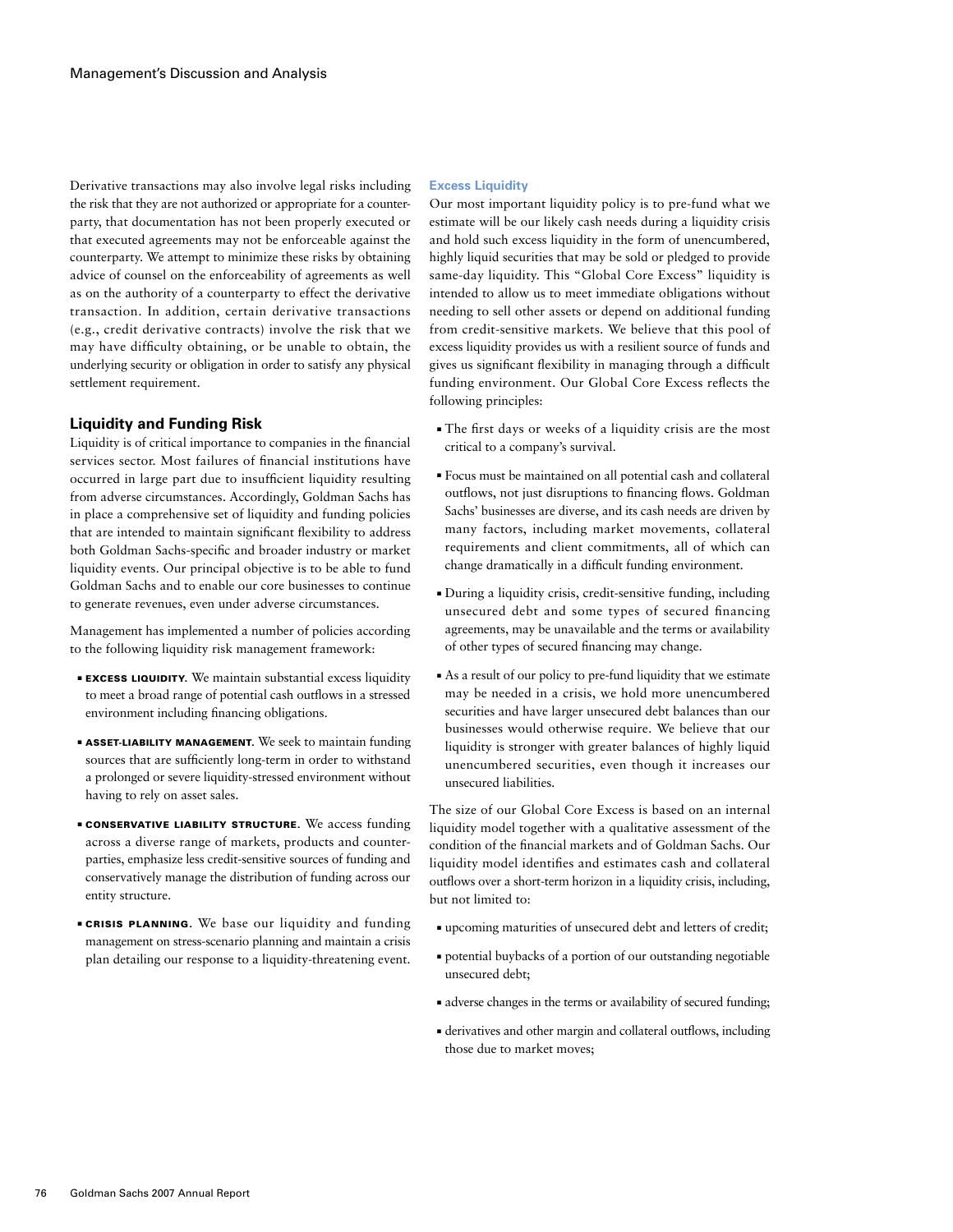Derivative transactions may also involve legal risks including the risk that they are not authorized or appropriate for a counterparty, that documentation has not been properly executed or that executed agreements may not be enforceable against the counterparty. We attempt to minimize these risks by obtaining advice of counsel on the enforceability of agreements as well as on the authority of a counterparty to effect the derivative transaction. In addition, certain derivative transactions (e.g., credit derivative contracts) involve the risk that we may have difficulty obtaining, or be unable to obtain, the underlying security or obligation in order to satisfy any physical settlement requirement.

## Liquidity and Funding Risk

Liquidity is of critical importance to companies in the financial services sector. Most failures of financial institutions have occurred in large part due to insufficient liquidity resulting from adverse circumstances. Accordingly, Goldman Sachs has in place a comprehensive set of liquidity and funding policies that are intended to maintain significant flexibility to address both Goldman Sachs-specific and broader industry or market liquidity events. Our principal objective is to be able to fund Goldman Sachs and to enable our core businesses to continue to generate revenues, even under adverse circumstances.

Management has implemented a number of policies according to the following liquidity risk management framework:

- **EXCESS LIQUIDITY.** We maintain substantial excess liquidity to meet a broad range of potential cash outflows in a stressed environment including financing obligations.
- **ASSET-LIABILITY MANAGEMENT.** We seek to maintain funding sources that are sufficiently long-term in order to withstand a prolonged or severe liquidity-stressed environment without having to rely on asset sales.
- **CONSERVATIVE LIABILITY STRUCTURE.** We access funding across a diverse range of markets, products and counterparties, emphasize less credit-sensitive sources of funding and conservatively manage the distribution of funding across our entity structure.
- **CRISIS PLANNING.** We base our liquidity and funding management on stress-scenario planning and maintain a crisis plan detailing our response to a liquidity-threatening event.

### Excess Liquidity

Our most important liquidity policy is to pre-fund what we estimate will be our likely cash needs during a liquidity crisis and hold such excess liquidity in the form of unencumbered, highly liquid securities that may be sold or pledged to provide same-day liquidity. This "Global Core Excess" liquidity is intended to allow us to meet immediate obligations without needing to sell other assets or depend on additional funding from credit-sensitive markets. We believe that this pool of excess liquidity provides us with a resilient source of funds and gives us significant flexibility in managing through a difficult funding environment. Our Global Core Excess reflects the following principles:

- The first days or weeks of a liquidity crisis are the most critical to a company's survival.
- Focus must be maintained on all potential cash and collateral outflows, not just disruptions to financing flows. Goldman Sachs' businesses are diverse, and its cash needs are driven by many factors, including market movements, collateral requirements and client commitments, all of which can change dramatically in a difficult funding environment.
- During a liquidity crisis, credit-sensitive funding, including unsecured debt and some types of secured financing agreements, may be unavailable and the terms or availability of other types of secured financing may change.
- As a result of our policy to pre-fund liquidity that we estimate may be needed in a crisis, we hold more unencumbered securities and have larger unsecured debt balances than our businesses would otherwise require. We believe that our liquidity is stronger with greater balances of highly liquid unencumbered securities, even though it increases our unsecured liabilities.

The size of our Global Core Excess is based on an internal liquidity model together with a qualitative assessment of the condition of the financial markets and of Goldman Sachs. Our liquidity model identifies and estimates cash and collateral outflows over a short-term horizon in a liquidity crisis, including, but not limited to:

- upcoming maturities of unsecured debt and letters of credit;
- potential buybacks of a portion of our outstanding negotiable unsecured debt;
- adverse changes in the terms or availability of secured funding;
- derivatives and other margin and collateral outflows, including those due to market moves;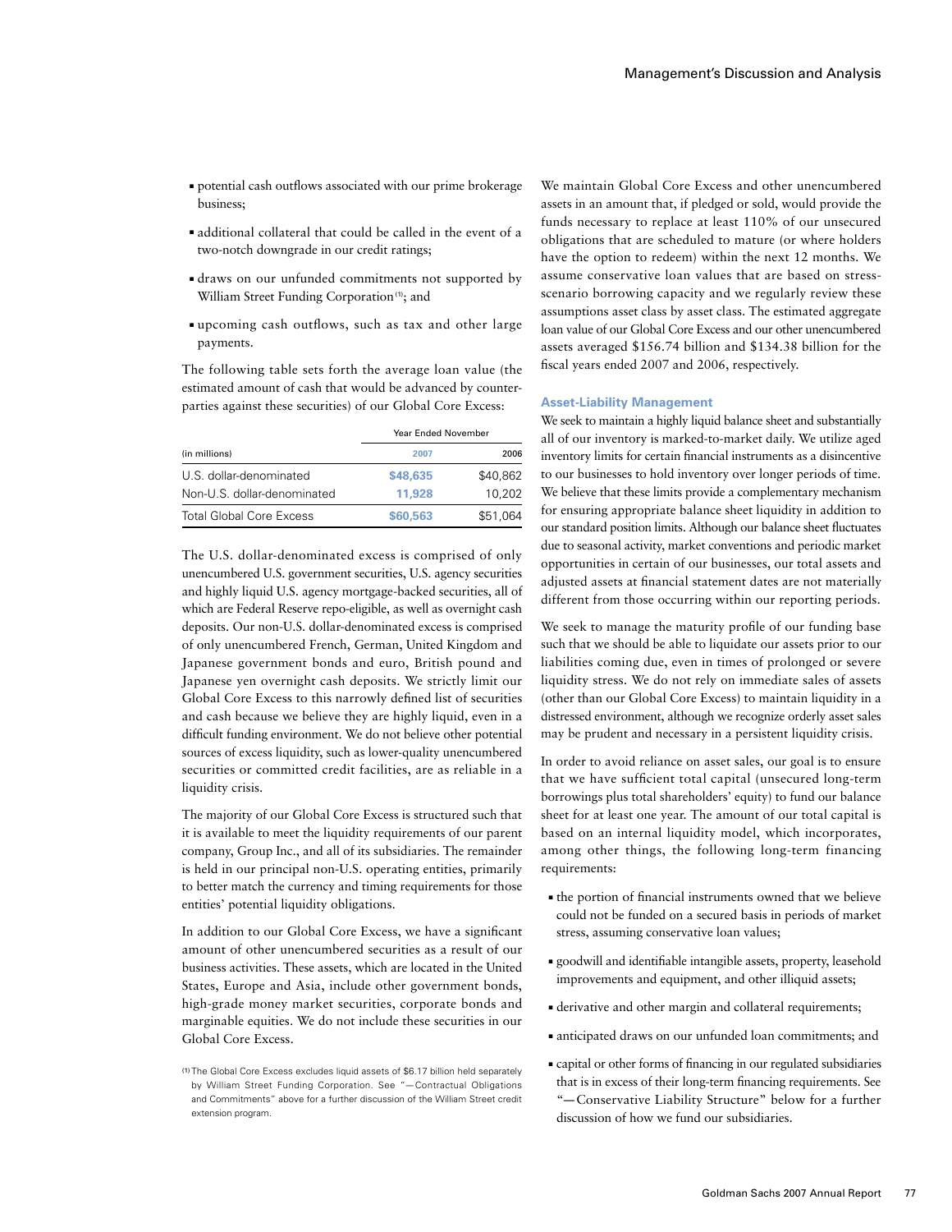- potential cash outflows associated with our prime brokerage business;
- additional collateral that could be called in the event of a two-notch downgrade in our credit ratings;
- draws on our unfunded commitments not supported by William Street Funding Corporation[1]; and
- upcoming cash outflows, such as tax and other large payments.

The following table sets forth the average loan value (the estimated amount of cash that would be advanced by counterparties against these securities) of our Global Core Excess:

| (in millions) | Year Ended November 2007 | 2006 |
|---|---|---|
| U.S. dollar-denominated | $48,635 | $40,862 |
| Non-U.S. dollar-denominated | 11,928 | 10,202 |
| Total Global Core Excess | $60,563 | $51,064 |

The U.S. dollar-denominated excess is comprised of only unencumbered U.S. government securities, U.S. agency securities and highly liquid U.S. agency mortgage-backed securities, all of which are Federal Reserve repo-eligible, as well as overnight cash deposits. Our non-U.S. dollar-denominated excess is comprised of only unencumbered French, German, United Kingdom and Japanese government bonds and euro, British pound and Japanese yen overnight cash deposits. We strictly limit our Global Core Excess to this narrowly defined list of securities and cash because we believe they are highly liquid, even in a difficult funding environment. We do not believe other potential sources of excess liquidity, such as lower-quality unencumbered securities or committed credit facilities, are as reliable in a liquidity crisis.

The majority of our Global Core Excess is structured such that it is available to meet the liquidity requirements of our parent company, Group Inc., and all of its subsidiaries. The remainder is held in our principal non-U.S. operating entities, primarily to better match the currency and timing requirements for those entities' potential liquidity obligations.

In addition to our Global Core Excess, we have a significant amount of other unencumbered securities as a result of our business activities. These assets, which are located in the United States, Europe and Asia, include other government bonds, high-grade money market securities, corporate bonds and marginable equities. We do not include these securities in our Global Core Excess.

[1] The Global Core Excess excludes liquid assets of $6.17 billion held separately by William Street Funding Corporation. See "— Contractual Obligations and Commitments" above for a further discussion of the William Street credit extension program.

We maintain Global Core Excess and other unencumbered assets in an amount that, if pledged or sold, would provide the funds necessary to replace at least 110% of our unsecured obligations that are scheduled to mature (or where holders have the option to redeem) within the next 12 months. We assume conservative loan values that are based on stress-scenario borrowing capacity and we regularly review these assumptions asset class by asset class. The estimated aggregate loan value of our Global Core Excess and our other unencumbered assets averaged $156.74 billion and $134.38 billion for the fiscal years ended 2007 and 2006, respectively.

### Asset-Liability Management

We seek to maintain a highly liquid balance sheet and substantially all of our inventory is marked-to-market daily. We utilize aged inventory limits for certain financial instruments as a disincentive to our businesses to hold inventory over longer periods of time. We believe that these limits provide a complementary mechanism for ensuring appropriate balance sheet liquidity in addition to our standard position limits. Although our balance sheet fluctuates due to seasonal activity, market conventions and periodic market opportunities in certain of our businesses, our total assets and adjusted assets at financial statement dates are not materially different from those occurring within our reporting periods.

We seek to manage the maturity profile of our funding base such that we should be able to liquidate our assets prior to our liabilities coming due, even in times of prolonged or severe liquidity stress. We do not rely on immediate sales of assets (other than our Global Core Excess) to maintain liquidity in a distressed environment, although we recognize orderly asset sales may be prudent and necessary in a persistent liquidity crisis.

In order to avoid reliance on asset sales, our goal is to ensure that we have sufficient total capital (unsecured long-term borrowings plus total shareholders' equity) to fund our balance sheet for at least one year. The amount of our total capital is based on an internal liquidity model, which incorporates, among other things, the following long-term financing requirements:

- the portion of financial instruments owned that we believe could not be funded on a secured basis in periods of market stress, assuming conservative loan values;
- goodwill and identifiable intangible assets, property, leasehold improvements and equipment, and other illiquid assets;
- derivative and other margin and collateral requirements;
- anticipated draws on our unfunded loan commitments; and
- capital or other forms of financing in our regulated subsidiaries that is in excess of their long-term financing requirements. See "— Conservative Liability Structure" below for a further discussion of how we fund our subsidiaries.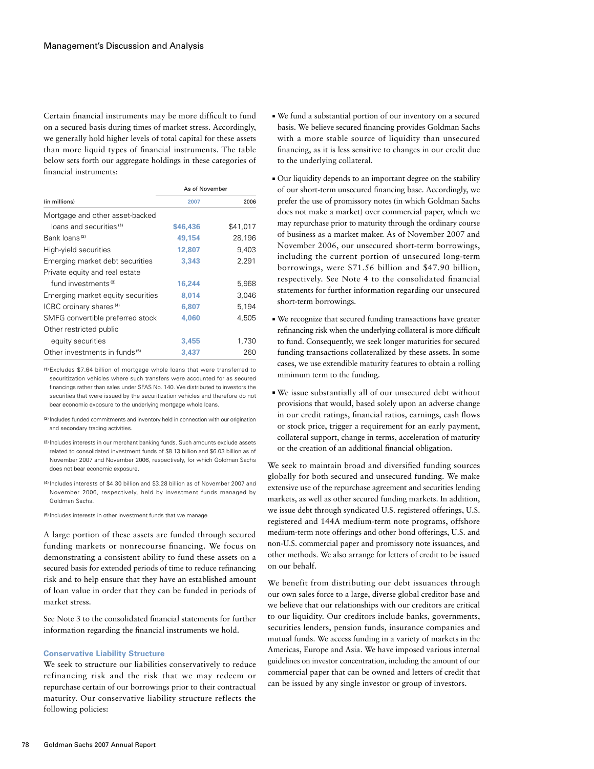Certain financial instruments may be more difficult to fund on a secured basis during times of market stress. Accordingly, we generally hold higher levels of total capital for these assets than more liquid types of financial instruments. The table below sets forth our aggregate holdings in these categories of financial instruments:

| (in millions) | As of November 2007 | 2006 |
|---|---|---|
| Mortgage and other asset-backed loans and securities [1] | **$46,436** | $41,017 |
| Bank loans [2] | **49,154** | 28,196 |
| High-yield securities | **12,807** | 9,403 |
| Emerging market debt securities | **3,343** | 2,291 |
| Private equity and real estate fund investments [3] | **16,244** | 5,968 |
| Emerging market equity securities | **8,014** | 3,046 |
| ICBC ordinary shares [4] | **6,807** | 5,194 |
| SMFG convertible preferred stock | **4,060** | 4,505 |
| Other restricted public equity securities | **3,455** | 1,730 |
| Other investments in funds [5] | **3,437** | 260 |

(1) Excludes $7.64 billion of mortgage whole loans that were transferred to securitization vehicles where such transfers were accounted for as secured financings rather than sales under SFAS No. 140. We distributed to investors the securities that were issued by the securitization vehicles and therefore do not bear economic exposure to the underlying mortgage whole loans.

(2) Includes funded commitments and inventory held in connection with our origination and secondary trading activities.

(3) Includes interests in our merchant banking funds. Such amounts exclude assets related to consolidated investment funds of $8.13 billion and $6.03 billion as of November 2007 and November 2006, respectively, for which Goldman Sachs does not bear economic exposure.

(4) Includes interests of $4.30 billion and $3.28 billion as of November 2007 and November 2006, respectively, held by investment funds managed by Goldman Sachs.

(5) Includes interests in other investment funds that we manage.

A large portion of these assets are funded through secured funding markets or nonrecourse financing. We focus on demonstrating a consistent ability to fund these assets on a secured basis for extended periods of time to reduce refinancing risk and to help ensure that they have an established amount of loan value in order that they can be funded in periods of market stress.

See Note 3 to the consolidated financial statements for further information regarding the financial instruments we hold.

### Conservative Liability Structure

We seek to structure our liabilities conservatively to reduce refinancing risk and the risk that we may redeem or repurchase certain of our borrowings prior to their contractual maturity. Our conservative liability structure reflects the following policies:

- We fund a substantial portion of our inventory on a secured basis. We believe secured financing provides Goldman Sachs with a more stable source of liquidity than unsecured financing, as it is less sensitive to changes in our credit due to the underlying collateral.
- Our liquidity depends to an important degree on the stability of our short-term unsecured financing base. Accordingly, we prefer the use of promissory notes (in which Goldman Sachs does not make a market) over commercial paper, which we may repurchase prior to maturity through the ordinary course of business as a market maker. As of November 2007 and November 2006, our unsecured short-term borrowings, including the current portion of unsecured long-term borrowings, were $71.56 billion and $47.90 billion, respectively. See Note 4 to the consolidated financial statements for further information regarding our unsecured short-term borrowings.
- We recognize that secured funding transactions have greater refinancing risk when the underlying collateral is more difficult to fund. Consequently, we seek longer maturities for secured funding transactions collateralized by these assets. In some cases, we use extendible maturity features to obtain a rolling minimum term to the funding.
- We issue substantially all of our unsecured debt without provisions that would, based solely upon an adverse change in our credit ratings, financial ratios, earnings, cash flows or stock price, trigger a requirement for an early payment, collateral support, change in terms, acceleration of maturity or the creation of an additional financial obligation.

We seek to maintain broad and diversified funding sources globally for both secured and unsecured funding. We make extensive use of the repurchase agreement and securities lending markets, as well as other secured funding markets. In addition, we issue debt through syndicated U.S. registered offerings, U.S. registered and 144A medium-term note programs, offshore medium-term note offerings and other bond offerings, U.S. and non-U.S. commercial paper and promissory note issuances, and other methods. We also arrange for letters of credit to be issued on our behalf.

We benefit from distributing our debt issuances through our own sales force to a large, diverse global creditor base and we believe that our relationships with our creditors are critical to our liquidity. Our creditors include banks, governments, securities lenders, pension funds, insurance companies and mutual funds. We access funding in a variety of markets in the Americas, Europe and Asia. We have imposed various internal guidelines on investor concentration, including the amount of our commercial paper that can be owned and letters of credit that can be issued by any single investor or group of investors.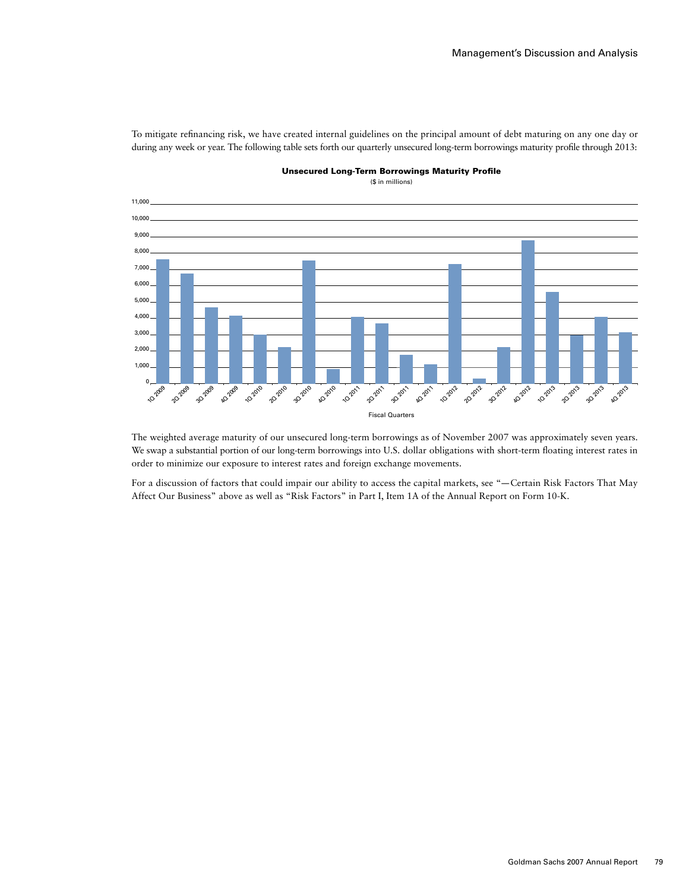To mitigate refinancing risk, we have created internal guidelines on the principal amount of debt maturing on any one day or during any week or year. The following table sets forth our quarterly unsecured long-term borrowings maturity profile through 2013:

**Unsecured Long-Term Borrowings Maturity Profile**

($ in millions)

The weighted average maturity of our unsecured long-term borrowings as of November 2007 was approximately seven years. We swap a substantial portion of our long-term borrowings into U.S. dollar obligations with short-term floating interest rates in order to minimize our exposure to interest rates and foreign exchange movements.

For a discussion of factors that could impair our ability to access the capital markets, see "—Certain Risk Factors That May Affect Our Business" above as well as "Risk Factors" in Part I, Item 1A of the Annual Report on Form 10-K.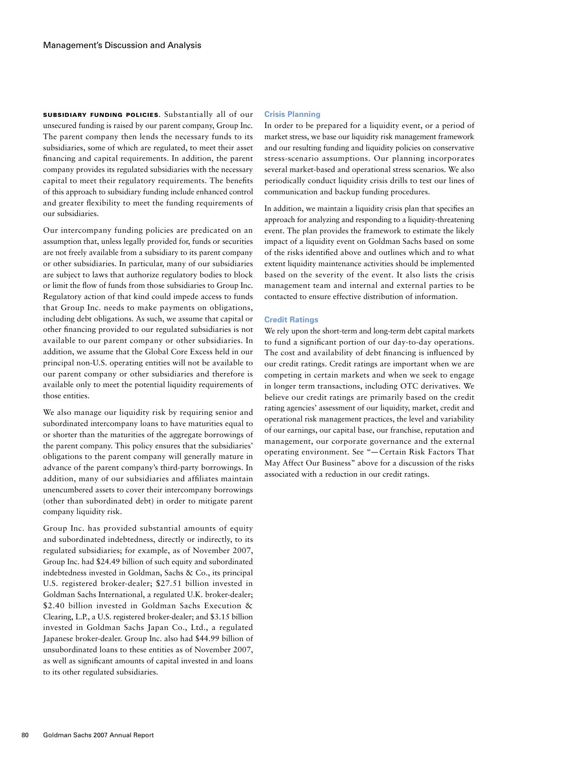**SUBSIDIARY FUNDING POLICIES.** Substantially all of our unsecured funding is raised by our parent company, Group Inc. The parent company then lends the necessary funds to its subsidiaries, some of which are regulated, to meet their asset financing and capital requirements. In addition, the parent company provides its regulated subsidiaries with the necessary capital to meet their regulatory requirements. The benefits of this approach to subsidiary funding include enhanced control and greater flexibility to meet the funding requirements of our subsidiaries.

Our intercompany funding policies are predicated on an assumption that, unless legally provided for, funds or securities are not freely available from a subsidiary to its parent company or other subsidiaries. In particular, many of our subsidiaries are subject to laws that authorize regulatory bodies to block or limit the flow of funds from those subsidiaries to Group Inc. Regulatory action of that kind could impede access to funds that Group Inc. needs to make payments on obligations, including debt obligations. As such, we assume that capital or other financing provided to our regulated subsidiaries is not available to our parent company or other subsidiaries. In addition, we assume that the Global Core Excess held in our principal non-U.S. operating entities will not be available to our parent company or other subsidiaries and therefore is available only to meet the potential liquidity requirements of those entities.

We also manage our liquidity risk by requiring senior and subordinated intercompany loans to have maturities equal to or shorter than the maturities of the aggregate borrowings of the parent company. This policy ensures that the subsidiaries' obligations to the parent company will generally mature in advance of the parent company's third-party borrowings. In addition, many of our subsidiaries and affiliates maintain unencumbered assets to cover their intercompany borrowings (other than subordinated debt) in order to mitigate parent company liquidity risk.

Group Inc. has provided substantial amounts of equity and subordinated indebtedness, directly or indirectly, to its regulated subsidiaries; for example, as of November 2007, Group Inc. had $24.49 billion of such equity and subordinated indebtedness invested in Goldman, Sachs & Co., its principal U.S. registered broker-dealer; $27.51 billion invested in Goldman Sachs International, a regulated U.K. broker-dealer; $2.40 billion invested in Goldman Sachs Execution & Clearing, L.P., a U.S. registered broker-dealer; and $3.15 billion invested in Goldman Sachs Japan Co., Ltd., a regulated Japanese broker-dealer. Group Inc. also had $44.99 billion of unsubordinated loans to these entities as of November 2007, as well as significant amounts of capital invested in and loans to its other regulated subsidiaries.

### Crisis Planning

In order to be prepared for a liquidity event, or a period of market stress, we base our liquidity risk management framework and our resulting funding and liquidity policies on conservative stress-scenario assumptions. Our planning incorporates several market-based and operational stress scenarios. We also periodically conduct liquidity crisis drills to test our lines of communication and backup funding procedures.

In addition, we maintain a liquidity crisis plan that specifies an approach for analyzing and responding to a liquidity-threatening event. The plan provides the framework to estimate the likely impact of a liquidity event on Goldman Sachs based on some of the risks identified above and outlines which and to what extent liquidity maintenance activities should be implemented based on the severity of the event. It also lists the crisis management team and internal and external parties to be contacted to ensure effective distribution of information.

### Credit Ratings

We rely upon the short-term and long-term debt capital markets to fund a significant portion of our day-to-day operations. The cost and availability of debt financing is influenced by our credit ratings. Credit ratings are important when we are competing in certain markets and when we seek to engage in longer term transactions, including OTC derivatives. We believe our credit ratings are primarily based on the credit rating agencies' assessment of our liquidity, market, credit and operational risk management practices, the level and variability of our earnings, our capital base, our franchise, reputation and management, our corporate governance and the external operating environment. See "— Certain Risk Factors That May Affect Our Business" above for a discussion of the risks associated with a reduction in our credit ratings.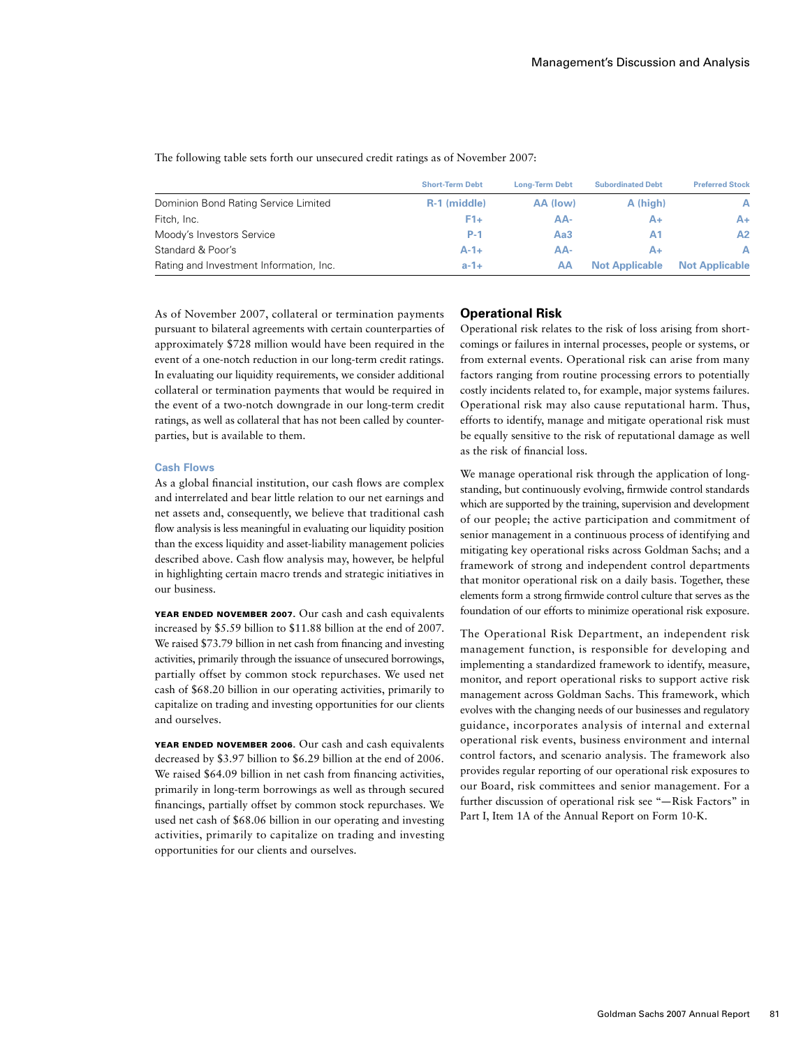The following table sets forth our unsecured credit ratings as of November 2007:

| | Short-Term Debt | Long-Term Debt | Subordinated Debt | Preferred Stock |
|---|---|---|---|---|
| Dominion Bond Rating Service Limited | R-1 (middle) | AA (low) | A (high) | A |
| Fitch, Inc. | F1+ | AA- | A+ | A+ |
| Moody's Investors Service | P-1 | Aa3 | A1 | A2 |
| Standard & Poor's | A-1+ | AA- | A+ | A |
| Rating and Investment Information, Inc. | a-1+ | AA | Not Applicable | Not Applicable |

As of November 2007, collateral or termination payments pursuant to bilateral agreements with certain counterparties of approximately $728 million would have been required in the event of a one-notch reduction in our long-term credit ratings. In evaluating our liquidity requirements, we consider additional collateral or termination payments that would be required in the event of a two-notch downgrade in our long-term credit ratings, as well as collateral that has not been called by counterparties, but is available to them.

### Cash Flows

As a global financial institution, our cash flows are complex and interrelated and bear little relation to our net earnings and net assets and, consequently, we believe that traditional cash flow analysis is less meaningful in evaluating our liquidity position than the excess liquidity and asset-liability management policies described above. Cash flow analysis may, however, be helpful in highlighting certain macro trends and strategic initiatives in our business.

**YEAR ENDED NOVEMBER 2007.** Our cash and cash equivalents increased by $5.59 billion to $11.88 billion at the end of 2007. We raised $73.79 billion in net cash from financing and investing activities, primarily through the issuance of unsecured borrowings, partially offset by common stock repurchases. We used net cash of $68.20 billion in our operating activities, primarily to capitalize on trading and investing opportunities for our clients and ourselves.

**YEAR ENDED NOVEMBER 2006.** Our cash and cash equivalents decreased by $3.97 billion to $6.29 billion at the end of 2006. We raised $64.09 billion in net cash from financing activities, primarily in long-term borrowings as well as through secured financings, partially offset by common stock repurchases. We used net cash of $68.06 billion in our operating and investing activities, primarily to capitalize on trading and investing opportunities for our clients and ourselves.

## Operational Risk

Operational risk relates to the risk of loss arising from shortcomings or failures in internal processes, people or systems, or from external events. Operational risk can arise from many factors ranging from routine processing errors to potentially costly incidents related to, for example, major systems failures. Operational risk may also cause reputational harm. Thus, efforts to identify, manage and mitigate operational risk must be equally sensitive to the risk of reputational damage as well as the risk of financial loss.

We manage operational risk through the application of long-standing, but continuously evolving, firmwide control standards which are supported by the training, supervision and development of our people; the active participation and commitment of senior management in a continuous process of identifying and mitigating key operational risks across Goldman Sachs; and a framework of strong and independent control departments that monitor operational risk on a daily basis. Together, these elements form a strong firmwide control culture that serves as the foundation of our efforts to minimize operational risk exposure.

The Operational Risk Department, an independent risk management function, is responsible for developing and implementing a standardized framework to identify, measure, monitor, and report operational risks to support active risk management across Goldman Sachs. This framework, which evolves with the changing needs of our businesses and regulatory guidance, incorporates analysis of internal and external operational risk events, business environment and internal control factors, and scenario analysis. The framework also provides regular reporting of our operational risk exposures to our Board, risk committees and senior management. For a further discussion of operational risk see "—Risk Factors" in Part I, Item 1A of the Annual Report on Form 10-K.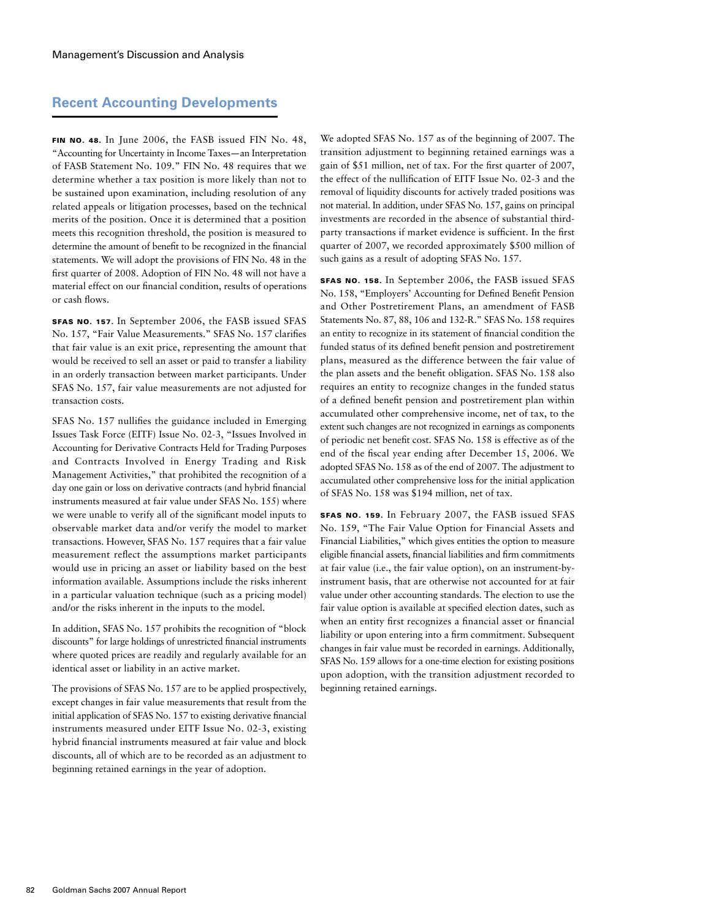## Recent Accounting Developments

**FIN No. 48.** In June 2006, the FASB issued FIN No. 48, "Accounting for Uncertainty in Income Taxes—an Interpretation of FASB Statement No. 109." FIN No. 48 requires that we determine whether a tax position is more likely than not to be sustained upon examination, including resolution of any related appeals or litigation processes, based on the technical merits of the position. Once it is determined that a position meets this recognition threshold, the position is measured to determine the amount of benefit to be recognized in the financial statements. We will adopt the provisions of FIN No. 48 in the first quarter of 2008. Adoption of FIN No. 48 will not have a material effect on our financial condition, results of operations or cash flows.

**SFAS No. 157.** In September 2006, the FASB issued SFAS No. 157, "Fair Value Measurements." SFAS No. 157 clarifies that fair value is an exit price, representing the amount that would be received to sell an asset or paid to transfer a liability in an orderly transaction between market participants. Under SFAS No. 157, fair value measurements are not adjusted for transaction costs.

SFAS No. 157 nullifies the guidance included in Emerging Issues Task Force (EITF) Issue No. 02-3, "Issues Involved in Accounting for Derivative Contracts Held for Trading Purposes and Contracts Involved in Energy Trading and Risk Management Activities," that prohibited the recognition of a day one gain or loss on derivative contracts (and hybrid financial instruments measured at fair value under SFAS No. 155) where we were unable to verify all of the significant model inputs to observable market data and/or verify the model to market transactions. However, SFAS No. 157 requires that a fair value measurement reflect the assumptions market participants would use in pricing an asset or liability based on the best information available. Assumptions include the risks inherent in a particular valuation technique (such as a pricing model) and/or the risks inherent in the inputs to the model.

In addition, SFAS No. 157 prohibits the recognition of "block discounts" for large holdings of unrestricted financial instruments where quoted prices are readily and regularly available for an identical asset or liability in an active market.

The provisions of SFAS No. 157 are to be applied prospectively, except changes in fair value measurements that result from the initial application of SFAS No. 157 to existing derivative financial instruments measured under EITF Issue No. 02-3, existing hybrid financial instruments measured at fair value and block discounts, all of which are to be recorded as an adjustment to beginning retained earnings in the year of adoption.

We adopted SFAS No. 157 as of the beginning of 2007. The transition adjustment to beginning retained earnings was a gain of $51 million, net of tax. For the first quarter of 2007, the effect of the nullification of EITF Issue No. 02-3 and the removal of liquidity discounts for actively traded positions was not material. In addition, under SFAS No. 157, gains on principal investments are recorded in the absence of substantial third-party transactions if market evidence is sufficient. In the first quarter of 2007, we recorded approximately $500 million of such gains as a result of adopting SFAS No. 157.

**SFAS No. 158.** In September 2006, the FASB issued SFAS No. 158, "Employers' Accounting for Defined Benefit Pension and Other Postretirement Plans, an amendment of FASB Statements No. 87, 88, 106 and 132-R." SFAS No. 158 requires an entity to recognize in its statement of financial condition the funded status of its defined benefit pension and postretirement plans, measured as the difference between the fair value of the plan assets and the benefit obligation. SFAS No. 158 also requires an entity to recognize changes in the funded status of a defined benefit pension and postretirement plan within accumulated other comprehensive income, net of tax, to the extent such changes are not recognized in earnings as components of periodic net benefit cost. SFAS No. 158 is effective as of the end of the fiscal year ending after December 15, 2006. We adopted SFAS No. 158 as of the end of 2007. The adjustment to accumulated other comprehensive loss for the initial application of SFAS No. 158 was $194 million, net of tax.

**SFAS No. 159.** In February 2007, the FASB issued SFAS No. 159, "The Fair Value Option for Financial Assets and Financial Liabilities," which gives entities the option to measure eligible financial assets, financial liabilities and firm commitments at fair value (i.e., the fair value option), on an instrument-by-instrument basis, that are otherwise not accounted for at fair value under other accounting standards. The election to use the fair value option is available at specified election dates, such as when an entity first recognizes a financial asset or financial liability or upon entering into a firm commitment. Subsequent changes in fair value must be recorded in earnings. Additionally, SFAS No. 159 allows for a one-time election for existing positions upon adoption, with the transition adjustment recorded to beginning retained earnings.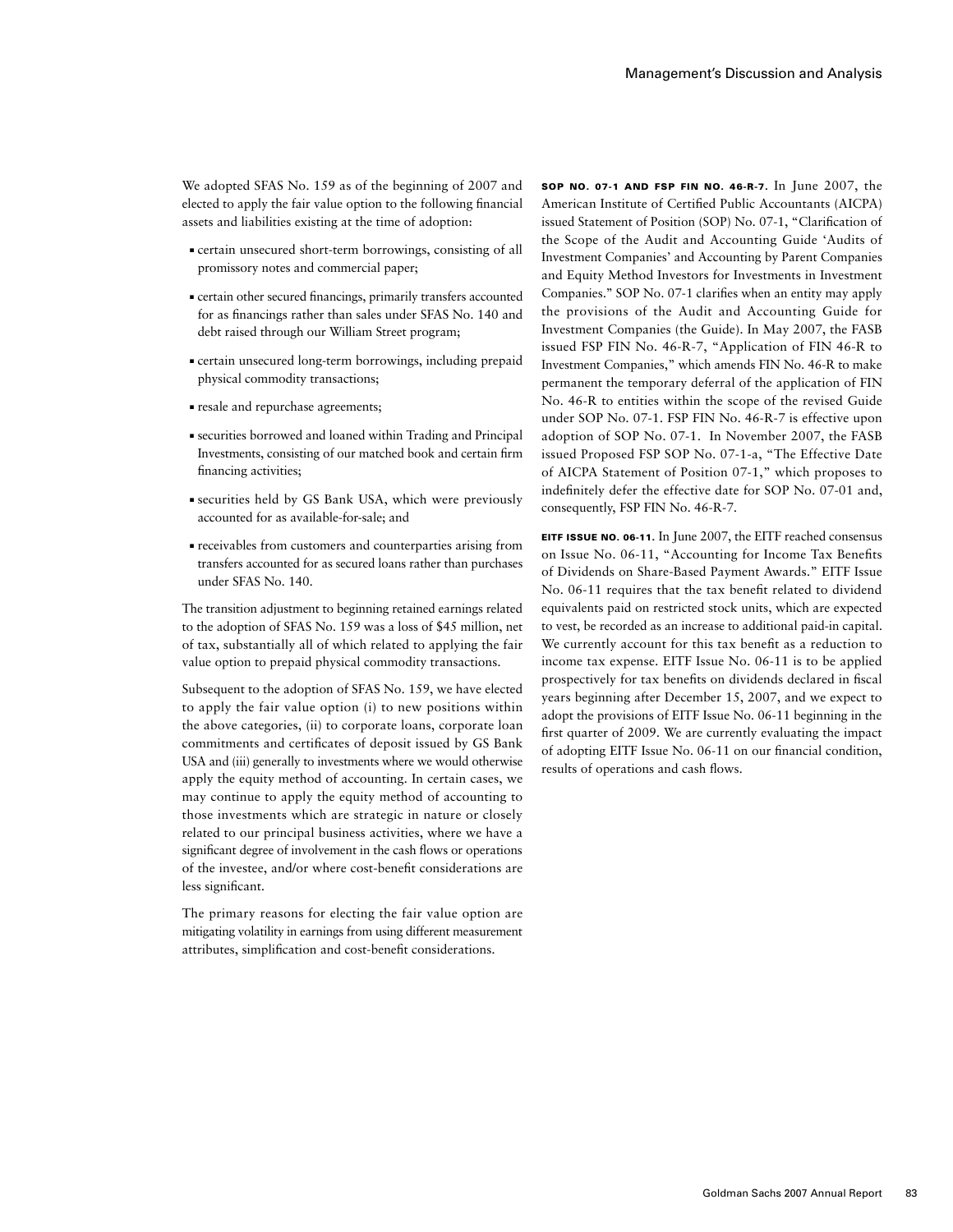We adopted SFAS No. 159 as of the beginning of 2007 and elected to apply the fair value option to the following financial assets and liabilities existing at the time of adoption:

- certain unsecured short-term borrowings, consisting of all promissory notes and commercial paper;
- certain other secured financings, primarily transfers accounted for as financings rather than sales under SFAS No. 140 and debt raised through our William Street program;
- certain unsecured long-term borrowings, including prepaid physical commodity transactions;
- resale and repurchase agreements;
- securities borrowed and loaned within Trading and Principal Investments, consisting of our matched book and certain firm financing activities;
- securities held by GS Bank USA, which were previously accounted for as available-for-sale; and
- receivables from customers and counterparties arising from transfers accounted for as secured loans rather than purchases under SFAS No. 140.

The transition adjustment to beginning retained earnings related to the adoption of SFAS No. 159 was a loss of $45 million, net of tax, substantially all of which related to applying the fair value option to prepaid physical commodity transactions.

Subsequent to the adoption of SFAS No. 159, we have elected to apply the fair value option (i) to new positions within the above categories, (ii) to corporate loans, corporate loan commitments and certificates of deposit issued by GS Bank USA and (iii) generally to investments where we would otherwise apply the equity method of accounting. In certain cases, we may continue to apply the equity method of accounting to those investments which are strategic in nature or closely related to our principal business activities, where we have a significant degree of involvement in the cash flows or operations of the investee, and/or where cost-benefit considerations are less significant.

The primary reasons for electing the fair value option are mitigating volatility in earnings from using different measurement attributes, simplification and cost-benefit considerations.

**SOP No. 07-1 and FSP FIN No. 46-R-7.** In June 2007, the American Institute of Certified Public Accountants (AICPA) issued Statement of Position (SOP) No. 07-1, "Clarification of the Scope of the Audit and Accounting Guide 'Audits of Investment Companies' and Accounting by Parent Companies and Equity Method Investors for Investments in Investment Companies." SOP No. 07-1 clarifies when an entity may apply the provisions of the Audit and Accounting Guide for Investment Companies (the Guide). In May 2007, the FASB issued FSP FIN No. 46-R-7, "Application of FIN 46-R to Investment Companies," which amends FIN No. 46-R to make permanent the temporary deferral of the application of FIN No. 46-R to entities within the scope of the revised Guide under SOP No. 07-1. FSP FIN No. 46-R-7 is effective upon adoption of SOP No. 07-1. In November 2007, the FASB issued Proposed FSP SOP No. 07-1-a, "The Effective Date of AICPA Statement of Position 07-1," which proposes to indefinitely defer the effective date for SOP No. 07-01 and, consequently, FSP FIN No. 46-R-7.

**EITF Issue No. 06-11.** In June 2007, the EITF reached consensus on Issue No. 06-11, "Accounting for Income Tax Benefits of Dividends on Share-Based Payment Awards." EITF Issue No. 06-11 requires that the tax benefit related to dividend equivalents paid on restricted stock units, which are expected to vest, be recorded as an increase to additional paid-in capital. We currently account for this tax benefit as a reduction to income tax expense. EITF Issue No. 06-11 is to be applied prospectively for tax benefits on dividends declared in fiscal years beginning after December 15, 2007, and we expect to adopt the provisions of EITF Issue No. 06-11 beginning in the first quarter of 2009. We are currently evaluating the impact of adopting EITF Issue No. 06-11 on our financial condition, results of operations and cash flows.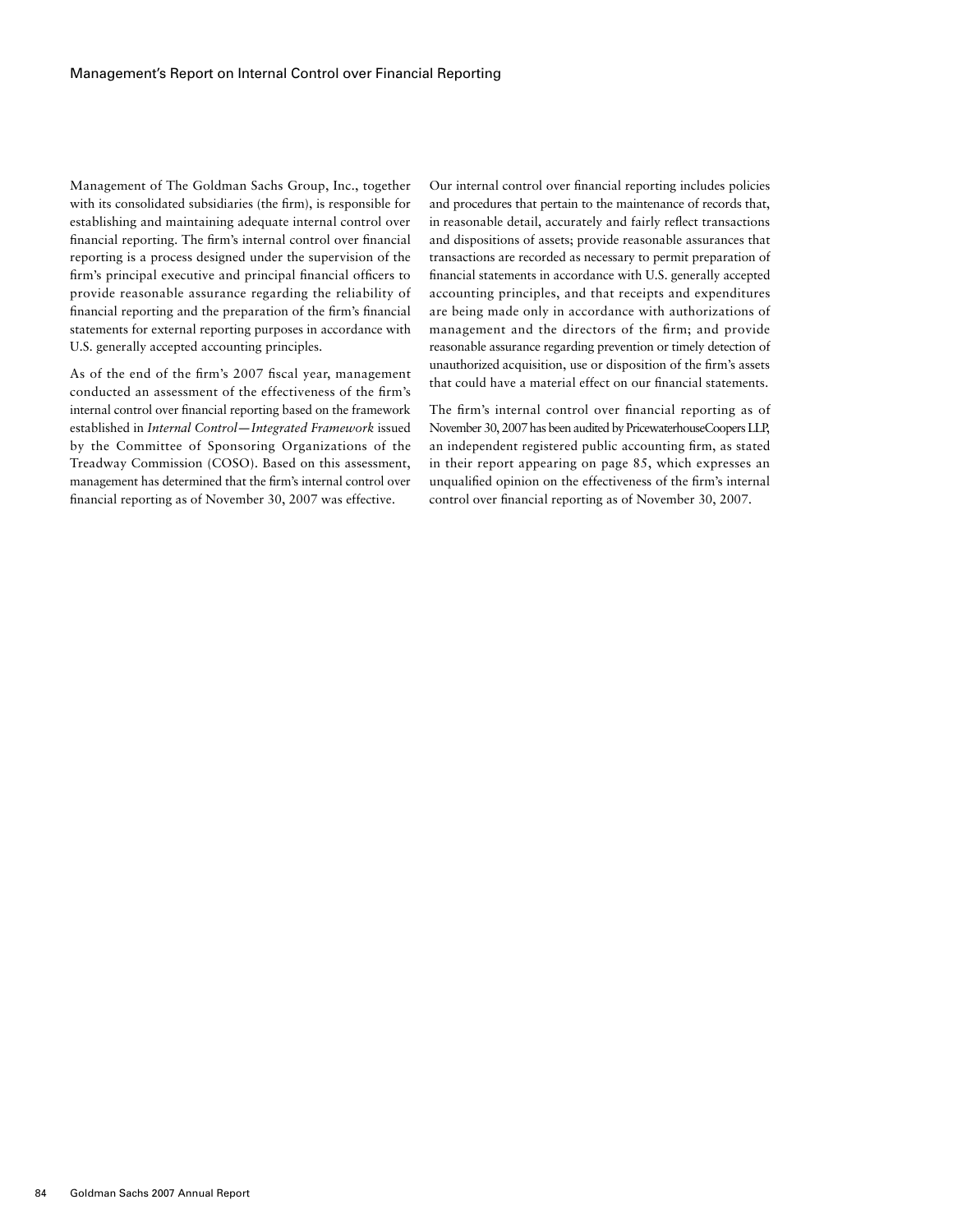# Management's Report on Internal Control over Financial Reporting

Management of The Goldman Sachs Group, Inc., together with its consolidated subsidiaries (the firm), is responsible for establishing and maintaining adequate internal control over financial reporting. The firm's internal control over financial reporting is a process designed under the supervision of the firm's principal executive and principal financial officers to provide reasonable assurance regarding the reliability of financial reporting and the preparation of the firm's financial statements for external reporting purposes in accordance with U.S. generally accepted accounting principles.

As of the end of the firm's 2007 fiscal year, management conducted an assessment of the effectiveness of the firm's internal control over financial reporting based on the framework established in *Internal Control—Integrated Framework* issued by the Committee of Sponsoring Organizations of the Treadway Commission (COSO). Based on this assessment, management has determined that the firm's internal control over financial reporting as of November 30, 2007 was effective.

Our internal control over financial reporting includes policies and procedures that pertain to the maintenance of records that, in reasonable detail, accurately and fairly reflect transactions and dispositions of assets; provide reasonable assurances that transactions are recorded as necessary to permit preparation of financial statements in accordance with U.S. generally accepted accounting principles, and that receipts and expenditures are being made only in accordance with authorizations of management and the directors of the firm; and provide reasonable assurance regarding prevention or timely detection of unauthorized acquisition, use or disposition of the firm's assets that could have a material effect on our financial statements.

The firm's internal control over financial reporting as of November 30, 2007 has been audited by PricewaterhouseCoopers LLP, an independent registered public accounting firm, as stated in their report appearing on page 85, which expresses an unqualified opinion on the effectiveness of the firm's internal control over financial reporting as of November 30, 2007.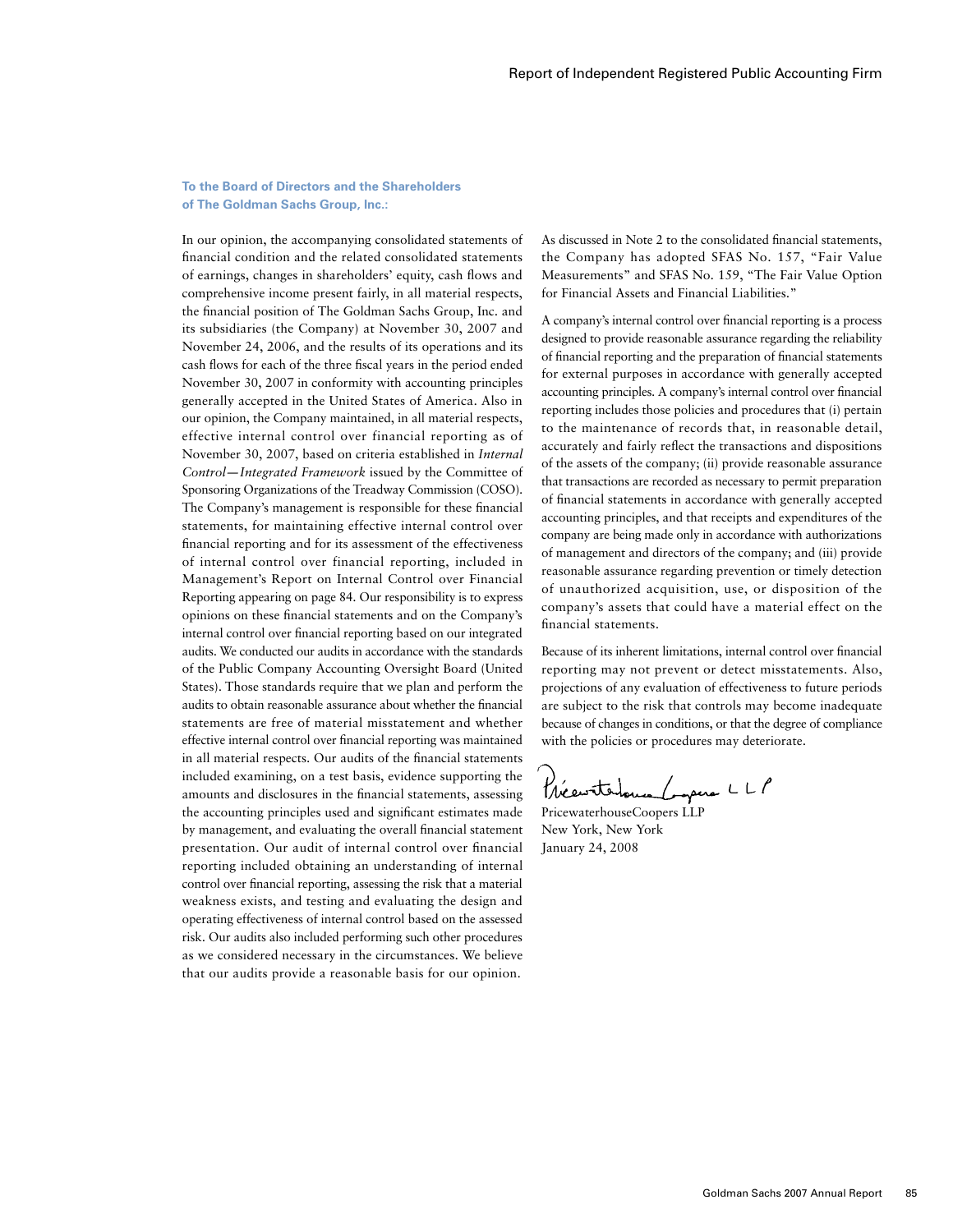# Report of Independent Registered Public Accounting Firm

**To the Board of Directors and the Shareholders of The Goldman Sachs Group, Inc.:**

In our opinion, the accompanying consolidated statements of financial condition and the related consolidated statements of earnings, changes in shareholders' equity, cash flows and comprehensive income present fairly, in all material respects, the financial position of The Goldman Sachs Group, Inc. and its subsidiaries (the Company) at November 30, 2007 and November 24, 2006, and the results of its operations and its cash flows for each of the three fiscal years in the period ended November 30, 2007 in conformity with accounting principles generally accepted in the United States of America. Also in our opinion, the Company maintained, in all material respects, effective internal control over financial reporting as of November 30, 2007, based on criteria established in *Internal Control—Integrated Framework* issued by the Committee of Sponsoring Organizations of the Treadway Commission (COSO). The Company's management is responsible for these financial statements, for maintaining effective internal control over financial reporting and for its assessment of the effectiveness of internal control over financial reporting, included in Management's Report on Internal Control over Financial Reporting appearing on page 84. Our responsibility is to express opinions on these financial statements and on the Company's internal control over financial reporting based on our integrated audits. We conducted our audits in accordance with the standards of the Public Company Accounting Oversight Board (United States). Those standards require that we plan and perform the audits to obtain reasonable assurance about whether the financial statements are free of material misstatement and whether effective internal control over financial reporting was maintained in all material respects. Our audits of the financial statements included examining, on a test basis, evidence supporting the amounts and disclosures in the financial statements, assessing the accounting principles used and significant estimates made by management, and evaluating the overall financial statement presentation. Our audit of internal control over financial reporting included obtaining an understanding of internal control over financial reporting, assessing the risk that a material weakness exists, and testing and evaluating the design and operating effectiveness of internal control based on the assessed risk. Our audits also included performing such other procedures as we considered necessary in the circumstances. We believe that our audits provide a reasonable basis for our opinion.

As discussed in Note 2 to the consolidated financial statements, the Company has adopted SFAS No. 157, "Fair Value Measurements" and SFAS No. 159, "The Fair Value Option for Financial Assets and Financial Liabilities."

A company's internal control over financial reporting is a process designed to provide reasonable assurance regarding the reliability of financial reporting and the preparation of financial statements for external purposes in accordance with generally accepted accounting principles. A company's internal control over financial reporting includes those policies and procedures that (i) pertain to the maintenance of records that, in reasonable detail, accurately and fairly reflect the transactions and dispositions of the assets of the company; (ii) provide reasonable assurance that transactions are recorded as necessary to permit preparation of financial statements in accordance with generally accepted accounting principles, and that receipts and expenditures of the company are being made only in accordance with authorizations of management and directors of the company; and (iii) provide reasonable assurance regarding prevention or timely detection of unauthorized acquisition, use, or disposition of the company's assets that could have a material effect on the financial statements.

Because of its inherent limitations, internal control over financial reporting may not prevent or detect misstatements. Also, projections of any evaluation of effectiveness to future periods are subject to the risk that controls may become inadequate because of changes in conditions, or that the degree of compliance with the policies or procedures may deteriorate.

PricewaterhouseCoopers LLP

PricewaterhouseCoopers LLP
New York, New York
January 24, 2008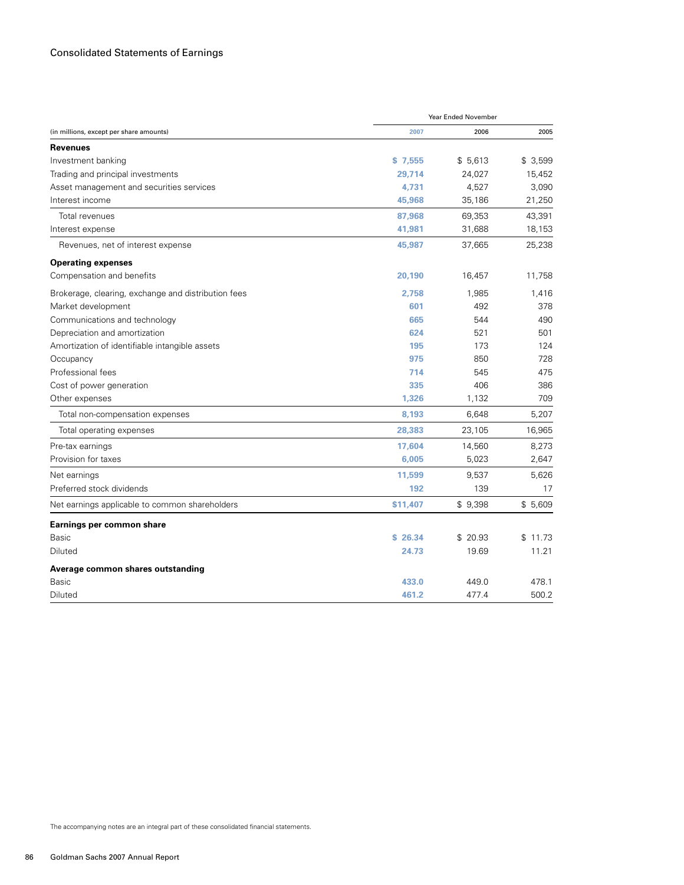## Consolidated Statements of Earnings

| (in millions, except per share amounts) | Year Ended November 2007 | 2006 | 2005 |
|---|---|---|---|
| **Revenues** | | | |
| Investment banking | **$ 7,555** | $ 5,613 | $ 3,599 |
| Trading and principal investments | **29,714** | 24,027 | 15,452 |
| Asset management and securities services | **4,731** | 4,527 | 3,090 |
| Interest income | **45,968** | 35,186 | 21,250 |
| Total revenues | **87,968** | 69,353 | 43,391 |
| Interest expense | **41,981** | 31,688 | 18,153 |
| Revenues, net of interest expense | **45,987** | 37,665 | 25,238 |
| **Operating expenses** | | | |
| Compensation and benefits | **20,190** | 16,457 | 11,758 |
| Brokerage, clearing, exchange and distribution fees | **2,758** | 1,985 | 1,416 |
| Market development | **601** | 492 | 378 |
| Communications and technology | **665** | 544 | 490 |
| Depreciation and amortization | **624** | 521 | 501 |
| Amortization of identifiable intangible assets | **195** | 173 | 124 |
| Occupancy | **975** | 850 | 728 |
| Professional fees | **714** | 545 | 475 |
| Cost of power generation | **335** | 406 | 386 |
| Other expenses | **1,326** | 1,132 | 709 |
| Total non-compensation expenses | **8,193** | 6,648 | 5,207 |
| Total operating expenses | **28,383** | 23,105 | 16,965 |
| Pre-tax earnings | **17,604** | 14,560 | 8,273 |
| Provision for taxes | **6,005** | 5,023 | 2,647 |
| Net earnings | **11,599** | 9,537 | 5,626 |
| Preferred stock dividends | **192** | 139 | 17 |
| Net earnings applicable to common shareholders | **$11,407** | $ 9,398 | $ 5,609 |
| **Earnings per common share** | | | |
| Basic | **$ 26.34** | $ 20.93 | $ 11.73 |
| Diluted | **24.73** | 19.69 | 11.21 |
| **Average common shares outstanding** | | | |
| Basic | **433.0** | 449.0 | 478.1 |
| Diluted | **461.2** | 477.4 | 500.2 |

The accompanying notes are an integral part of these consolidated financial statements.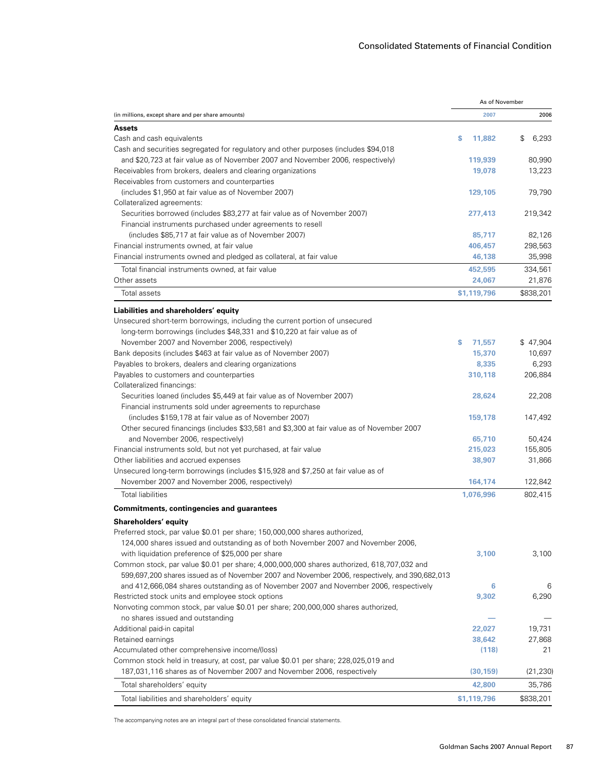## Consolidated Statements of Financial Condition

| (in millions, except share and per share amounts) | As of November 2007 | As of November 2006 |
|---|---|---|
| **Assets** | | |
| Cash and cash equivalents | $ 11,882 | $ 6,293 |
| Cash and securities segregated for regulatory and other purposes (includes $94,018 and $20,723 at fair value as of November 2007 and November 2006, respectively) | 119,939 | 80,990 |
| Receivables from brokers, dealers and clearing organizations | 19,078 | 13,223 |
| Receivables from customers and counterparties (includes $1,950 at fair value as of November 2007) | 129,105 | 79,790 |
| Collateralized agreements: | | |
| Securities borrowed (includes $83,277 at fair value as of November 2007) | 277,413 | 219,342 |
| Financial instruments purchased under agreements to resell (includes $85,717 at fair value as of November 2007) | 85,717 | 82,126 |
| Financial instruments owned, at fair value | 406,457 | 298,563 |
| Financial instruments owned and pledged as collateral, at fair value | 46,138 | 35,998 |
| Total financial instruments owned, at fair value | 452,595 | 334,561 |
| Other assets | 24,067 | 21,876 |
| Total assets | $1,119,796 | $838,201 |
| **Liabilities and shareholders' equity** | | |
| Unsecured short-term borrowings, including the current portion of unsecured long-term borrowings (includes $48,331 and $10,220 at fair value as of November 2007 and November 2006, respectively) | $ 71,557 | $ 47,904 |
| Bank deposits (includes $463 at fair value as of November 2007) | 15,370 | 10,697 |
| Payables to brokers, dealers and clearing organizations | 8,335 | 6,293 |
| Payables to customers and counterparties | 310,118 | 206,884 |
| Collateralized financings: | | |
| Securities loaned (includes $5,449 at fair value as of November 2007) | 28,624 | 22,208 |
| Financial instruments sold under agreements to repurchase (includes $159,178 at fair value as of November 2007) | 159,178 | 147,492 |
| Other secured financings (includes $33,581 and $3,300 at fair value as of November 2007 and November 2006, respectively) | 65,710 | 50,424 |
| Financial instruments sold, but not yet purchased, at fair value | 215,023 | 155,805 |
| Other liabilities and accrued expenses | 38,907 | 31,866 |
| Unsecured long-term borrowings (includes $15,928 and $7,250 at fair value as of November 2007 and November 2006, respectively) | 164,174 | 122,842 |
| Total liabilities | 1,076,996 | 802,415 |
| **Commitments, contingencies and guarantees** | | |
| **Shareholders' equity** | | |
| Preferred stock, par value $0.01 per share; 150,000,000 shares authorized, 124,000 shares issued and outstanding as of both November 2007 and November 2006, with liquidation preference of $25,000 per share | 3,100 | 3,100 |
| Common stock, par value $0.01 per share; 4,000,000,000 shares authorized, 618,707,032 and 599,697,200 shares issued as of November 2007 and November 2006, respectively, and 390,682,013 and 412,666,084 shares outstanding as of November 2007 and November 2006, respectively | 6 | 6 |
| Restricted stock units and employee stock options | 9,302 | 6,290 |
| Nonvoting common stock, par value $0.01 per share; 200,000,000 shares authorized, no shares issued and outstanding | — | — |
| Additional paid-in capital | 22,027 | 19,731 |
| Retained earnings | 38,642 | 27,868 |
| Accumulated other comprehensive income/(loss) | (118) | 21 |
| Common stock held in treasury, at cost, par value $0.01 per share; 228,025,019 and 187,031,116 shares as of November 2007 and November 2006, respectively | (30,159) | (21,230) |
| Total shareholders' equity | 42,800 | 35,786 |
| Total liabilities and shareholders' equity | $1,119,796 | $838,201 |

The accompanying notes are an integral part of these consolidated financial statements.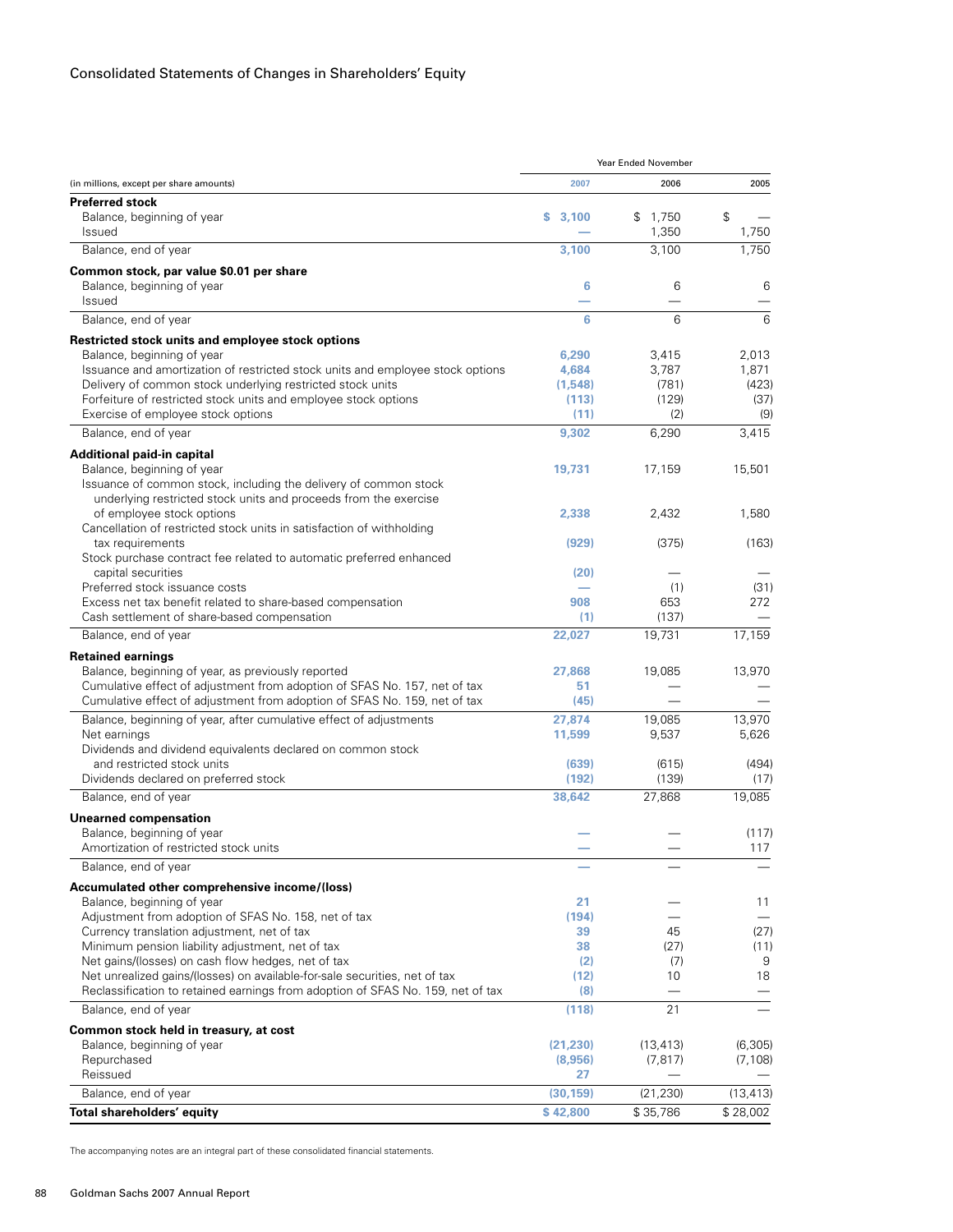## Consolidated Statements of Changes in Shareholders' Equity

| (in millions, except per share amounts) | Year Ended November | | |
|---|---|---|---|
| | 2007 | 2006 | 2005 |
| **Preferred stock** | | | |
| Balance, beginning of year | $ 3,100 | $ 1,750 | $ — |
| Issued | — | 1,350 | 1,750 |
| Balance, end of year | 3,100 | 3,100 | 1,750 |
| **Common stock, par value $0.01 per share** | | | |
| Balance, beginning of year | 6 | 6 | 6 |
| Issued | — | — | — |
| Balance, end of year | 6 | 6 | 6 |
| **Restricted stock units and employee stock options** | | | |
| Balance, beginning of year | 6,290 | 3,415 | 2,013 |
| Issuance and amortization of restricted stock units and employee stock options | 4,684 | 3,787 | 1,871 |
| Delivery of common stock underlying restricted stock units | (1,548) | (781) | (423) |
| Forfeiture of restricted stock units and employee stock options | (113) | (129) | (37) |
| Exercise of employee stock options | (11) | (2) | (9) |
| Balance, end of year | 9,302 | 6,290 | 3,415 |
| **Additional paid-in capital** | | | |
| Balance, beginning of year | 19,731 | 17,159 | 15,501 |
| Issuance of common stock, including the delivery of common stock underlying restricted stock units and proceeds from the exercise of employee stock options | 2,338 | 2,432 | 1,580 |
| Cancellation of restricted stock units in satisfaction of withholding tax requirements | (929) | (375) | (163) |
| Stock purchase contract fee related to automatic preferred enhanced capital securities | (20) | — | — |
| Preferred stock issuance costs | — | (1) | (31) |
| Excess net tax benefit related to share-based compensation | 908 | 653 | 272 |
| Cash settlement of share-based compensation | (1) | (137) | — |
| Balance, end of year | 22,027 | 19,731 | 17,159 |
| **Retained earnings** | | | |
| Balance, beginning of year, as previously reported | 27,868 | 19,085 | 13,970 |
| Cumulative effect of adjustment from adoption of SFAS No. 157, net of tax | 51 | — | — |
| Cumulative effect of adjustment from adoption of SFAS No. 159, net of tax | (45) | — | — |
| Balance, beginning of year, after cumulative effect of adjustments | 27,874 | 19,085 | 13,970 |
| Net earnings | 11,599 | 9,537 | 5,626 |
| Dividends and dividend equivalents declared on common stock and restricted stock units | (639) | (615) | (494) |
| Dividends declared on preferred stock | (192) | (139) | (17) |
| Balance, end of year | 38,642 | 27,868 | 19,085 |
| **Unearned compensation** | | | |
| Balance, beginning of year | — | — | (117) |
| Amortization of restricted stock units | — | — | 117 |
| Balance, end of year | — | — | — |
| **Accumulated other comprehensive income/(loss)** | | | |
| Balance, beginning of year | 21 | — | 11 |
| Adjustment from adoption of SFAS No. 158, net of tax | (194) | — | — |
| Currency translation adjustment, net of tax | 39 | 45 | (27) |
| Minimum pension liability adjustment, net of tax | 38 | (27) | (11) |
| Net gains/(losses) on cash flow hedges, net of tax | (2) | (7) | 9 |
| Net unrealized gains/(losses) on available-for-sale securities, net of tax | (12) | 10 | 18 |
| Reclassification to retained earnings from adoption of SFAS No. 159, net of tax | (8) | — | — |
| Balance, end of year | (118) | 21 | — |
| **Common stock held in treasury, at cost** | | | |
| Balance, beginning of year | (21,230) | (13,413) | (6,305) |
| Repurchased | (8,956) | (7,817) | (7,108) |
| Reissued | 27 | — | — |
| Balance, end of year | (30,159) | (21,230) | (13,413) |
| **Total shareholders' equity** | $ 42,800 | $ 35,786 | $ 28,002 |

The accompanying notes are an integral part of these consolidated financial statements.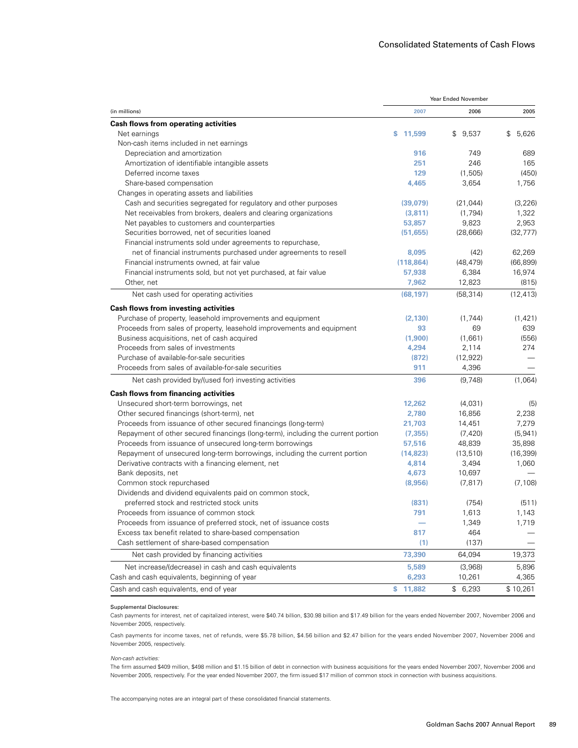## Consolidated Statements of Cash Flows

| (in millions) | Year Ended November 2007 | 2006 | 2005 |
|---|---|---|---|
| **Cash flows from operating activities** | | | |
| Net earnings | $ 11,599 | $ 9,537 | $ 5,626 |
| Non-cash items included in net earnings | | | |
| Depreciation and amortization | 916 | 749 | 689 |
| Amortization of identifiable intangible assets | 251 | 246 | 165 |
| Deferred income taxes | 129 | (1,505) | (450) |
| Share-based compensation | 4,465 | 3,654 | 1,756 |
| Changes in operating assets and liabilities | | | |
| Cash and securities segregated for regulatory and other purposes | (39,079) | (21,044) | (3,226) |
| Net receivables from brokers, dealers and clearing organizations | (3,811) | (1,794) | 1,322 |
| Net payables to customers and counterparties | 53,857 | 9,823 | 2,953 |
| Securities borrowed, net of securities loaned | (51,655) | (28,666) | (32,777) |
| Financial instruments sold under agreements to repurchase, net of financial instruments purchased under agreements to resell | 8,095 | (42) | 62,269 |
| Financial instruments owned, at fair value | (118,864) | (48,479) | (66,899) |
| Financial instruments sold, but not yet purchased, at fair value | 57,938 | 6,384 | 16,974 |
| Other, net | 7,962 | 12,823 | (815) |
| Net cash used for operating activities | (68,197) | (58,314) | (12,413) |
| **Cash flows from investing activities** | | | |
| Purchase of property, leasehold improvements and equipment | (2,130) | (1,744) | (1,421) |
| Proceeds from sales of property, leasehold improvements and equipment | 93 | 69 | 639 |
| Business acquisitions, net of cash acquired | (1,900) | (1,661) | (556) |
| Proceeds from sales of investments | 4,294 | 2,114 | 274 |
| Purchase of available-for-sale securities | (872) | (12,922) | — |
| Proceeds from sales of available-for-sale securities | 911 | 4,396 | — |
| Net cash provided by/(used for) investing activities | 396 | (9,748) | (1,064) |
| **Cash flows from financing activities** | | | |
| Unsecured short-term borrowings, net | 12,262 | (4,031) | (5) |
| Other secured financings (short-term), net | 2,780 | 16,856 | 2,238 |
| Proceeds from issuance of other secured financings (long-term) | 21,703 | 14,451 | 7,279 |
| Repayment of other secured financings (long-term), including the current portion | (7,355) | (7,420) | (5,941) |
| Proceeds from issuance of unsecured long-term borrowings | 57,516 | 48,839 | 35,898 |
| Repayment of unsecured long-term borrowings, including the current portion | (14,823) | (13,510) | (16,399) |
| Derivative contracts with a financing element, net | 4,814 | 3,494 | 1,060 |
| Bank deposits, net | 4,673 | 10,697 | — |
| Common stock repurchased | (8,956) | (7,817) | (7,108) |
| Dividends and dividend equivalents paid on common stock, preferred stock and restricted stock units | (831) | (754) | (511) |
| Proceeds from issuance of common stock | 791 | 1,613 | 1,143 |
| Proceeds from issuance of preferred stock, net of issuance costs | — | 1,349 | 1,719 |
| Excess tax benefit related to share-based compensation | 817 | 464 | — |
| Cash settlement of share-based compensation | (1) | (137) | — |
| Net cash provided by financing activities | 73,390 | 64,094 | 19,373 |
| Net increase/(decrease) in cash and cash equivalents | 5,589 | (3,968) | 5,896 |
| Cash and cash equivalents, beginning of year | 6,293 | 10,261 | 4,365 |
| Cash and cash equivalents, end of year | $ 11,882 | $ 6,293 | $ 10,261 |

Supplemental Disclosures:

Cash payments for interest, net of capitalized interest, were $40.74 billion, $30.98 billion and $17.49 billion for the years ended November 2007, November 2006 and November 2005, respectively.

Cash payments for income taxes, net of refunds, were $5.78 billion, $4.56 billion and $2.47 billion for the years ended November 2007, November 2006 and November 2005, respectively.

*Non-cash activities:*

The firm assumed $409 million, $498 million and $1.15 billion of debt in connection with business acquisitions for the years ended November 2007, November 2006 and November 2005, respectively. For the year ended November 2007, the firm issued $17 million of common stock in connection with business acquisitions.

The accompanying notes are an integral part of these consolidated financial statements.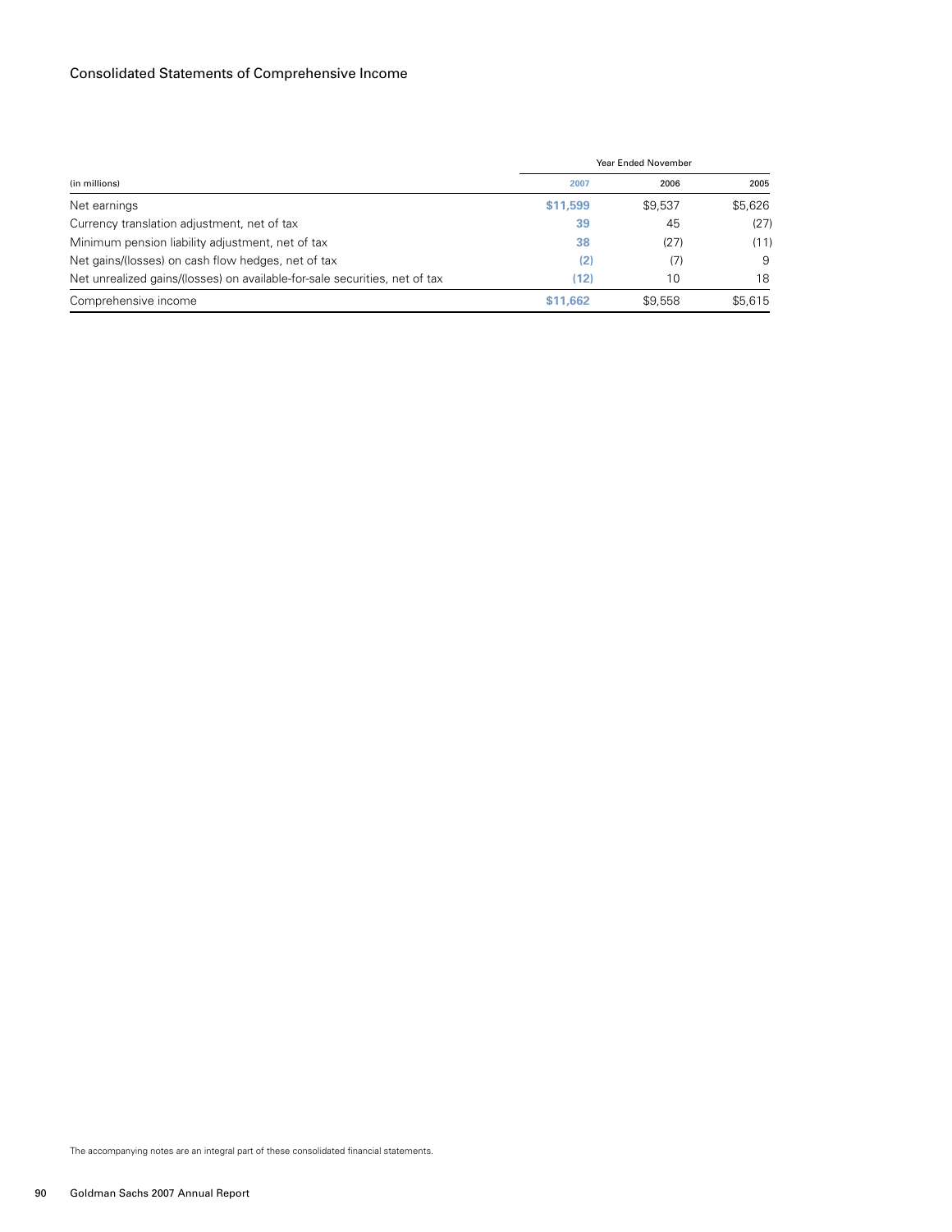## Consolidated Statements of Comprehensive Income

| (in millions) | Year Ended November 2007 | 2006 | 2005 |
|---|---|---|---|
| Net earnings | **$11,599** | $9,537 | $5,626 |
| Currency translation adjustment, net of tax | **39** | 45 | (27) |
| Minimum pension liability adjustment, net of tax | **38** | (27) | (11) |
| Net gains/(losses) on cash flow hedges, net of tax | **(2)** | (7) | 9 |
| Net unrealized gains/(losses) on available-for-sale securities, net of tax | **(12)** | 10 | 18 |
| Comprehensive income | **$11,662** | $9,558 | $5,615 |

The accompanying notes are an integral part of these consolidated financial statements.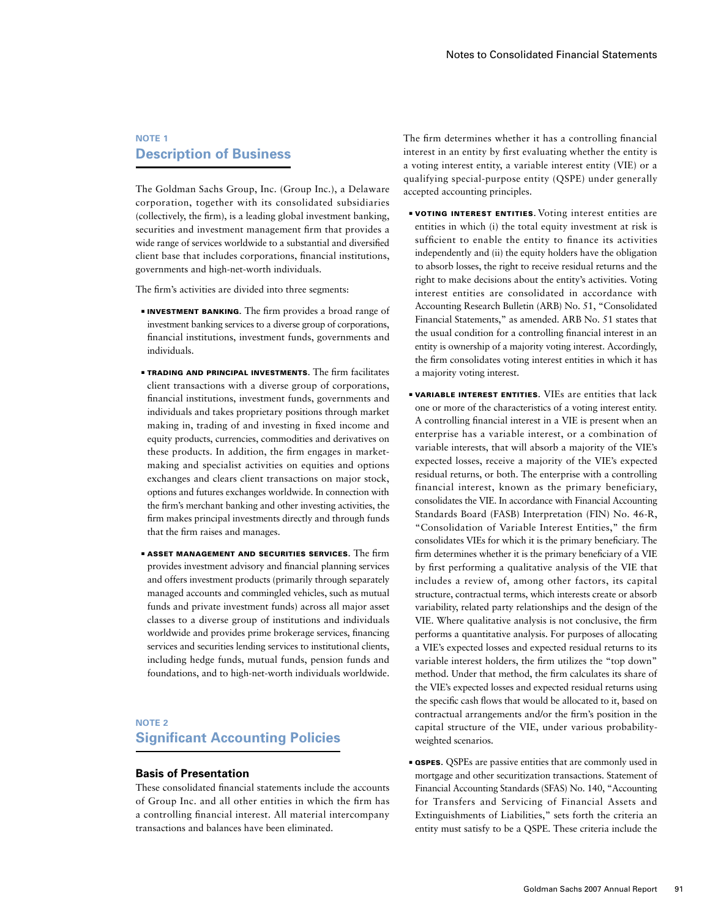## NOTE 1
## Description of Business

The Goldman Sachs Group, Inc. (Group Inc.), a Delaware corporation, together with its consolidated subsidiaries (collectively, the firm), is a leading global investment banking, securities and investment management firm that provides a wide range of services worldwide to a substantial and diversified client base that includes corporations, financial institutions, governments and high-net-worth individuals.

The firm's activities are divided into three segments:

- **INVESTMENT BANKING.** The firm provides a broad range of investment banking services to a diverse group of corporations, financial institutions, investment funds, governments and individuals.

- **TRADING AND PRINCIPAL INVESTMENTS.** The firm facilitates client transactions with a diverse group of corporations, financial institutions, investment funds, governments and individuals and takes proprietary positions through market making in, trading of and investing in fixed income and equity products, currencies, commodities and derivatives on these products. In addition, the firm engages in market-making and specialist activities on equities and options exchanges and clears client transactions on major stock, options and futures exchanges worldwide. In connection with the firm's merchant banking and other investing activities, the firm makes principal investments directly and through funds that the firm raises and manages.

- **ASSET MANAGEMENT AND SECURITIES SERVICES.** The firm provides investment advisory and financial planning services and offers investment products (primarily through separately managed accounts and commingled vehicles, such as mutual funds and private investment funds) across all major asset classes to a diverse group of institutions and individuals worldwide and provides prime brokerage services, financing services and securities lending services to institutional clients, including hedge funds, mutual funds, pension funds and foundations, and to high-net-worth individuals worldwide.

## NOTE 2
## Significant Accounting Policies

### Basis of Presentation

These consolidated financial statements include the accounts of Group Inc. and all other entities in which the firm has a controlling financial interest. All material intercompany transactions and balances have been eliminated.

The firm determines whether it has a controlling financial interest in an entity by first evaluating whether the entity is a voting interest entity, a variable interest entity (VIE) or a qualifying special-purpose entity (QSPE) under generally accepted accounting principles.

- **VOTING INTEREST ENTITIES.** Voting interest entities are entities in which (i) the total equity investment at risk is sufficient to enable the entity to finance its activities independently and (ii) the equity holders have the obligation to absorb losses, the right to receive residual returns and the right to make decisions about the entity's activities. Voting interest entities are consolidated in accordance with Accounting Research Bulletin (ARB) No. 51, "Consolidated Financial Statements," as amended. ARB No. 51 states that the usual condition for a controlling financial interest in an entity is ownership of a majority voting interest. Accordingly, the firm consolidates voting interest entities in which it has a majority voting interest.

- **VARIABLE INTEREST ENTITIES.** VIEs are entities that lack one or more of the characteristics of a voting interest entity. A controlling financial interest in a VIE is present when an enterprise has a variable interest, or a combination of variable interests, that will absorb a majority of the VIE's expected losses, receive a majority of the VIE's expected residual returns, or both. The enterprise with a controlling financial interest, known as the primary beneficiary, consolidates the VIE. In accordance with Financial Accounting Standards Board (FASB) Interpretation (FIN) No. 46-R, "Consolidation of Variable Interest Entities," the firm consolidates VIEs for which it is the primary beneficiary. The firm determines whether it is the primary beneficiary of a VIE by first performing a qualitative analysis of the VIE that includes a review of, among other factors, its capital structure, contractual terms, which interests create or absorb variability, related party relationships and the design of the VIE. Where qualitative analysis is not conclusive, the firm performs a quantitative analysis. For purposes of allocating a VIE's expected losses and expected residual returns to its variable interest holders, the firm utilizes the "top down" method. Under that method, the firm calculates its share of the VIE's expected losses and expected residual returns using the specific cash flows that would be allocated to it, based on contractual arrangements and/or the firm's position in the capital structure of the VIE, under various probability-weighted scenarios.

- **QSPES.** QSPEs are passive entities that are commonly used in mortgage and other securitization transactions. Statement of Financial Accounting Standards (SFAS) No. 140, "Accounting for Transfers and Servicing of Financial Assets and Extinguishments of Liabilities," sets forth the criteria an entity must satisfy to be a QSPE. These criteria include the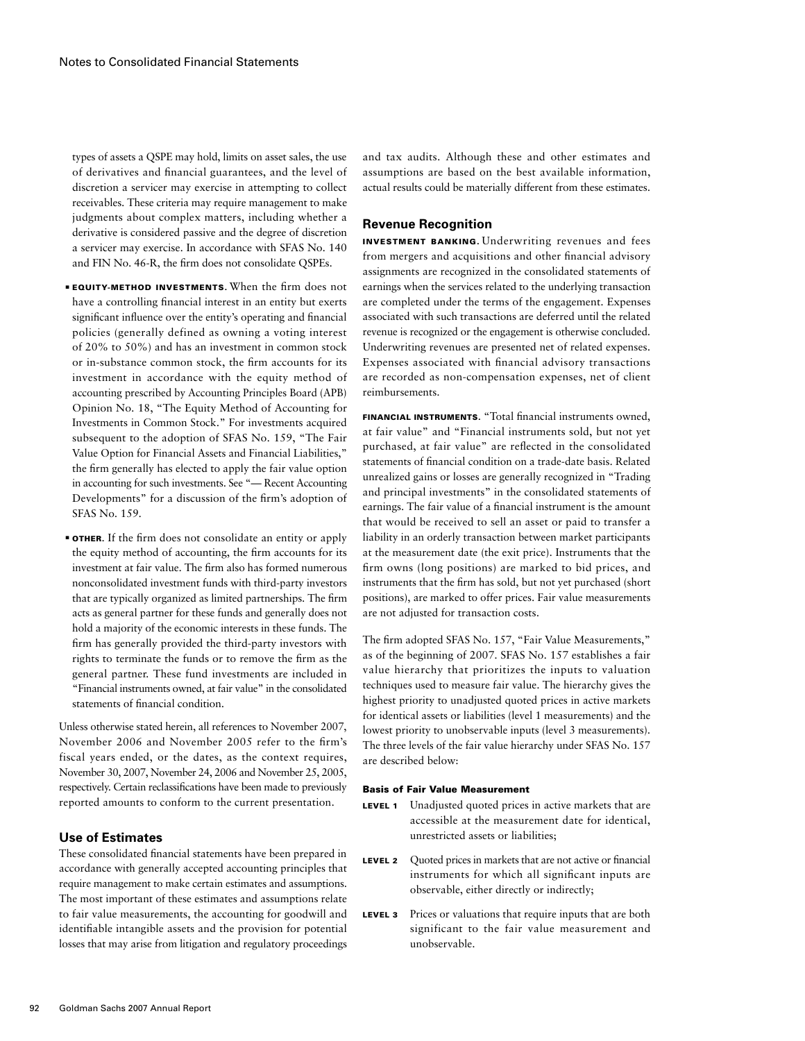types of assets a QSPE may hold, limits on asset sales, the use of derivatives and financial guarantees, and the level of discretion a servicer may exercise in attempting to collect receivables. These criteria may require management to make judgments about complex matters, including whether a derivative is considered passive and the degree of discretion a servicer may exercise. In accordance with SFAS No. 140 and FIN No. 46-R, the firm does not consolidate QSPEs.

- **EQUITY-METHOD INVESTMENTS.** When the firm does not have a controlling financial interest in an entity but exerts significant influence over the entity's operating and financial policies (generally defined as owning a voting interest of 20% to 50%) and has an investment in common stock or in-substance common stock, the firm accounts for its investment in accordance with the equity method of accounting prescribed by Accounting Principles Board (APB) Opinion No. 18, "The Equity Method of Accounting for Investments in Common Stock." For investments acquired subsequent to the adoption of SFAS No. 159, "The Fair Value Option for Financial Assets and Financial Liabilities," the firm generally has elected to apply the fair value option in accounting for such investments. See "— Recent Accounting Developments" for a discussion of the firm's adoption of SFAS No. 159.

- **OTHER.** If the firm does not consolidate an entity or apply the equity method of accounting, the firm accounts for its investment at fair value. The firm also has formed numerous nonconsolidated investment funds with third-party investors that are typically organized as limited partnerships. The firm acts as general partner for these funds and generally does not hold a majority of the economic interests in these funds. The firm has generally provided the third-party investors with rights to terminate the funds or to remove the firm as the general partner. These fund investments are included in "Financial instruments owned, at fair value" in the consolidated statements of financial condition.

Unless otherwise stated herein, all references to November 2007, November 2006 and November 2005 refer to the firm's fiscal years ended, or the dates, as the context requires, November 30, 2007, November 24, 2006 and November 25, 2005, respectively. Certain reclassifications have been made to previously reported amounts to conform to the current presentation.

## Use of Estimates

These consolidated financial statements have been prepared in accordance with generally accepted accounting principles that require management to make certain estimates and assumptions. The most important of these estimates and assumptions relate to fair value measurements, the accounting for goodwill and identifiable intangible assets and the provision for potential losses that may arise from litigation and regulatory proceedings and tax audits. Although these and other estimates and assumptions are based on the best available information, actual results could be materially different from these estimates.

## Revenue Recognition

**INVESTMENT BANKING.** Underwriting revenues and fees from mergers and acquisitions and other financial advisory assignments are recognized in the consolidated statements of earnings when the services related to the underlying transaction are completed under the terms of the engagement. Expenses associated with such transactions are deferred until the related revenue is recognized or the engagement is otherwise concluded. Underwriting revenues are presented net of related expenses. Expenses associated with financial advisory transactions are recorded as non-compensation expenses, net of client reimbursements.

**FINANCIAL INSTRUMENTS.** "Total financial instruments owned, at fair value" and "Financial instruments sold, but not yet purchased, at fair value" are reflected in the consolidated statements of financial condition on a trade-date basis. Related unrealized gains or losses are generally recognized in "Trading and principal investments" in the consolidated statements of earnings. The fair value of a financial instrument is the amount that would be received to sell an asset or paid to transfer a liability in an orderly transaction between market participants at the measurement date (the exit price). Instruments that the firm owns (long positions) are marked to bid prices, and instruments that the firm has sold, but not yet purchased (short positions), are marked to offer prices. Fair value measurements are not adjusted for transaction costs.

The firm adopted SFAS No. 157, "Fair Value Measurements," as of the beginning of 2007. SFAS No. 157 establishes a fair value hierarchy that prioritizes the inputs to valuation techniques used to measure fair value. The hierarchy gives the highest priority to unadjusted quoted prices in active markets for identical assets or liabilities (level 1 measurements) and the lowest priority to unobservable inputs (level 3 measurements). The three levels of the fair value hierarchy under SFAS No. 157 are described below:

**Basis of Fair Value Measurement**

**LEVEL 1** Unadjusted quoted prices in active markets that are accessible at the measurement date for identical, unrestricted assets or liabilities;

**LEVEL 2** Quoted prices in markets that are not active or financial instruments for which all significant inputs are observable, either directly or indirectly;

**LEVEL 3** Prices or valuations that require inputs that are both significant to the fair value measurement and unobservable.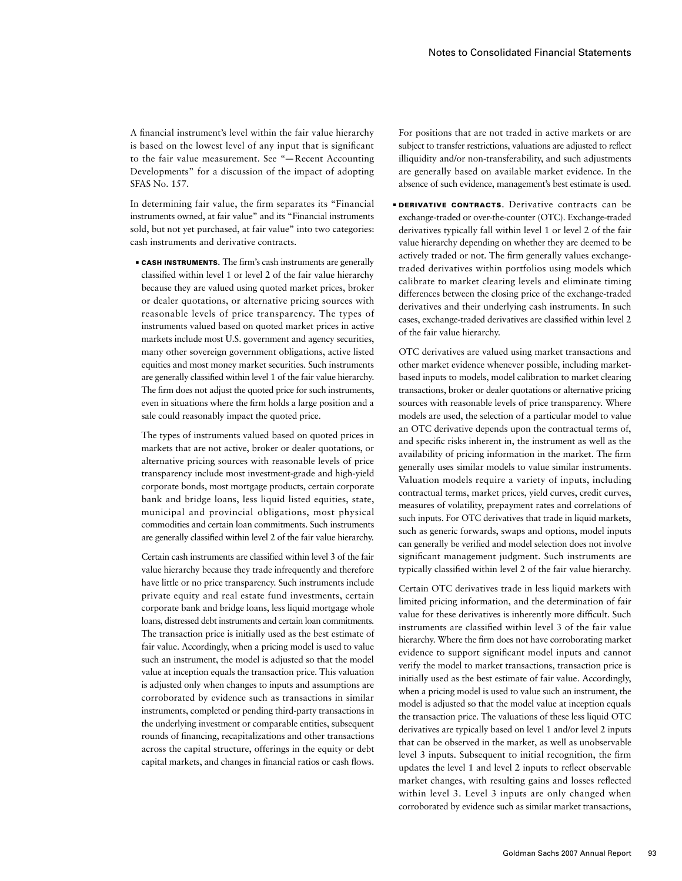A financial instrument's level within the fair value hierarchy is based on the lowest level of any input that is significant to the fair value measurement. See "— Recent Accounting Developments" for a discussion of the impact of adopting SFAS No. 157.

In determining fair value, the firm separates its "Financial instruments owned, at fair value" and its "Financial instruments sold, but not yet purchased, at fair value" into two categories: cash instruments and derivative contracts.

- **CASH INSTRUMENTS.** The firm's cash instruments are generally classified within level 1 or level 2 of the fair value hierarchy because they are valued using quoted market prices, broker or dealer quotations, or alternative pricing sources with reasonable levels of price transparency. The types of instruments valued based on quoted market prices in active markets include most U.S. government and agency securities, many other sovereign government obligations, active listed equities and most money market securities. Such instruments are generally classified within level 1 of the fair value hierarchy. The firm does not adjust the quoted price for such instruments, even in situations where the firm holds a large position and a sale could reasonably impact the quoted price.

  The types of instruments valued based on quoted prices in markets that are not active, broker or dealer quotations, or alternative pricing sources with reasonable levels of price transparency include most investment-grade and high-yield corporate bonds, most mortgage products, certain corporate bank and bridge loans, less liquid listed equities, state, municipal and provincial obligations, most physical commodities and certain loan commitments. Such instruments are generally classified within level 2 of the fair value hierarchy.

  Certain cash instruments are classified within level 3 of the fair value hierarchy because they trade infrequently and therefore have little or no price transparency. Such instruments include private equity and real estate fund investments, certain corporate bank and bridge loans, less liquid mortgage whole loans, distressed debt instruments and certain loan commitments. The transaction price is initially used as the best estimate of fair value. Accordingly, when a pricing model is used to value such an instrument, the model is adjusted so that the model value at inception equals the transaction price. This valuation is adjusted only when changes to inputs and assumptions are corroborated by evidence such as transactions in similar instruments, completed or pending third-party transactions in the underlying investment or comparable entities, subsequent rounds of financing, recapitalizations and other transactions across the capital structure, offerings in the equity or debt capital markets, and changes in financial ratios or cash flows.

  For positions that are not traded in active markets or are subject to transfer restrictions, valuations are adjusted to reflect illiquidity and/or non-transferability, and such adjustments are generally based on available market evidence. In the absence of such evidence, management's best estimate is used.

- **DERIVATIVE CONTRACTS.** Derivative contracts can be exchange-traded or over-the-counter (OTC). Exchange-traded derivatives typically fall within level 1 or level 2 of the fair value hierarchy depending on whether they are deemed to be actively traded or not. The firm generally values exchange-traded derivatives within portfolios using models which calibrate to market clearing levels and eliminate timing differences between the closing price of the exchange-traded derivatives and their underlying cash instruments. In such cases, exchange-traded derivatives are classified within level 2 of the fair value hierarchy.

  OTC derivatives are valued using market transactions and other market evidence whenever possible, including market-based inputs to models, model calibration to market clearing transactions, broker or dealer quotations or alternative pricing sources with reasonable levels of price transparency. Where models are used, the selection of a particular model to value an OTC derivative depends upon the contractual terms of, and specific risks inherent in, the instrument as well as the availability of pricing information in the market. The firm generally uses similar models to value similar instruments. Valuation models require a variety of inputs, including contractual terms, market prices, yield curves, credit curves, measures of volatility, prepayment rates and correlations of such inputs. For OTC derivatives that trade in liquid markets, such as generic forwards, swaps and options, model inputs can generally be verified and model selection does not involve significant management judgment. Such instruments are typically classified within level 2 of the fair value hierarchy.

  Certain OTC derivatives trade in less liquid markets with limited pricing information, and the determination of fair value for these derivatives is inherently more difficult. Such instruments are classified within level 3 of the fair value hierarchy. Where the firm does not have corroborating market evidence to support significant model inputs and cannot verify the model to market transactions, transaction price is initially used as the best estimate of fair value. Accordingly, when a pricing model is used to value such an instrument, the model is adjusted so that the model value at inception equals the transaction price. The valuations of these less liquid OTC derivatives are typically based on level 1 and/or level 2 inputs that can be observed in the market, as well as unobservable level 3 inputs. Subsequent to initial recognition, the firm updates the level 1 and level 2 inputs to reflect observable market changes, with resulting gains and losses reflected within level 3. Level 3 inputs are only changed when corroborated by evidence such as similar market transactions,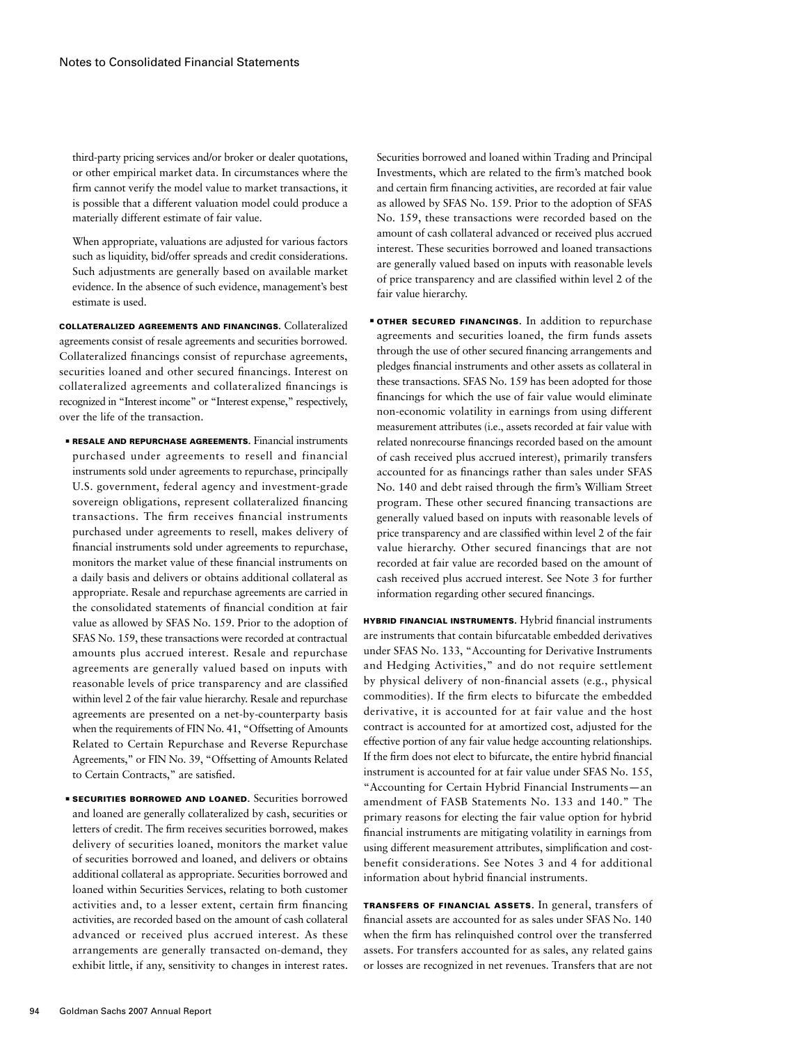third-party pricing services and/or broker or dealer quotations, or other empirical market data. In circumstances where the firm cannot verify the model value to market transactions, it is possible that a different valuation model could produce a materially different estimate of fair value.

When appropriate, valuations are adjusted for various factors such as liquidity, bid/offer spreads and credit considerations. Such adjustments are generally based on available market evidence. In the absence of such evidence, management's best estimate is used.

**COLLATERALIZED AGREEMENTS AND FINANCINGS.** Collateralized agreements consist of resale agreements and securities borrowed. Collateralized financings consist of repurchase agreements, securities loaned and other secured financings. Interest on collateralized agreements and collateralized financings is recognized in "Interest income" or "Interest expense," respectively, over the life of the transaction.

- **RESALE AND REPURCHASE AGREEMENTS.** Financial instruments purchased under agreements to resell and financial instruments sold under agreements to repurchase, principally U.S. government, federal agency and investment-grade sovereign obligations, represent collateralized financing transactions. The firm receives financial instruments purchased under agreements to resell, makes delivery of financial instruments sold under agreements to repurchase, monitors the market value of these financial instruments on a daily basis and delivers or obtains additional collateral as appropriate. Resale and repurchase agreements are carried in the consolidated statements of financial condition at fair value as allowed by SFAS No. 159. Prior to the adoption of SFAS No. 159, these transactions were recorded at contractual amounts plus accrued interest. Resale and repurchase agreements are generally valued based on inputs with reasonable levels of price transparency and are classified within level 2 of the fair value hierarchy. Resale and repurchase agreements are presented on a net-by-counterparty basis when the requirements of FIN No. 41, "Offsetting of Amounts Related to Certain Repurchase and Reverse Repurchase Agreements," or FIN No. 39, "Offsetting of Amounts Related to Certain Contracts," are satisfied.

- **SECURITIES BORROWED AND LOANED.** Securities borrowed and loaned are generally collateralized by cash, securities or letters of credit. The firm receives securities borrowed, makes delivery of securities loaned, monitors the market value of securities borrowed and loaned, and delivers or obtains additional collateral as appropriate. Securities borrowed and loaned within Securities Services, relating to both customer activities and, to a lesser extent, certain firm financing activities, are recorded based on the amount of cash collateral advanced or received plus accrued interest. As these arrangements are generally transacted on-demand, they exhibit little, if any, sensitivity to changes in interest rates.

  Securities borrowed and loaned within Trading and Principal Investments, which are related to the firm's matched book and certain firm financing activities, are recorded at fair value as allowed by SFAS No. 159. Prior to the adoption of SFAS No. 159, these transactions were recorded based on the amount of cash collateral advanced or received plus accrued interest. These securities borrowed and loaned transactions are generally valued based on inputs with reasonable levels of price transparency and are classified within level 2 of the fair value hierarchy.

- **OTHER SECURED FINANCINGS.** In addition to repurchase agreements and securities loaned, the firm funds assets through the use of other secured financing arrangements and pledges financial instruments and other assets as collateral in these transactions. SFAS No. 159 has been adopted for those financings for which the use of fair value would eliminate non-economic volatility in earnings from using different measurement attributes (i.e., assets recorded at fair value with related nonrecourse financings recorded based on the amount of cash received plus accrued interest), primarily transfers accounted for as financings rather than sales under SFAS No. 140 and debt raised through the firm's William Street program. These other secured financing transactions are generally valued based on inputs with reasonable levels of price transparency and are classified within level 2 of the fair value hierarchy. Other secured financings that are not recorded at fair value are recorded based on the amount of cash received plus accrued interest. See Note 3 for further information regarding other secured financings.

**HYBRID FINANCIAL INSTRUMENTS.** Hybrid financial instruments are instruments that contain bifurcatable embedded derivatives under SFAS No. 133, "Accounting for Derivative Instruments and Hedging Activities," and do not require settlement by physical delivery of non-financial assets (e.g., physical commodities). If the firm elects to bifurcate the embedded derivative, it is accounted for at fair value and the host contract is accounted for at amortized cost, adjusted for the effective portion of any fair value hedge accounting relationships. If the firm does not elect to bifurcate, the entire hybrid financial instrument is accounted for at fair value under SFAS No. 155, "Accounting for Certain Hybrid Financial Instruments—an amendment of FASB Statements No. 133 and 140." The primary reasons for electing the fair value option for hybrid financial instruments are mitigating volatility in earnings from using different measurement attributes, simplification and cost-benefit considerations. See Notes 3 and 4 for additional information about hybrid financial instruments.

**TRANSFERS OF FINANCIAL ASSETS.** In general, transfers of financial assets are accounted for as sales under SFAS No. 140 when the firm has relinquished control over the transferred assets. For transfers accounted for as sales, any related gains or losses are recognized in net revenues. Transfers that are not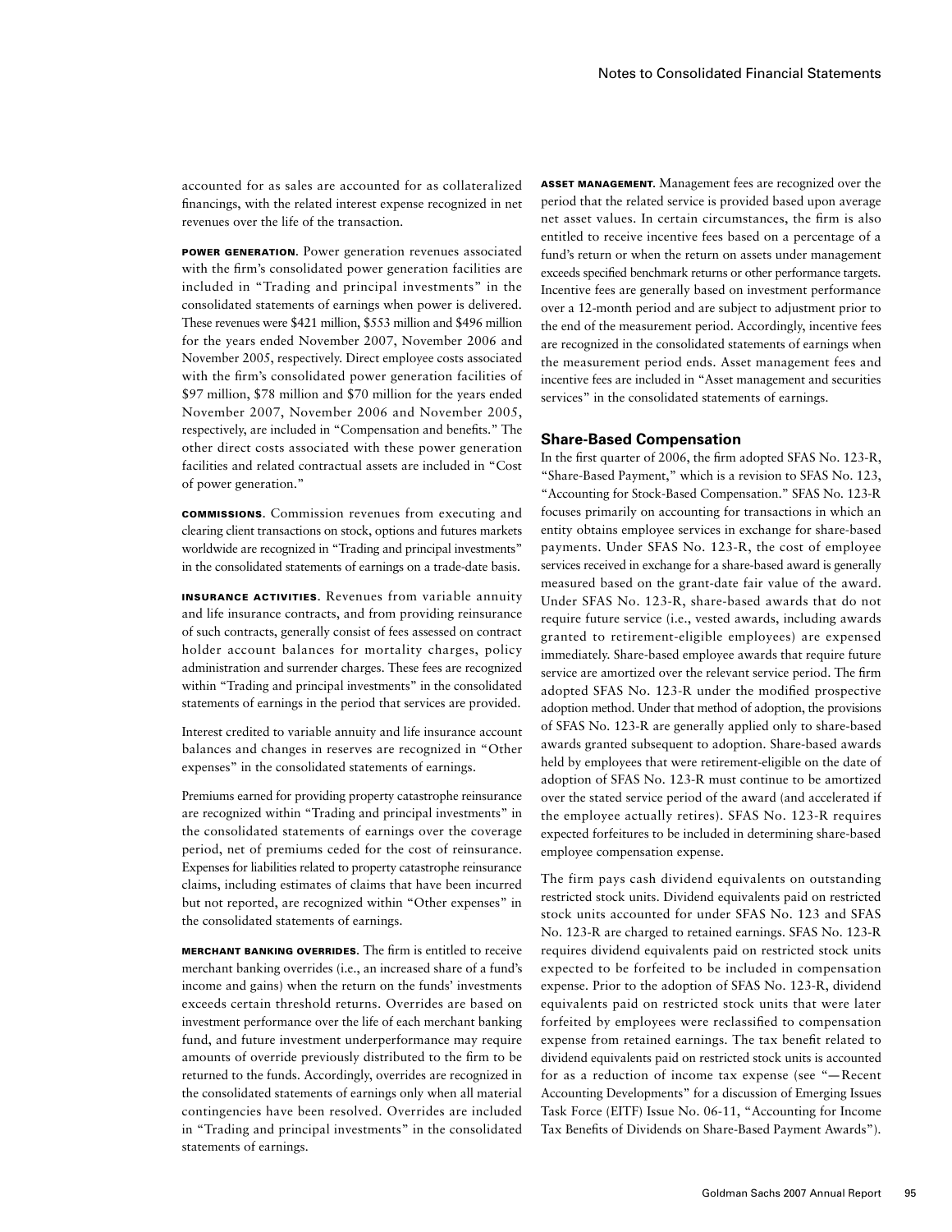accounted for as sales are accounted for as collateralized financings, with the related interest expense recognized in net revenues over the life of the transaction.

**POWER GENERATION.** Power generation revenues associated with the firm's consolidated power generation facilities are included in "Trading and principal investments" in the consolidated statements of earnings when power is delivered. These revenues were $421 million, $553 million and $496 million for the years ended November 2007, November 2006 and November 2005, respectively. Direct employee costs associated with the firm's consolidated power generation facilities of $97 million, $78 million and $70 million for the years ended November 2007, November 2006 and November 2005, respectively, are included in "Compensation and benefits." The other direct costs associated with these power generation facilities and related contractual assets are included in "Cost of power generation."

**COMMISSIONS.** Commission revenues from executing and clearing client transactions on stock, options and futures markets worldwide are recognized in "Trading and principal investments" in the consolidated statements of earnings on a trade-date basis.

**INSURANCE ACTIVITIES.** Revenues from variable annuity and life insurance contracts, and from providing reinsurance of such contracts, generally consist of fees assessed on contract holder account balances for mortality charges, policy administration and surrender charges. These fees are recognized within "Trading and principal investments" in the consolidated statements of earnings in the period that services are provided.

Interest credited to variable annuity and life insurance account balances and changes in reserves are recognized in "Other expenses" in the consolidated statements of earnings.

Premiums earned for providing property catastrophe reinsurance are recognized within "Trading and principal investments" in the consolidated statements of earnings over the coverage period, net of premiums ceded for the cost of reinsurance. Expenses for liabilities related to property catastrophe reinsurance claims, including estimates of claims that have been incurred but not reported, are recognized within "Other expenses" in the consolidated statements of earnings.

**MERCHANT BANKING OVERRIDES.** The firm is entitled to receive merchant banking overrides (i.e., an increased share of a fund's income and gains) when the return on the funds' investments exceeds certain threshold returns. Overrides are based on investment performance over the life of each merchant banking fund, and future investment underperformance may require amounts of override previously distributed to the firm to be returned to the funds. Accordingly, overrides are recognized in the consolidated statements of earnings only when all material contingencies have been resolved. Overrides are included in "Trading and principal investments" in the consolidated statements of earnings.

**ASSET MANAGEMENT.** Management fees are recognized over the period that the related service is provided based upon average net asset values. In certain circumstances, the firm is also entitled to receive incentive fees based on a percentage of a fund's return or when the return on assets under management exceeds specified benchmark returns or other performance targets. Incentive fees are generally based on investment performance over a 12-month period and are subject to adjustment prior to the end of the measurement period. Accordingly, incentive fees are recognized in the consolidated statements of earnings when the measurement period ends. Asset management fees and incentive fees are included in "Asset management and securities services" in the consolidated statements of earnings.

## Share-Based Compensation

In the first quarter of 2006, the firm adopted SFAS No. 123-R, "Share-Based Payment," which is a revision to SFAS No. 123, "Accounting for Stock-Based Compensation." SFAS No. 123-R focuses primarily on accounting for transactions in which an entity obtains employee services in exchange for share-based payments. Under SFAS No. 123-R, the cost of employee services received in exchange for a share-based award is generally measured based on the grant-date fair value of the award. Under SFAS No. 123-R, share-based awards that do not require future service (i.e., vested awards, including awards granted to retirement-eligible employees) are expensed immediately. Share-based employee awards that require future service are amortized over the relevant service period. The firm adopted SFAS No. 123-R under the modified prospective adoption method. Under that method of adoption, the provisions of SFAS No. 123-R are generally applied only to share-based awards granted subsequent to adoption. Share-based awards held by employees that were retirement-eligible on the date of adoption of SFAS No. 123-R must continue to be amortized over the stated service period of the award (and accelerated if the employee actually retires). SFAS No. 123-R requires expected forfeitures to be included in determining share-based employee compensation expense.

The firm pays cash dividend equivalents on outstanding restricted stock units. Dividend equivalents paid on restricted stock units accounted for under SFAS No. 123 and SFAS No. 123-R are charged to retained earnings. SFAS No. 123-R requires dividend equivalents paid on restricted stock units expected to be forfeited to be included in compensation expense. Prior to the adoption of SFAS No. 123-R, dividend equivalents paid on restricted stock units that were later forfeited by employees were reclassified to compensation expense from retained earnings. The tax benefit related to dividend equivalents paid on restricted stock units is accounted for as a reduction of income tax expense (see "— Recent Accounting Developments" for a discussion of Emerging Issues Task Force (EITF) Issue No. 06-11, "Accounting for Income Tax Benefits of Dividends on Share-Based Payment Awards").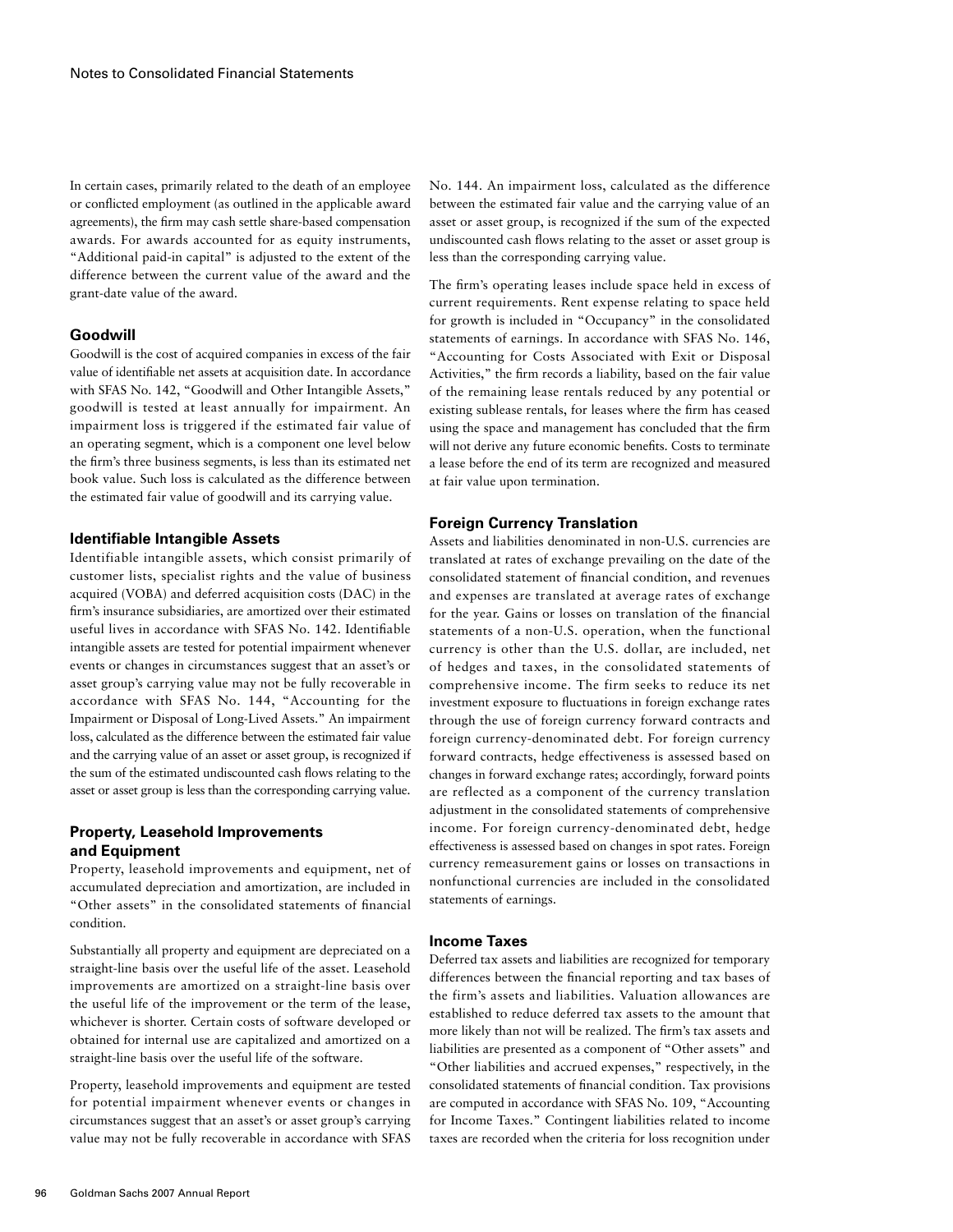In certain cases, primarily related to the death of an employee or conflicted employment (as outlined in the applicable award agreements), the firm may cash settle share-based compensation awards. For awards accounted for as equity instruments, "Additional paid-in capital" is adjusted to the extent of the difference between the current value of the award and the grant-date value of the award.

### Goodwill

Goodwill is the cost of acquired companies in excess of the fair value of identifiable net assets at acquisition date. In accordance with SFAS No. 142, "Goodwill and Other Intangible Assets," goodwill is tested at least annually for impairment. An impairment loss is triggered if the estimated fair value of an operating segment, which is a component one level below the firm's three business segments, is less than its estimated net book value. Such loss is calculated as the difference between the estimated fair value of goodwill and its carrying value.

### Identifiable Intangible Assets

Identifiable intangible assets, which consist primarily of customer lists, specialist rights and the value of business acquired (VOBA) and deferred acquisition costs (DAC) in the firm's insurance subsidiaries, are amortized over their estimated useful lives in accordance with SFAS No. 142. Identifiable intangible assets are tested for potential impairment whenever events or changes in circumstances suggest that an asset's or asset group's carrying value may not be fully recoverable in accordance with SFAS No. 144, "Accounting for the Impairment or Disposal of Long-Lived Assets." An impairment loss, calculated as the difference between the estimated fair value and the carrying value of an asset or asset group, is recognized if the sum of the estimated undiscounted cash flows relating to the asset or asset group is less than the corresponding carrying value.

### Property, Leasehold Improvements and Equipment

Property, leasehold improvements and equipment, net of accumulated depreciation and amortization, are included in "Other assets" in the consolidated statements of financial condition.

Substantially all property and equipment are depreciated on a straight-line basis over the useful life of the asset. Leasehold improvements are amortized on a straight-line basis over the useful life of the improvement or the term of the lease, whichever is shorter. Certain costs of software developed or obtained for internal use are capitalized and amortized on a straight-line basis over the useful life of the software.

Property, leasehold improvements and equipment are tested for potential impairment whenever events or changes in circumstances suggest that an asset's or asset group's carrying value may not be fully recoverable in accordance with SFAS No. 144. An impairment loss, calculated as the difference between the estimated fair value and the carrying value of an asset or asset group, is recognized if the sum of the expected undiscounted cash flows relating to the asset or asset group is less than the corresponding carrying value.

The firm's operating leases include space held in excess of current requirements. Rent expense relating to space held for growth is included in "Occupancy" in the consolidated statements of earnings. In accordance with SFAS No. 146, "Accounting for Costs Associated with Exit or Disposal Activities," the firm records a liability, based on the fair value of the remaining lease rentals reduced by any potential or existing sublease rentals, for leases where the firm has ceased using the space and management has concluded that the firm will not derive any future economic benefits. Costs to terminate a lease before the end of its term are recognized and measured at fair value upon termination.

### Foreign Currency Translation

Assets and liabilities denominated in non-U.S. currencies are translated at rates of exchange prevailing on the date of the consolidated statement of financial condition, and revenues and expenses are translated at average rates of exchange for the year. Gains or losses on translation of the financial statements of a non-U.S. operation, when the functional currency is other than the U.S. dollar, are included, net of hedges and taxes, in the consolidated statements of comprehensive income. The firm seeks to reduce its net investment exposure to fluctuations in foreign exchange rates through the use of foreign currency forward contracts and foreign currency-denominated debt. For foreign currency forward contracts, hedge effectiveness is assessed based on changes in forward exchange rates; accordingly, forward points are reflected as a component of the currency translation adjustment in the consolidated statements of comprehensive income. For foreign currency-denominated debt, hedge effectiveness is assessed based on changes in spot rates. Foreign currency remeasurement gains or losses on transactions in nonfunctional currencies are included in the consolidated statements of earnings.

### Income Taxes

Deferred tax assets and liabilities are recognized for temporary differences between the financial reporting and tax bases of the firm's assets and liabilities. Valuation allowances are established to reduce deferred tax assets to the amount that more likely than not will be realized. The firm's tax assets and liabilities are presented as a component of "Other assets" and "Other liabilities and accrued expenses," respectively, in the consolidated statements of financial condition. Tax provisions are computed in accordance with SFAS No. 109, "Accounting for Income Taxes." Contingent liabilities related to income taxes are recorded when the criteria for loss recognition under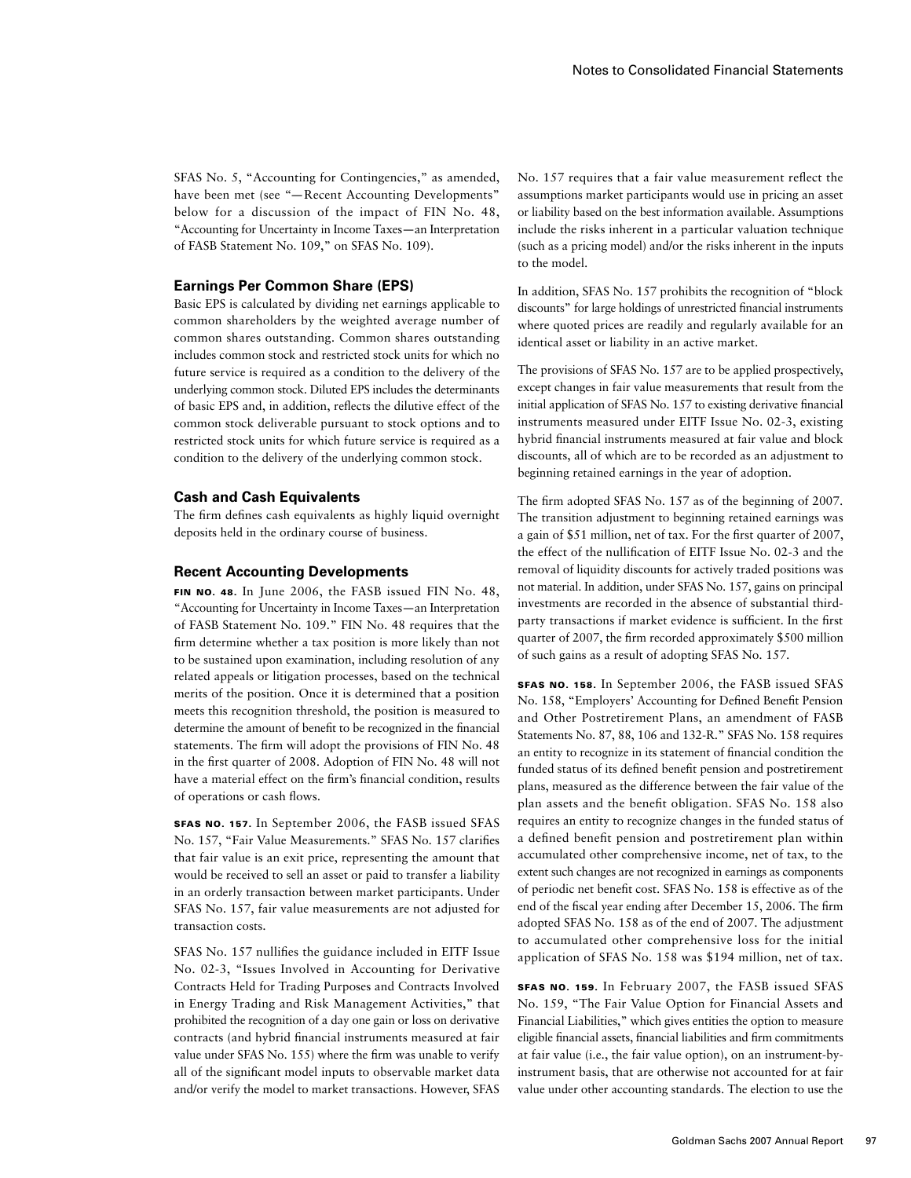SFAS No. 5, "Accounting for Contingencies," as amended, have been met (see "— Recent Accounting Developments" below for a discussion of the impact of FIN No. 48, "Accounting for Uncertainty in Income Taxes — an Interpretation of FASB Statement No. 109," on SFAS No. 109).

### Earnings Per Common Share (EPS)

Basic EPS is calculated by dividing net earnings applicable to common shareholders by the weighted average number of common shares outstanding. Common shares outstanding includes common stock and restricted stock units for which no future service is required as a condition to the delivery of the underlying common stock. Diluted EPS includes the determinants of basic EPS and, in addition, reflects the dilutive effect of the common stock deliverable pursuant to stock options and to restricted stock units for which future service is required as a condition to the delivery of the underlying common stock.

### Cash and Cash Equivalents

The firm defines cash equivalents as highly liquid overnight deposits held in the ordinary course of business.

### Recent Accounting Developments

**FIN No. 48.** In June 2006, the FASB issued FIN No. 48, "Accounting for Uncertainty in Income Taxes — an Interpretation of FASB Statement No. 109." FIN No. 48 requires that the firm determine whether a tax position is more likely than not to be sustained upon examination, including resolution of any related appeals or litigation processes, based on the technical merits of the position. Once it is determined that a position meets this recognition threshold, the position is measured to determine the amount of benefit to be recognized in the financial statements. The firm will adopt the provisions of FIN No. 48 in the first quarter of 2008. Adoption of FIN No. 48 will not have a material effect on the firm's financial condition, results of operations or cash flows.

**SFAS No. 157.** In September 2006, the FASB issued SFAS No. 157, "Fair Value Measurements." SFAS No. 157 clarifies that fair value is an exit price, representing the amount that would be received to sell an asset or paid to transfer a liability in an orderly transaction between market participants. Under SFAS No. 157, fair value measurements are not adjusted for transaction costs.

SFAS No. 157 nullifies the guidance included in EITF Issue No. 02-3, "Issues Involved in Accounting for Derivative Contracts Held for Trading Purposes and Contracts Involved in Energy Trading and Risk Management Activities," that prohibited the recognition of a day one gain or loss on derivative contracts (and hybrid financial instruments measured at fair value under SFAS No. 155) where the firm was unable to verify all of the significant model inputs to observable market data and/or verify the model to market transactions. However, SFAS No. 157 requires that a fair value measurement reflect the assumptions market participants would use in pricing an asset or liability based on the best information available. Assumptions include the risks inherent in a particular valuation technique (such as a pricing model) and/or the risks inherent in the inputs to the model.

In addition, SFAS No. 157 prohibits the recognition of "block discounts" for large holdings of unrestricted financial instruments where quoted prices are readily and regularly available for an identical asset or liability in an active market.

The provisions of SFAS No. 157 are to be applied prospectively, except changes in fair value measurements that result from the initial application of SFAS No. 157 to existing derivative financial instruments measured under EITF Issue No. 02-3, existing hybrid financial instruments measured at fair value and block discounts, all of which are to be recorded as an adjustment to beginning retained earnings in the year of adoption.

The firm adopted SFAS No. 157 as of the beginning of 2007. The transition adjustment to beginning retained earnings was a gain of $51 million, net of tax. For the first quarter of 2007, the effect of the nullification of EITF Issue No. 02-3 and the removal of liquidity discounts for actively traded positions was not material. In addition, under SFAS No. 157, gains on principal investments are recorded in the absence of substantial third-party transactions if market evidence is sufficient. In the first quarter of 2007, the firm recorded approximately $500 million of such gains as a result of adopting SFAS No. 157.

**SFAS No. 158.** In September 2006, the FASB issued SFAS No. 158, "Employers' Accounting for Defined Benefit Pension and Other Postretirement Plans, an amendment of FASB Statements No. 87, 88, 106 and 132-R." SFAS No. 158 requires an entity to recognize in its statement of financial condition the funded status of its defined benefit pension and postretirement plans, measured as the difference between the fair value of the plan assets and the benefit obligation. SFAS No. 158 also requires an entity to recognize changes in the funded status of a defined benefit pension and postretirement plan within accumulated other comprehensive income, net of tax, to the extent such changes are not recognized in earnings as components of periodic net benefit cost. SFAS No. 158 is effective as of the end of the fiscal year ending after December 15, 2006. The firm adopted SFAS No. 158 as of the end of 2007. The adjustment to accumulated other comprehensive loss for the initial application of SFAS No. 158 was $194 million, net of tax.

**SFAS No. 159.** In February 2007, the FASB issued SFAS No. 159, "The Fair Value Option for Financial Assets and Financial Liabilities," which gives entities the option to measure eligible financial assets, financial liabilities and firm commitments at fair value (i.e., the fair value option), on an instrument-by-instrument basis, that are otherwise not accounted for at fair value under other accounting standards. The election to use the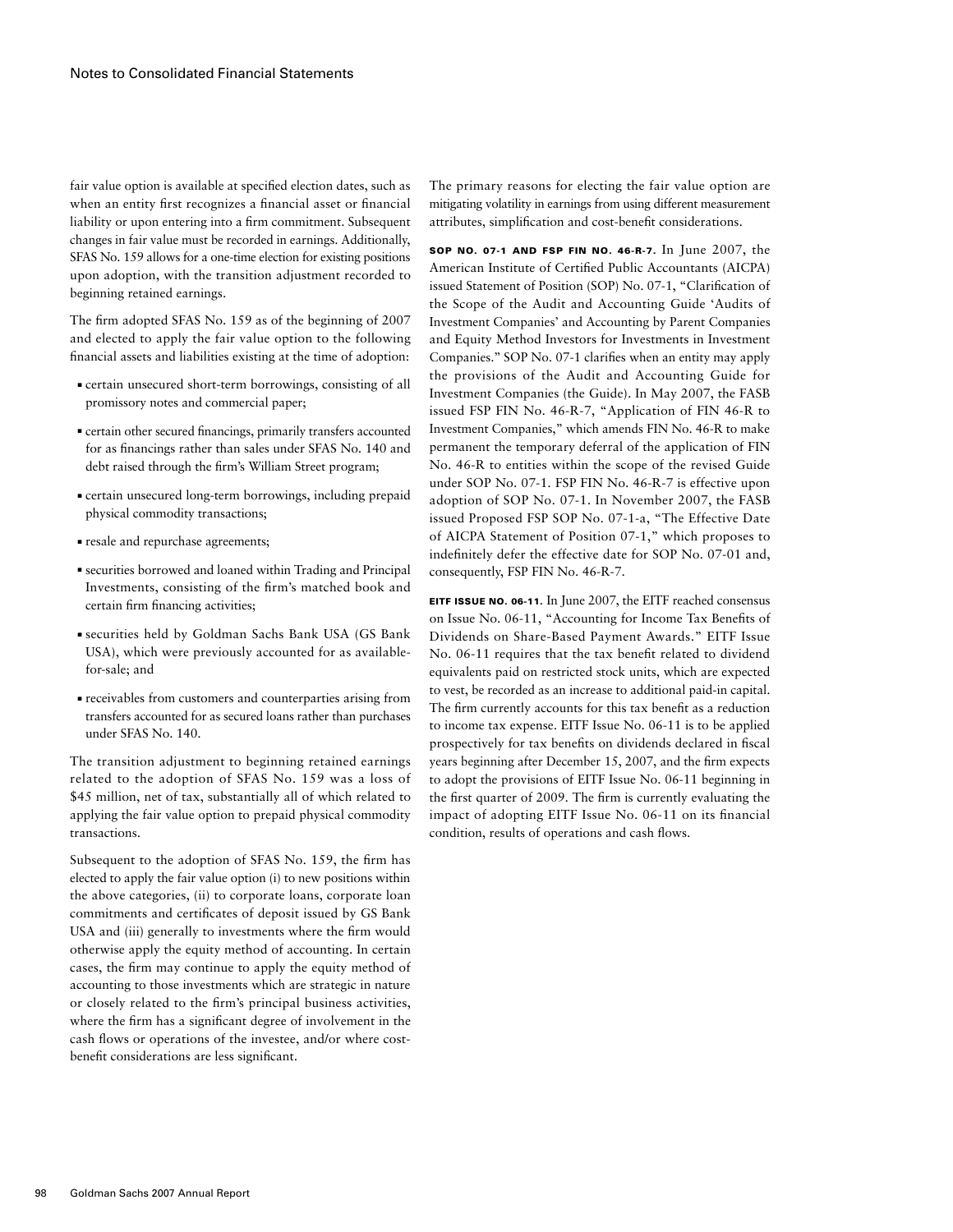fair value option is available at specified election dates, such as when an entity first recognizes a financial asset or financial liability or upon entering into a firm commitment. Subsequent changes in fair value must be recorded in earnings. Additionally, SFAS No. 159 allows for a one-time election for existing positions upon adoption, with the transition adjustment recorded to beginning retained earnings.

The firm adopted SFAS No. 159 as of the beginning of 2007 and elected to apply the fair value option to the following financial assets and liabilities existing at the time of adoption:

- certain unsecured short-term borrowings, consisting of all promissory notes and commercial paper;
- certain other secured financings, primarily transfers accounted for as financings rather than sales under SFAS No. 140 and debt raised through the firm's William Street program;
- certain unsecured long-term borrowings, including prepaid physical commodity transactions;
- resale and repurchase agreements;
- securities borrowed and loaned within Trading and Principal Investments, consisting of the firm's matched book and certain firm financing activities;
- securities held by Goldman Sachs Bank USA (GS Bank USA), which were previously accounted for as available-for-sale; and
- receivables from customers and counterparties arising from transfers accounted for as secured loans rather than purchases under SFAS No. 140.

The transition adjustment to beginning retained earnings related to the adoption of SFAS No. 159 was a loss of \$45 million, net of tax, substantially all of which related to applying the fair value option to prepaid physical commodity transactions.

Subsequent to the adoption of SFAS No. 159, the firm has elected to apply the fair value option (i) to new positions within the above categories, (ii) to corporate loans, corporate loan commitments and certificates of deposit issued by GS Bank USA and (iii) generally to investments where the firm would otherwise apply the equity method of accounting. In certain cases, the firm may continue to apply the equity method of accounting to those investments which are strategic in nature or closely related to the firm's principal business activities, where the firm has a significant degree of involvement in the cash flows or operations of the investee, and/or where cost-benefit considerations are less significant.

The primary reasons for electing the fair value option are mitigating volatility in earnings from using different measurement attributes, simplification and cost-benefit considerations.

**SOP No. 07-1 and FSP FIN No. 46-R-7.** In June 2007, the American Institute of Certified Public Accountants (AICPA) issued Statement of Position (SOP) No. 07-1, "Clarification of the Scope of the Audit and Accounting Guide 'Audits of Investment Companies' and Accounting by Parent Companies and Equity Method Investors for Investments in Investment Companies." SOP No. 07-1 clarifies when an entity may apply the provisions of the Audit and Accounting Guide for Investment Companies (the Guide). In May 2007, the FASB issued FSP FIN No. 46-R-7, "Application of FIN 46-R to Investment Companies," which amends FIN No. 46-R to make permanent the temporary deferral of the application of FIN No. 46-R to entities within the scope of the revised Guide under SOP No. 07-1. FSP FIN No. 46-R-7 is effective upon adoption of SOP No. 07-1. In November 2007, the FASB issued Proposed FSP SOP No. 07-1-a, "The Effective Date of AICPA Statement of Position 07-1," which proposes to indefinitely defer the effective date for SOP No. 07-01 and, consequently, FSP FIN No. 46-R-7.

**EITF Issue No. 06-11.** In June 2007, the EITF reached consensus on Issue No. 06-11, "Accounting for Income Tax Benefits of Dividends on Share-Based Payment Awards." EITF Issue No. 06-11 requires that the tax benefit related to dividend equivalents paid on restricted stock units, which are expected to vest, be recorded as an increase to additional paid-in capital. The firm currently accounts for this tax benefit as a reduction to income tax expense. EITF Issue No. 06-11 is to be applied prospectively for tax benefits on dividends declared in fiscal years beginning after December 15, 2007, and the firm expects to adopt the provisions of EITF Issue No. 06-11 beginning in the first quarter of 2009. The firm is currently evaluating the impact of adopting EITF Issue No. 06-11 on its financial condition, results of operations and cash flows.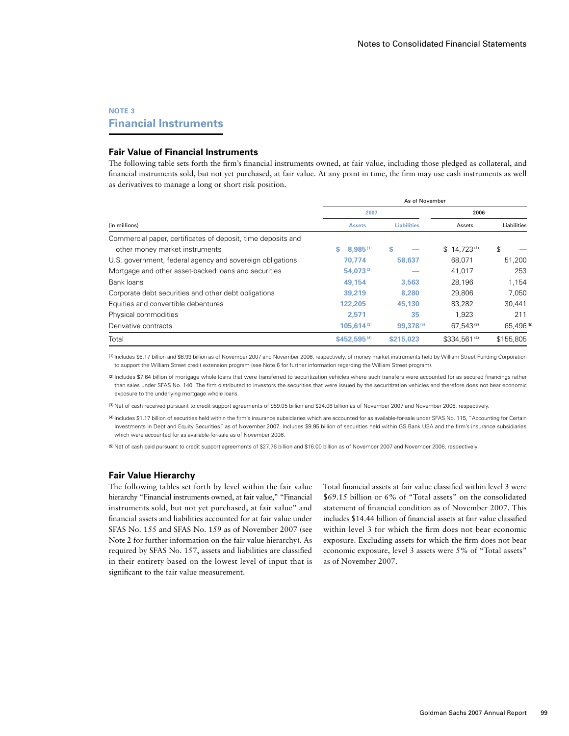## NOTE 3

# Financial Instruments

### Fair Value of Financial Instruments

The following table sets forth the firm's financial instruments owned, at fair value, including those pledged as collateral, and financial instruments sold, but not yet purchased, at fair value. At any point in time, the firm may use cash instruments as well as derivatives to manage a long or short risk position.

| (in millions) | As of November 2007 Assets | 2007 Liabilities | 2006 Assets | 2006 Liabilities |
|---|---|---|---|---|
| Commercial paper, certificates of deposit, time deposits and other money market instruments | **$ 8,985** [1] | **$ —** | $ 14,723 [1] | $ — |
| U.S. government, federal agency and sovereign obligations | **70,774** | **58,637** | 68,071 | 51,200 |
| Mortgage and other asset-backed loans and securities | **54,073** [2] | **—** | 41,017 | 253 |
| Bank loans | **49,154** | **3,563** | 28,196 | 1,154 |
| Corporate debt securities and other debt obligations | **39,219** | **8,280** | 29,806 | 7,050 |
| Equities and convertible debentures | **122,205** | **45,130** | 83,282 | 30,441 |
| Physical commodities | **2,571** | **35** | 1,923 | 211 |
| Derivative contracts | **105,614** [3] | **99,378** [5] | 67,543 [3] | 65,496 [5] |
| Total | **$452,595** [4] | **$215,023** | $334,561 [4] | $155,805 |

[1] Includes $6.17 billion and $6.93 billion as of November 2007 and November 2006, respectively, of money market instruments held by William Street Funding Corporation to support the William Street credit extension program (see Note 6 for further information regarding the William Street program).

[2] Includes $7.64 billion of mortgage whole loans that were transferred to securitization vehicles where such transfers were accounted for as secured financings rather than sales under SFAS No. 140. The firm distributed to investors the securities that were issued by the securitization vehicles and therefore does not bear economic exposure to the underlying mortgage whole loans.

[3] Net of cash received pursuant to credit support agreements of $59.05 billion and $24.06 billion as of November 2007 and November 2006, respectively.

[4] Includes $1.17 billion of securities held within the firm's insurance subsidiaries which are accounted for as available-for-sale under SFAS No. 115, "Accounting for Certain Investments in Debt and Equity Securities" as of November 2007. Includes $9.95 billion of securities held within GS Bank USA and the firm's insurance subsidiaries which were accounted for as available-for-sale as of November 2006.

[5] Net of cash paid pursuant to credit support agreements of $27.76 billion and $16.00 billion as of November 2007 and November 2006, respectively.

### Fair Value Hierarchy

The following tables set forth by level within the fair value hierarchy "Financial instruments owned, at fair value," "Financial instruments sold, but not yet purchased, at fair value" and financial assets and liabilities accounted for at fair value under SFAS No. 155 and SFAS No. 159 as of November 2007 (see Note 2 for further information on the fair value hierarchy). As required by SFAS No. 157, assets and liabilities are classified in their entirety based on the lowest level of input that is significant to the fair value measurement.

Total financial assets at fair value classified within level 3 were $69.15 billion or 6% of "Total assets" on the consolidated statement of financial condition as of November 2007. This includes $14.44 billion of financial assets at fair value classified within level 3 for which the firm does not bear economic exposure. Excluding assets for which the firm does not bear economic exposure, level 3 assets were 5% of "Total assets" as of November 2007.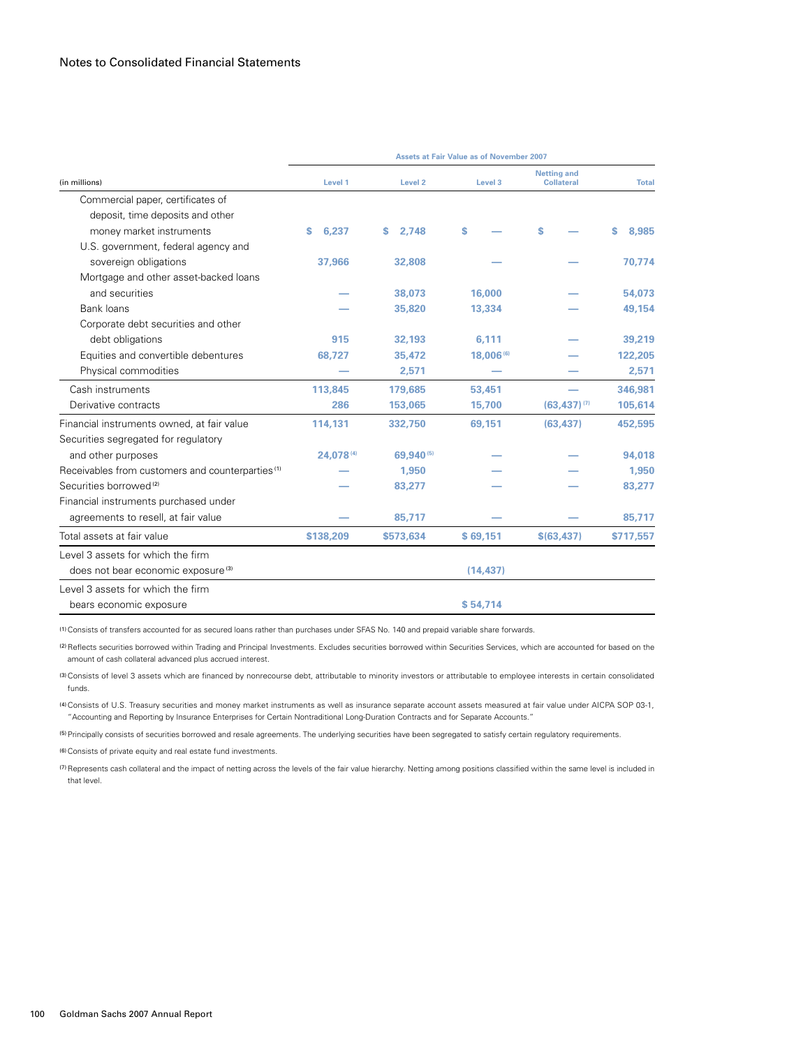| (in millions) | Assets at Fair Value as of November 2007 | | | | |
|---|---|---|---|---|---|
| | Level 1 | Level 2 | Level 3 | Netting and Collateral | Total |
| Commercial paper, certificates of deposit, time deposits and other money market instruments | $ 6,237 | $ 2,748 | $ — | $ — | $ 8,985 |
| U.S. government, federal agency and sovereign obligations | 37,966 | 32,808 | — | — | 70,774 |
| Mortgage and other asset-backed loans and securities | — | 38,073 | 16,000 | — | 54,073 |
| Bank loans | — | 35,820 | 13,334 | — | 49,154 |
| Corporate debt securities and other debt obligations | 915 | 32,193 | 6,111 | — | 39,219 |
| Equities and convertible debentures | 68,727 | 35,472 | 18,006 [6] | — | 122,205 |
| Physical commodities | — | 2,571 | — | — | 2,571 |
| Cash instruments | 113,845 | 179,685 | 53,451 | — | 346,981 |
| Derivative contracts | 286 | 153,065 | 15,700 | (63,437) [7] | 105,614 |
| Financial instruments owned, at fair value | 114,131 | 332,750 | 69,151 | (63,437) | 452,595 |
| Securities segregated for regulatory and other purposes | 24,078 [4] | 69,940 [5] | — | — | 94,018 |
| Receivables from customers and counterparties [1] | — | 1,950 | — | — | 1,950 |
| Securities borrowed [2] | — | 83,277 | — | — | 83,277 |
| Financial instruments purchased under agreements to resell, at fair value | — | 85,717 | — | — | 85,717 |
| Total assets at fair value | $138,209 | $573,634 | $ 69,151 | $(63,437) | $717,557 |
| Level 3 assets for which the firm does not bear economic exposure [3] | | | (14,437) | | |
| Level 3 assets for which the firm bears economic exposure | | | $ 54,714 | | |

(1) Consists of transfers accounted for as secured loans rather than purchases under SFAS No. 140 and prepaid variable share forwards.

(2) Reflects securities borrowed within Trading and Principal Investments. Excludes securities borrowed within Securities Services, which are accounted for based on the amount of cash collateral advanced plus accrued interest.

(3) Consists of level 3 assets which are financed by nonrecourse debt, attributable to minority investors or attributable to employee interests in certain consolidated funds.

(4) Consists of U.S. Treasury securities and money market instruments as well as insurance separate account assets measured at fair value under AICPA SOP 03-1, "Accounting and Reporting by Insurance Enterprises for Certain Nontraditional Long-Duration Contracts and for Separate Accounts."

(5) Principally consists of securities borrowed and resale agreements. The underlying securities have been segregated to satisfy certain regulatory requirements.

(6) Consists of private equity and real estate fund investments.

(7) Represents cash collateral and the impact of netting across the levels of the fair value hierarchy. Netting among positions classified within the same level is included in that level.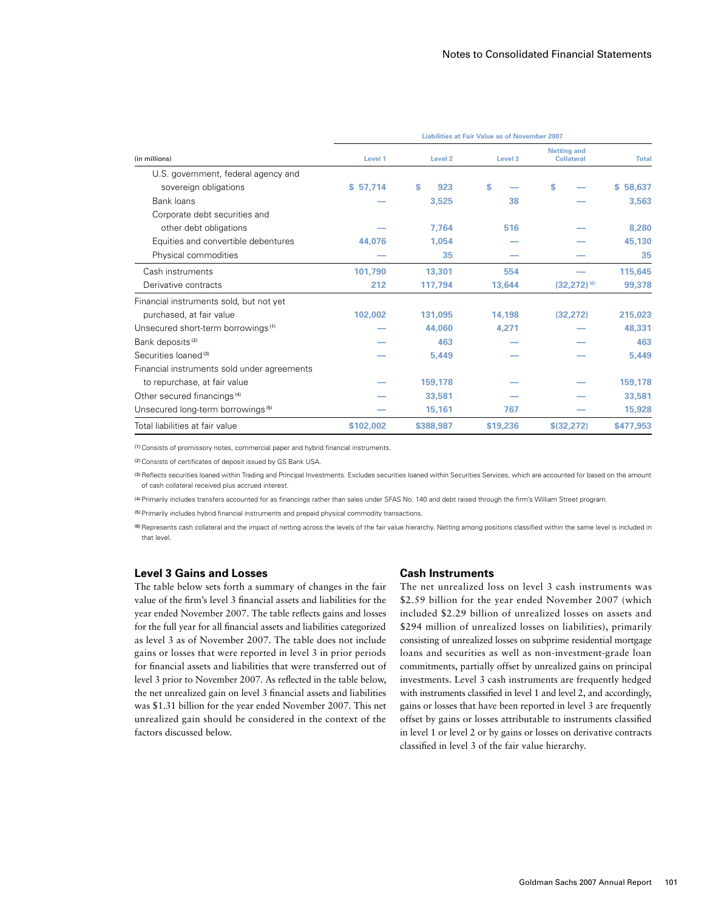| (in millions) | Liabilities at Fair Value as of November 2007 | | | | |
|---|---|---|---|---|---|
| | Level 1 | Level 2 | Level 3 | Netting and Collateral | Total |
| U.S. government, federal agency and sovereign obligations | $ 57,714 | $ 923 | $ — | $ — | $ 58,637 |
| Bank loans | — | 3,525 | 38 | — | 3,563 |
| Corporate debt securities and other debt obligations | — | 7,764 | 516 | — | 8,280 |
| Equities and convertible debentures | 44,076 | 1,054 | — | — | 45,130 |
| Physical commodities | — | 35 | — | — | 35 |
| Cash instruments | 101,790 | 13,301 | 554 | — | 115,645 |
| Derivative contracts | 212 | 117,794 | 13,644 | (32,272) [6] | 99,378 |
| Financial instruments sold, but not yet purchased, at fair value | 102,002 | 131,095 | 14,198 | (32,272) | 215,023 |
| Unsecured short-term borrowings [1] | — | 44,060 | 4,271 | — | 48,331 |
| Bank deposits [2] | — | 463 | — | — | 463 |
| Securities loaned [3] | — | 5,449 | — | — | 5,449 |
| Financial instruments sold under agreements to repurchase, at fair value | — | 159,178 | — | — | 159,178 |
| Other secured financings [4] | — | 33,581 | — | — | 33,581 |
| Unsecured long-term borrowings [5] | — | 15,161 | 767 | — | 15,928 |
| Total liabilities at fair value | $102,002 | $388,987 | $19,236 | $(32,272) | $477,953 |

(1) Consists of promissory notes, commercial paper and hybrid financial instruments.

(2) Consists of certificates of deposit issued by GS Bank USA.

(3) Reflects securities loaned within Trading and Principal Investments. Excludes securities loaned within Securities Services, which are accounted for based on the amount of cash collateral received plus accrued interest.

(4) Primarily includes transfers accounted for as financings rather than sales under SFAS No. 140 and debt raised through the firm's William Street program.

(5) Primarily includes hybrid financial instruments and prepaid physical commodity transactions.

(6) Represents cash collateral and the impact of netting across the levels of the fair value hierarchy. Netting among positions classified within the same level is included in that level.

## Level 3 Gains and Losses

The table below sets forth a summary of changes in the fair value of the firm's level 3 financial assets and liabilities for the year ended November 2007. The table reflects gains and losses for the full year for all financial assets and liabilities categorized as level 3 as of November 2007. The table does not include gains or losses that were reported in level 3 in prior periods for financial assets and liabilities that were transferred out of level 3 prior to November 2007. As reflected in the table below, the net unrealized gain on level 3 financial assets and liabilities was $1.31 billion for the year ended November 2007. This net unrealized gain should be considered in the context of the factors discussed below.

## Cash Instruments

The net unrealized loss on level 3 cash instruments was $2.59 billion for the year ended November 2007 (which included $2.29 billion of unrealized losses on assets and $294 million of unrealized losses on liabilities), primarily consisting of unrealized losses on subprime residential mortgage loans and securities as well as non-investment-grade loan commitments, partially offset by unrealized gains on principal investments. Level 3 cash instruments are frequently hedged with instruments classified in level 1 and level 2, and accordingly, gains or losses that have been reported in level 3 are frequently offset by gains or losses attributable to instruments classified in level 1 or level 2 or by gains or losses on derivative contracts classified in level 3 of the fair value hierarchy.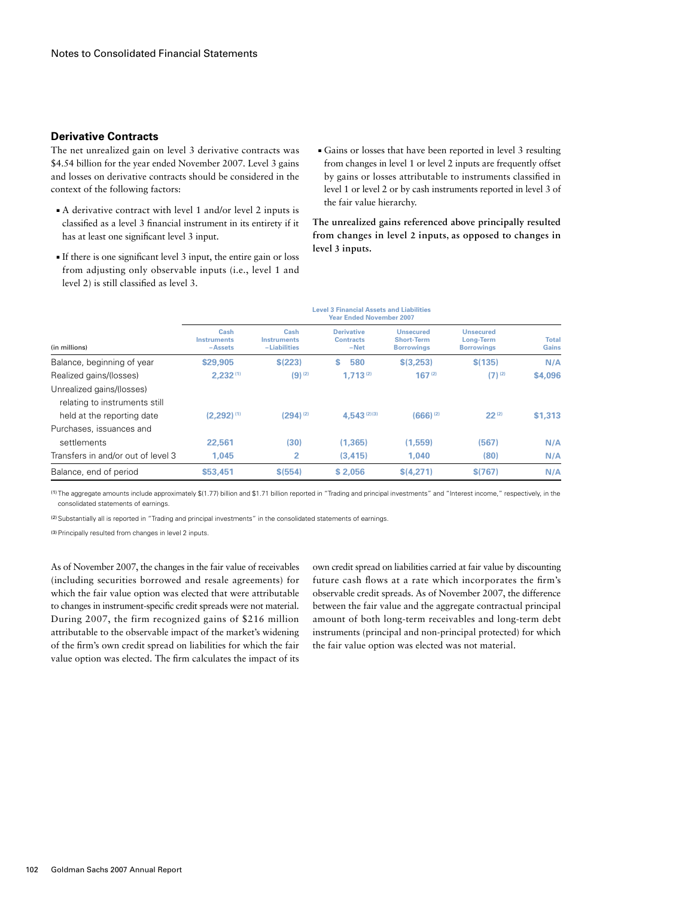### Derivative Contracts

The net unrealized gain on level 3 derivative contracts was $4.54 billion for the year ended November 2007. Level 3 gains and losses on derivative contracts should be considered in the context of the following factors:

- A derivative contract with level 1 and/or level 2 inputs is classified as a level 3 financial instrument in its entirety if it has at least one significant level 3 input.
- If there is one significant level 3 input, the entire gain or loss from adjusting only observable inputs (i.e., level 1 and level 2) is still classified as level 3.
- Gains or losses that have been reported in level 3 resulting from changes in level 1 or level 2 inputs are frequently offset by gains or losses attributable to instruments classified in level 1 or level 2 or by cash instruments reported in level 3 of the fair value hierarchy.

**The unrealized gains referenced above principally resulted from changes in level 2 inputs, as opposed to changes in level 3 inputs.**

| | Level 3 Financial Assets and Liabilities Year Ended November 2007 | | | | | |
|---|---|---|---|---|---|---|
| (in millions) | Cash Instruments –Assets | Cash Instruments –Liabilities | Derivative Contracts –Net | Unsecured Short-Term Borrowings | Unsecured Long-Term Borrowings | Total Gains |
| Balance, beginning of year | $29,905 | $(223) | $ 580 | $(3,253) | $(135) | N/A |
| Realized gains/(losses) | 2,232 [(1)] | (9) [(2)] | 1,713 [(2)] | 167 [(2)] | (7) [(2)] | $4,096 |
| Unrealized gains/(losses) relating to instruments still held at the reporting date | (2,292) [(1)] | (294) [(2)] | 4,543 [(2)(3)] | (666) [(2)] | 22 [(2)] | $1,313 |
| Purchases, issuances and settlements | 22,561 | (30) | (1,365) | (1,559) | (567) | N/A |
| Transfers in and/or out of level 3 | 1,045 | 2 | (3,415) | 1,040 | (80) | N/A |
| Balance, end of period | $53,451 | $(554) | $ 2,056 | $(4,271) | $(767) | N/A |

(1) The aggregate amounts include approximately $(1.77) billion and $1.71 billion reported in "Trading and principal investments" and "Interest income," respectively, in the consolidated statements of earnings.

(2) Substantially all is reported in "Trading and principal investments" in the consolidated statements of earnings.

(3) Principally resulted from changes in level 2 inputs.

As of November 2007, the changes in the fair value of receivables (including securities borrowed and resale agreements) for which the fair value option was elected that were attributable to changes in instrument-specific credit spreads were not material. During 2007, the firm recognized gains of $216 million attributable to the observable impact of the market's widening of the firm's own credit spread on liabilities for which the fair value option was elected. The firm calculates the impact of its own credit spread on liabilities carried at fair value by discounting future cash flows at a rate which incorporates the firm's observable credit spreads. As of November 2007, the difference between the fair value and the aggregate contractual principal amount of both long-term receivables and long-term debt instruments (principal and non-principal protected) for which the fair value option was elected was not material.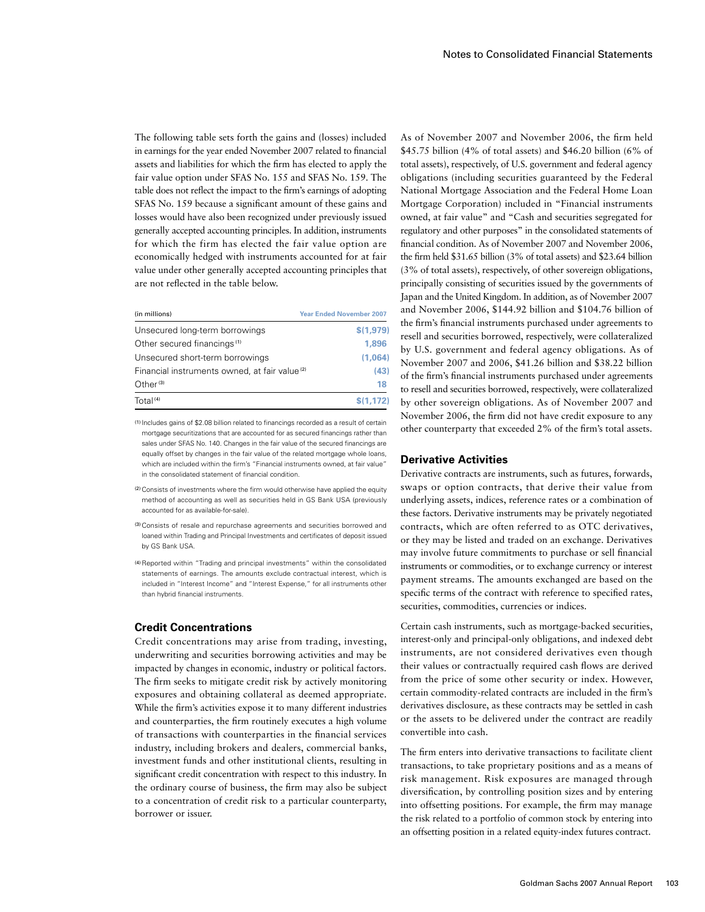The following table sets forth the gains and (losses) included in earnings for the year ended November 2007 related to financial assets and liabilities for which the firm has elected to apply the fair value option under SFAS No. 155 and SFAS No. 159. The table does not reflect the impact to the firm's earnings of adopting SFAS No. 159 because a significant amount of these gains and losses would have also been recognized under previously issued generally accepted accounting principles. In addition, instruments for which the firm has elected the fair value option are economically hedged with instruments accounted for at fair value under other generally accepted accounting principles that are not reflected in the table below.

| (in millions) | Year Ended November 2007 |
|---|---|
| Unsecured long-term borrowings | $(1,979) |
| Other secured financings [1] | 1,896 |
| Unsecured short-term borrowings | (1,064) |
| Financial instruments owned, at fair value [2] | (43) |
| Other [3] | 18 |
| Total [4] | $(1,172) |

[1] Includes gains of $2.08 billion related to financings recorded as a result of certain mortgage securitizations that are accounted for as secured financings rather than sales under SFAS No. 140. Changes in the fair value of the secured financings are equally offset by changes in the fair value of the related mortgage whole loans, which are included within the firm's "Financial instruments owned, at fair value" in the consolidated statement of financial condition.

[2] Consists of investments where the firm would otherwise have applied the equity method of accounting as well as securities held in GS Bank USA (previously accounted for as available-for-sale).

[3] Consists of resale and repurchase agreements and securities borrowed and loaned within Trading and Principal Investments and certificates of deposit issued by GS Bank USA.

[4] Reported within "Trading and principal investments" within the consolidated statements of earnings. The amounts exclude contractual interest, which is included in "Interest Income" and "Interest Expense," for all instruments other than hybrid financial instruments.

## Credit Concentrations

Credit concentrations may arise from trading, investing, underwriting and securities borrowing activities and may be impacted by changes in economic, industry or political factors. The firm seeks to mitigate credit risk by actively monitoring exposures and obtaining collateral as deemed appropriate. While the firm's activities expose it to many different industries and counterparties, the firm routinely executes a high volume of transactions with counterparties in the financial services industry, including brokers and dealers, commercial banks, investment funds and other institutional clients, resulting in significant credit concentration with respect to this industry. In the ordinary course of business, the firm may also be subject to a concentration of credit risk to a particular counterparty, borrower or issuer.

As of November 2007 and November 2006, the firm held $45.75 billion (4% of total assets) and $46.20 billion (6% of total assets), respectively, of U.S. government and federal agency obligations (including securities guaranteed by the Federal National Mortgage Association and the Federal Home Loan Mortgage Corporation) included in "Financial instruments owned, at fair value" and "Cash and securities segregated for regulatory and other purposes" in the consolidated statements of financial condition. As of November 2007 and November 2006, the firm held $31.65 billion (3% of total assets) and $23.64 billion (3% of total assets), respectively, of other sovereign obligations, principally consisting of securities issued by the governments of Japan and the United Kingdom. In addition, as of November 2007 and November 2006, $144.92 billion and $104.76 billion of the firm's financial instruments purchased under agreements to resell and securities borrowed, respectively, were collateralized by U.S. government and federal agency obligations. As of November 2007 and 2006, $41.26 billion and $38.22 billion of the firm's financial instruments purchased under agreements to resell and securities borrowed, respectively, were collateralized by other sovereign obligations. As of November 2007 and November 2006, the firm did not have credit exposure to any other counterparty that exceeded 2% of the firm's total assets.

## Derivative Activities

Derivative contracts are instruments, such as futures, forwards, swaps or option contracts, that derive their value from underlying assets, indices, reference rates or a combination of these factors. Derivative instruments may be privately negotiated contracts, which are often referred to as OTC derivatives, or they may be listed and traded on an exchange. Derivatives may involve future commitments to purchase or sell financial instruments or commodities, or to exchange currency or interest payment streams. The amounts exchanged are based on the specific terms of the contract with reference to specified rates, securities, commodities, currencies or indices.

Certain cash instruments, such as mortgage-backed securities, interest-only and principal-only obligations, and indexed debt instruments, are not considered derivatives even though their values or contractually required cash flows are derived from the price of some other security or index. However, certain commodity-related contracts are included in the firm's derivatives disclosure, as these contracts may be settled in cash or the assets to be delivered under the contract are readily convertible into cash.

The firm enters into derivative transactions to facilitate client transactions, to take proprietary positions and as a means of risk management. Risk exposures are managed through diversification, by controlling position sizes and by entering into offsetting positions. For example, the firm may manage the risk related to a portfolio of common stock by entering into an offsetting position in a related equity-index futures contract.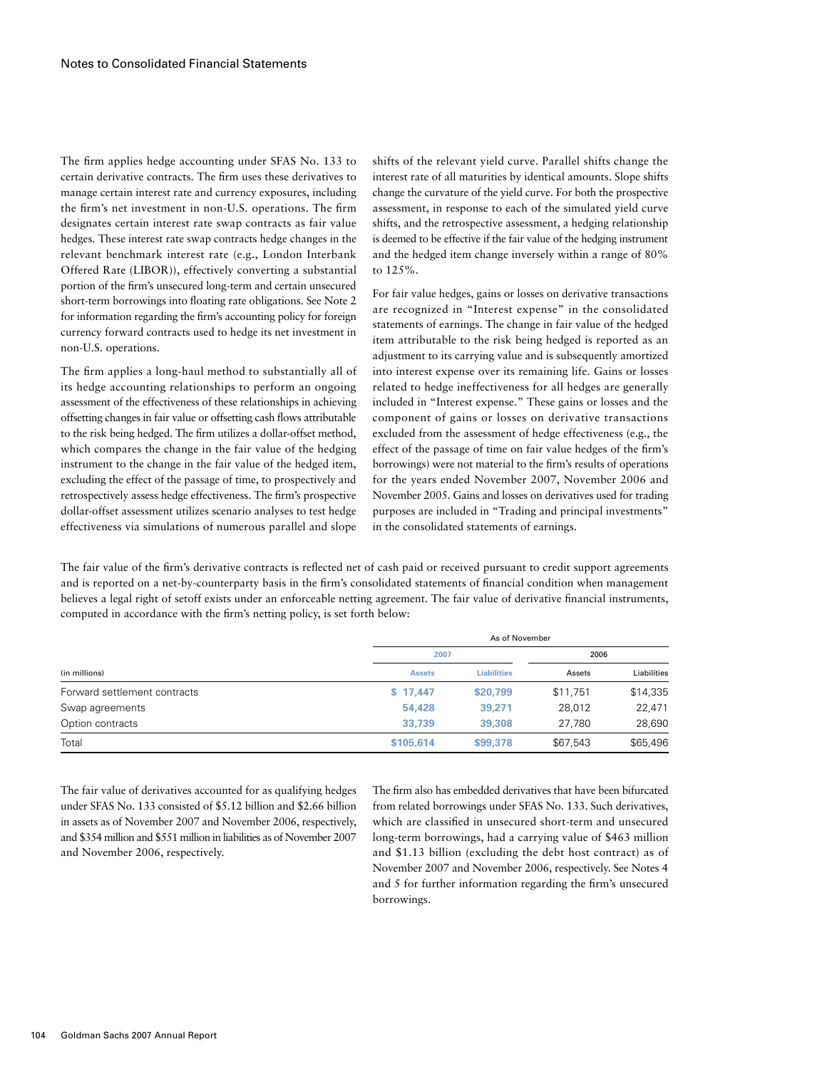The firm applies hedge accounting under SFAS No. 133 to certain derivative contracts. The firm uses these derivatives to manage certain interest rate and currency exposures, including the firm's net investment in non-U.S. operations. The firm designates certain interest rate swap contracts as fair value hedges. These interest rate swap contracts hedge changes in the relevant benchmark interest rate (e.g., London Interbank Offered Rate (LIBOR)), effectively converting a substantial portion of the firm's unsecured long-term and certain unsecured short-term borrowings into floating rate obligations. See Note 2 for information regarding the firm's accounting policy for foreign currency forward contracts used to hedge its net investment in non-U.S. operations.

The firm applies a long-haul method to substantially all of its hedge accounting relationships to perform an ongoing assessment of the effectiveness of these relationships in achieving offsetting changes in fair value or offsetting cash flows attributable to the risk being hedged. The firm utilizes a dollar-offset method, which compares the change in the fair value of the hedging instrument to the change in the fair value of the hedged item, excluding the effect of the passage of time, to prospectively and retrospectively assess hedge effectiveness. The firm's prospective dollar-offset assessment utilizes scenario analyses to test hedge effectiveness via simulations of numerous parallel and slope shifts of the relevant yield curve. Parallel shifts change the interest rate of all maturities by identical amounts. Slope shifts change the curvature of the yield curve. For both the prospective assessment, in response to each of the simulated yield curve shifts, and the retrospective assessment, a hedging relationship is deemed to be effective if the fair value of the hedging instrument and the hedged item change inversely within a range of 80% to 125%.

For fair value hedges, gains or losses on derivative transactions are recognized in "Interest expense" in the consolidated statements of earnings. The change in fair value of the hedged item attributable to the risk being hedged is reported as an adjustment to its carrying value and is subsequently amortized into interest expense over its remaining life. Gains or losses related to hedge ineffectiveness for all hedges are generally included in "Interest expense." These gains or losses and the component of gains or losses on derivative transactions excluded from the assessment of hedge effectiveness (e.g., the effect of the passage of time on fair value hedges of the firm's borrowings) were not material to the firm's results of operations for the years ended November 2007, November 2006 and November 2005. Gains and losses on derivatives used for trading purposes are included in "Trading and principal investments" in the consolidated statements of earnings.

The fair value of the firm's derivative contracts is reflected net of cash paid or received pursuant to credit support agreements and is reported on a net-by-counterparty basis in the firm's consolidated statements of financial condition when management believes a legal right of setoff exists under an enforceable netting agreement. The fair value of derivative financial instruments, computed in accordance with the firm's netting policy, is set forth below:

| | As of November | | | |
|---|---|---|---|---|
| | 2007 | | 2006 | |
| (in millions) | Assets | Liabilities | Assets | Liabilities |
| Forward settlement contracts | **$ 17,447** | **$20,799** | $11,751 | $14,335 |
| Swap agreements | **54,428** | **39,271** | 28,012 | 22,471 |
| Option contracts | **33,739** | **39,308** | 27,780 | 28,690 |
| Total | **$105,614** | **$99,378** | $67,543 | $65,496 |

The fair value of derivatives accounted for as qualifying hedges under SFAS No. 133 consisted of $5.12 billion and $2.66 billion in assets as of November 2007 and November 2006, respectively, and $354 million and $551 million in liabilities as of November 2007 and November 2006, respectively.

The firm also has embedded derivatives that have been bifurcated from related borrowings under SFAS No. 133. Such derivatives, which are classified in unsecured short-term and unsecured long-term borrowings, had a carrying value of $463 million and $1.13 billion (excluding the debt host contract) as of November 2007 and November 2006, respectively. See Notes 4 and 5 for further information regarding the firm's unsecured borrowings.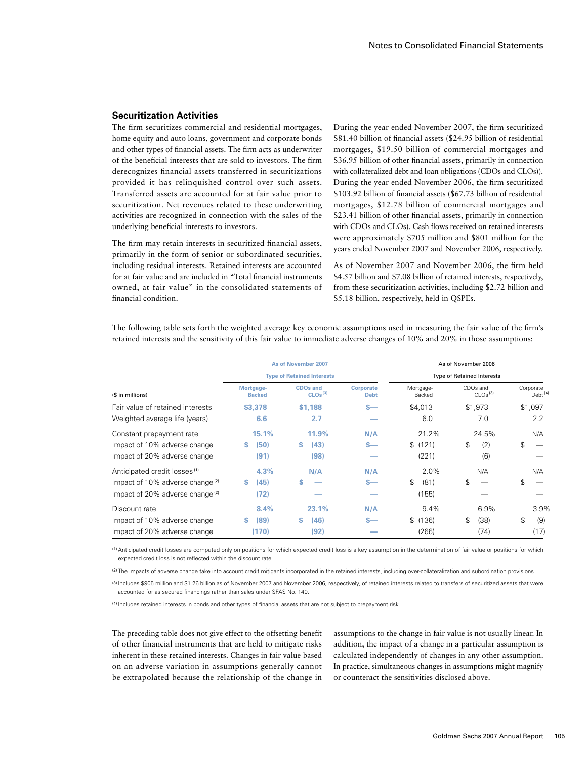## Securitization Activities

The firm securitizes commercial and residential mortgages, home equity and auto loans, government and corporate bonds and other types of financial assets. The firm acts as underwriter of the beneficial interests that are sold to investors. The firm derecognizes financial assets transferred in securitizations provided it has relinquished control over such assets. Transferred assets are accounted for at fair value prior to securitization. Net revenues related to these underwriting activities are recognized in connection with the sales of the underlying beneficial interests to investors.

The firm may retain interests in securitized financial assets, primarily in the form of senior or subordinated securities, including residual interests. Retained interests are accounted for at fair value and are included in "Total financial instruments owned, at fair value" in the consolidated statements of financial condition.

During the year ended November 2007, the firm securitized $81.40 billion of financial assets ($24.95 billion of residential mortgages, $19.50 billion of commercial mortgages and $36.95 billion of other financial assets, primarily in connection with collateralized debt and loan obligations (CDOs and CLOs)). During the year ended November 2006, the firm securitized $103.92 billion of financial assets ($67.73 billion of residential mortgages, $12.78 billion of commercial mortgages and $23.41 billion of other financial assets, primarily in connection with CDOs and CLOs). Cash flows received on retained interests were approximately $705 million and $801 million for the years ended November 2007 and November 2006, respectively.

As of November 2007 and November 2006, the firm held $4.57 billion and $7.08 billion of retained interests, respectively, from these securitization activities, including $2.72 billion and $5.18 billion, respectively, held in QSPEs.

The following table sets forth the weighted average key economic assumptions used in measuring the fair value of the firm's retained interests and the sensitivity of this fair value to immediate adverse changes of 10% and 20% in those assumptions:

| | As of November 2007 | | | As of November 2006 | | |
|---|---|---|---|---|---|---|
| | Type of Retained Interests | | | Type of Retained Interests | | |
| ($ in millions) | Mortgage-Backed | CDOs and CLOs [3] | Corporate Debt | Mortgage-Backed | CDOs and CLOs [3] | Corporate Debt [4] |
| Fair value of retained interests | $3,378 | $1,188 | $— | $4,013 | $1,973 | $1,097 |
| Weighted average life (years) | 6.6 | 2.7 | — | 6.0 | 7.0 | 2.2 |
| Constant prepayment rate | 15.1% | 11.9% | N/A | 21.2% | 24.5% | N/A |
| Impact of 10% adverse change | $ (50) | $ (43) | $— | $ (121) | $ (2) | $ — |
| Impact of 20% adverse change | (91) | (98) | — | (221) | (6) | — |
| Anticipated credit losses [1] | 4.3% | N/A | N/A | 2.0% | N/A | N/A |
| Impact of 10% adverse change [2] | $ (45) | $ — | $— | $ (81) | $ — | $ — |
| Impact of 20% adverse change [2] | (72) | — | — | (155) | — | — |
| Discount rate | 8.4% | 23.1% | N/A | 9.4% | 6.9% | 3.9% |
| Impact of 10% adverse change | $ (89) | $ (46) | $— | $ (136) | $ (38) | $ (9) |
| Impact of 20% adverse change | (170) | (92) | — | (266) | (74) | (17) |

[1] Anticipated credit losses are computed only on positions for which expected credit loss is a key assumption in the determination of fair value or positions for which expected credit loss is not reflected within the discount rate.

[2] The impacts of adverse change take into account credit mitigants incorporated in the retained interests, including over-collateralization and subordination provisions.

[3] Includes $905 million and $1.26 billion as of November 2007 and November 2006, respectively, of retained interests related to transfers of securitized assets that were accounted for as secured financings rather than sales under SFAS No. 140.

[4] Includes retained interests in bonds and other types of financial assets that are not subject to prepayment risk.

The preceding table does not give effect to the offsetting benefit of other financial instruments that are held to mitigate risks inherent in these retained interests. Changes in fair value based on an adverse variation in assumptions generally cannot be extrapolated because the relationship of the change in assumptions to the change in fair value is not usually linear. In addition, the impact of a change in a particular assumption is calculated independently of changes in any other assumption. In practice, simultaneous changes in assumptions might magnify or counteract the sensitivities disclosed above.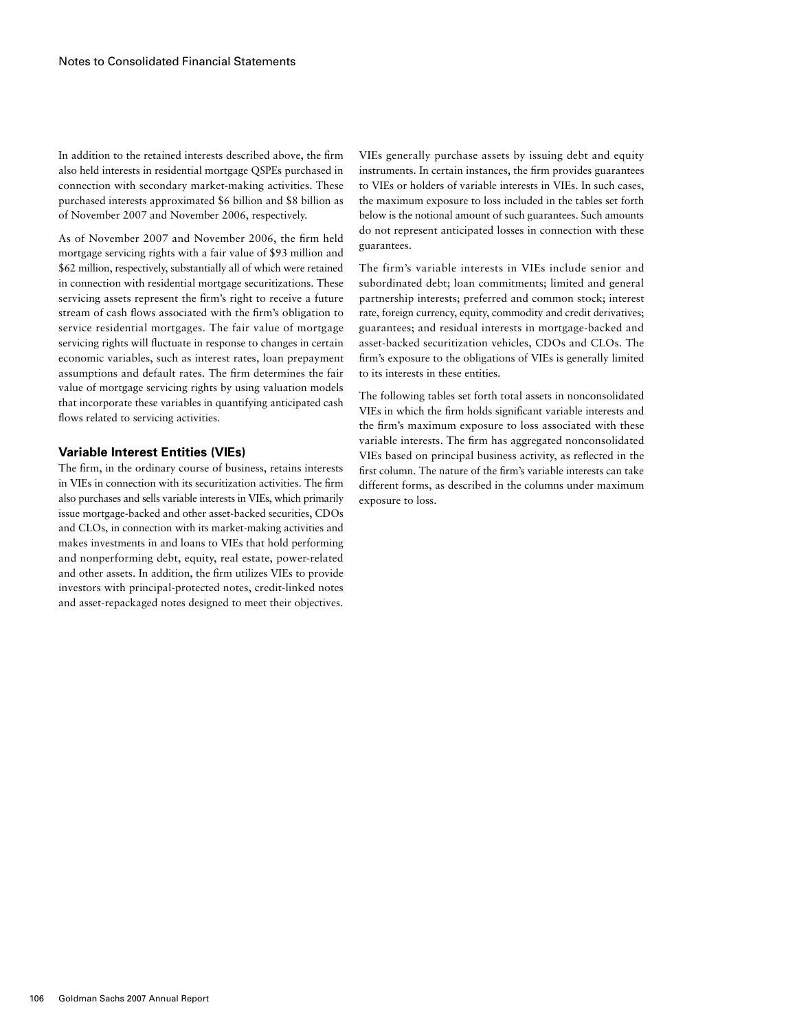In addition to the retained interests described above, the firm also held interests in residential mortgage QSPEs purchased in connection with secondary market-making activities. These purchased interests approximated $6 billion and $8 billion as of November 2007 and November 2006, respectively.

As of November 2007 and November 2006, the firm held mortgage servicing rights with a fair value of $93 million and $62 million, respectively, substantially all of which were retained in connection with residential mortgage securitizations. These servicing assets represent the firm's right to receive a future stream of cash flows associated with the firm's obligation to service residential mortgages. The fair value of mortgage servicing rights will fluctuate in response to changes in certain economic variables, such as interest rates, loan prepayment assumptions and default rates. The firm determines the fair value of mortgage servicing rights by using valuation models that incorporate these variables in quantifying anticipated cash flows related to servicing activities.

### Variable Interest Entities (VIEs)

The firm, in the ordinary course of business, retains interests in VIEs in connection with its securitization activities. The firm also purchases and sells variable interests in VIEs, which primarily issue mortgage-backed and other asset-backed securities, CDOs and CLOs, in connection with its market-making activities and makes investments in and loans to VIEs that hold performing and nonperforming debt, equity, real estate, power-related and other assets. In addition, the firm utilizes VIEs to provide investors with principal-protected notes, credit-linked notes and asset-repackaged notes designed to meet their objectives.

VIEs generally purchase assets by issuing debt and equity instruments. In certain instances, the firm provides guarantees to VIEs or holders of variable interests in VIEs. In such cases, the maximum exposure to loss included in the tables set forth below is the notional amount of such guarantees. Such amounts do not represent anticipated losses in connection with these guarantees.

The firm's variable interests in VIEs include senior and subordinated debt; loan commitments; limited and general partnership interests; preferred and common stock; interest rate, foreign currency, equity, commodity and credit derivatives; guarantees; and residual interests in mortgage-backed and asset-backed securitization vehicles, CDOs and CLOs. The firm's exposure to the obligations of VIEs is generally limited to its interests in these entities.

The following tables set forth total assets in nonconsolidated VIEs in which the firm holds significant variable interests and the firm's maximum exposure to loss associated with these variable interests. The firm has aggregated nonconsolidated VIEs based on principal business activity, as reflected in the first column. The nature of the firm's variable interests can take different forms, as described in the columns under maximum exposure to loss.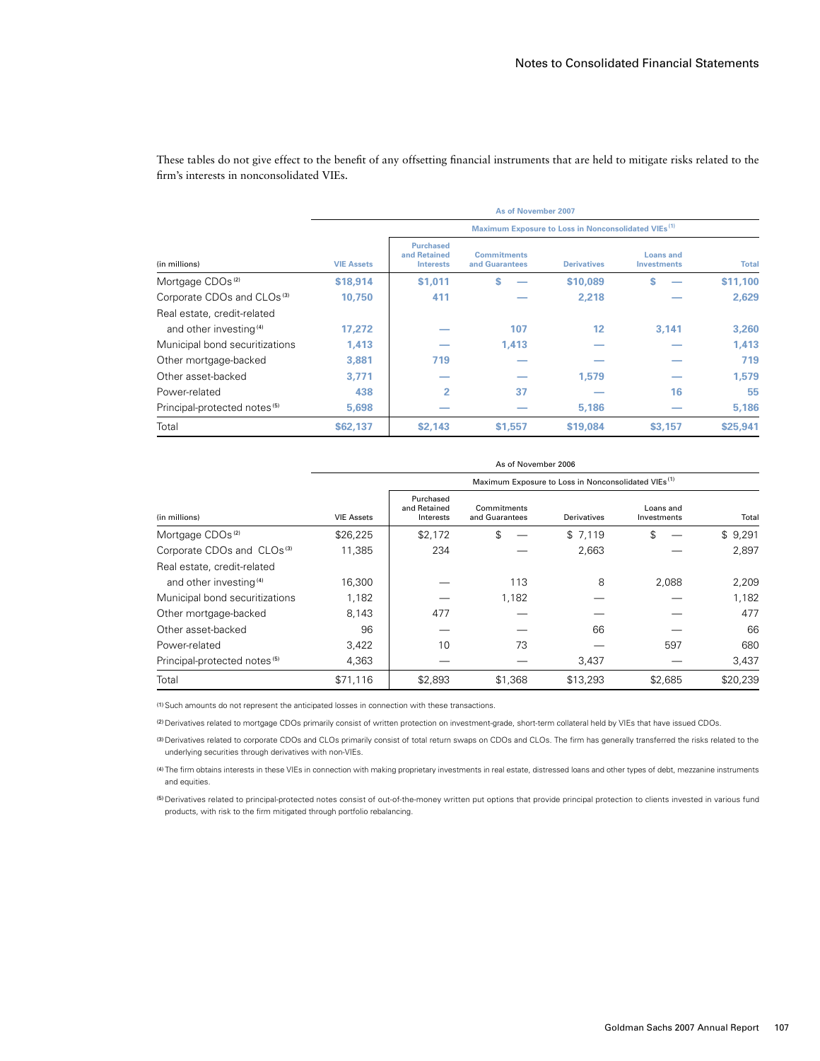These tables do not give effect to the benefit of any offsetting financial instruments that are held to mitigate risks related to the firm's interests in nonconsolidated VIEs.

| | As of November 2007 | | | | | |
|---|---|---|---|---|---|---|
| | | Maximum Exposure to Loss in Nonconsolidated VIEs (1) | | | | |
| (in millions) | VIE Assets | Purchased and Retained Interests | Commitments and Guarantees | Derivatives | Loans and Investments | Total |
| Mortgage CDOs (2) | $18,914 | $1,011 | $ — | $10,089 | $ — | $11,100 |
| Corporate CDOs and CLOs (3) | 10,750 | 411 | — | 2,218 | — | 2,629 |
| Real estate, credit-related and other investing (4) | 17,272 | — | 107 | 12 | 3,141 | 3,260 |
| Municipal bond securitizations | 1,413 | — | 1,413 | — | — | 1,413 |
| Other mortgage-backed | 3,881 | 719 | — | — | — | 719 |
| Other asset-backed | 3,771 | — | — | 1,579 | — | 1,579 |
| Power-related | 438 | 2 | 37 | — | 16 | 55 |
| Principal-protected notes (5) | 5,698 | — | — | 5,186 | — | 5,186 |
| Total | $62,137 | $2,143 | $1,557 | $19,084 | $3,157 | $25,941 |

| | As of November 2006 | | | | | |
|---|---|---|---|---|---|---|
| | | Maximum Exposure to Loss in Nonconsolidated VIEs (1) | | | | |
| (in millions) | VIE Assets | Purchased and Retained Interests | Commitments and Guarantees | Derivatives | Loans and Investments | Total |
| Mortgage CDOs (2) | $26,225 | $2,172 | $ — | $ 7,119 | $ — | $ 9,291 |
| Corporate CDOs and CLOs (3) | 11,385 | 234 | — | 2,663 | — | 2,897 |
| Real estate, credit-related and other investing (4) | 16,300 | — | 113 | 8 | 2,088 | 2,209 |
| Municipal bond securitizations | 1,182 | — | 1,182 | — | — | 1,182 |
| Other mortgage-backed | 8,143 | 477 | — | — | — | 477 |
| Other asset-backed | 96 | — | — | 66 | — | 66 |
| Power-related | 3,422 | 10 | 73 | — | 597 | 680 |
| Principal-protected notes (5) | 4,363 | — | — | 3,437 | — | 3,437 |
| Total | $71,116 | $2,893 | $1,368 | $13,293 | $2,685 | $20,239 |

(1) Such amounts do not represent the anticipated losses in connection with these transactions.

(2) Derivatives related to mortgage CDOs primarily consist of written protection on investment-grade, short-term collateral held by VIEs that have issued CDOs.

(3) Derivatives related to corporate CDOs and CLOs primarily consist of total return swaps on CDOs and CLOs. The firm has generally transferred the risks related to the underlying securities through derivatives with non-VIEs.

(4) The firm obtains interests in these VIEs in connection with making proprietary investments in real estate, distressed loans and other types of debt, mezzanine instruments and equities.

(5) Derivatives related to principal-protected notes consist of out-of-the-money written put options that provide principal protection to clients invested in various fund products, with risk to the firm mitigated through portfolio rebalancing.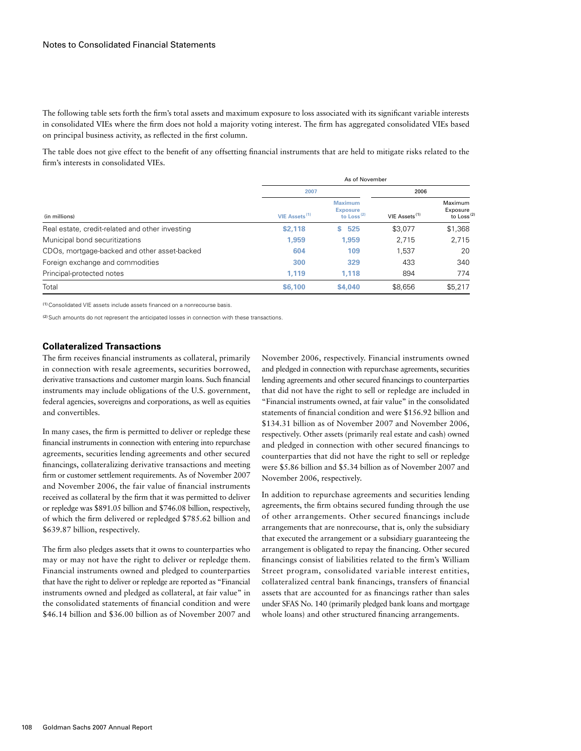The following table sets forth the firm's total assets and maximum exposure to loss associated with its significant variable interests in consolidated VIEs where the firm does not hold a majority voting interest. The firm has aggregated consolidated VIEs based on principal business activity, as reflected in the first column.

The table does not give effect to the benefit of any offsetting financial instruments that are held to mitigate risks related to the firm's interests in consolidated VIEs.

| | As of November | | | |
|---|---|---|---|---|
| | 2007 | | 2006 | |
| (in millions) | VIE Assets [1] | Maximum Exposure to Loss [2] | VIE Assets [1] | Maximum Exposure to Loss [2] |
| Real estate, credit-related and other investing | $2,118 | $ 525 | $3,077 | $1,368 |
| Municipal bond securitizations | 1,959 | 1,959 | 2,715 | 2,715 |
| CDOs, mortgage-backed and other asset-backed | 604 | 109 | 1,537 | 20 |
| Foreign exchange and commodities | 300 | 329 | 433 | 340 |
| Principal-protected notes | 1,119 | 1,118 | 894 | 774 |
| Total | $6,100 | $4,040 | $8,656 | $5,217 |

[1] Consolidated VIE assets include assets financed on a nonrecourse basis.

[2] Such amounts do not represent the anticipated losses in connection with these transactions.

## Collateralized Transactions

The firm receives financial instruments as collateral, primarily in connection with resale agreements, securities borrowed, derivative transactions and customer margin loans. Such financial instruments may include obligations of the U.S. government, federal agencies, sovereigns and corporations, as well as equities and convertibles.

In many cases, the firm is permitted to deliver or repledge these financial instruments in connection with entering into repurchase agreements, securities lending agreements and other secured financings, collateralizing derivative transactions and meeting firm or customer settlement requirements. As of November 2007 and November 2006, the fair value of financial instruments received as collateral by the firm that it was permitted to deliver or repledge was $891.05 billion and $746.08 billion, respectively, of which the firm delivered or repledged $785.62 billion and $639.87 billion, respectively.

The firm also pledges assets that it owns to counterparties who may or may not have the right to deliver or repledge them. Financial instruments owned and pledged to counterparties that have the right to deliver or repledge are reported as "Financial instruments owned and pledged as collateral, at fair value" in the consolidated statements of financial condition and were $46.14 billion and $36.00 billion as of November 2007 and November 2006, respectively. Financial instruments owned and pledged in connection with repurchase agreements, securities lending agreements and other secured financings to counterparties that did not have the right to sell or repledge are included in "Financial instruments owned, at fair value" in the consolidated statements of financial condition and were $156.92 billion and $134.31 billion as of November 2007 and November 2006, respectively. Other assets (primarily real estate and cash) owned and pledged in connection with other secured financings to counterparties that did not have the right to sell or repledge were $5.86 billion and $5.34 billion as of November 2007 and November 2006, respectively.

In addition to repurchase agreements and securities lending agreements, the firm obtains secured funding through the use of other arrangements. Other secured financings include arrangements that are nonrecourse, that is, only the subsidiary that executed the arrangement or a subsidiary guaranteeing the arrangement is obligated to repay the financing. Other secured financings consist of liabilities related to the firm's William Street program, consolidated variable interest entities, collateralized central bank financings, transfers of financial assets that are accounted for as financings rather than sales under SFAS No. 140 (primarily pledged bank loans and mortgage whole loans) and other structured financing arrangements.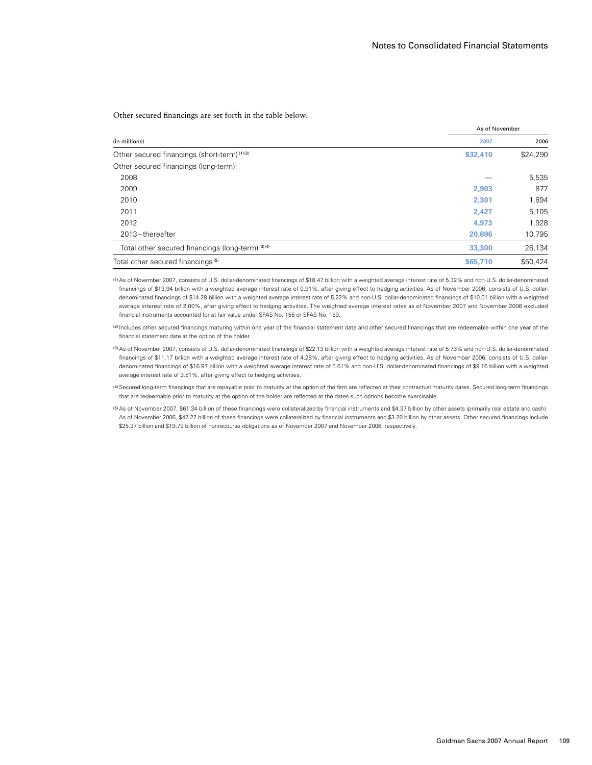Other secured financings are set forth in the table below:

| (in millions) | As of November 2007 | As of November 2006 |
|---|---|---|
| Other secured financings (short-term) [(1)(2)] | **$32,410** | $24,290 |
| Other secured financings (long-term): | | |
| 2008 | **—** | 5,535 |
| 2009 | **2,903** | 877 |
| 2010 | **2,301** | 1,894 |
| 2011 | **2,427** | 5,105 |
| 2012 | **4,973** | 1,928 |
| 2013–thereafter | **20,696** | 10,795 |
| Total other secured financings (long-term) [(3)(4)] | **33,300** | 26,134 |
| Total other secured financings [(5)] | **$65,710** | $50,424 |

(1) As of November 2007, consists of U.S. dollar-denominated financings of $18.47 billion with a weighted average interest rate of 5.32% and non-U.S. dollar-denominated financings of $13.94 billion with a weighted average interest rate of 0.91%, after giving effect to hedging activities. As of November 2006, consists of U.S. dollar-denominated financings of $14.28 billion with a weighted average interest rate of 5.22% and non-U.S. dollar-denominated financings of $10.01 billion with a weighted average interest rate of 2.00%, after giving effect to hedging activities. The weighted average interest rates as of November 2007 and November 2006 excluded financial instruments accounted for at fair value under SFAS No. 155 or SFAS No. 159.

(2) Includes other secured financings maturing within one year of the financial statement date and other secured financings that are redeemable within one year of the financial statement date at the option of the holder.

(3) As of November 2007, consists of U.S. dollar-denominated financings of $22.13 billion with a weighted average interest rate of 5.73% and non-U.S. dollar-denominated financings of $11.17 billion with a weighted average interest rate of 4.28%, after giving effect to hedging activities. As of November 2006, consists of U.S. dollar-denominated financings of $16.97 billion with a weighted average interest rate of 5.61% and non-U.S. dollar-denominated financings of $9.16 billion with a weighted average interest rate of 3.81%, after giving effect to hedging activities.

(4) Secured long-term financings that are repayable prior to maturity at the option of the firm are reflected at their contractual maturity dates. Secured long-term financings that are redeemable prior to maturity at the option of the holder are reflected at the dates such options become exercisable.

(5) As of November 2007, $61.34 billion of these financings were collateralized by financial instruments and $4.37 billion by other assets (primarily real estate and cash). As of November 2006, $47.22 billion of these financings were collateralized by financial instruments and $3.20 billion by other assets. Other secured financings include $25.37 billion and $19.79 billion of nonrecourse obligations as of November 2007 and November 2006, respectively.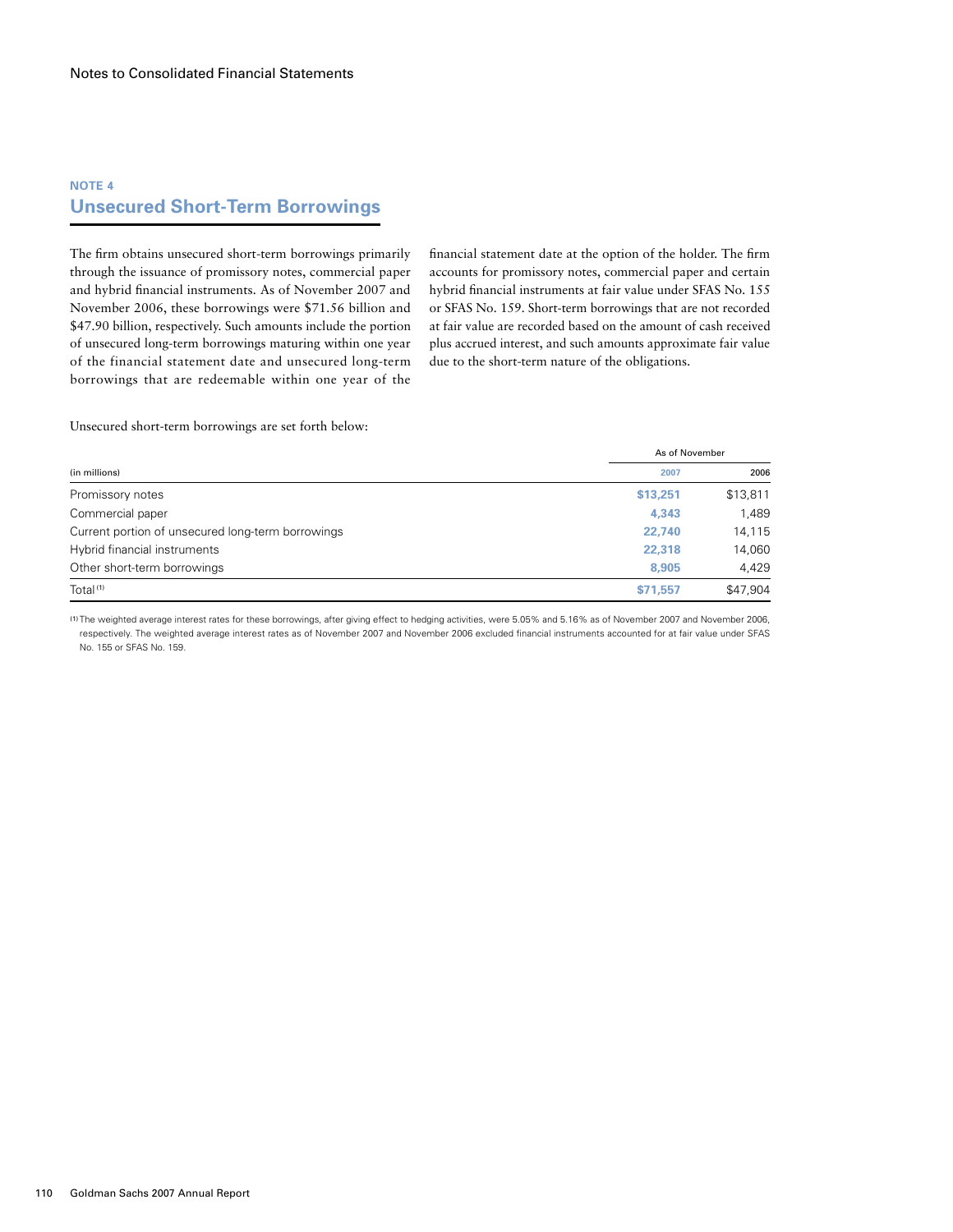## NOTE 4
# Unsecured Short-Term Borrowings

The firm obtains unsecured short-term borrowings primarily through the issuance of promissory notes, commercial paper and hybrid financial instruments. As of November 2007 and November 2006, these borrowings were $71.56 billion and $47.90 billion, respectively. Such amounts include the portion of unsecured long-term borrowings maturing within one year of the financial statement date and unsecured long-term borrowings that are redeemable within one year of the financial statement date at the option of the holder. The firm accounts for promissory notes, commercial paper and certain hybrid financial instruments at fair value under SFAS No. 155 or SFAS No. 159. Short-term borrowings that are not recorded at fair value are recorded based on the amount of cash received plus accrued interest, and such amounts approximate fair value due to the short-term nature of the obligations.

Unsecured short-term borrowings are set forth below:

| | As of November | |
|---|---|---|
| (in millions) | 2007 | 2006 |
| Promissory notes | $13,251 | $13,811 |
| Commercial paper | 4,343 | 1,489 |
| Current portion of unsecured long-term borrowings | 22,740 | 14,115 |
| Hybrid financial instruments | 22,318 | 14,060 |
| Other short-term borrowings | 8,905 | 4,429 |
| Total [1] | $71,557 | $47,904 |

[1] The weighted average interest rates for these borrowings, after giving effect to hedging activities, were 5.05% and 5.16% as of November 2007 and November 2006, respectively. The weighted average interest rates as of November 2007 and November 2006 excluded financial instruments accounted for at fair value under SFAS No. 155 or SFAS No. 159.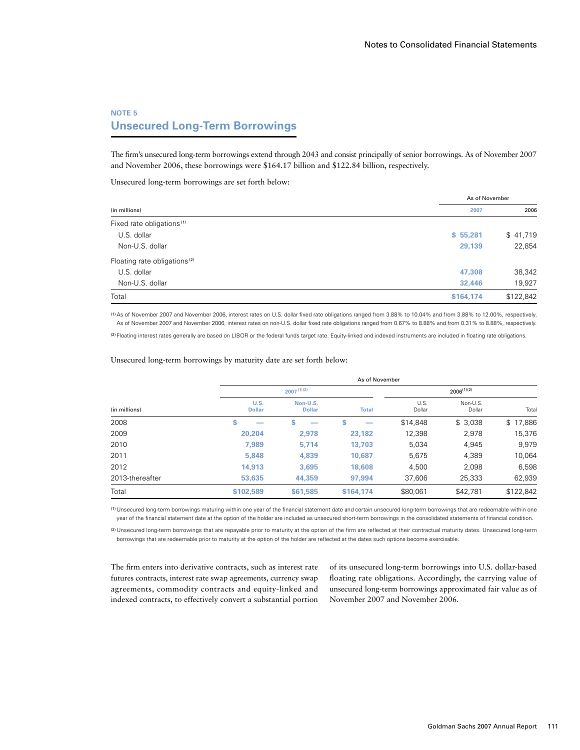## NOTE 5

# Unsecured Long-Term Borrowings

The firm's unsecured long-term borrowings extend through 2043 and consist principally of senior borrowings. As of November 2007 and November 2006, these borrowings were $164.17 billion and $122.84 billion, respectively.

Unsecured long-term borrowings are set forth below:

| (in millions) | As of November 2007 | 2006 |
|---|---|---|
| Fixed rate obligations [1] | | |
| U.S. dollar | $ 55,281 | $ 41,719 |
| Non-U.S. dollar | 29,139 | 22,854 |
| Floating rate obligations [2] | | |
| U.S. dollar | 47,308 | 38,342 |
| Non-U.S. dollar | 32,446 | 19,927 |
| Total | $164,174 | $122,842 |

[1] As of November 2007 and November 2006, interest rates on U.S. dollar fixed rate obligations ranged from 3.88% to 10.04% and from 3.88% to 12.00%, respectively. As of November 2007 and November 2006, interest rates on non-U.S. dollar fixed rate obligations ranged from 0.67% to 8.88% and from 0.31% to 8.88%, respectively.

[2] Floating interest rates generally are based on LIBOR or the federal funds target rate. Equity-linked and indexed instruments are included in floating rate obligations.

Unsecured long-term borrowings by maturity date are set forth below:

| | As of November | | | | | |
|---|---|---|---|---|---|---|
| | 2007 [1][2] | | | 2006 [1][2] | | |
| (in millions) | U.S. Dollar | Non-U.S. Dollar | Total | U.S. Dollar | Non-U.S. Dollar | Total |
| 2008 | $ — | $ — | $ — | $14,848 | $ 3,038 | $ 17,886 |
| 2009 | 20,204 | 2,978 | 23,182 | 12,398 | 2,978 | 15,376 |
| 2010 | 7,989 | 5,714 | 13,703 | 5,034 | 4,945 | 9,979 |
| 2011 | 5,848 | 4,839 | 10,687 | 5,675 | 4,389 | 10,064 |
| 2012 | 14,913 | 3,695 | 18,608 | 4,500 | 2,098 | 6,598 |
| 2013-thereafter | 53,635 | 44,359 | 97,994 | 37,606 | 25,333 | 62,939 |
| Total | $102,589 | $61,585 | $164,174 | $80,061 | $42,781 | $122,842 |

[1] Unsecured long-term borrowings maturing within one year of the financial statement date and certain unsecured long-term borrowings that are redeemable within one year of the financial statement date at the option of the holder are included as unsecured short-term borrowings in the consolidated statements of financial condition.

[2] Unsecured long-term borrowings that are repayable prior to maturity at the option of the firm are reflected at their contractual maturity dates. Unsecured long-term borrowings that are redeemable prior to maturity at the option of the holder are reflected at the dates such options become exercisable.

The firm enters into derivative contracts, such as interest rate futures contracts, interest rate swap agreements, currency swap agreements, commodity contracts and equity-linked and indexed contracts, to effectively convert a substantial portion of its unsecured long-term borrowings into U.S. dollar-based floating rate obligations. Accordingly, the carrying value of unsecured long-term borrowings approximated fair value as of November 2007 and November 2006.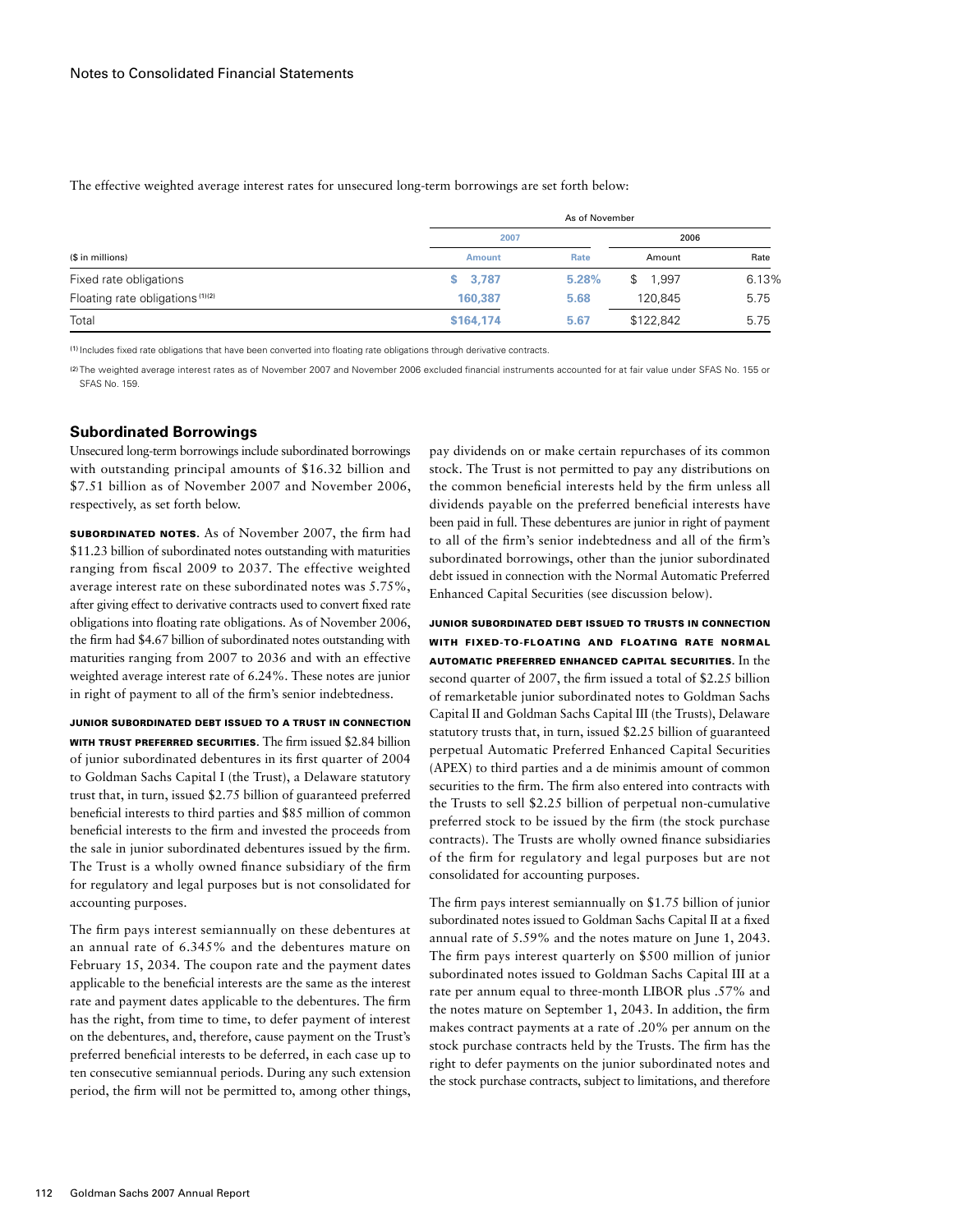The effective weighted average interest rates for unsecured long-term borrowings are set forth below:

| | As of November | | | |
|---|---|---|---|---|
| | 2007 | | 2006 | |
| ($ in millions) | Amount | Rate | Amount | Rate |
| Fixed rate obligations | $ 3,787 | 5.28% | $ 1,997 | 6.13% |
| Floating rate obligations [1][2] | 160,387 | 5.68 | 120,845 | 5.75 |
| Total | $164,174 | 5.67 | $122,842 | 5.75 |

[1] Includes fixed rate obligations that have been converted into floating rate obligations through derivative contracts.

[2] The weighted average interest rates as of November 2007 and November 2006 excluded financial instruments accounted for at fair value under SFAS No. 155 or SFAS No. 159.

## Subordinated Borrowings

Unsecured long-term borrowings include subordinated borrowings with outstanding principal amounts of $16.32 billion and $7.51 billion as of November 2007 and November 2006, respectively, as set forth below.

**SUBORDINATED NOTES.** As of November 2007, the firm had $11.23 billion of subordinated notes outstanding with maturities ranging from fiscal 2009 to 2037. The effective weighted average interest rate on these subordinated notes was 5.75%, after giving effect to derivative contracts used to convert fixed rate obligations into floating rate obligations. As of November 2006, the firm had $4.67 billion of subordinated notes outstanding with maturities ranging from 2007 to 2036 and with an effective weighted average interest rate of 6.24%. These notes are junior in right of payment to all of the firm's senior indebtedness.

**JUNIOR SUBORDINATED DEBT ISSUED TO A TRUST IN CONNECTION WITH TRUST PREFERRED SECURITIES.** The firm issued $2.84 billion of junior subordinated debentures in its first quarter of 2004 to Goldman Sachs Capital I (the Trust), a Delaware statutory trust that, in turn, issued $2.75 billion of guaranteed preferred beneficial interests to third parties and $85 million of common beneficial interests to the firm and invested the proceeds from the sale in junior subordinated debentures issued by the firm. The Trust is a wholly owned finance subsidiary of the firm for regulatory and legal purposes but is not consolidated for accounting purposes.

The firm pays interest semiannually on these debentures at an annual rate of 6.345% and the debentures mature on February 15, 2034. The coupon rate and the payment dates applicable to the beneficial interests are the same as the interest rate and payment dates applicable to the debentures. The firm has the right, from time to time, to defer payment of interest on the debentures, and, therefore, cause payment on the Trust's preferred beneficial interests to be deferred, in each case up to ten consecutive semiannual periods. During any such extension period, the firm will not be permitted to, among other things, pay dividends on or make certain repurchases of its common stock. The Trust is not permitted to pay any distributions on the common beneficial interests held by the firm unless all dividends payable on the preferred beneficial interests have been paid in full. These debentures are junior in right of payment to all of the firm's senior indebtedness and all of the firm's subordinated borrowings, other than the junior subordinated debt issued in connection with the Normal Automatic Preferred Enhanced Capital Securities (see discussion below).

**JUNIOR SUBORDINATED DEBT ISSUED TO TRUSTS IN CONNECTION WITH FIXED-TO-FLOATING AND FLOATING RATE NORMAL AUTOMATIC PREFERRED ENHANCED CAPITAL SECURITIES.** In the second quarter of 2007, the firm issued a total of $2.25 billion of remarketable junior subordinated notes to Goldman Sachs Capital II and Goldman Sachs Capital III (the Trusts), Delaware statutory trusts that, in turn, issued $2.25 billion of guaranteed perpetual Automatic Preferred Enhanced Capital Securities (APEX) to third parties and a de minimis amount of common securities to the firm. The firm also entered into contracts with the Trusts to sell $2.25 billion of perpetual non-cumulative preferred stock to be issued by the firm (the stock purchase contracts). The Trusts are wholly owned finance subsidiaries of the firm for regulatory and legal purposes but are not consolidated for accounting purposes.

The firm pays interest semiannually on $1.75 billion of junior subordinated notes issued to Goldman Sachs Capital II at a fixed annual rate of 5.59% and the notes mature on June 1, 2043. The firm pays interest quarterly on $500 million of junior subordinated notes issued to Goldman Sachs Capital III at a rate per annum equal to three-month LIBOR plus .57% and the notes mature on September 1, 2043. In addition, the firm makes contract payments at a rate of .20% per annum on the stock purchase contracts held by the Trusts. The firm has the right to defer payments on the junior subordinated notes and the stock purchase contracts, subject to limitations, and therefore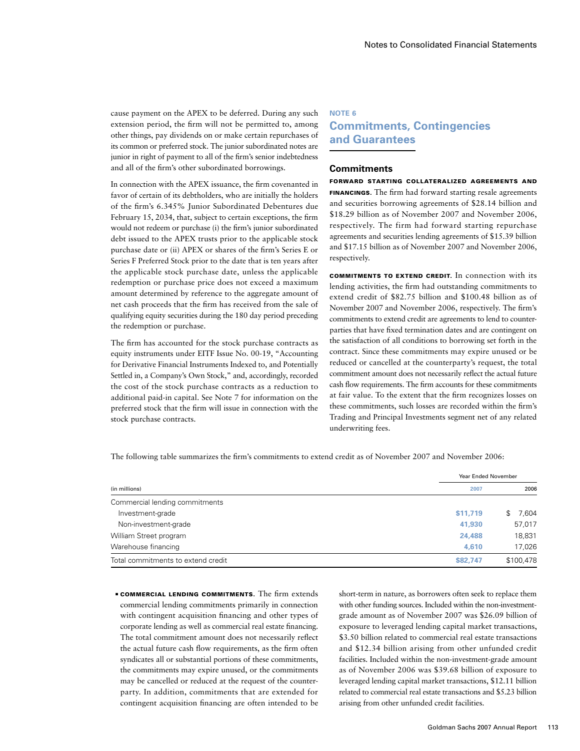cause payment on the APEX to be deferred. During any such extension period, the firm will not be permitted to, among other things, pay dividends on or make certain repurchases of its common or preferred stock. The junior subordinated notes are junior in right of payment to all of the firm's senior indebtedness and all of the firm's other subordinated borrowings.

In connection with the APEX issuance, the firm covenanted in favor of certain of its debtholders, who are initially the holders of the firm's 6.345% Junior Subordinated Debentures due February 15, 2034, that, subject to certain exceptions, the firm would not redeem or purchase (i) the firm's junior subordinated debt issued to the APEX trusts prior to the applicable stock purchase date or (ii) APEX or shares of the firm's Series E or Series F Preferred Stock prior to the date that is ten years after the applicable stock purchase date, unless the applicable redemption or purchase price does not exceed a maximum amount determined by reference to the aggregate amount of net cash proceeds that the firm has received from the sale of qualifying equity securities during the 180 day period preceding the redemption or purchase.

The firm has accounted for the stock purchase contracts as equity instruments under EITF Issue No. 00-19, "Accounting for Derivative Financial Instruments Indexed to, and Potentially Settled in, a Company's Own Stock," and, accordingly, recorded the cost of the stock purchase contracts as a reduction to additional paid-in capital. See Note 7 for information on the preferred stock that the firm will issue in connection with the stock purchase contracts.

## NOTE 6
## Commitments, Contingencies and Guarantees

### Commitments

**FORWARD STARTING COLLATERALIZED AGREEMENTS AND FINANCINGS.** The firm had forward starting resale agreements and securities borrowing agreements of $28.14 billion and $18.29 billion as of November 2007 and November 2006, respectively. The firm had forward starting repurchase agreements and securities lending agreements of $15.39 billion and $17.15 billion as of November 2007 and November 2006, respectively.

**COMMITMENTS TO EXTEND CREDIT.** In connection with its lending activities, the firm had outstanding commitments to extend credit of $82.75 billion and $100.48 billion as of November 2007 and November 2006, respectively. The firm's commitments to extend credit are agreements to lend to counterparties that have fixed termination dates and are contingent on the satisfaction of all conditions to borrowing set forth in the contract. Since these commitments may expire unused or be reduced or cancelled at the counterparty's request, the total commitment amount does not necessarily reflect the actual future cash flow requirements. The firm accounts for these commitments at fair value. To the extent that the firm recognizes losses on these commitments, such losses are recorded within the firm's Trading and Principal Investments segment net of any related underwriting fees.

The following table summarizes the firm's commitments to extend credit as of November 2007 and November 2006:

| | Year Ended November | |
|---|---|---|
| (in millions) | 2007 | 2006 |
| Commercial lending commitments | | |
| Investment-grade | $11,719 | $ 7,604 |
| Non-investment-grade | 41,930 | 57,017 |
| William Street program | 24,488 | 18,831 |
| Warehouse financing | 4,610 | 17,026 |
| Total commitments to extend credit | $82,747 | $100,478 |

- **COMMERCIAL LENDING COMMITMENTS.** The firm extends commercial lending commitments primarily in connection with contingent acquisition financing and other types of corporate lending as well as commercial real estate financing. The total commitment amount does not necessarily reflect the actual future cash flow requirements, as the firm often syndicates all or substantial portions of these commitments, the commitments may expire unused, or the commitments may be cancelled or reduced at the request of the counterparty. In addition, commitments that are extended for contingent acquisition financing are often intended to be short-term in nature, as borrowers often seek to replace them with other funding sources. Included within the non-investment-grade amount as of November 2007 was $26.09 billion of exposure to leveraged lending capital market transactions, $3.50 billion related to commercial real estate transactions and $12.34 billion arising from other unfunded credit facilities. Included within the non-investment-grade amount as of November 2006 was $39.68 billion of exposure to leveraged lending capital market transactions, $12.11 billion related to commercial real estate transactions and $5.23 billion arising from other unfunded credit facilities.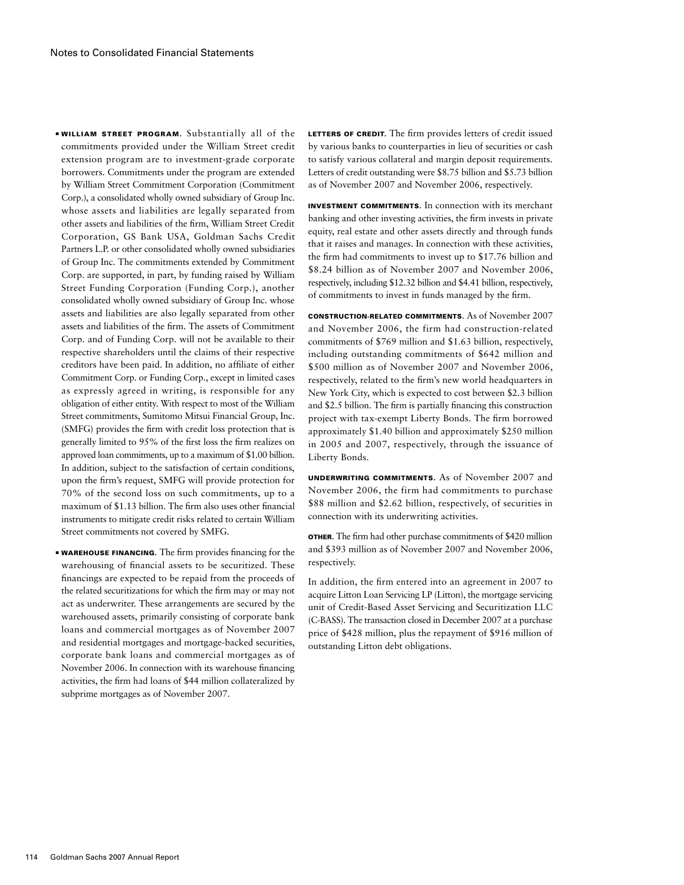- **WILLIAM STREET PROGRAM.** Substantially all of the commitments provided under the William Street credit extension program are to investment-grade corporate borrowers. Commitments under the program are extended by William Street Commitment Corporation (Commitment Corp.), a consolidated wholly owned subsidiary of Group Inc. whose assets and liabilities are legally separated from other assets and liabilities of the firm, William Street Credit Corporation, GS Bank USA, Goldman Sachs Credit Partners L.P. or other consolidated wholly owned subsidiaries of Group Inc. The commitments extended by Commitment Corp. are supported, in part, by funding raised by William Street Funding Corporation (Funding Corp.), another consolidated wholly owned subsidiary of Group Inc. whose assets and liabilities are also legally separated from other assets and liabilities of the firm. The assets of Commitment Corp. and of Funding Corp. will not be available to their respective shareholders until the claims of their respective creditors have been paid. In addition, no affiliate of either Commitment Corp. or Funding Corp., except in limited cases as expressly agreed in writing, is responsible for any obligation of either entity. With respect to most of the William Street commitments, Sumitomo Mitsui Financial Group, Inc. (SMFG) provides the firm with credit loss protection that is generally limited to 95% of the first loss the firm realizes on approved loan commitments, up to a maximum of $1.00 billion. In addition, subject to the satisfaction of certain conditions, upon the firm's request, SMFG will provide protection for 70% of the second loss on such commitments, up to a maximum of $1.13 billion. The firm also uses other financial instruments to mitigate credit risks related to certain William Street commitments not covered by SMFG.

- **WAREHOUSE FINANCING.** The firm provides financing for the warehousing of financial assets to be securitized. These financings are expected to be repaid from the proceeds of the related securitizations for which the firm may or may not act as underwriter. These arrangements are secured by the warehoused assets, primarily consisting of corporate bank loans and commercial mortgages as of November 2007 and residential mortgages and mortgage-backed securities, corporate bank loans and commercial mortgages as of November 2006. In connection with its warehouse financing activities, the firm had loans of $44 million collateralized by subprime mortgages as of November 2007.

**LETTERS OF CREDIT.** The firm provides letters of credit issued by various banks to counterparties in lieu of securities or cash to satisfy various collateral and margin deposit requirements. Letters of credit outstanding were $8.75 billion and $5.73 billion as of November 2007 and November 2006, respectively.

**INVESTMENT COMMITMENTS.** In connection with its merchant banking and other investing activities, the firm invests in private equity, real estate and other assets directly and through funds that it raises and manages. In connection with these activities, the firm had commitments to invest up to $17.76 billion and $8.24 billion as of November 2007 and November 2006, respectively, including $12.32 billion and $4.41 billion, respectively, of commitments to invest in funds managed by the firm.

**CONSTRUCTION-RELATED COMMITMENTS.** As of November 2007 and November 2006, the firm had construction-related commitments of $769 million and $1.63 billion, respectively, including outstanding commitments of $642 million and $500 million as of November 2007 and November 2006, respectively, related to the firm's new world headquarters in New York City, which is expected to cost between $2.3 billion and $2.5 billion. The firm is partially financing this construction project with tax-exempt Liberty Bonds. The firm borrowed approximately $1.40 billion and approximately $250 million in 2005 and 2007, respectively, through the issuance of Liberty Bonds.

**UNDERWRITING COMMITMENTS.** As of November 2007 and November 2006, the firm had commitments to purchase $88 million and $2.62 billion, respectively, of securities in connection with its underwriting activities.

**OTHER.** The firm had other purchase commitments of $420 million and $393 million as of November 2007 and November 2006, respectively.

In addition, the firm entered into an agreement in 2007 to acquire Litton Loan Servicing LP (Litton), the mortgage servicing unit of Credit-Based Asset Servicing and Securitization LLC (C-BASS). The transaction closed in December 2007 at a purchase price of $428 million, plus the repayment of $916 million of outstanding Litton debt obligations.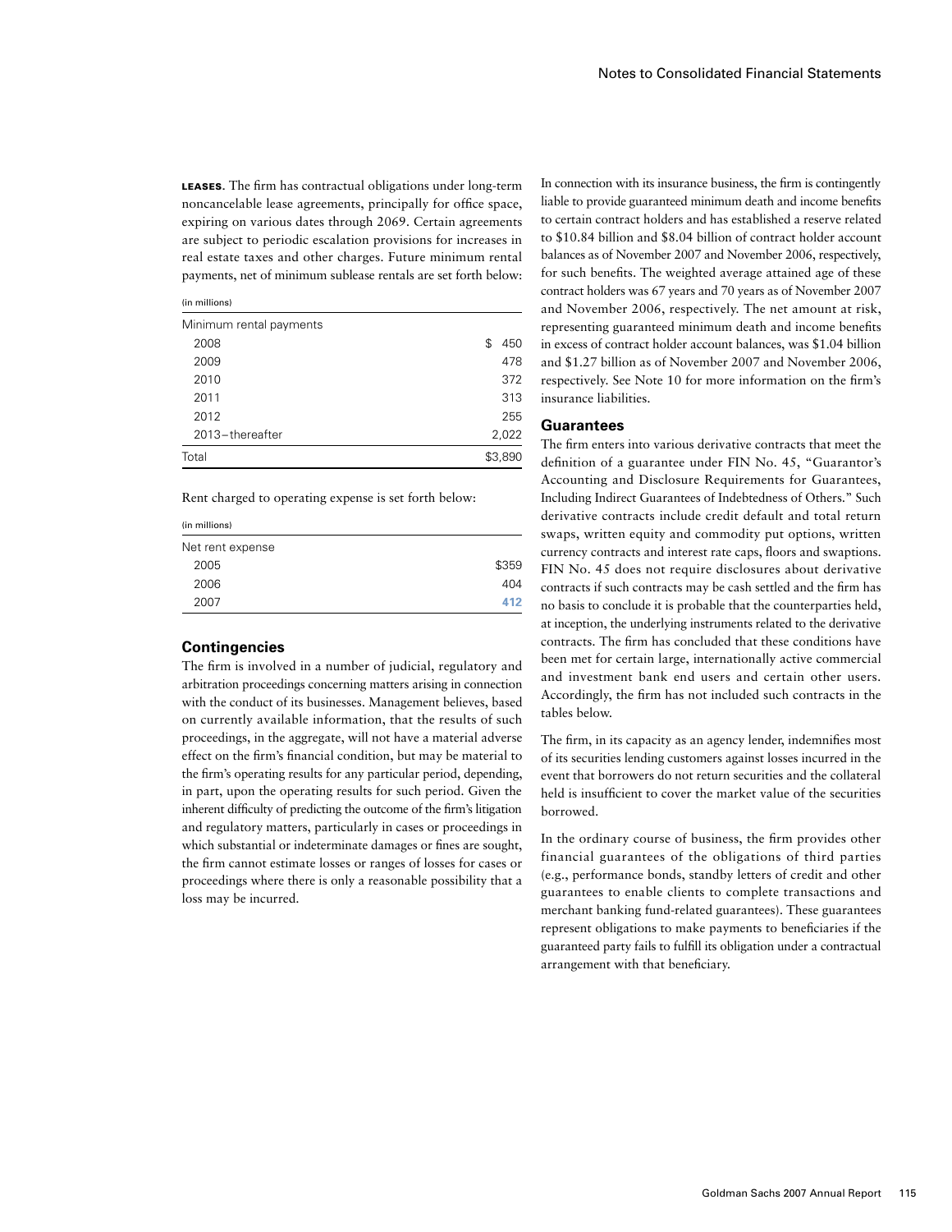**LEASES**. The firm has contractual obligations under long-term noncancelable lease agreements, principally for office space, expiring on various dates through 2069. Certain agreements are subject to periodic escalation provisions for increases in real estate taxes and other charges. Future minimum rental payments, net of minimum sublease rentals are set forth below:

| (in millions) | |
|---|---|
| Minimum rental payments | |
| 2008 | $ 450 |
| 2009 | 478 |
| 2010 | 372 |
| 2011 | 313 |
| 2012 | 255 |
| 2013–thereafter | 2,022 |
| Total | $3,890 |

Rent charged to operating expense is set forth below:

| (in millions) | |
|---|---|
| Net rent expense | |
| 2005 | $359 |
| 2006 | 404 |
| 2007 | **412** |

## Contingencies

The firm is involved in a number of judicial, regulatory and arbitration proceedings concerning matters arising in connection with the conduct of its businesses. Management believes, based on currently available information, that the results of such proceedings, in the aggregate, will not have a material adverse effect on the firm's financial condition, but may be material to the firm's operating results for any particular period, depending, in part, upon the operating results for such period. Given the inherent difficulty of predicting the outcome of the firm's litigation and regulatory matters, particularly in cases or proceedings in which substantial or indeterminate damages or fines are sought, the firm cannot estimate losses or ranges of losses for cases or proceedings where there is only a reasonable possibility that a loss may be incurred.

In connection with its insurance business, the firm is contingently liable to provide guaranteed minimum death and income benefits to certain contract holders and has established a reserve related to $10.84 billion and $8.04 billion of contract holder account balances as of November 2007 and November 2006, respectively, for such benefits. The weighted average attained age of these contract holders was 67 years and 70 years as of November 2007 and November 2006, respectively. The net amount at risk, representing guaranteed minimum death and income benefits in excess of contract holder account balances, was $1.04 billion and $1.27 billion as of November 2007 and November 2006, respectively. See Note 10 for more information on the firm's insurance liabilities.

## Guarantees

The firm enters into various derivative contracts that meet the definition of a guarantee under FIN No. 45, "Guarantor's Accounting and Disclosure Requirements for Guarantees, Including Indirect Guarantees of Indebtedness of Others." Such derivative contracts include credit default and total return swaps, written equity and commodity put options, written currency contracts and interest rate caps, floors and swaptions. FIN No. 45 does not require disclosures about derivative contracts if such contracts may be cash settled and the firm has no basis to conclude it is probable that the counterparties held, at inception, the underlying instruments related to the derivative contracts. The firm has concluded that these conditions have been met for certain large, internationally active commercial and investment bank end users and certain other users. Accordingly, the firm has not included such contracts in the tables below.

The firm, in its capacity as an agency lender, indemnifies most of its securities lending customers against losses incurred in the event that borrowers do not return securities and the collateral held is insufficient to cover the market value of the securities borrowed.

In the ordinary course of business, the firm provides other financial guarantees of the obligations of third parties (e.g., performance bonds, standby letters of credit and other guarantees to enable clients to complete transactions and merchant banking fund-related guarantees). These guarantees represent obligations to make payments to beneficiaries if the guaranteed party fails to fulfill its obligation under a contractual arrangement with that beneficiary.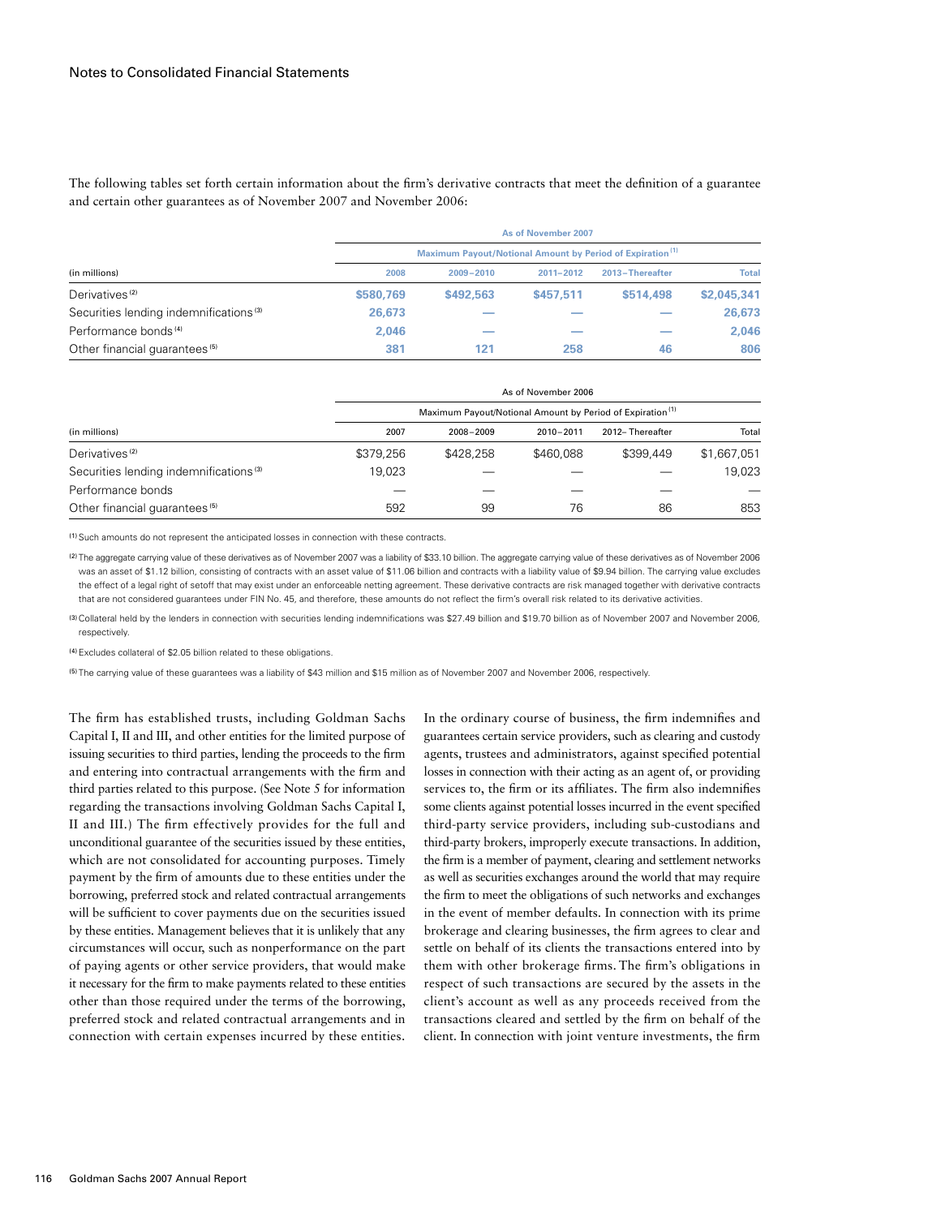The following tables set forth certain information about the firm's derivative contracts that meet the definition of a guarantee and certain other guarantees as of November 2007 and November 2006:

| | As of November 2007 | | | | |
|---|---|---|---|---|---|
| | Maximum Payout/Notional Amount by Period of Expiration [1] | | | | |
| (in millions) | 2008 | 2009–2010 | 2011–2012 | 2013–Thereafter | Total |
| Derivatives [2] | $580,769 | $492,563 | $457,511 | $514,498 | $2,045,341 |
| Securities lending indemnifications [3] | 26,673 | — | — | — | 26,673 |
| Performance bonds [4] | 2,046 | — | — | — | 2,046 |
| Other financial guarantees [5] | 381 | 121 | 258 | 46 | 806 |

| | As of November 2006 | | | | |
|---|---|---|---|---|---|
| | Maximum Payout/Notional Amount by Period of Expiration [1] | | | | |
| (in millions) | 2007 | 2008–2009 | 2010–2011 | 2012– Thereafter | Total |
| Derivatives [2] | $379,256 | $428,258 | $460,088 | $399,449 | $1,667,051 |
| Securities lending indemnifications [3] | 19,023 | — | — | — | 19,023 |
| Performance bonds | — | — | — | — | — |
| Other financial guarantees [5] | 592 | 99 | 76 | 86 | 853 |

[1] Such amounts do not represent the anticipated losses in connection with these contracts.

[2] The aggregate carrying value of these derivatives as of November 2007 was a liability of $33.10 billion. The aggregate carrying value of these derivatives as of November 2006 was an asset of $1.12 billion, consisting of contracts with an asset value of $11.06 billion and contracts with a liability value of $9.94 billion. The carrying value excludes the effect of a legal right of setoff that may exist under an enforceable netting agreement. These derivative contracts are risk managed together with derivative contracts that are not considered guarantees under FIN No. 45, and therefore, these amounts do not reflect the firm's overall risk related to its derivative activities.

[3] Collateral held by the lenders in connection with securities lending indemnifications was $27.49 billion and $19.70 billion as of November 2007 and November 2006, respectively.

[4] Excludes collateral of $2.05 billion related to these obligations.

[5] The carrying value of these guarantees was a liability of $43 million and $15 million as of November 2007 and November 2006, respectively.

The firm has established trusts, including Goldman Sachs Capital I, II and III, and other entities for the limited purpose of issuing securities to third parties, lending the proceeds to the firm and entering into contractual arrangements with the firm and third parties related to this purpose. (See Note 5 for information regarding the transactions involving Goldman Sachs Capital I, II and III.) The firm effectively provides for the full and unconditional guarantee of the securities issued by these entities, which are not consolidated for accounting purposes. Timely payment by the firm of amounts due to these entities under the borrowing, preferred stock and related contractual arrangements will be sufficient to cover payments due on the securities issued by these entities. Management believes that it is unlikely that any circumstances will occur, such as nonperformance on the part of paying agents or other service providers, that would make it necessary for the firm to make payments related to these entities other than those required under the terms of the borrowing, preferred stock and related contractual arrangements and in connection with certain expenses incurred by these entities.

In the ordinary course of business, the firm indemnifies and guarantees certain service providers, such as clearing and custody agents, trustees and administrators, against specified potential losses in connection with their acting as an agent of, or providing services to, the firm or its affiliates. The firm also indemnifies some clients against potential losses incurred in the event specified third-party service providers, including sub-custodians and third-party brokers, improperly execute transactions. In addition, the firm is a member of payment, clearing and settlement networks as well as securities exchanges around the world that may require the firm to meet the obligations of such networks and exchanges in the event of member defaults. In connection with its prime brokerage and clearing businesses, the firm agrees to clear and settle on behalf of its clients the transactions entered into by them with other brokerage firms. The firm's obligations in respect of such transactions are secured by the assets in the client's account as well as any proceeds received from the transactions cleared and settled by the firm on behalf of the client. In connection with joint venture investments, the firm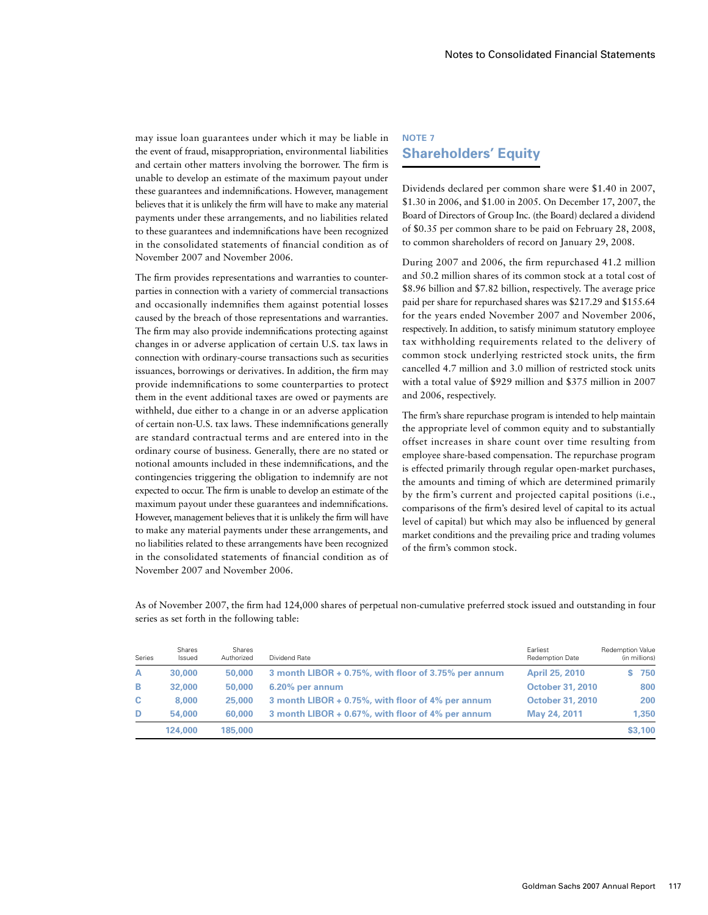may issue loan guarantees under which it may be liable in the event of fraud, misappropriation, environmental liabilities and certain other matters involving the borrower. The firm is unable to develop an estimate of the maximum payout under these guarantees and indemnifications. However, management believes that it is unlikely the firm will have to make any material payments under these arrangements, and no liabilities related to these guarantees and indemnifications have been recognized in the consolidated statements of financial condition as of November 2007 and November 2006.

The firm provides representations and warranties to counterparties in connection with a variety of commercial transactions and occasionally indemnifies them against potential losses caused by the breach of those representations and warranties. The firm may also provide indemnifications protecting against changes in or adverse application of certain U.S. tax laws in connection with ordinary-course transactions such as securities issuances, borrowings or derivatives. In addition, the firm may provide indemnifications to some counterparties to protect them in the event additional taxes are owed or payments are withheld, due either to a change in or an adverse application of certain non-U.S. tax laws. These indemnifications generally are standard contractual terms and are entered into in the ordinary course of business. Generally, there are no stated or notional amounts included in these indemnifications, and the contingencies triggering the obligation to indemnify are not expected to occur. The firm is unable to develop an estimate of the maximum payout under these guarantees and indemnifications. However, management believes that it is unlikely the firm will have to make any material payments under these arrangements, and no liabilities related to these arrangements have been recognized in the consolidated statements of financial condition as of November 2007 and November 2006.

## NOTE 7
## Shareholders' Equity

Dividends declared per common share were $1.40 in 2007, $1.30 in 2006, and $1.00 in 2005. On December 17, 2007, the Board of Directors of Group Inc. (the Board) declared a dividend of $0.35 per common share to be paid on February 28, 2008, to common shareholders of record on January 29, 2008.

During 2007 and 2006, the firm repurchased 41.2 million and 50.2 million shares of its common stock at a total cost of $8.96 billion and $7.82 billion, respectively. The average price paid per share for repurchased shares was $217.29 and $155.64 for the years ended November 2007 and November 2006, respectively. In addition, to satisfy minimum statutory employee tax withholding requirements related to the delivery of common stock underlying restricted stock units, the firm cancelled 4.7 million and 3.0 million of restricted stock units with a total value of $929 million and $375 million in 2007 and 2006, respectively.

The firm's share repurchase program is intended to help maintain the appropriate level of common equity and to substantially offset increases in share count over time resulting from employee share-based compensation. The repurchase program is effected primarily through regular open-market purchases, the amounts and timing of which are determined primarily by the firm's current and projected capital positions (i.e., comparisons of the firm's desired level of capital to its actual level of capital) but which may also be influenced by general market conditions and the prevailing price and trading volumes of the firm's common stock.

As of November 2007, the firm had 124,000 shares of perpetual non-cumulative preferred stock issued and outstanding in four series as set forth in the following table:

| Series | Shares Issued | Shares Authorized | Dividend Rate | Earliest Redemption Date | Redemption Value (in millions) |
|---|---|---|---|---|---|
| A | 30,000 | 50,000 | 3 month LIBOR + 0.75%, with floor of 3.75% per annum | April 25, 2010 | $ 750 |
| B | 32,000 | 50,000 | 6.20% per annum | October 31, 2010 | 800 |
| C | 8,000 | 25,000 | 3 month LIBOR + 0.75%, with floor of 4% per annum | October 31, 2010 | 200 |
| D | 54,000 | 60,000 | 3 month LIBOR + 0.67%, with floor of 4% per annum | May 24, 2011 | 1,350 |
| | 124,000 | 185,000 | | | $3,100 |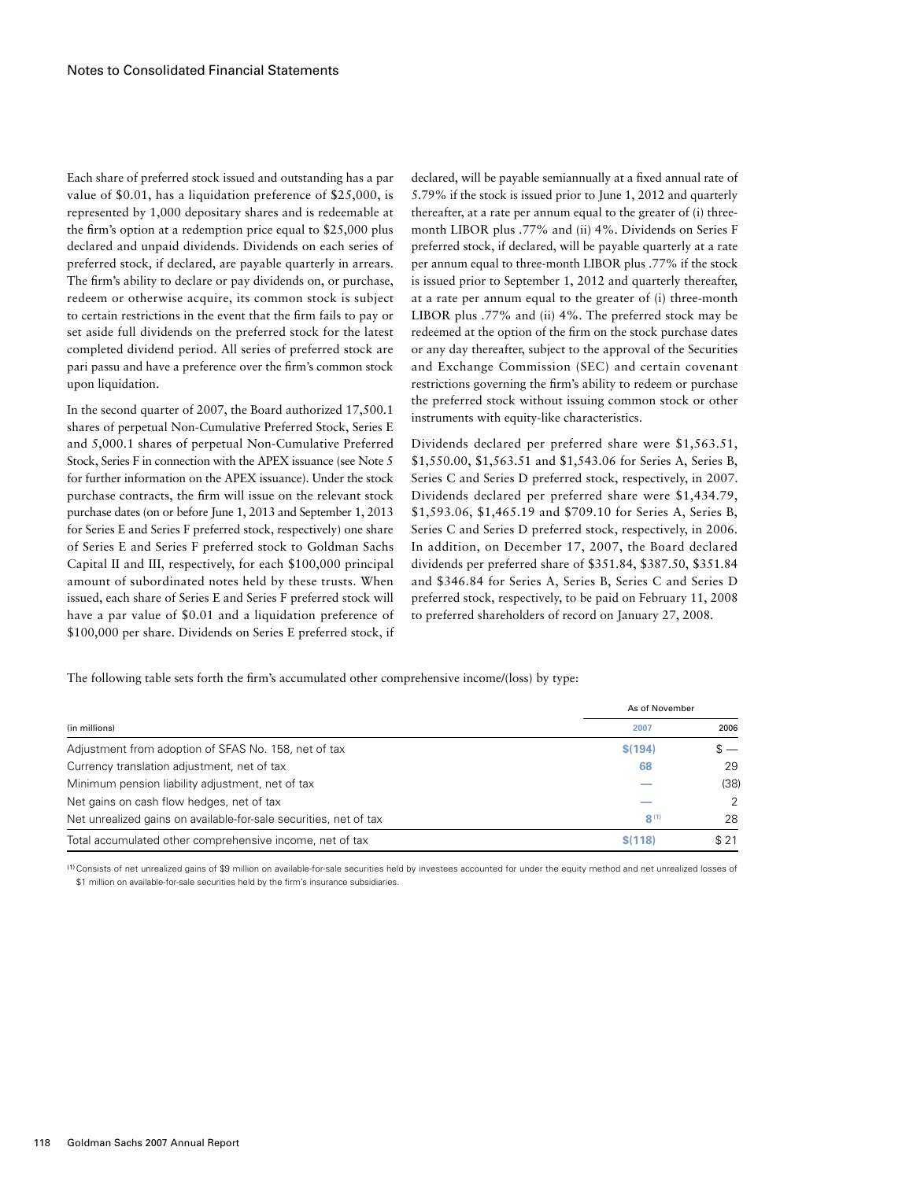Each share of preferred stock issued and outstanding has a par value of $0.01, has a liquidation preference of $25,000, is represented by 1,000 depositary shares and is redeemable at the firm's option at a redemption price equal to $25,000 plus declared and unpaid dividends. Dividends on each series of preferred stock, if declared, are payable quarterly in arrears. The firm's ability to declare or pay dividends on, or purchase, redeem or otherwise acquire, its common stock is subject to certain restrictions in the event that the firm fails to pay or set aside full dividends on the preferred stock for the latest completed dividend period. All series of preferred stock are pari passu and have a preference over the firm's common stock upon liquidation.

In the second quarter of 2007, the Board authorized 17,500.1 shares of perpetual Non-Cumulative Preferred Stock, Series E and 5,000.1 shares of perpetual Non-Cumulative Preferred Stock, Series F in connection with the APEX issuance (see Note 5 for further information on the APEX issuance). Under the stock purchase contracts, the firm will issue on the relevant stock purchase dates (on or before June 1, 2013 and September 1, 2013 for Series E and Series F preferred stock, respectively) one share of Series E and Series F preferred stock to Goldman Sachs Capital II and III, respectively, for each $100,000 principal amount of subordinated notes held by these trusts. When issued, each share of Series E and Series F preferred stock will have a par value of $0.01 and a liquidation preference of $100,000 per share. Dividends on Series E preferred stock, if declared, will be payable semiannually at a fixed annual rate of 5.79% if the stock is issued prior to June 1, 2012 and quarterly thereafter, at a rate per annum equal to the greater of (i) three-month LIBOR plus .77% and (ii) 4%. Dividends on Series F preferred stock, if declared, will be payable quarterly at a rate per annum equal to three-month LIBOR plus .77% if the stock is issued prior to September 1, 2012 and quarterly thereafter, at a rate per annum equal to the greater of (i) three-month LIBOR plus .77% and (ii) 4%. The preferred stock may be redeemed at the option of the firm on the stock purchase dates or any day thereafter, subject to the approval of the Securities and Exchange Commission (SEC) and certain covenant restrictions governing the firm's ability to redeem or purchase the preferred stock without issuing common stock or other instruments with equity-like characteristics.

Dividends declared per preferred share were $1,563.51, $1,550.00, $1,563.51 and $1,543.06 for Series A, Series B, Series C and Series D preferred stock, respectively, in 2007. Dividends declared per preferred share were $1,434.79, $1,593.06, $1,465.19 and $709.10 for Series A, Series B, Series C and Series D preferred stock, respectively, in 2006. In addition, on December 17, 2007, the Board declared dividends per preferred share of $351.84, $387.50, $351.84 and $346.84 for Series A, Series B, Series C and Series D preferred stock, respectively, to be paid on February 11, 2008 to preferred shareholders of record on January 27, 2008.

The following table sets forth the firm's accumulated other comprehensive income/(loss) by type:

| (in millions) | As of November 2007 | 2006 |
|---|---|---|
| Adjustment from adoption of SFAS No. 158, net of tax | $(194) | $ — |
| Currency translation adjustment, net of tax | 68 | 29 |
| Minimum pension liability adjustment, net of tax | — | (38) |
| Net gains on cash flow hedges, net of tax | — | 2 |
| Net unrealized gains on available-for-sale securities, net of tax | 8 [1] | 28 |
| Total accumulated other comprehensive income, net of tax | $(118) | $ 21 |

[1] Consists of net unrealized gains of $9 million on available-for-sale securities held by investees accounted for under the equity method and net unrealized losses of $1 million on available-for-sale securities held by the firm's insurance subsidiaries.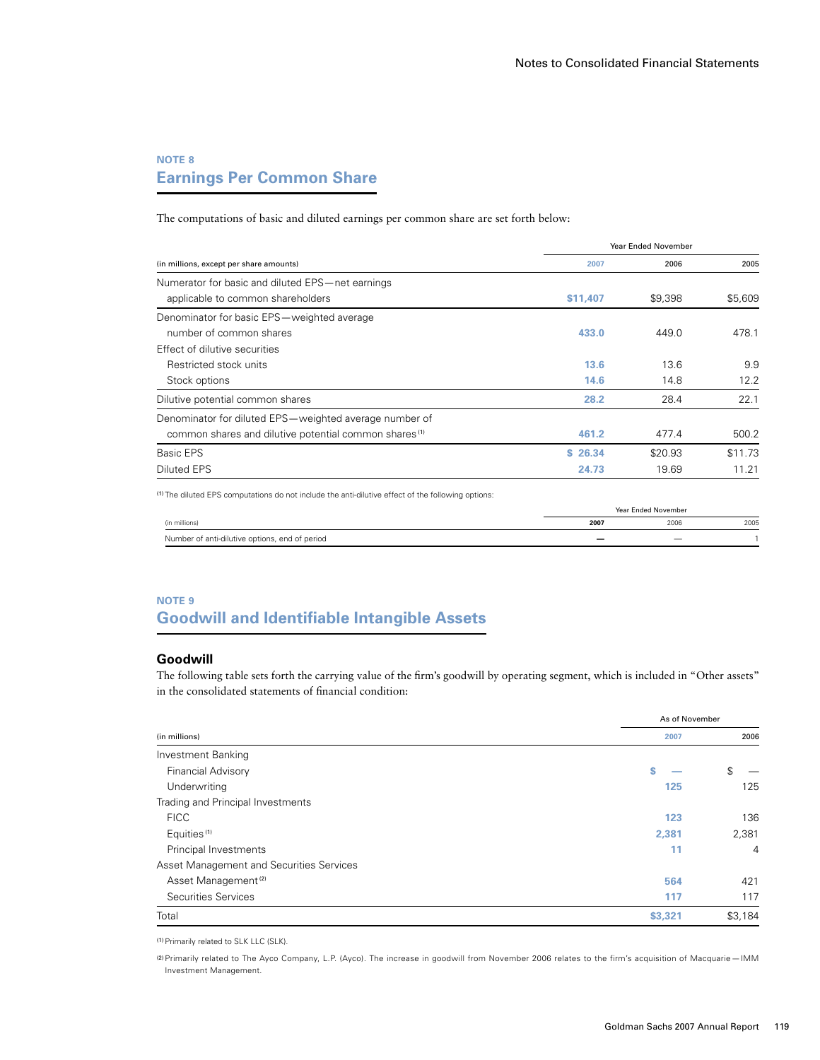## NOTE 8

## Earnings Per Common Share

The computations of basic and diluted earnings per common share are set forth below:

| (in millions, except per share amounts) | Year Ended November 2007 | 2006 | 2005 |
|---|---|---|---|
| Numerator for basic and diluted EPS—net earnings applicable to common shareholders | **$11,407** | $9,398 | $5,609 |
| Denominator for basic EPS—weighted average number of common shares | **433.0** | 449.0 | 478.1 |
| Effect of dilutive securities | | | |
| Restricted stock units | **13.6** | 13.6 | 9.9 |
| Stock options | **14.6** | 14.8 | 12.2 |
| Dilutive potential common shares | **28.2** | 28.4 | 22.1 |
| Denominator for diluted EPS—weighted average number of common shares and dilutive potential common shares [1] | **461.2** | 477.4 | 500.2 |
| Basic EPS | **$ 26.34** | $20.93 | $11.73 |
| Diluted EPS | **24.73** | 19.69 | 11.21 |

[1] The diluted EPS computations do not include the anti-dilutive effect of the following options:

| (in millions) | Year Ended November 2007 | 2006 | 2005 |
|---|---|---|---|
| Number of anti-dilutive options, end of period | **—** | — | 1 |

## NOTE 9

## Goodwill and Identifiable Intangible Assets

### Goodwill

The following table sets forth the carrying value of the firm's goodwill by operating segment, which is included in "Other assets" in the consolidated statements of financial condition:

| (in millions) | As of November 2007 | 2006 |
|---|---|---|
| Investment Banking | | |
| Financial Advisory | **$ —** | $ — |
| Underwriting | **125** | 125 |
| Trading and Principal Investments | | |
| FICC | **123** | 136 |
| Equities [1] | **2,381** | 2,381 |
| Principal Investments | **11** | 4 |
| Asset Management and Securities Services | | |
| Asset Management [2] | **564** | 421 |
| Securities Services | **117** | 117 |
| Total | **$3,321** | $3,184 |

[1] Primarily related to SLK LLC (SLK).

[2] Primarily related to The Ayco Company, L.P. (Ayco). The increase in goodwill from November 2006 relates to the firm's acquisition of Macquarie—IMM Investment Management.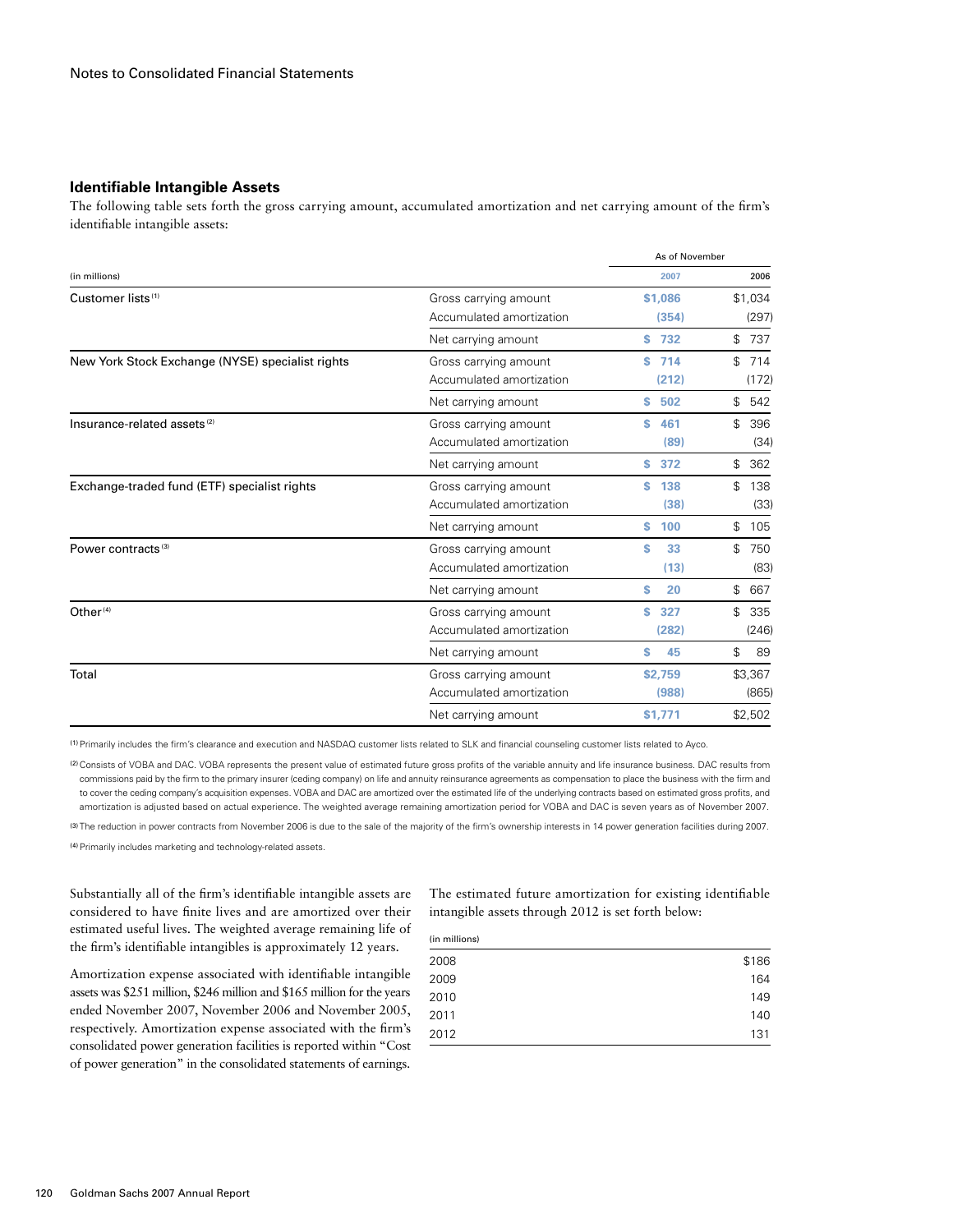## Identifiable Intangible Assets

The following table sets forth the gross carrying amount, accumulated amortization and net carrying amount of the firm's identifiable intangible assets:

| (in millions) | | As of November 2007 | 2006 |
|---|---|---|---|
| Customer lists [1] | Gross carrying amount | $1,086 | $1,034 |
| | Accumulated amortization | (354) | (297) |
| | Net carrying amount | $ 732 | $ 737 |
| New York Stock Exchange (NYSE) specialist rights | Gross carrying amount | $ 714 | $ 714 |
| | Accumulated amortization | (212) | (172) |
| | Net carrying amount | $ 502 | $ 542 |
| Insurance-related assets [2] | Gross carrying amount | $ 461 | $ 396 |
| | Accumulated amortization | (89) | (34) |
| | Net carrying amount | $ 372 | $ 362 |
| Exchange-traded fund (ETF) specialist rights | Gross carrying amount | $ 138 | $ 138 |
| | Accumulated amortization | (38) | (33) |
| | Net carrying amount | $ 100 | $ 105 |
| Power contracts [3] | Gross carrying amount | $ 33 | $ 750 |
| | Accumulated amortization | (13) | (83) |
| | Net carrying amount | $ 20 | $ 667 |
| Other [4] | Gross carrying amount | $ 327 | $ 335 |
| | Accumulated amortization | (282) | (246) |
| | Net carrying amount | $ 45 | $ 89 |
| Total | Gross carrying amount | $2,759 | $3,367 |
| | Accumulated amortization | (988) | (865) |
| | Net carrying amount | $1,771 | $2,502 |

[1] Primarily includes the firm's clearance and execution and NASDAQ customer lists related to SLK and financial counseling customer lists related to Ayco.

[2] Consists of VOBA and DAC. VOBA represents the present value of estimated future gross profits of the variable annuity and life insurance business. DAC results from commissions paid by the firm to the primary insurer (ceding company) on life and annuity reinsurance agreements as compensation to place the business with the firm and to cover the ceding company's acquisition expenses. VOBA and DAC are amortized over the estimated life of the underlying contracts based on estimated gross profits, and amortization is adjusted based on actual experience. The weighted average remaining amortization period for VOBA and DAC is seven years as of November 2007.

[3] The reduction in power contracts from November 2006 is due to the sale of the majority of the firm's ownership interests in 14 power generation facilities during 2007.

[4] Primarily includes marketing and technology-related assets.

Substantially all of the firm's identifiable intangible assets are considered to have finite lives and are amortized over their estimated useful lives. The weighted average remaining life of the firm's identifiable intangibles is approximately 12 years.

Amortization expense associated with identifiable intangible assets was $251 million, $246 million and $165 million for the years ended November 2007, November 2006 and November 2005, respectively. Amortization expense associated with the firm's consolidated power generation facilities is reported within "Cost of power generation" in the consolidated statements of earnings.

The estimated future amortization for existing identifiable intangible assets through 2012 is set forth below:

| (in millions) | |
|---|---|
| 2008 | $186 |
| 2009 | 164 |
| 2010 | 149 |
| 2011 | 140 |
| 2012 | 131 |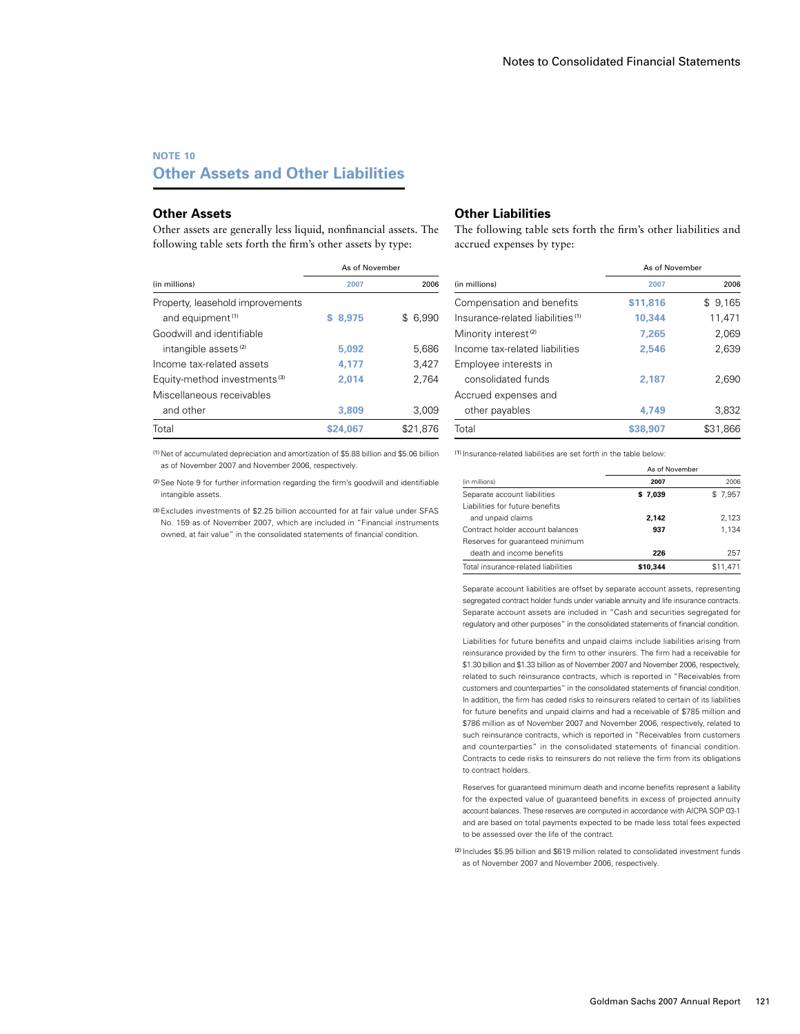## NOTE 10

# Other Assets and Other Liabilities

### Other Assets

Other assets are generally less liquid, nonfinancial assets. The following table sets forth the firm's other assets by type:

| (in millions) | As of November 2007 | 2006 |
|---|---|---|
| Property, leasehold improvements and equipment [1] | $ 8,975 | $ 6,990 |
| Goodwill and identifiable intangible assets [2] | 5,092 | 5,686 |
| Income tax-related assets | 4,177 | 3,427 |
| Equity-method investments [3] | 2,014 | 2,764 |
| Miscellaneous receivables and other | 3,809 | 3,009 |
| Total | $24,067 | $21,876 |

[1] Net of accumulated depreciation and amortization of $5.88 billion and $5.06 billion as of November 2007 and November 2006, respectively.

[2] See Note 9 for further information regarding the firm's goodwill and identifiable intangible assets.

[3] Excludes investments of $2.25 billion accounted for at fair value under SFAS No. 159 as of November 2007, which are included in "Financial instruments owned, at fair value" in the consolidated statements of financial condition.

### Other Liabilities

The following table sets forth the firm's other liabilities and accrued expenses by type:

| (in millions) | As of November 2007 | 2006 |
|---|---|---|
| Compensation and benefits | $11,816 | $ 9,165 |
| Insurance-related liabilities [1] | 10,344 | 11,471 |
| Minority interest [2] | 7,265 | 2,069 |
| Income tax-related liabilities | 2,546 | 2,639 |
| Employee interests in consolidated funds | 2,187 | 2,690 |
| Accrued expenses and other payables | 4,749 | 3,832 |
| Total | $38,907 | $31,866 |

[1] Insurance-related liabilities are set forth in the table below:

| (in millions) | As of November 2007 | 2006 |
|---|---|---|
| Separate account liabilities | $ 7,039 | $ 7,957 |
| Liabilities for future benefits and unpaid claims | 2,142 | 2,123 |
| Contract holder account balances | 937 | 1,134 |
| Reserves for guaranteed minimum death and income benefits | 226 | 257 |
| Total insurance-related liabilities | $10,344 | $11,471 |

Separate account liabilities are offset by separate account assets, representing segregated contract holder funds under variable annuity and life insurance contracts. Separate account assets are included in "Cash and securities segregated for regulatory and other purposes" in the consolidated statements of financial condition.

Liabilities for future benefits and unpaid claims include liabilities arising from reinsurance provided by the firm to other insurers. The firm had a receivable for $1.30 billion and $1.33 billion as of November 2007 and November 2006, respectively, related to such reinsurance contracts, which is reported in "Receivables from customers and counterparties" in the consolidated statements of financial condition. In addition, the firm has ceded risks to reinsurers related to certain of its liabilities for future benefits and unpaid claims and had a receivable of $785 million and $786 million as of November 2007 and November 2006, respectively, related to such reinsurance contracts, which is reported in "Receivables from customers and counterparties" in the consolidated statements of financial condition. Contracts to cede risks to reinsurers do not relieve the firm from its obligations to contract holders.

Reserves for guaranteed minimum death and income benefits represent a liability for the expected value of guaranteed benefits in excess of projected annuity account balances. These reserves are computed in accordance with AICPA SOP 03-1 and are based on total payments expected to be made less total fees expected to be assessed over the life of the contract.

[2] Includes $5.95 billion and $619 million related to consolidated investment funds as of November 2007 and November 2006, respectively.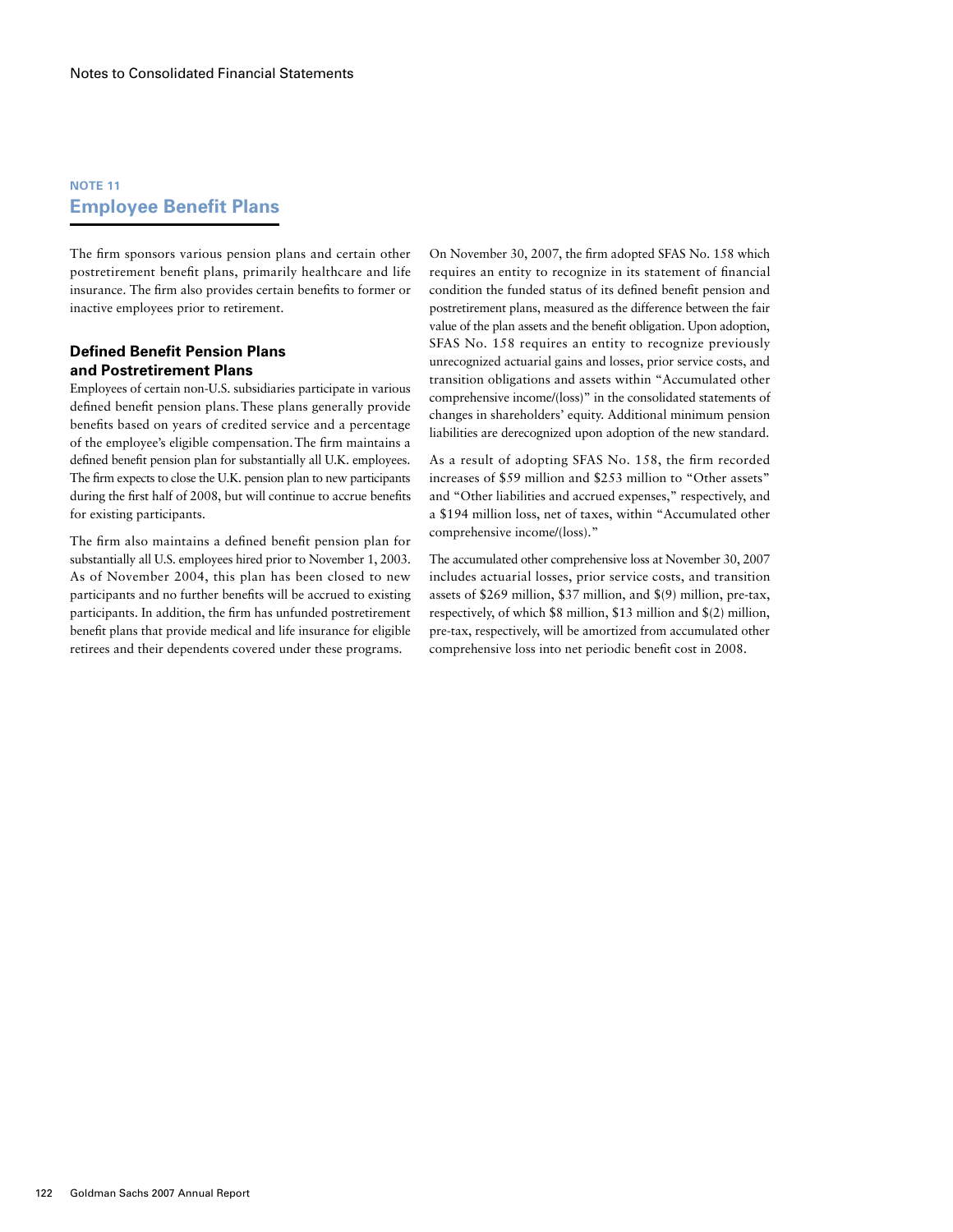## NOTE 11

# Employee Benefit Plans

The firm sponsors various pension plans and certain other postretirement benefit plans, primarily healthcare and life insurance. The firm also provides certain benefits to former or inactive employees prior to retirement.

### Defined Benefit Pension Plans and Postretirement Plans

Employees of certain non-U.S. subsidiaries participate in various defined benefit pension plans. These plans generally provide benefits based on years of credited service and a percentage of the employee's eligible compensation. The firm maintains a defined benefit pension plan for substantially all U.K. employees. The firm expects to close the U.K. pension plan to new participants during the first half of 2008, but will continue to accrue benefits for existing participants.

The firm also maintains a defined benefit pension plan for substantially all U.S. employees hired prior to November 1, 2003. As of November 2004, this plan has been closed to new participants and no further benefits will be accrued to existing participants. In addition, the firm has unfunded postretirement benefit plans that provide medical and life insurance for eligible retirees and their dependents covered under these programs.

On November 30, 2007, the firm adopted SFAS No. 158 which requires an entity to recognize in its statement of financial condition the funded status of its defined benefit pension and postretirement plans, measured as the difference between the fair value of the plan assets and the benefit obligation. Upon adoption, SFAS No. 158 requires an entity to recognize previously unrecognized actuarial gains and losses, prior service costs, and transition obligations and assets within "Accumulated other comprehensive income/(loss)" in the consolidated statements of changes in shareholders' equity. Additional minimum pension liabilities are derecognized upon adoption of the new standard.

As a result of adopting SFAS No. 158, the firm recorded increases of $59 million and $253 million to "Other assets" and "Other liabilities and accrued expenses," respectively, and a $194 million loss, net of taxes, within "Accumulated other comprehensive income/(loss)."

The accumulated other comprehensive loss at November 30, 2007 includes actuarial losses, prior service costs, and transition assets of $269 million, $37 million, and $(9) million, pre-tax, respectively, of which $8 million, $13 million and $(2) million, pre-tax, respectively, will be amortized from accumulated other comprehensive loss into net periodic benefit cost in 2008.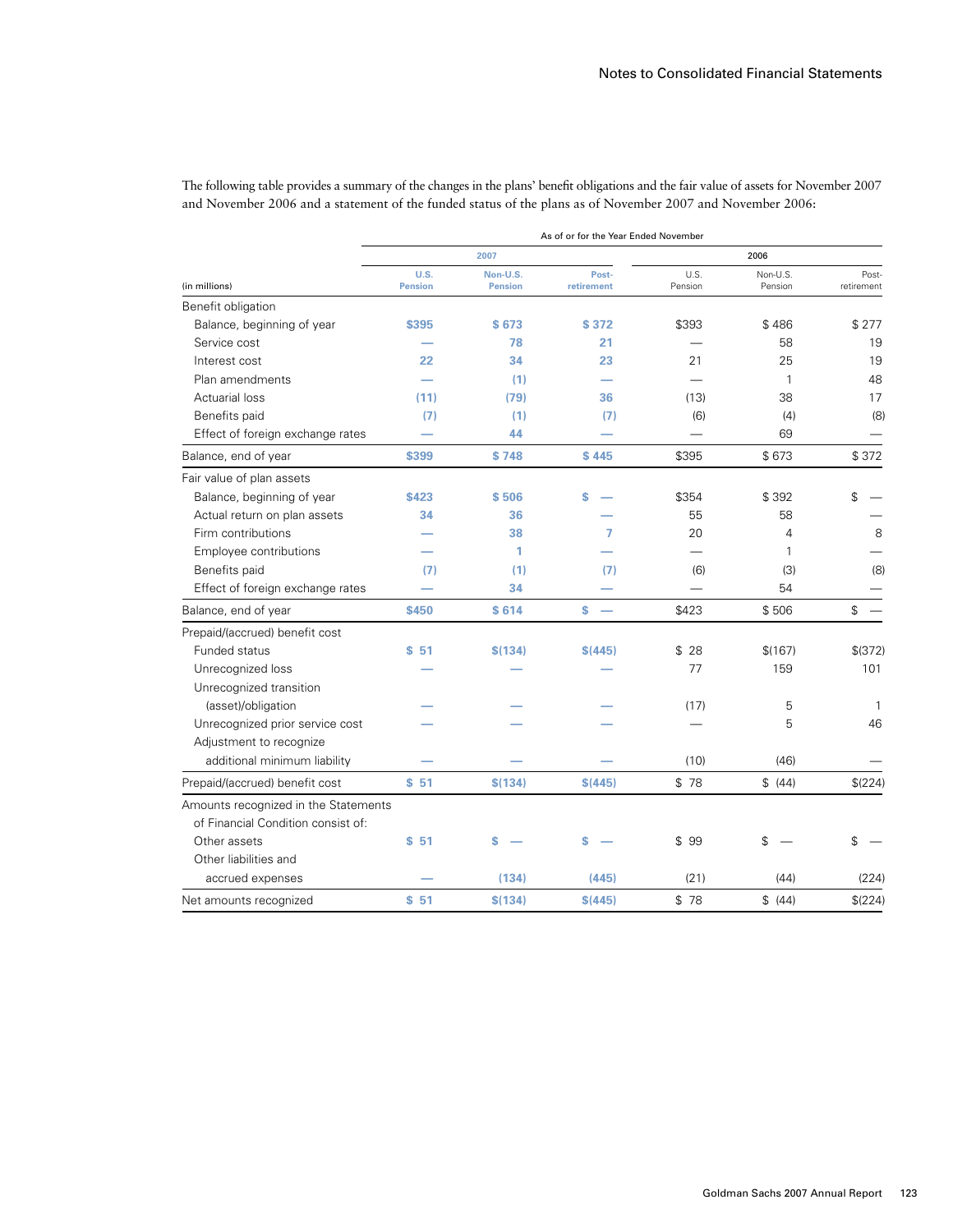The following table provides a summary of the changes in the plans' benefit obligations and the fair value of assets for November 2007 and November 2006 and a statement of the funded status of the plans as of November 2007 and November 2006:

| | As of or for the Year Ended November | | | | | |
|---|---|---|---|---|---|---|
| | 2007 | | | 2006 | | |
| (in millions) | U.S. Pension | Non-U.S. Pension | Post-retirement | U.S. Pension | Non-U.S. Pension | Post-retirement |
| **Benefit obligation** | | | | | | |
| Balance, beginning of year | $395 | $ 673 | $ 372 | $393 | $ 486 | $ 277 |
| Service cost | — | 78 | 21 | — | 58 | 19 |
| Interest cost | 22 | 34 | 23 | 21 | 25 | 19 |
| Plan amendments | — | (1) | — | — | 1 | 48 |
| Actuarial loss | (11) | (79) | 36 | (13) | 38 | 17 |
| Benefits paid | (7) | (1) | (7) | (6) | (4) | (8) |
| Effect of foreign exchange rates | — | 44 | — | — | 69 | — |
| Balance, end of year | $399 | $ 748 | $ 445 | $395 | $ 673 | $ 372 |
| **Fair value of plan assets** | | | | | | |
| Balance, beginning of year | $423 | $ 506 | $ — | $354 | $ 392 | $ — |
| Actual return on plan assets | 34 | 36 | — | 55 | 58 | — |
| Firm contributions | — | 38 | 7 | 20 | 4 | 8 |
| Employee contributions | — | 1 | — | — | 1 | — |
| Benefits paid | (7) | (1) | (7) | (6) | (3) | (8) |
| Effect of foreign exchange rates | — | 34 | — | — | 54 | — |
| Balance, end of year | $450 | $ 614 | $ — | $423 | $ 506 | $ — |
| **Prepaid/(accrued) benefit cost** | | | | | | |
| Funded status | $ 51 | $(134) | $(445) | $ 28 | $(167) | $(372) |
| Unrecognized loss | — | — | — | 77 | 159 | 101 |
| Unrecognized transition (asset)/obligation | — | — | — | (17) | 5 | 1 |
| Unrecognized prior service cost | — | — | — | — | 5 | 46 |
| Adjustment to recognize additional minimum liability | — | — | — | (10) | (46) | — |
| Prepaid/(accrued) benefit cost | $ 51 | $(134) | $(445) | $ 78 | $ (44) | $(224) |
| **Amounts recognized in the Statements of Financial Condition consist of:** | | | | | | |
| Other assets | $ 51 | $ — | $ — | $ 99 | $ — | $ — |
| Other liabilities and accrued expenses | — | (134) | (445) | (21) | (44) | (224) |
| Net amounts recognized | $ 51 | $(134) | $(445) | $ 78 | $ (44) | $(224) |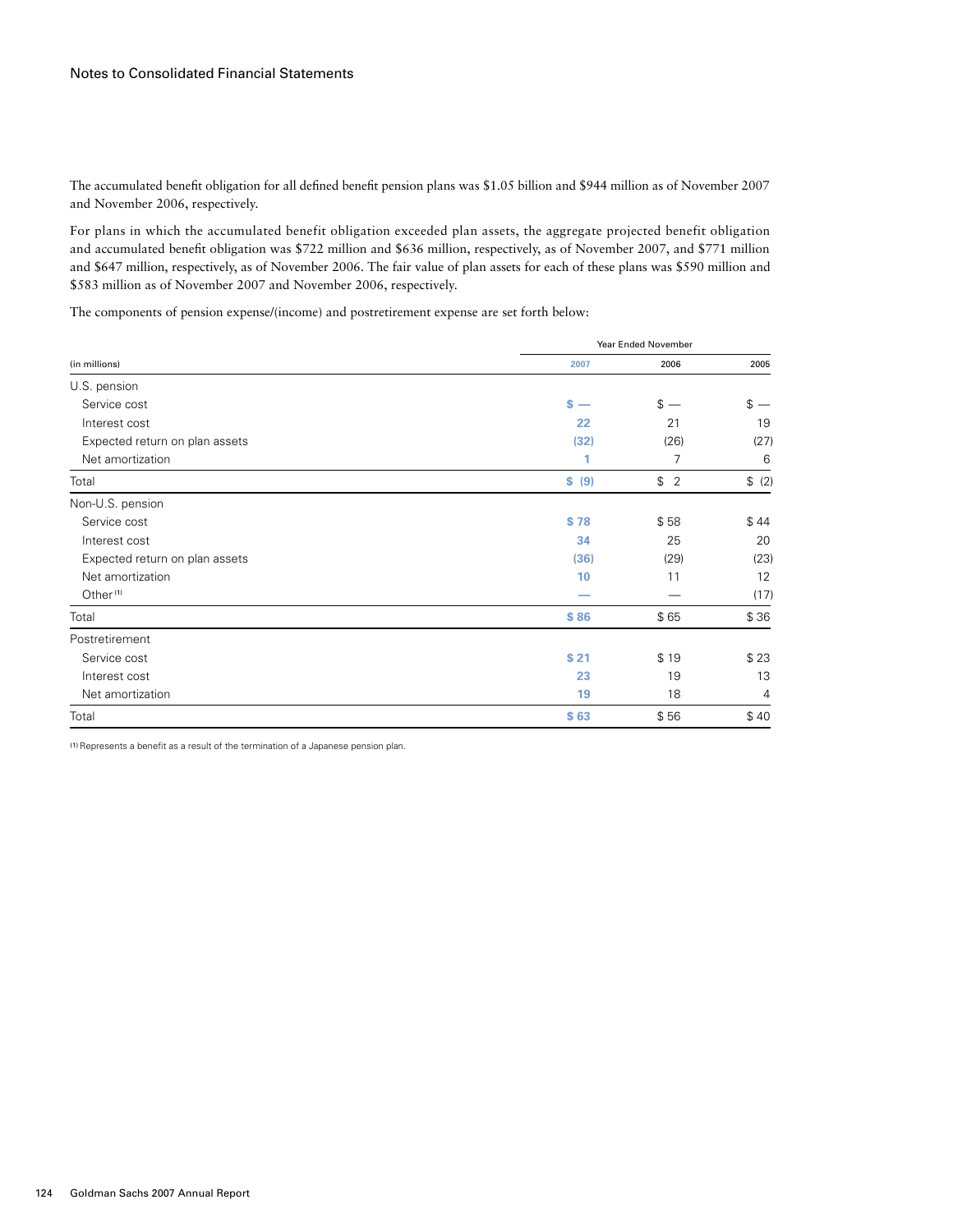The accumulated benefit obligation for all defined benefit pension plans was $1.05 billion and $944 million as of November 2007 and November 2006, respectively.

For plans in which the accumulated benefit obligation exceeded plan assets, the aggregate projected benefit obligation and accumulated benefit obligation was $722 million and $636 million, respectively, as of November 2007, and $771 million and $647 million, respectively, as of November 2006. The fair value of plan assets for each of these plans was $590 million and $583 million as of November 2007 and November 2006, respectively.

The components of pension expense/(income) and postretirement expense are set forth below:

| | Year Ended November | | |
|---|---|---|---|
| (in millions) | 2007 | 2006 | 2005 |
| U.S. pension | | | |
| Service cost | $ — | $ — | $ — |
| Interest cost | 22 | 21 | 19 |
| Expected return on plan assets | (32) | (26) | (27) |
| Net amortization | 1 | 7 | 6 |
| Total | $ (9) | $ 2 | $ (2) |
| Non-U.S. pension | | | |
| Service cost | $ 78 | $ 58 | $ 44 |
| Interest cost | 34 | 25 | 20 |
| Expected return on plan assets | (36) | (29) | (23) |
| Net amortization | 10 | 11 | 12 |
| Other [1] | — | — | (17) |
| Total | $ 86 | $ 65 | $ 36 |
| Postretirement | | | |
| Service cost | $ 21 | $ 19 | $ 23 |
| Interest cost | 23 | 19 | 13 |
| Net amortization | 19 | 18 | 4 |
| Total | $ 63 | $ 56 | $ 40 |

[1] Represents a benefit as a result of the termination of a Japanese pension plan.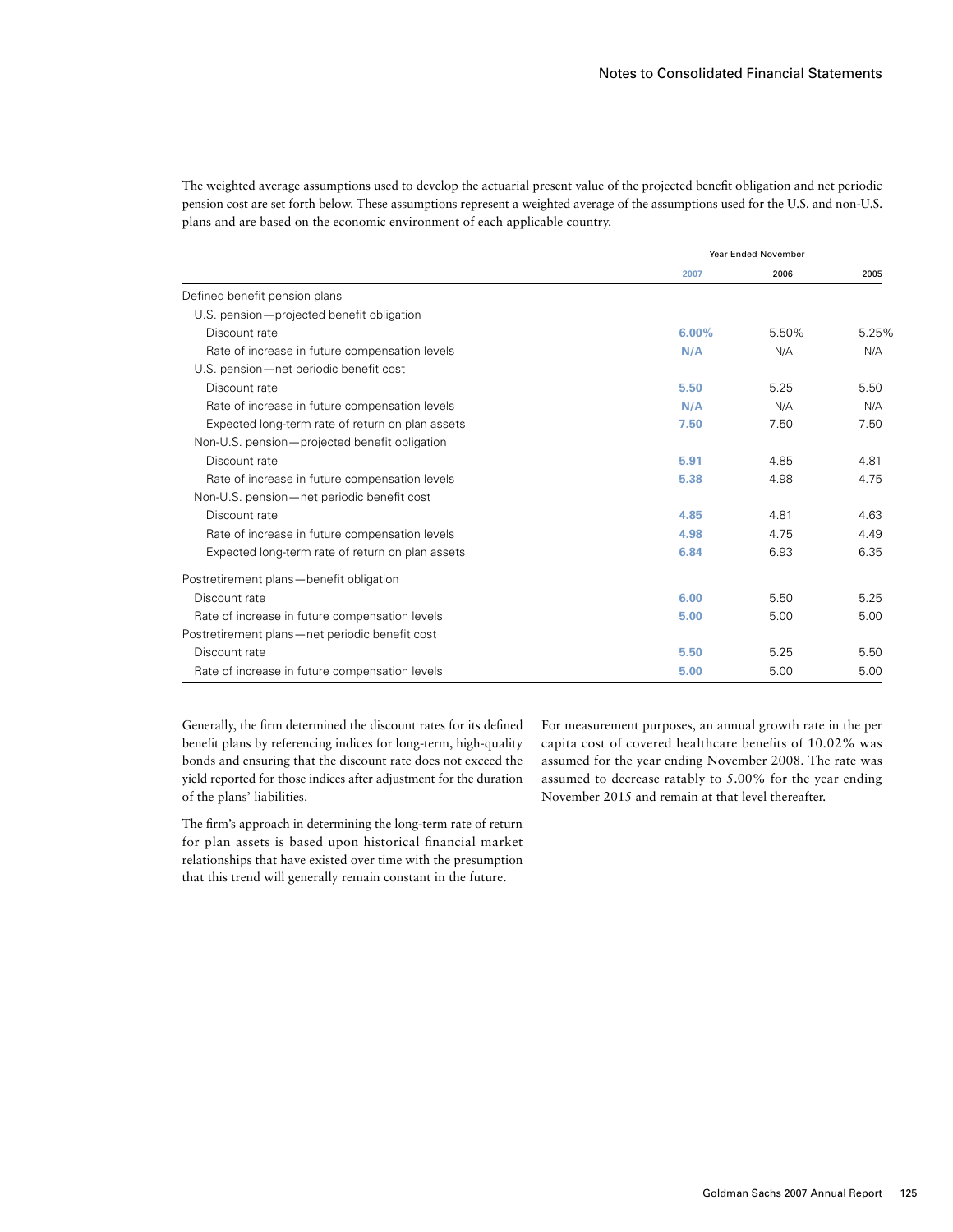The weighted average assumptions used to develop the actuarial present value of the projected benefit obligation and net periodic pension cost are set forth below. These assumptions represent a weighted average of the assumptions used for the U.S. and non-U.S. plans and are based on the economic environment of each applicable country.

| | Year Ended November | | |
|---|---|---|---|
| | **2007** | 2006 | 2005 |
| Defined benefit pension plans | | | |
| U.S. pension—projected benefit obligation | | | |
| Discount rate | **6.00%** | 5.50% | 5.25% |
| Rate of increase in future compensation levels | **N/A** | N/A | N/A |
| U.S. pension—net periodic benefit cost | | | |
| Discount rate | **5.50** | 5.25 | 5.50 |
| Rate of increase in future compensation levels | **N/A** | N/A | N/A |
| Expected long-term rate of return on plan assets | **7.50** | 7.50 | 7.50 |
| Non-U.S. pension—projected benefit obligation | | | |
| Discount rate | **5.91** | 4.85 | 4.81 |
| Rate of increase in future compensation levels | **5.38** | 4.98 | 4.75 |
| Non-U.S. pension—net periodic benefit cost | | | |
| Discount rate | **4.85** | 4.81 | 4.63 |
| Rate of increase in future compensation levels | **4.98** | 4.75 | 4.49 |
| Expected long-term rate of return on plan assets | **6.84** | 6.93 | 6.35 |
| Postretirement plans—benefit obligation | | | |
| Discount rate | **6.00** | 5.50 | 5.25 |
| Rate of increase in future compensation levels | **5.00** | 5.00 | 5.00 |
| Postretirement plans—net periodic benefit cost | | | |
| Discount rate | **5.50** | 5.25 | 5.50 |
| Rate of increase in future compensation levels | **5.00** | 5.00 | 5.00 |

Generally, the firm determined the discount rates for its defined benefit plans by referencing indices for long-term, high-quality bonds and ensuring that the discount rate does not exceed the yield reported for those indices after adjustment for the duration of the plans' liabilities.

The firm's approach in determining the long-term rate of return for plan assets is based upon historical financial market relationships that have existed over time with the presumption that this trend will generally remain constant in the future.

For measurement purposes, an annual growth rate in the per capita cost of covered healthcare benefits of 10.02% was assumed for the year ending November 2008. The rate was assumed to decrease ratably to 5.00% for the year ending November 2015 and remain at that level thereafter.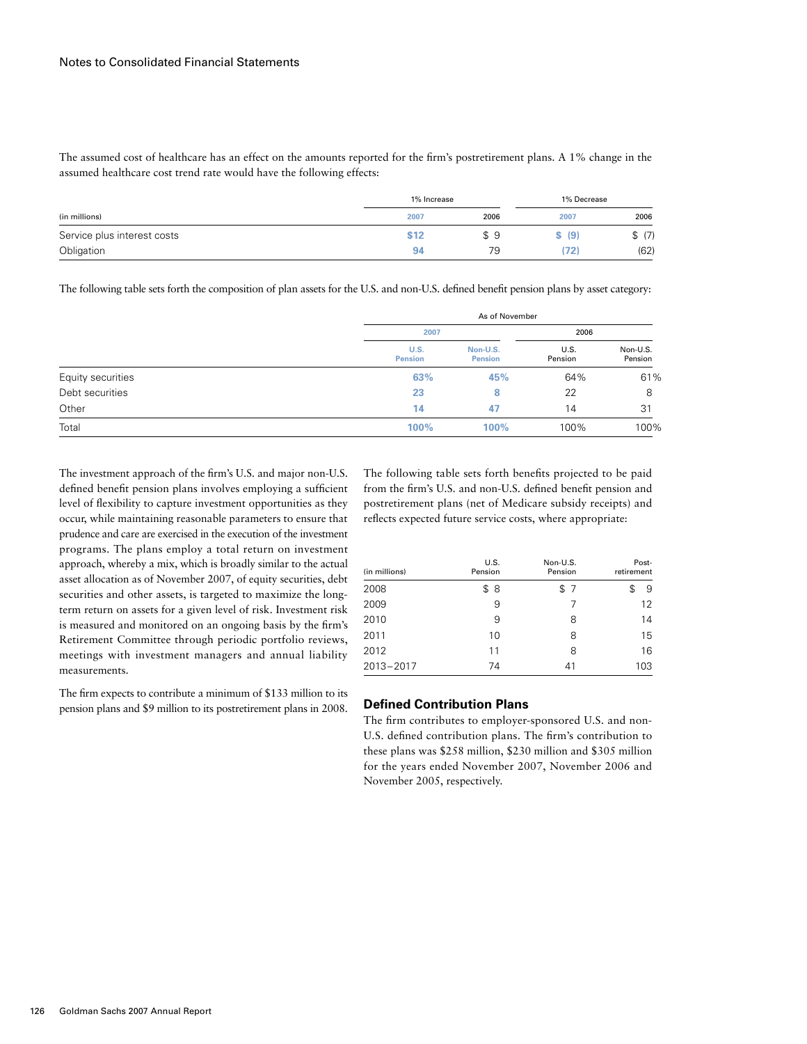The assumed cost of healthcare has an effect on the amounts reported for the firm's postretirement plans. A 1% change in the assumed healthcare cost trend rate would have the following effects:

| | 1% Increase | | 1% Decrease | |
|---|---|---|---|---|
| (in millions) | 2007 | 2006 | 2007 | 2006 |
| Service plus interest costs | $12 | $ 9 | $ (9) | $ (7) |
| Obligation | 94 | 79 | (72) | (62) |

The following table sets forth the composition of plan assets for the U.S. and non-U.S. defined benefit pension plans by asset category:

| | As of November | | | |
|---|---|---|---|---|
| | 2007 | | 2006 | |
| | U.S. Pension | Non-U.S. Pension | U.S. Pension | Non-U.S. Pension |
| Equity securities | 63% | 45% | 64% | 61% |
| Debt securities | 23 | 8 | 22 | 8 |
| Other | 14 | 47 | 14 | 31 |
| Total | 100% | 100% | 100% | 100% |

The investment approach of the firm's U.S. and major non-U.S. defined benefit pension plans involves employing a sufficient level of flexibility to capture investment opportunities as they occur, while maintaining reasonable parameters to ensure that prudence and care are exercised in the execution of the investment programs. The plans employ a total return on investment approach, whereby a mix, which is broadly similar to the actual asset allocation as of November 2007, of equity securities, debt securities and other assets, is targeted to maximize the long-term return on assets for a given level of risk. Investment risk is measured and monitored on an ongoing basis by the firm's Retirement Committee through periodic portfolio reviews, meetings with investment managers and annual liability measurements.

The firm expects to contribute a minimum of $133 million to its pension plans and $9 million to its postretirement plans in 2008.

The following table sets forth benefits projected to be paid from the firm's U.S. and non-U.S. defined benefit pension and postretirement plans (net of Medicare subsidy receipts) and reflects expected future service costs, where appropriate:

| (in millions) | U.S. Pension | Non-U.S. Pension | Post-retirement |
|---|---|---|---|
| 2008 | $ 8 | $ 7 | $ 9 |
| 2009 | 9 | 7 | 12 |
| 2010 | 9 | 8 | 14 |
| 2011 | 10 | 8 | 15 |
| 2012 | 11 | 8 | 16 |
| 2013–2017 | 74 | 41 | 103 |

## Defined Contribution Plans

The firm contributes to employer-sponsored U.S. and non-U.S. defined contribution plans. The firm's contribution to these plans was $258 million, $230 million and $305 million for the years ended November 2007, November 2006 and November 2005, respectively.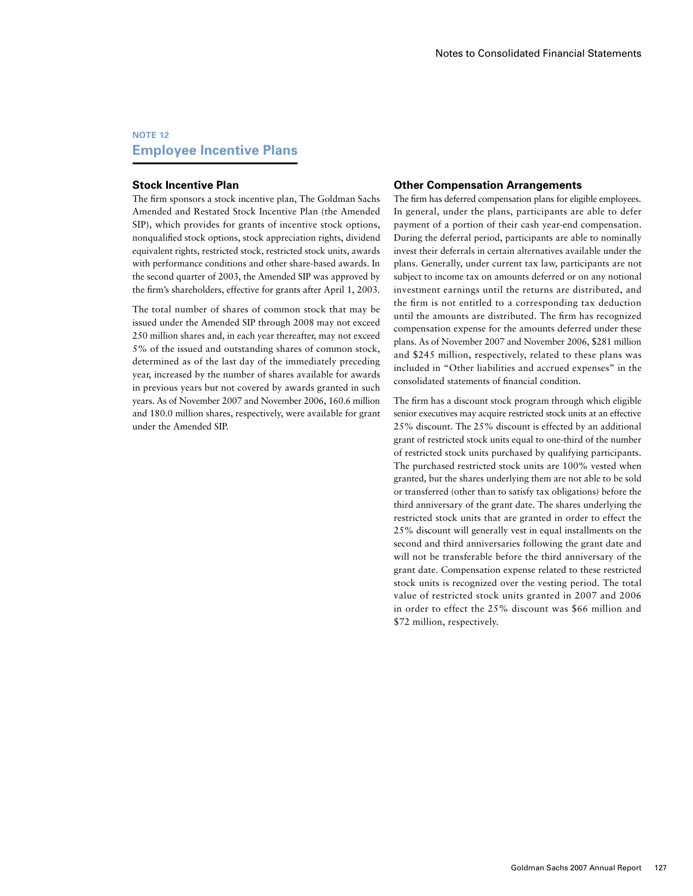## NOTE 12

# Employee Incentive Plans

### Stock Incentive Plan

The firm sponsors a stock incentive plan, The Goldman Sachs Amended and Restated Stock Incentive Plan (the Amended SIP), which provides for grants of incentive stock options, nonqualified stock options, stock appreciation rights, dividend equivalent rights, restricted stock, restricted stock units, awards with performance conditions and other share-based awards. In the second quarter of 2003, the Amended SIP was approved by the firm's shareholders, effective for grants after April 1, 2003.

The total number of shares of common stock that may be issued under the Amended SIP through 2008 may not exceed 250 million shares and, in each year thereafter, may not exceed 5% of the issued and outstanding shares of common stock, determined as of the last day of the immediately preceding year, increased by the number of shares available for awards in previous years but not covered by awards granted in such years. As of November 2007 and November 2006, 160.6 million and 180.0 million shares, respectively, were available for grant under the Amended SIP.

### Other Compensation Arrangements

The firm has deferred compensation plans for eligible employees. In general, under the plans, participants are able to defer payment of a portion of their cash year-end compensation. During the deferral period, participants are able to nominally invest their deferrals in certain alternatives available under the plans. Generally, under current tax law, participants are not subject to income tax on amounts deferred or on any notional investment earnings until the returns are distributed, and the firm is not entitled to a corresponding tax deduction until the amounts are distributed. The firm has recognized compensation expense for the amounts deferred under these plans. As of November 2007 and November 2006, $281 million and $245 million, respectively, related to these plans was included in "Other liabilities and accrued expenses" in the consolidated statements of financial condition.

The firm has a discount stock program through which eligible senior executives may acquire restricted stock units at an effective 25% discount. The 25% discount is effected by an additional grant of restricted stock units equal to one-third of the number of restricted stock units purchased by qualifying participants. The purchased restricted stock units are 100% vested when granted, but the shares underlying them are not able to be sold or transferred (other than to satisfy tax obligations) before the third anniversary of the grant date. The shares underlying the restricted stock units that are granted in order to effect the 25% discount will generally vest in equal installments on the second and third anniversaries following the grant date and will not be transferable before the third anniversary of the grant date. Compensation expense related to these restricted stock units is recognized over the vesting period. The total value of restricted stock units granted in 2007 and 2006 in order to effect the 25% discount was $66 million and $72 million, respectively.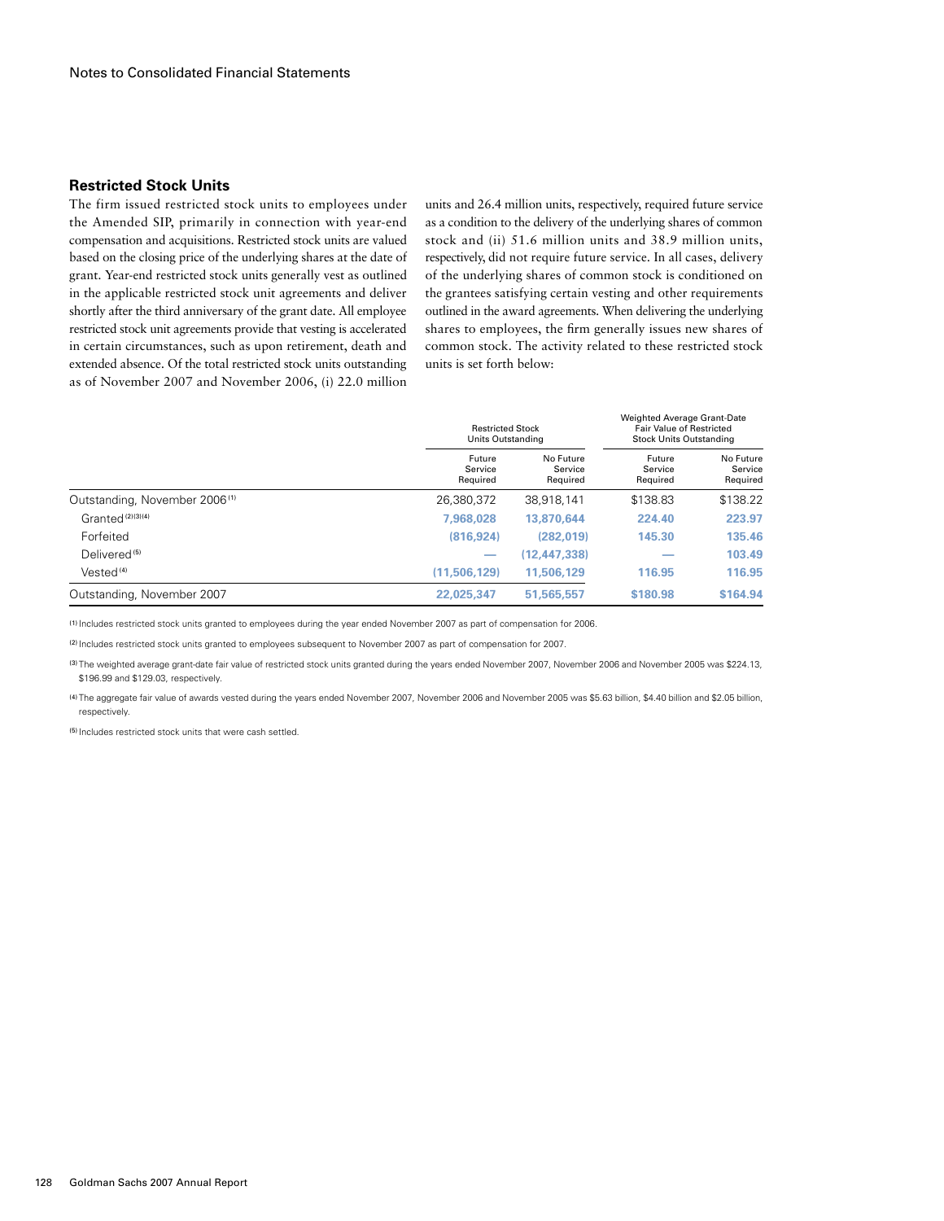## Restricted Stock Units

The firm issued restricted stock units to employees under the Amended SIP, primarily in connection with year-end compensation and acquisitions. Restricted stock units are valued based on the closing price of the underlying shares at the date of grant. Year-end restricted stock units generally vest as outlined in the applicable restricted stock unit agreements and deliver shortly after the third anniversary of the grant date. All employee restricted stock unit agreements provide that vesting is accelerated in certain circumstances, such as upon retirement, death and extended absence. Of the total restricted stock units outstanding as of November 2007 and November 2006, (i) 22.0 million units and 26.4 million units, respectively, required future service as a condition to the delivery of the underlying shares of common stock and (ii) 51.6 million units and 38.9 million units, respectively, did not require future service. In all cases, delivery of the underlying shares of common stock is conditioned on the grantees satisfying certain vesting and other requirements outlined in the award agreements. When delivering the underlying shares to employees, the firm generally issues new shares of common stock. The activity related to these restricted stock units is set forth below:

| | Restricted Stock Units Outstanding | | Weighted Average Grant-Date Fair Value of Restricted Stock Units Outstanding | |
|---|---|---|---|---|
| | Future Service Required | No Future Service Required | Future Service Required | No Future Service Required |
| Outstanding, November 2006 [1] | 26,380,372 | 38,918,141 | $138.83 | $138.22 |
| Granted [2][3][4] | **7,968,028** | **13,870,644** | **224.40** | **223.97** |
| Forfeited | **(816,924)** | **(282,019)** | **145.30** | **135.46** |
| Delivered [5] | **—** | **(12,447,338)** | **—** | **103.49** |
| Vested [4] | **(11,506,129)** | **11,506,129** | **116.95** | **116.95** |
| Outstanding, November 2007 | **22,025,347** | **51,565,557** | **$180.98** | **$164.94** |

(1) Includes restricted stock units granted to employees during the year ended November 2007 as part of compensation for 2006.

(2) Includes restricted stock units granted to employees subsequent to November 2007 as part of compensation for 2007.

(3) The weighted average grant-date fair value of restricted stock units granted during the years ended November 2007, November 2006 and November 2005 was $224.13, $196.99 and $129.03, respectively.

(4) The aggregate fair value of awards vested during the years ended November 2007, November 2006 and November 2005 was $5.63 billion, $4.40 billion and $2.05 billion, respectively.

(5) Includes restricted stock units that were cash settled.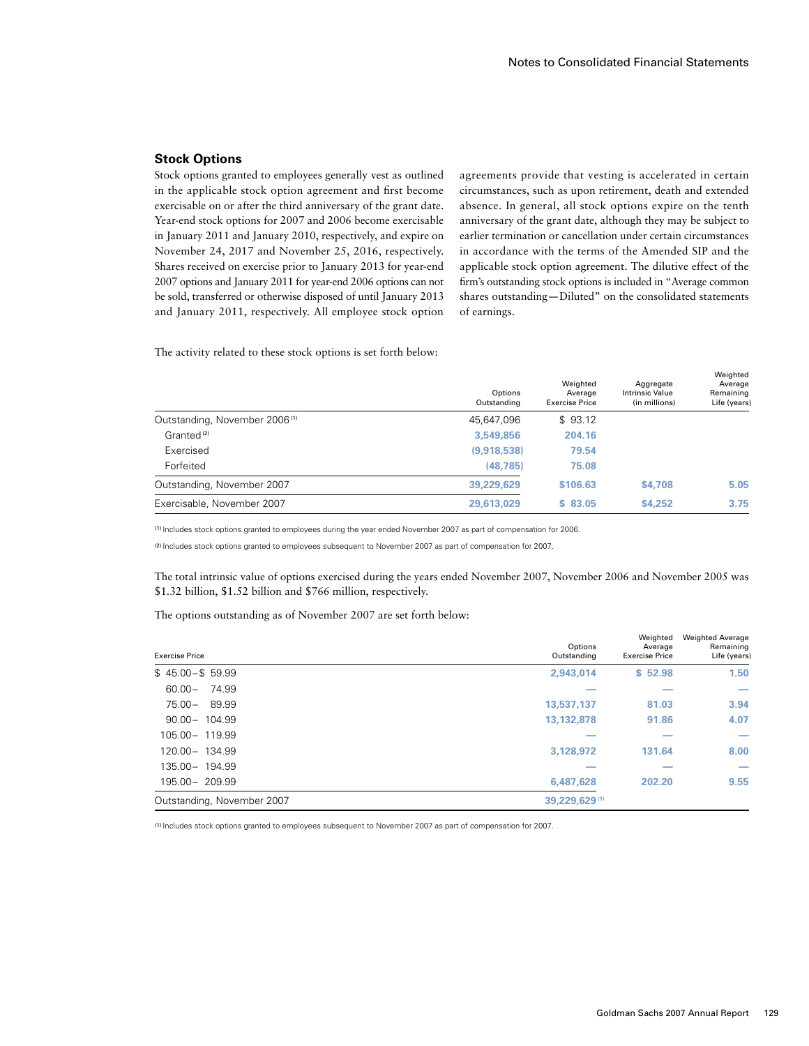## Stock Options

Stock options granted to employees generally vest as outlined in the applicable stock option agreement and first become exercisable on or after the third anniversary of the grant date. Year-end stock options for 2007 and 2006 become exercisable in January 2011 and January 2010, respectively, and expire on November 24, 2017 and November 25, 2016, respectively. Shares received on exercise prior to January 2013 for year-end 2007 options and January 2011 for year-end 2006 options can not be sold, transferred or otherwise disposed of until January 2013 and January 2011, respectively. All employee stock option agreements provide that vesting is accelerated in certain circumstances, such as upon retirement, death and extended absence. In general, all stock options expire on the tenth anniversary of the grant date, although they may be subject to earlier termination or cancellation under certain circumstances in accordance with the terms of the Amended SIP and the applicable stock option agreement. The dilutive effect of the firm's outstanding stock options is included in "Average common shares outstanding—Diluted" on the consolidated statements of earnings.

The activity related to these stock options is set forth below:

| | Options Outstanding | Weighted Average Exercise Price | Aggregate Intrinsic Value (in millions) | Weighted Average Remaining Life (years) |
|---|---|---|---|---|
| Outstanding, November 2006 [1] | 45,647,096 | $ 93.12 | | |
| Granted [2] | 3,549,856 | 204.16 | | |
| Exercised | (9,918,538) | 79.54 | | |
| Forfeited | (48,785) | 75.08 | | |
| Outstanding, November 2007 | 39,229,629 | $106.63 | $4,708 | 5.05 |
| Exercisable, November 2007 | 29,613,029 | $ 83.05 | $4,252 | 3.75 |

[1] Includes stock options granted to employees during the year ended November 2007 as part of compensation for 2006.

[2] Includes stock options granted to employees subsequent to November 2007 as part of compensation for 2007.

The total intrinsic value of options exercised during the years ended November 2007, November 2006 and November 2005 was $1.32 billion, $1.52 billion and $766 million, respectively.

The options outstanding as of November 2007 are set forth below:

| Exercise Price | Options Outstanding | Weighted Average Exercise Price | Weighted Average Remaining Life (years) |
|---|---|---|---|
| $ 45.00–$ 59.99 | 2,943,014 | $ 52.98 | 1.50 |
| 60.00– 74.99 | — | — | — |
| 75.00– 89.99 | 13,537,137 | 81.03 | 3.94 |
| 90.00– 104.99 | 13,132,878 | 91.86 | 4.07 |
| 105.00– 119.99 | — | — | — |
| 120.00– 134.99 | 3,128,972 | 131.64 | 8.00 |
| 135.00– 194.99 | — | — | — |
| 195.00– 209.99 | 6,487,628 | 202.20 | 9.55 |
| Outstanding, November 2007 | 39,229,629 [1] | | |

[1] Includes stock options granted to employees subsequent to November 2007 as part of compensation for 2007.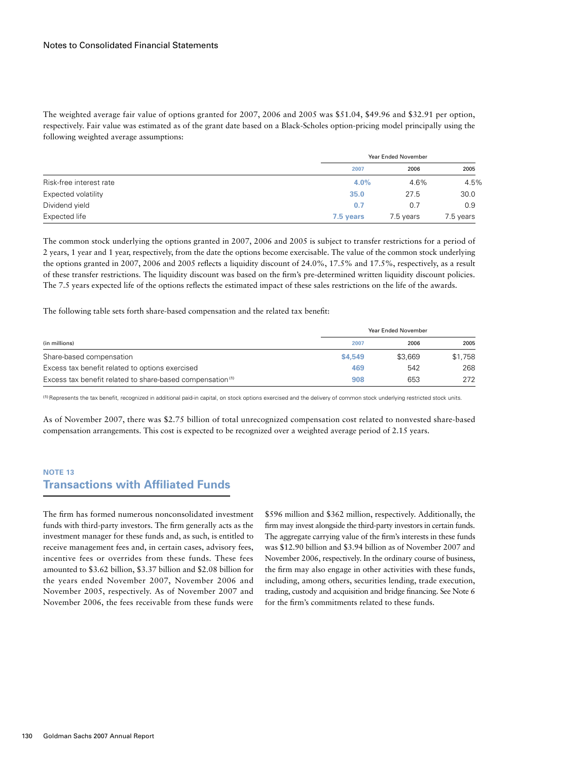The weighted average fair value of options granted for 2007, 2006 and 2005 was $51.04, $49.96 and $32.91 per option, respectively. Fair value was estimated as of the grant date based on a Black-Scholes option-pricing model principally using the following weighted average assumptions:

| | Year Ended November | | |
|---|---|---|---|
| | **2007** | 2006 | 2005 |
| Risk-free interest rate | **4.0%** | 4.6% | 4.5% |
| Expected volatility | **35.0** | 27.5 | 30.0 |
| Dividend yield | **0.7** | 0.7 | 0.9 |
| Expected life | **7.5 years** | 7.5 years | 7.5 years |

The common stock underlying the options granted in 2007, 2006 and 2005 is subject to transfer restrictions for a period of 2 years, 1 year and 1 year, respectively, from the date the options become exercisable. The value of the common stock underlying the options granted in 2007, 2006 and 2005 reflects a liquidity discount of 24.0%, 17.5% and 17.5%, respectively, as a result of these transfer restrictions. The liquidity discount was based on the firm's pre-determined written liquidity discount policies. The 7.5 years expected life of the options reflects the estimated impact of these sales restrictions on the life of the awards.

The following table sets forth share-based compensation and the related tax benefit:

| | Year Ended November | | |
|---|---|---|---|
| (in millions) | **2007** | 2006 | 2005 |
| Share-based compensation | **$4,549** | $3,669 | $1,758 |
| Excess tax benefit related to options exercised | **469** | 542 | 268 |
| Excess tax benefit related to share-based compensation [1] | **908** | 653 | 272 |

[1] Represents the tax benefit, recognized in additional paid-in capital, on stock options exercised and the delivery of common stock underlying restricted stock units.

As of November 2007, there was $2.75 billion of total unrecognized compensation cost related to nonvested share-based compensation arrangements. This cost is expected to be recognized over a weighted average period of 2.15 years.

## NOTE 13
## Transactions with Affiliated Funds

The firm has formed numerous nonconsolidated investment funds with third-party investors. The firm generally acts as the investment manager for these funds and, as such, is entitled to receive management fees and, in certain cases, advisory fees, incentive fees or overrides from these funds. These fees amounted to $3.62 billion, $3.37 billion and $2.08 billion for the years ended November 2007, November 2006 and November 2005, respectively. As of November 2007 and November 2006, the fees receivable from these funds were $596 million and $362 million, respectively. Additionally, the firm may invest alongside the third-party investors in certain funds. The aggregate carrying value of the firm's interests in these funds was $12.90 billion and $3.94 billion as of November 2007 and November 2006, respectively. In the ordinary course of business, the firm may also engage in other activities with these funds, including, among others, securities lending, trade execution, trading, custody and acquisition and bridge financing. See Note 6 for the firm's commitments related to these funds.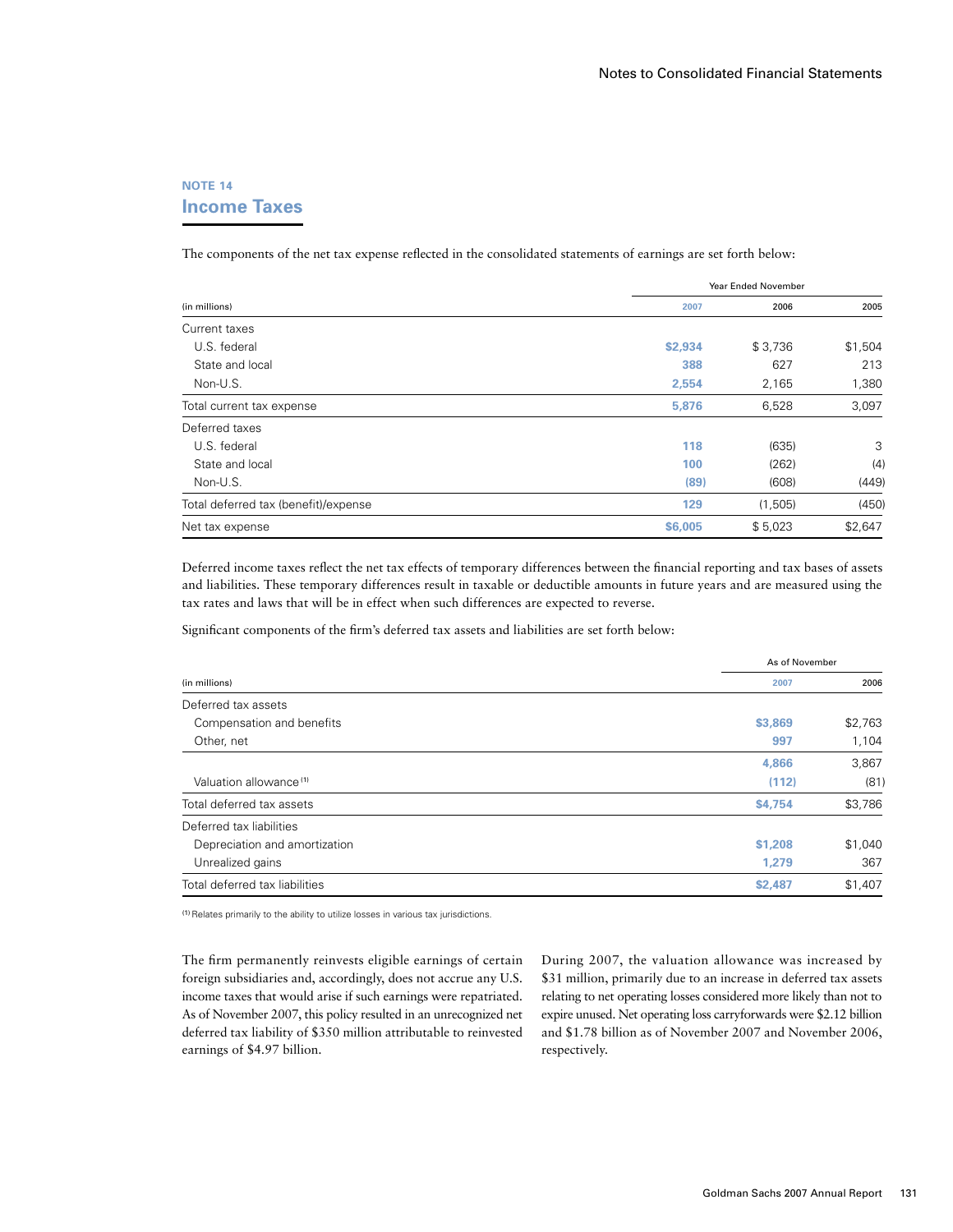## NOTE 14

## Income Taxes

The components of the net tax expense reflected in the consolidated statements of earnings are set forth below:

| | Year Ended November | | |
|---|---|---|---|
| (in millions) | 2007 | 2006 | 2005 |
| Current taxes | | | |
| U.S. federal | $2,934 | $ 3,736 | $1,504 |
| State and local | 388 | 627 | 213 |
| Non-U.S. | 2,554 | 2,165 | 1,380 |
| Total current tax expense | 5,876 | 6,528 | 3,097 |
| Deferred taxes | | | |
| U.S. federal | 118 | (635) | 3 |
| State and local | 100 | (262) | (4) |
| Non-U.S. | (89) | (608) | (449) |
| Total deferred tax (benefit)/expense | 129 | (1,505) | (450) |
| Net tax expense | $6,005 | $ 5,023 | $2,647 |

Deferred income taxes reflect the net tax effects of temporary differences between the financial reporting and tax bases of assets and liabilities. These temporary differences result in taxable or deductible amounts in future years and are measured using the tax rates and laws that will be in effect when such differences are expected to reverse.

Significant components of the firm's deferred tax assets and liabilities are set forth below:

| | As of November | |
|---|---|---|
| (in millions) | 2007 | 2006 |
| Deferred tax assets | | |
| Compensation and benefits | $3,869 | $2,763 |
| Other, net | 997 | 1,104 |
| | 4,866 | 3,867 |
| Valuation allowance [1] | (112) | (81) |
| Total deferred tax assets | $4,754 | $3,786 |
| Deferred tax liabilities | | |
| Depreciation and amortization | $1,208 | $1,040 |
| Unrealized gains | 1,279 | 367 |
| Total deferred tax liabilities | $2,487 | $1,407 |

[1] Relates primarily to the ability to utilize losses in various tax jurisdictions.

The firm permanently reinvests eligible earnings of certain foreign subsidiaries and, accordingly, does not accrue any U.S. income taxes that would arise if such earnings were repatriated. As of November 2007, this policy resulted in an unrecognized net deferred tax liability of $350 million attributable to reinvested earnings of $4.97 billion.

During 2007, the valuation allowance was increased by $31 million, primarily due to an increase in deferred tax assets relating to net operating losses considered more likely than not to expire unused. Net operating loss carryforwards were $2.12 billion and $1.78 billion as of November 2007 and November 2006, respectively.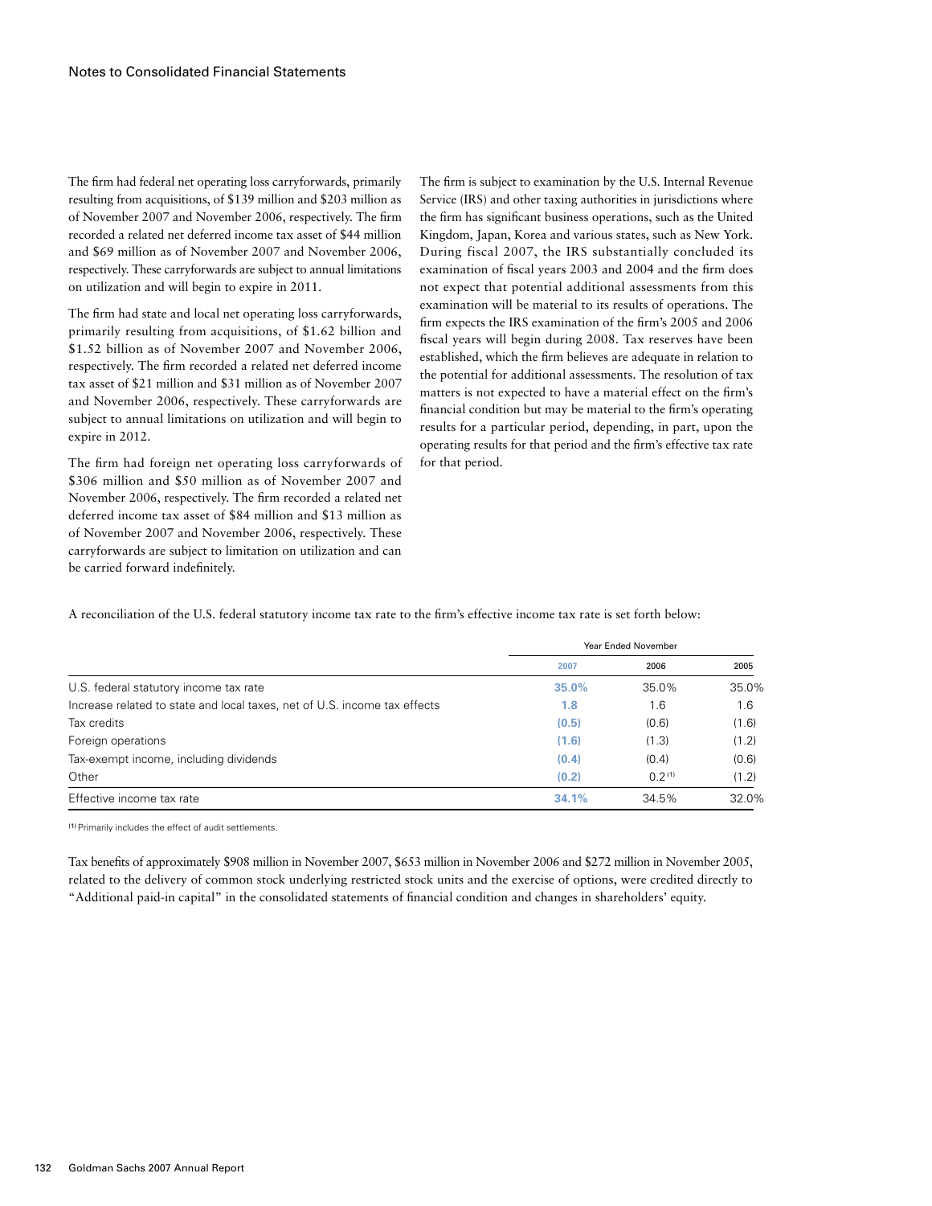The firm had federal net operating loss carryforwards, primarily resulting from acquisitions, of $139 million and $203 million as of November 2007 and November 2006, respectively. The firm recorded a related net deferred income tax asset of $44 million and $69 million as of November 2007 and November 2006, respectively. These carryforwards are subject to annual limitations on utilization and will begin to expire in 2011.

The firm had state and local net operating loss carryforwards, primarily resulting from acquisitions, of $1.62 billion and $1.52 billion as of November 2007 and November 2006, respectively. The firm recorded a related net deferred income tax asset of $21 million and $31 million as of November 2007 and November 2006, respectively. These carryforwards are subject to annual limitations on utilization and will begin to expire in 2012.

The firm had foreign net operating loss carryforwards of $306 million and $50 million as of November 2007 and November 2006, respectively. The firm recorded a related net deferred income tax asset of $84 million and $13 million as of November 2007 and November 2006, respectively. These carryforwards are subject to limitation on utilization and can be carried forward indefinitely.

The firm is subject to examination by the U.S. Internal Revenue Service (IRS) and other taxing authorities in jurisdictions where the firm has significant business operations, such as the United Kingdom, Japan, Korea and various states, such as New York. During fiscal 2007, the IRS substantially concluded its examination of fiscal years 2003 and 2004 and the firm does not expect that potential additional assessments from this examination will be material to its results of operations. The firm expects the IRS examination of the firm's 2005 and 2006 fiscal years will begin during 2008. Tax reserves have been established, which the firm believes are adequate in relation to the potential for additional assessments. The resolution of tax matters is not expected to have a material effect on the firm's financial condition but may be material to the firm's operating results for a particular period, depending, in part, upon the operating results for that period and the firm's effective tax rate for that period.

A reconciliation of the U.S. federal statutory income tax rate to the firm's effective income tax rate is set forth below:

| | Year Ended November | | |
|---|---|---|---|
| | **2007** | 2006 | 2005 |
| U.S. federal statutory income tax rate | **35.0%** | 35.0% | 35.0% |
| Increase related to state and local taxes, net of U.S. income tax effects | **1.8** | 1.6 | 1.6 |
| Tax credits | **(0.5)** | (0.6) | (1.6) |
| Foreign operations | **(1.6)** | (1.3) | (1.2) |
| Tax-exempt income, including dividends | **(0.4)** | (0.4) | (0.6) |
| Other | **(0.2)** | 0.2 [1] | (1.2) |
| Effective income tax rate | **34.1%** | 34.5% | 32.0% |

[1] Primarily includes the effect of audit settlements.

Tax benefits of approximately $908 million in November 2007, $653 million in November 2006 and $272 million in November 2005, related to the delivery of common stock underlying restricted stock units and the exercise of options, were credited directly to "Additional paid-in capital" in the consolidated statements of financial condition and changes in shareholders' equity.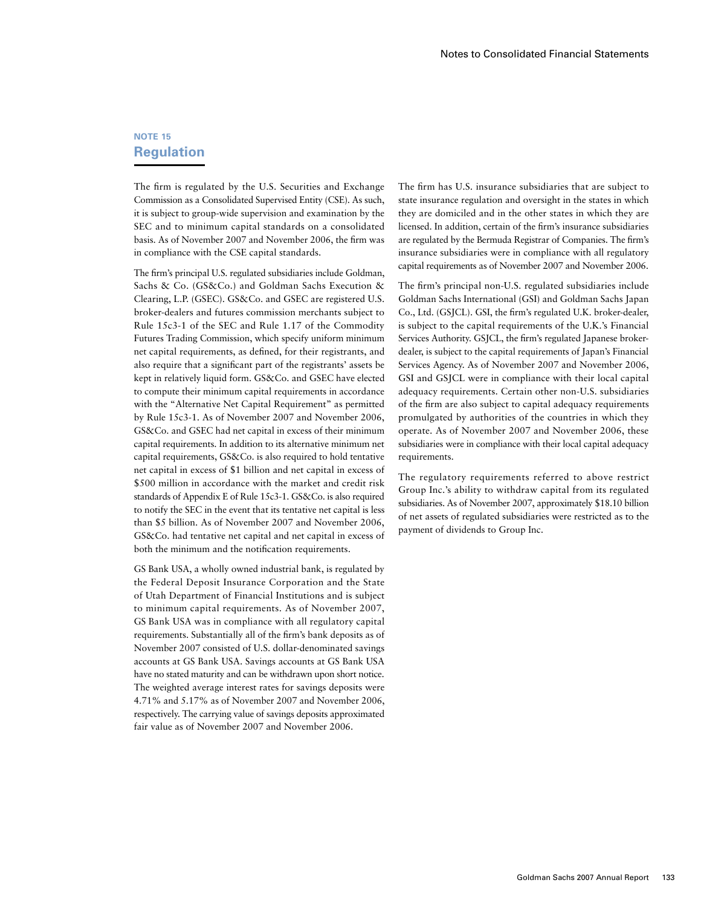## NOTE 15
## Regulation

The firm is regulated by the U.S. Securities and Exchange Commission as a Consolidated Supervised Entity (CSE). As such, it is subject to group-wide supervision and examination by the SEC and to minimum capital standards on a consolidated basis. As of November 2007 and November 2006, the firm was in compliance with the CSE capital standards.

The firm's principal U.S. regulated subsidiaries include Goldman, Sachs & Co. (GS&Co.) and Goldman Sachs Execution & Clearing, L.P. (GSEC). GS&Co. and GSEC are registered U.S. broker-dealers and futures commission merchants subject to Rule 15c3-1 of the SEC and Rule 1.17 of the Commodity Futures Trading Commission, which specify uniform minimum net capital requirements, as defined, for their registrants, and also require that a significant part of the registrants' assets be kept in relatively liquid form. GS&Co. and GSEC have elected to compute their minimum capital requirements in accordance with the "Alternative Net Capital Requirement" as permitted by Rule 15c3-1. As of November 2007 and November 2006, GS&Co. and GSEC had net capital in excess of their minimum capital requirements. In addition to its alternative minimum net capital requirements, GS&Co. is also required to hold tentative net capital in excess of $1 billion and net capital in excess of $500 million in accordance with the market and credit risk standards of Appendix E of Rule 15c3-1. GS&Co. is also required to notify the SEC in the event that its tentative net capital is less than $5 billion. As of November 2007 and November 2006, GS&Co. had tentative net capital and net capital in excess of both the minimum and the notification requirements.

GS Bank USA, a wholly owned industrial bank, is regulated by the Federal Deposit Insurance Corporation and the State of Utah Department of Financial Institutions and is subject to minimum capital requirements. As of November 2007, GS Bank USA was in compliance with all regulatory capital requirements. Substantially all of the firm's bank deposits as of November 2007 consisted of U.S. dollar-denominated savings accounts at GS Bank USA. Savings accounts at GS Bank USA have no stated maturity and can be withdrawn upon short notice. The weighted average interest rates for savings deposits were 4.71% and 5.17% as of November 2007 and November 2006, respectively. The carrying value of savings deposits approximated fair value as of November 2007 and November 2006.

The firm has U.S. insurance subsidiaries that are subject to state insurance regulation and oversight in the states in which they are domiciled and in the other states in which they are licensed. In addition, certain of the firm's insurance subsidiaries are regulated by the Bermuda Registrar of Companies. The firm's insurance subsidiaries were in compliance with all regulatory capital requirements as of November 2007 and November 2006.

The firm's principal non-U.S. regulated subsidiaries include Goldman Sachs International (GSI) and Goldman Sachs Japan Co., Ltd. (GSJCL). GSI, the firm's regulated U.K. broker-dealer, is subject to the capital requirements of the U.K.'s Financial Services Authority. GSJCL, the firm's regulated Japanese broker-dealer, is subject to the capital requirements of Japan's Financial Services Agency. As of November 2007 and November 2006, GSI and GSJCL were in compliance with their local capital adequacy requirements. Certain other non-U.S. subsidiaries of the firm are also subject to capital adequacy requirements promulgated by authorities of the countries in which they operate. As of November 2007 and November 2006, these subsidiaries were in compliance with their local capital adequacy requirements.

The regulatory requirements referred to above restrict Group Inc.'s ability to withdraw capital from its regulated subsidiaries. As of November 2007, approximately $18.10 billion of net assets of regulated subsidiaries were restricted as to the payment of dividends to Group Inc.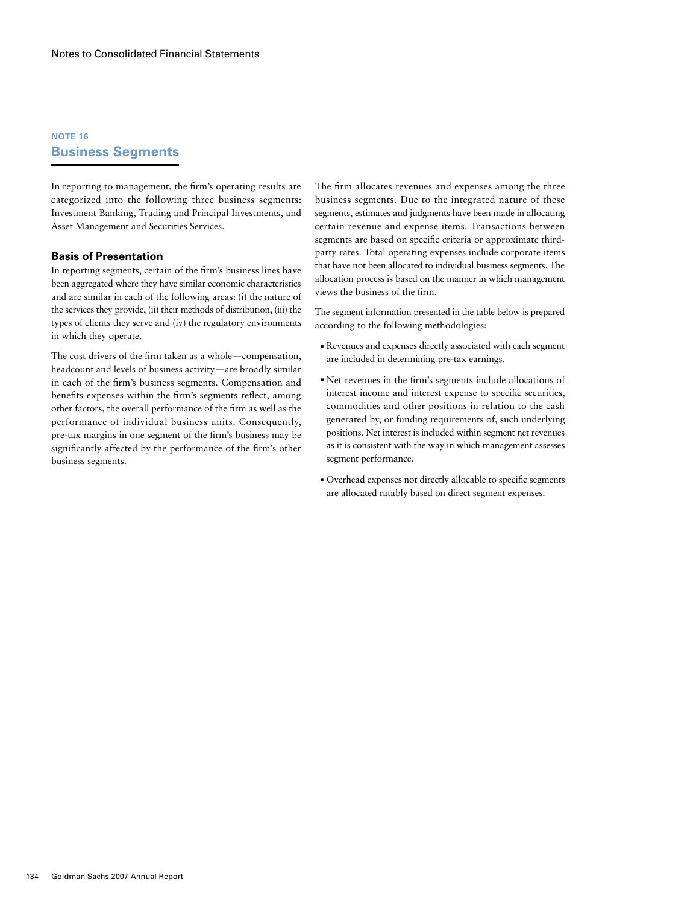## NOTE 16

## Business Segments

In reporting to management, the firm's operating results are categorized into the following three business segments: Investment Banking, Trading and Principal Investments, and Asset Management and Securities Services.

### Basis of Presentation

In reporting segments, certain of the firm's business lines have been aggregated where they have similar economic characteristics and are similar in each of the following areas: (i) the nature of the services they provide, (ii) their methods of distribution, (iii) the types of clients they serve and (iv) the regulatory environments in which they operate.

The cost drivers of the firm taken as a whole—compensation, headcount and levels of business activity—are broadly similar in each of the firm's business segments. Compensation and benefits expenses within the firm's segments reflect, among other factors, the overall performance of the firm as well as the performance of individual business units. Consequently, pre-tax margins in one segment of the firm's business may be significantly affected by the performance of the firm's other business segments.

The firm allocates revenues and expenses among the three business segments. Due to the integrated nature of these segments, estimates and judgments have been made in allocating certain revenue and expense items. Transactions between segments are based on specific criteria or approximate third-party rates. Total operating expenses include corporate items that have not been allocated to individual business segments. The allocation process is based on the manner in which management views the business of the firm.

The segment information presented in the table below is prepared according to the following methodologies:

- Revenues and expenses directly associated with each segment are included in determining pre-tax earnings.
- Net revenues in the firm's segments include allocations of interest income and interest expense to specific securities, commodities and other positions in relation to the cash generated by, or funding requirements of, such underlying positions. Net interest is included within segment net revenues as it is consistent with the way in which management assesses segment performance.
- Overhead expenses not directly allocable to specific segments are allocated ratably based on direct segment expenses.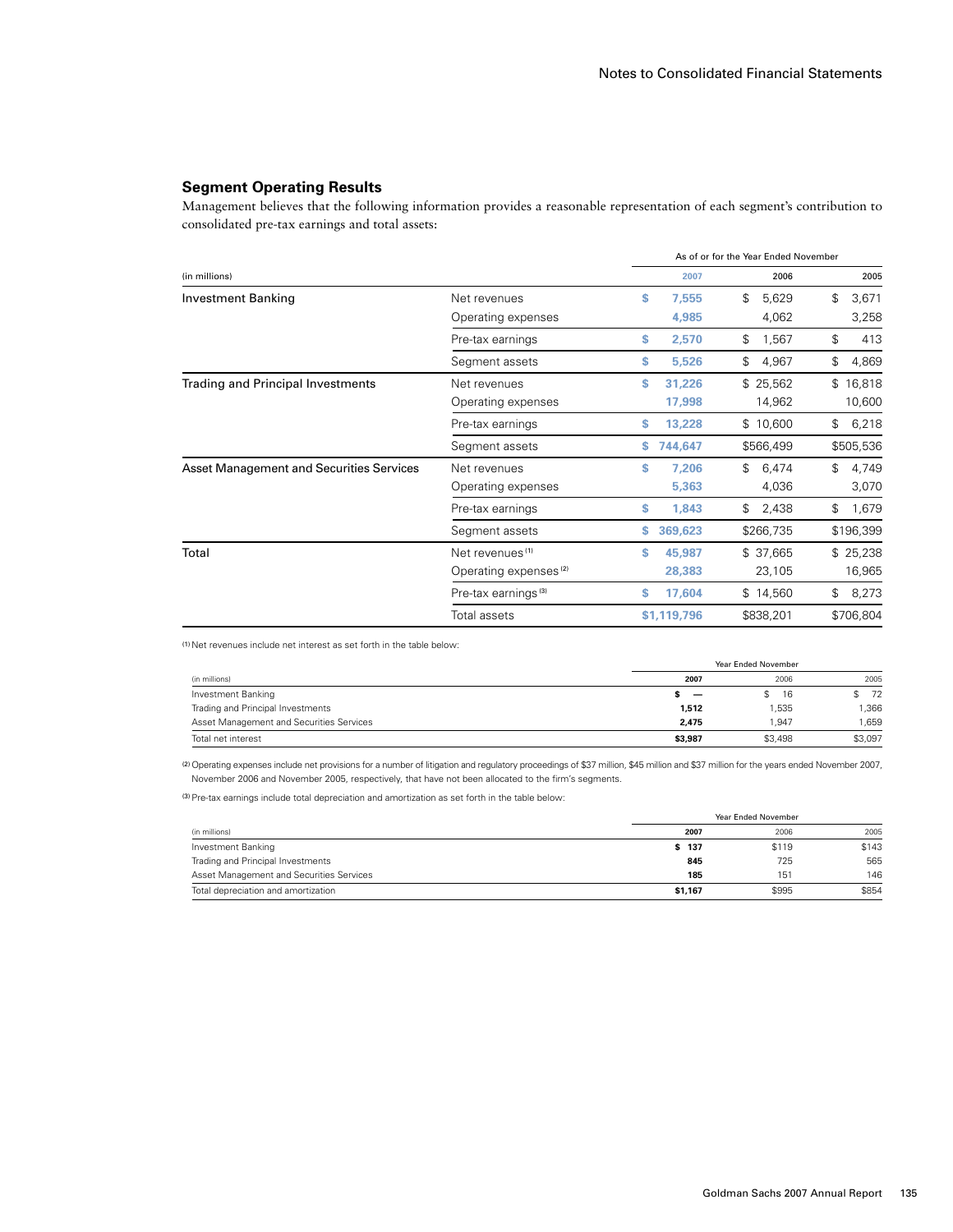## Segment Operating Results

Management believes that the following information provides a reasonable representation of each segment's contribution to consolidated pre-tax earnings and total assets:

| (in millions) | | As of or for the Year Ended November 2007 | 2006 | 2005 |
|---|---|---|---|---|
| Investment Banking | Net revenues | $ 7,555 | $ 5,629 | $ 3,671 |
| | Operating expenses | 4,985 | 4,062 | 3,258 |
| | Pre-tax earnings | $ 2,570 | $ 1,567 | $ 413 |
| | Segment assets | $ 5,526 | $ 4,967 | $ 4,869 |
| Trading and Principal Investments | Net revenues | $ 31,226 | $ 25,562 | $ 16,818 |
| | Operating expenses | 17,998 | 14,962 | 10,600 |
| | Pre-tax earnings | $ 13,228 | $ 10,600 | $ 6,218 |
| | Segment assets | $ 744,647 | $566,499 | $505,536 |
| Asset Management and Securities Services | Net revenues | $ 7,206 | $ 6,474 | $ 4,749 |
| | Operating expenses | 5,363 | 4,036 | 3,070 |
| | Pre-tax earnings | $ 1,843 | $ 2,438 | $ 1,679 |
| | Segment assets | $ 369,623 | $266,735 | $196,399 |
| Total | Net revenues [1] | $ 45,987 | $ 37,665 | $ 25,238 |
| | Operating expenses [2] | 28,383 | 23,105 | 16,965 |
| | Pre-tax earnings [3] | $ 17,604 | $ 14,560 | $ 8,273 |
| | Total assets | $1,119,796 | $838,201 | $706,804 |

(1) Net revenues include net interest as set forth in the table below:

| (in millions) | Year Ended November 2007 | 2006 | 2005 |
|---|---|---|---|
| Investment Banking | $ — | $ 16 | $ 72 |
| Trading and Principal Investments | 1,512 | 1,535 | 1,366 |
| Asset Management and Securities Services | 2,475 | 1,947 | 1,659 |
| Total net interest | $3,987 | $3,498 | $3,097 |

(2) Operating expenses include net provisions for a number of litigation and regulatory proceedings of $37 million, $45 million and $37 million for the years ended November 2007, November 2006 and November 2005, respectively, that have not been allocated to the firm's segments.

(3) Pre-tax earnings include total depreciation and amortization as set forth in the table below:

| (in millions) | Year Ended November 2007 | 2006 | 2005 |
|---|---|---|---|
| Investment Banking | $ 137 | $119 | $143 |
| Trading and Principal Investments | 845 | 725 | 565 |
| Asset Management and Securities Services | 185 | 151 | 146 |
| Total depreciation and amortization | $1,167 | $995 | $854 |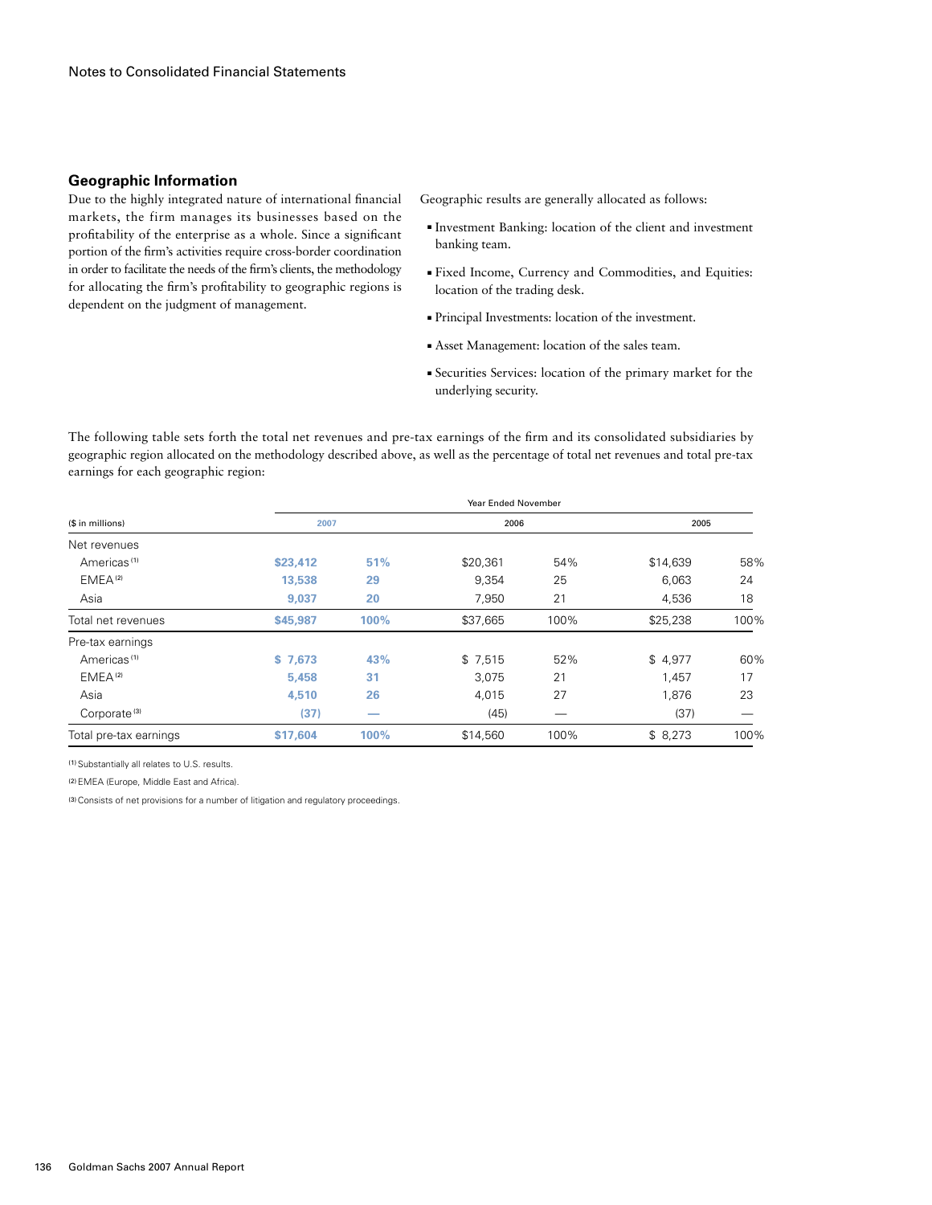## Geographic Information

Due to the highly integrated nature of international financial markets, the firm manages its businesses based on the profitability of the enterprise as a whole. Since a significant portion of the firm's activities require cross-border coordination in order to facilitate the needs of the firm's clients, the methodology for allocating the firm's profitability to geographic regions is dependent on the judgment of management.

Geographic results are generally allocated as follows:

- Investment Banking: location of the client and investment banking team.
- Fixed Income, Currency and Commodities, and Equities: location of the trading desk.
- Principal Investments: location of the investment.
- Asset Management: location of the sales team.
- Securities Services: location of the primary market for the underlying security.

The following table sets forth the total net revenues and pre-tax earnings of the firm and its consolidated subsidiaries by geographic region allocated on the methodology described above, as well as the percentage of total net revenues and total pre-tax earnings for each geographic region:

| ($ in millions) | Year Ended November | | | | | |
|---|---|---|---|---|---|---|
| | 2007 | | 2006 | | 2005 | |
| Net revenues | | | | | | |
| Americas [1] | **$23,412** | **51%** | $20,361 | 54% | $14,639 | 58% |
| EMEA [2] | **13,538** | **29** | 9,354 | 25 | 6,063 | 24 |
| Asia | **9,037** | **20** | 7,950 | 21 | 4,536 | 18 |
| Total net revenues | **$45,987** | **100%** | $37,665 | 100% | $25,238 | 100% |
| Pre-tax earnings | | | | | | |
| Americas [1] | **$ 7,673** | **43%** | $ 7,515 | 52% | $ 4,977 | 60% |
| EMEA [2] | **5,458** | **31** | 3,075 | 21 | 1,457 | 17 |
| Asia | **4,510** | **26** | 4,015 | 27 | 1,876 | 23 |
| Corporate [3] | **(37)** | **—** | (45) | — | (37) | — |
| Total pre-tax earnings | **$17,604** | **100%** | $14,560 | 100% | $ 8,273 | 100% |

[1] Substantially all relates to U.S. results.

[2] EMEA (Europe, Middle East and Africa).

[3] Consists of net provisions for a number of litigation and regulatory proceedings.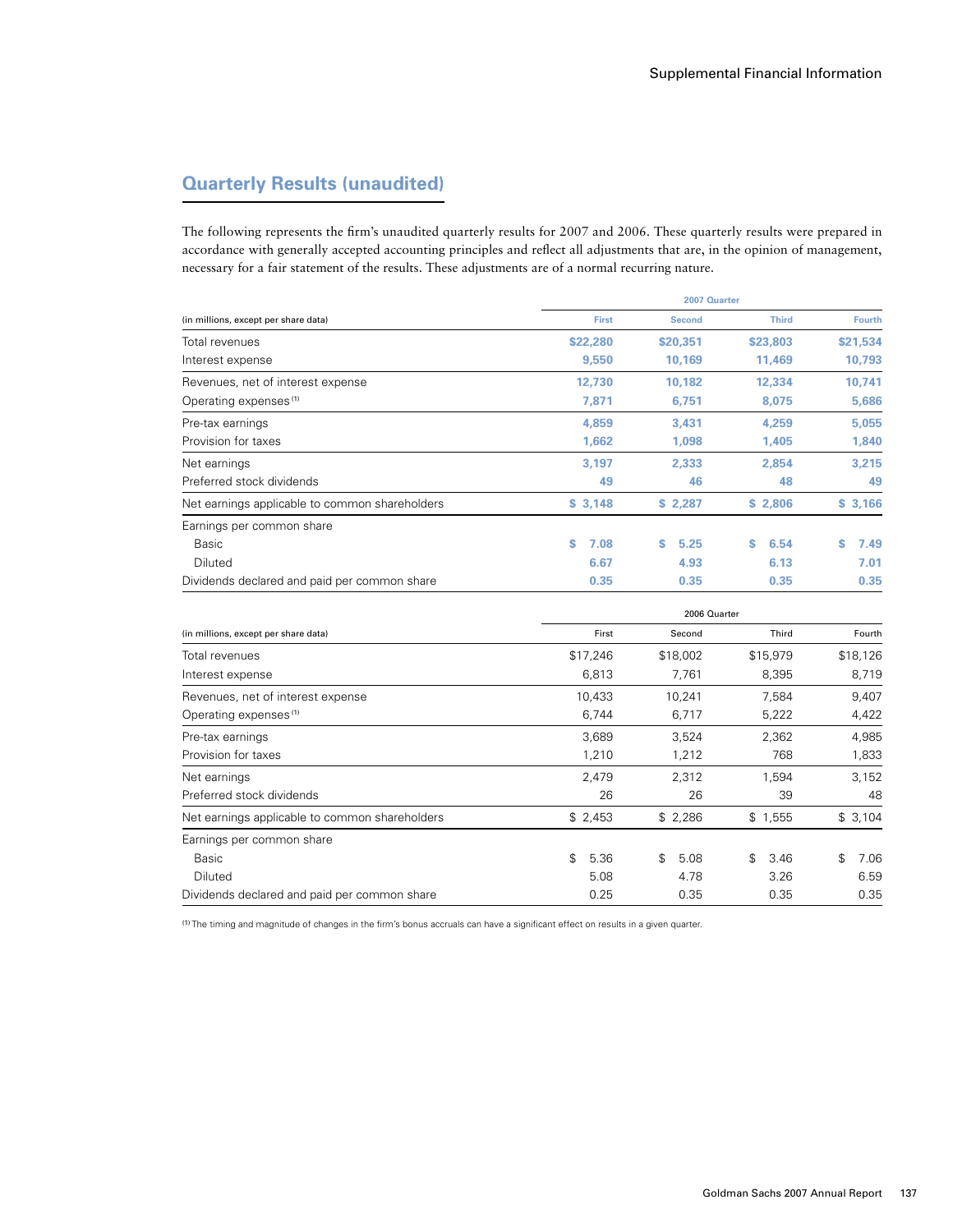## Quarterly Results (unaudited)

The following represents the firm's unaudited quarterly results for 2007 and 2006. These quarterly results were prepared in accordance with generally accepted accounting principles and reflect all adjustments that are, in the opinion of management, necessary for a fair statement of the results. These adjustments are of a normal recurring nature.

| | 2007 Quarter | | | |
|---|---|---|---|---|
| (in millions, except per share data) | First | Second | Third | Fourth |
| Total revenues | **$22,280** | **$20,351** | **$23,803** | **$21,534** |
| Interest expense | **9,550** | **10,169** | **11,469** | **10,793** |
| Revenues, net of interest expense | **12,730** | **10,182** | **12,334** | **10,741** |
| Operating expenses [(1)] | **7,871** | **6,751** | **8,075** | **5,686** |
| Pre-tax earnings | **4,859** | **3,431** | **4,259** | **5,055** |
| Provision for taxes | **1,662** | **1,098** | **1,405** | **1,840** |
| Net earnings | **3,197** | **2,333** | **2,854** | **3,215** |
| Preferred stock dividends | **49** | **46** | **48** | **49** |
| Net earnings applicable to common shareholders | **$ 3,148** | **$ 2,287** | **$ 2,806** | **$ 3,166** |
| Earnings per common share | | | | |
| Basic | **$ 7.08** | **$ 5.25** | **$ 6.54** | **$ 7.49** |
| Diluted | **6.67** | **4.93** | **6.13** | **7.01** |
| Dividends declared and paid per common share | **0.35** | **0.35** | **0.35** | **0.35** |

| | 2006 Quarter | | | |
|---|---|---|---|---|
| (in millions, except per share data) | First | Second | Third | Fourth |
| Total revenues | $17,246 | $18,002 | $15,979 | $18,126 |
| Interest expense | 6,813 | 7,761 | 8,395 | 8,719 |
| Revenues, net of interest expense | 10,433 | 10,241 | 7,584 | 9,407 |
| Operating expenses [(1)] | 6,744 | 6,717 | 5,222 | 4,422 |
| Pre-tax earnings | 3,689 | 3,524 | 2,362 | 4,985 |
| Provision for taxes | 1,210 | 1,212 | 768 | 1,833 |
| Net earnings | 2,479 | 2,312 | 1,594 | 3,152 |
| Preferred stock dividends | 26 | 26 | 39 | 48 |
| Net earnings applicable to common shareholders | $ 2,453 | $ 2,286 | $ 1,555 | $ 3,104 |
| Earnings per common share | | | | |
| Basic | $ 5.36 | $ 5.08 | $ 3.46 | $ 7.06 |
| Diluted | 5.08 | 4.78 | 3.26 | 6.59 |
| Dividends declared and paid per common share | 0.25 | 0.35 | 0.35 | 0.35 |

(1) The timing and magnitude of changes in the firm's bonus accruals can have a significant effect on results in a given quarter.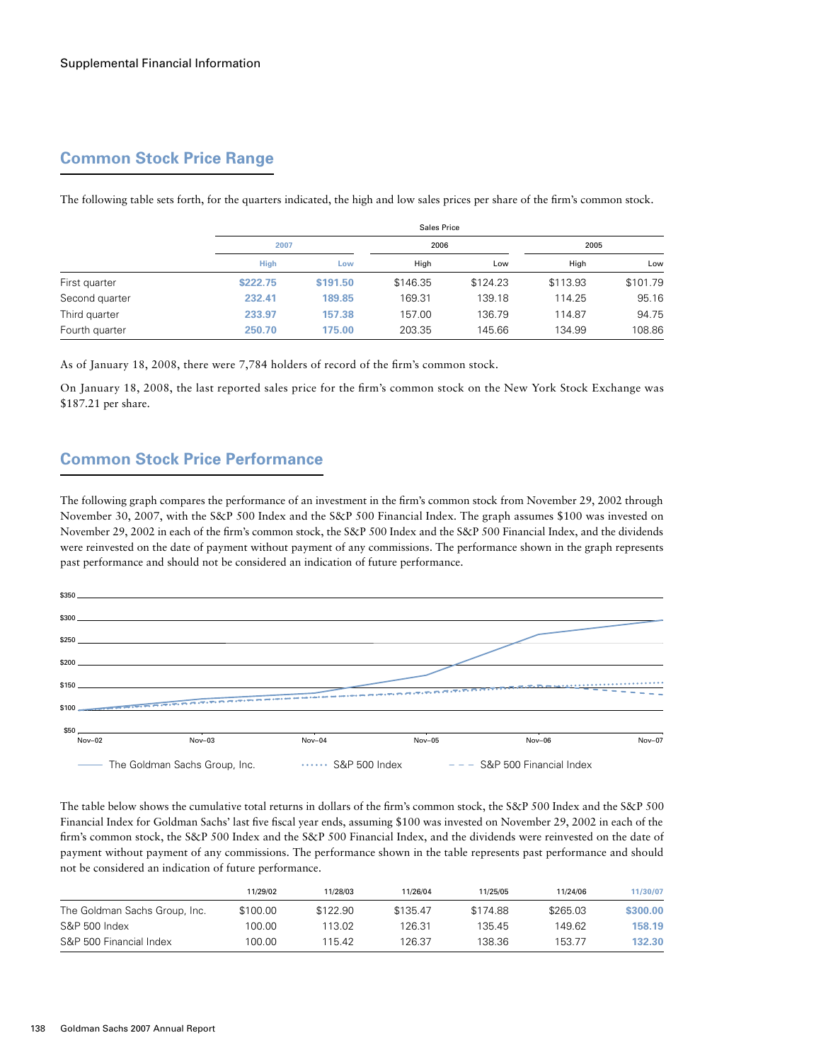## Common Stock Price Range

The following table sets forth, for the quarters indicated, the high and low sales prices per share of the firm's common stock.

| | Sales Price | | | | | |
|---|---|---|---|---|---|---|
| | 2007 | | 2006 | | 2005 | |
| | High | Low | High | Low | High | Low |
| First quarter | **$222.75** | **$191.50** | $146.35 | $124.23 | $113.93 | $101.79 |
| Second quarter | **232.41** | **189.85** | 169.31 | 139.18 | 114.25 | 95.16 |
| Third quarter | **233.97** | **157.38** | 157.00 | 136.79 | 114.87 | 94.75 |
| Fourth quarter | **250.70** | **175.00** | 203.35 | 145.66 | 134.99 | 108.86 |

As of January 18, 2008, there were 7,784 holders of record of the firm's common stock.

On January 18, 2008, the last reported sales price for the firm's common stock on the New York Stock Exchange was $187.21 per share.

## Common Stock Price Performance

The following graph compares the performance of an investment in the firm's common stock from November 29, 2002 through November 30, 2007, with the S&P 500 Index and the S&P 500 Financial Index. The graph assumes $100 was invested on November 29, 2002 in each of the firm's common stock, the S&P 500 Index and the S&P 500 Financial Index, and the dividends were reinvested on the date of payment without payment of any commissions. The performance shown in the graph represents past performance and should not be considered an indication of future performance.

The table below shows the cumulative total returns in dollars of the firm's common stock, the S&P 500 Index and the S&P 500 Financial Index for Goldman Sachs' last five fiscal year ends, assuming $100 was invested on November 29, 2002 in each of the firm's common stock, the S&P 500 Index and the S&P 500 Financial Index, and the dividends were reinvested on the date of payment without payment of any commissions. The performance shown in the table represents past performance and should not be considered an indication of future performance.

| | 11/29/02 | 11/28/03 | 11/26/04 | 11/25/05 | 11/24/06 | 11/30/07 |
|---|---|---|---|---|---|---|
| The Goldman Sachs Group, Inc. | $100.00 | $122.90 | $135.47 | $174.88 | $265.03 | **$300.00** |
| S&P 500 Index | 100.00 | 113.02 | 126.31 | 135.45 | 149.62 | **158.19** |
| S&P 500 Financial Index | 100.00 | 115.42 | 126.37 | 138.36 | 153.77 | **132.30** |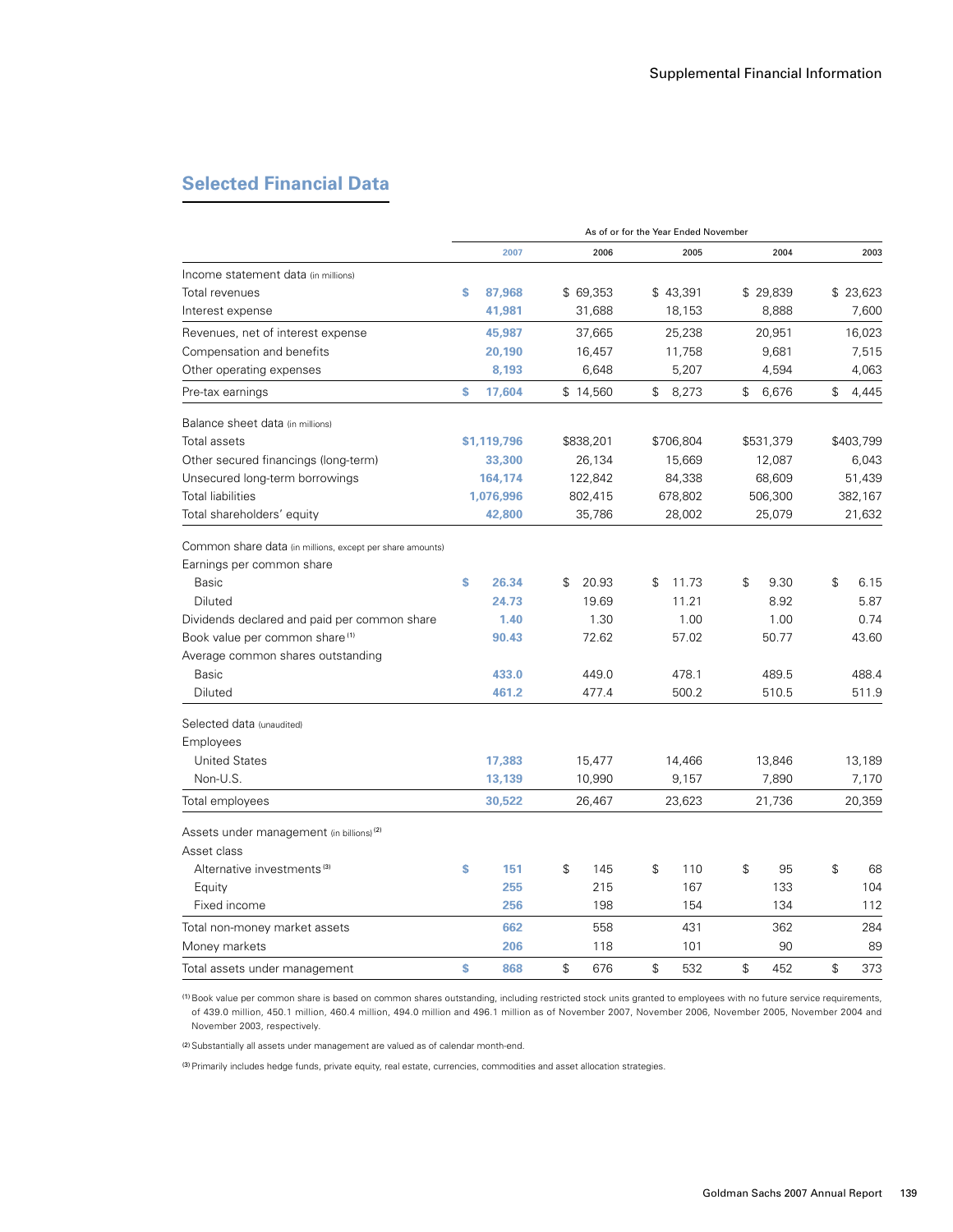## Selected Financial Data

| | As of or for the Year Ended November | | | | |
|---|---|---|---|---|---|
| | 2007 | 2006 | 2005 | 2004 | 2003 |
| Income statement data (in millions) | | | | | |
| Total revenues | $ 87,968 | $ 69,353 | $ 43,391 | $ 29,839 | $ 23,623 |
| Interest expense | 41,981 | 31,688 | 18,153 | 8,888 | 7,600 |
| Revenues, net of interest expense | 45,987 | 37,665 | 25,238 | 20,951 | 16,023 |
| Compensation and benefits | 20,190 | 16,457 | 11,758 | 9,681 | 7,515 |
| Other operating expenses | 8,193 | 6,648 | 5,207 | 4,594 | 4,063 |
| Pre-tax earnings | $ 17,604 | $ 14,560 | $ 8,273 | $ 6,676 | $ 4,445 |
| Balance sheet data (in millions) | | | | | |
| Total assets | $1,119,796 | $838,201 | $706,804 | $531,379 | $403,799 |
| Other secured financings (long-term) | 33,300 | 26,134 | 15,669 | 12,087 | 6,043 |
| Unsecured long-term borrowings | 164,174 | 122,842 | 84,338 | 68,609 | 51,439 |
| Total liabilities | 1,076,996 | 802,415 | 678,802 | 506,300 | 382,167 |
| Total shareholders' equity | 42,800 | 35,786 | 28,002 | 25,079 | 21,632 |
| Common share data (in millions, except per share amounts) | | | | | |
| Earnings per common share | | | | | |
| Basic | $ 26.34 | $ 20.93 | $ 11.73 | $ 9.30 | $ 6.15 |
| Diluted | 24.73 | 19.69 | 11.21 | 8.92 | 5.87 |
| Dividends declared and paid per common share | 1.40 | 1.30 | 1.00 | 1.00 | 0.74 |
| Book value per common share [1] | 90.43 | 72.62 | 57.02 | 50.77 | 43.60 |
| Average common shares outstanding | | | | | |
| Basic | 433.0 | 449.0 | 478.1 | 489.5 | 488.4 |
| Diluted | 461.2 | 477.4 | 500.2 | 510.5 | 511.9 |
| Selected data (unaudited) | | | | | |
| Employees | | | | | |
| United States | 17,383 | 15,477 | 14,466 | 13,846 | 13,189 |
| Non-U.S. | 13,139 | 10,990 | 9,157 | 7,890 | 7,170 |
| Total employees | 30,522 | 26,467 | 23,623 | 21,736 | 20,359 |
| Assets under management (in billions) [2] | | | | | |
| Asset class | | | | | |
| Alternative investments [3] | $ 151 | $ 145 | $ 110 | $ 95 | $ 68 |
| Equity | 255 | 215 | 167 | 133 | 104 |
| Fixed income | 256 | 198 | 154 | 134 | 112 |
| Total non-money market assets | 662 | 558 | 431 | 362 | 284 |
| Money markets | 206 | 118 | 101 | 90 | 89 |
| Total assets under management | $ 868 | $ 676 | $ 532 | $ 452 | $ 373 |

[1] Book value per common share is based on common shares outstanding, including restricted stock units granted to employees with no future service requirements, of 439.0 million, 450.1 million, 460.4 million, 494.0 million and 496.1 million as of November 2007, November 2006, November 2005, November 2004 and November 2003, respectively.

[2] Substantially all assets under management are valued as of calendar month-end.

[3] Primarily includes hedge funds, private equity, real estate, currencies, commodities and asset allocation strategies.